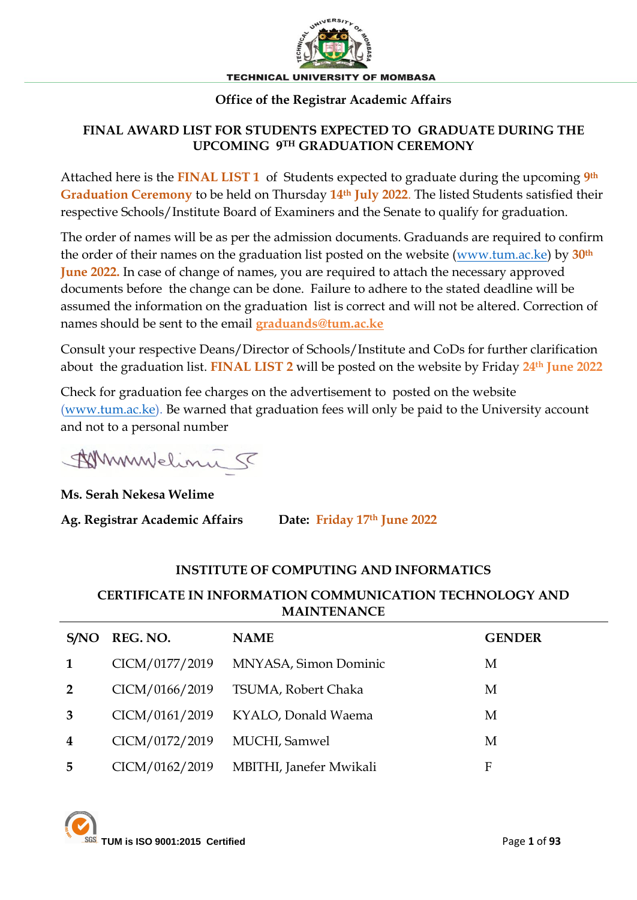**TECHNICAL UNIVERSITY OF MOMBASA**

**Office of the Registrar Academic Affairs**

## FINAL AWARD LIST FOR STUDENTS EXPECTED TO GRADUATE DURING THE UPCOMING 9TH GRADUATION CEREMONY

Attached here is the **FINAL LIST 1** of Students expected to graduate during the upcoming **9th Graduation Ceremony** to be held on Thursday **14th July 2022**. The listed Students satisfied their respective Schools/Institute Board of Examiners and the Senate to qualify for graduation.

The order of names will be as per the admission documents. Graduands are required to confirm the order of their names on the graduation list posted on the website (www.tum.ac.ke) by **30th June 2022.** In case of change of names, you are required to attach the necessary approved documents before the change can be done. Failure to adhere to the stated deadline will be assumed the information on the graduation list is correct and will not be altered. Correction of names should be sent to the email **graduands@tum.ac.ke**

Consult your respective Deans/Director of Schools/Institute and CoDs for further clarification about the graduation list. **FINAL LIST 2** will be posted on the website by Friday **24th June 2022**

Check for graduation fee charges on the advertisement to posted on the website (www.tum.ac.ke). Be warned that graduation fees will only be paid to the University account and not to a personal number

**Ms. Serah Nekesa Welime**

**Ag. Registrar Academic Affairs** **Date: Friday 17th June 2022**

### INSTITUTE OF COMPUTING AND INFORMATICS

### CERTIFICATE IN INFORMATION COMMUNICATION TECHNOLOGY AND MAINTENANCE

| S/NO | REG. NO. | NAME | GENDER |
|---|---|---|---|
| 1 | CICM/0177/2019 | MNYASA, Simon Dominic | M |
| 2 | CICM/0166/2019 | TSUMA, Robert Chaka | M |
| 3 | CICM/0161/2019 | KYALO, Donald Waema | M |
| 4 | CICM/0172/2019 | MUCHI, Samwel | M |
| 5 | CICM/0162/2019 | MBITHI, Janefer Mwikali | F |

TUM is ISO 9001:2015 Certified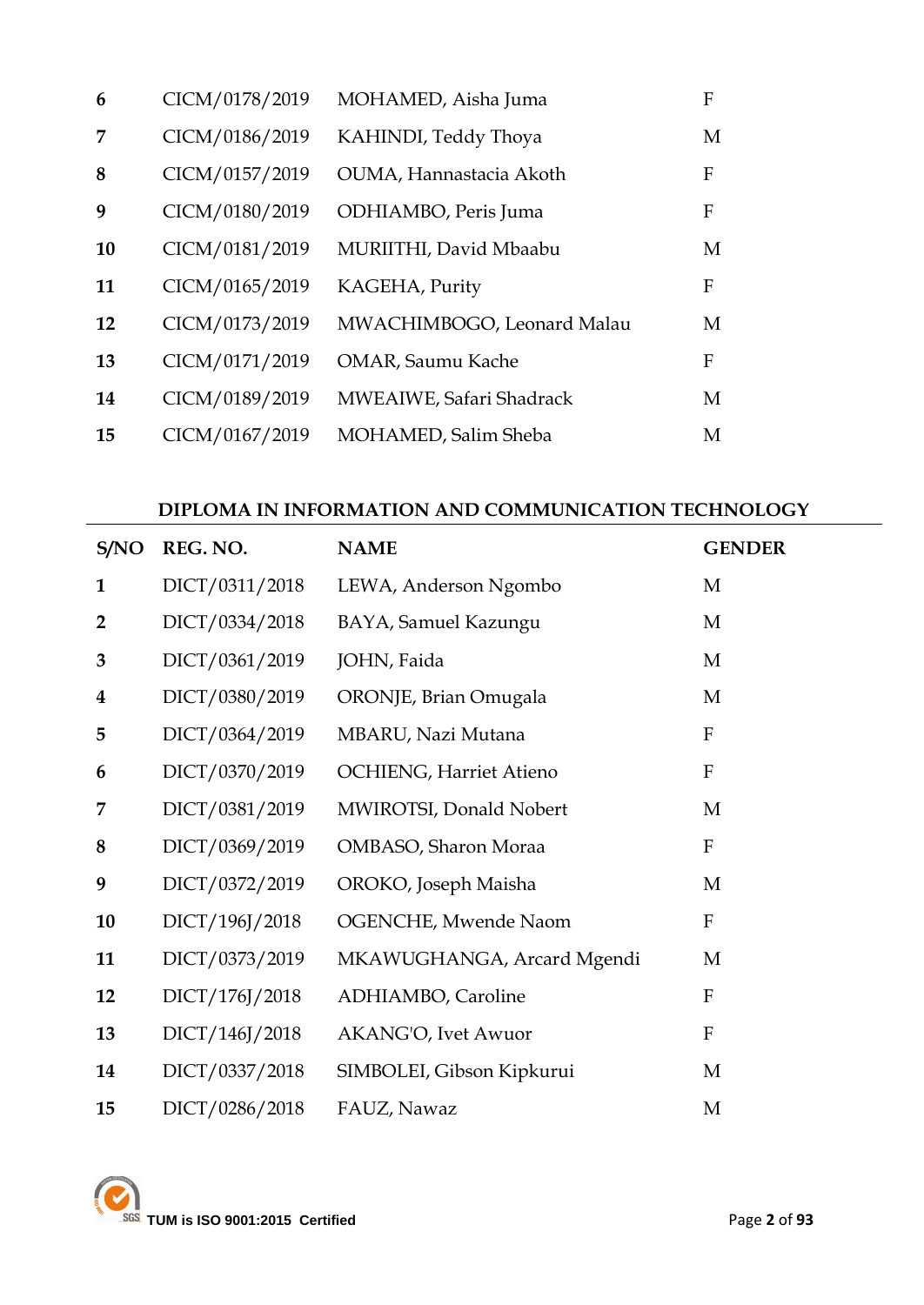| | | | |
|---|---|---|---|
| **6** | CICM/0178/2019 | MOHAMED, Aisha Juma | F |
| **7** | CICM/0186/2019 | KAHINDI, Teddy Thoya | M |
| **8** | CICM/0157/2019 | OUMA, Hannastacia Akoth | F |
| **9** | CICM/0180/2019 | ODHIAMBO, Peris Juma | F |
| **10** | CICM/0181/2019 | MURIITHI, David Mbaabu | M |
| **11** | CICM/0165/2019 | KAGEHA, Purity | F |
| **12** | CICM/0173/2019 | MWACHIMBOGO, Leonard Malau | M |
| **13** | CICM/0171/2019 | OMAR, Saumu Kache | F |
| **14** | CICM/0189/2019 | MWEAIWE, Safari Shadrack | M |
| **15** | CICM/0167/2019 | MOHAMED, Salim Sheba | M |

**DIPLOMA IN INFORMATION AND COMMUNICATION TECHNOLOGY**

| S/NO | REG. NO. | NAME | GENDER |
|---|---|---|---|
| **1** | DICT/0311/2018 | LEWA, Anderson Ngombo | M |
| **2** | DICT/0334/2018 | BAYA, Samuel Kazungu | M |
| **3** | DICT/0361/2019 | JOHN, Faida | M |
| **4** | DICT/0380/2019 | ORONJE, Brian Omugala | M |
| **5** | DICT/0364/2019 | MBARU, Nazi Mutana | F |
| **6** | DICT/0370/2019 | OCHIENG, Harriet Atieno | F |
| **7** | DICT/0381/2019 | MWIROTSI, Donald Nobert | M |
| **8** | DICT/0369/2019 | OMBASO, Sharon Moraa | F |
| **9** | DICT/0372/2019 | OROKO, Joseph Maisha | M |
| **10** | DICT/196J/2018 | OGENCHE, Mwende Naom | F |
| **11** | DICT/0373/2019 | MKAWUGHANGA, Arcard Mgendi | M |
| **12** | DICT/176J/2018 | ADHIAMBO, Caroline | F |
| **13** | DICT/146J/2018 | AKANG'O, Ivet Awuor | F |
| **14** | DICT/0337/2018 | SIMBOLEI, Gibson Kipkurui | M |
| **15** | DICT/0286/2018 | FAUZ, Nawaz | M |

**TUM is ISO 9001:2015 Certified**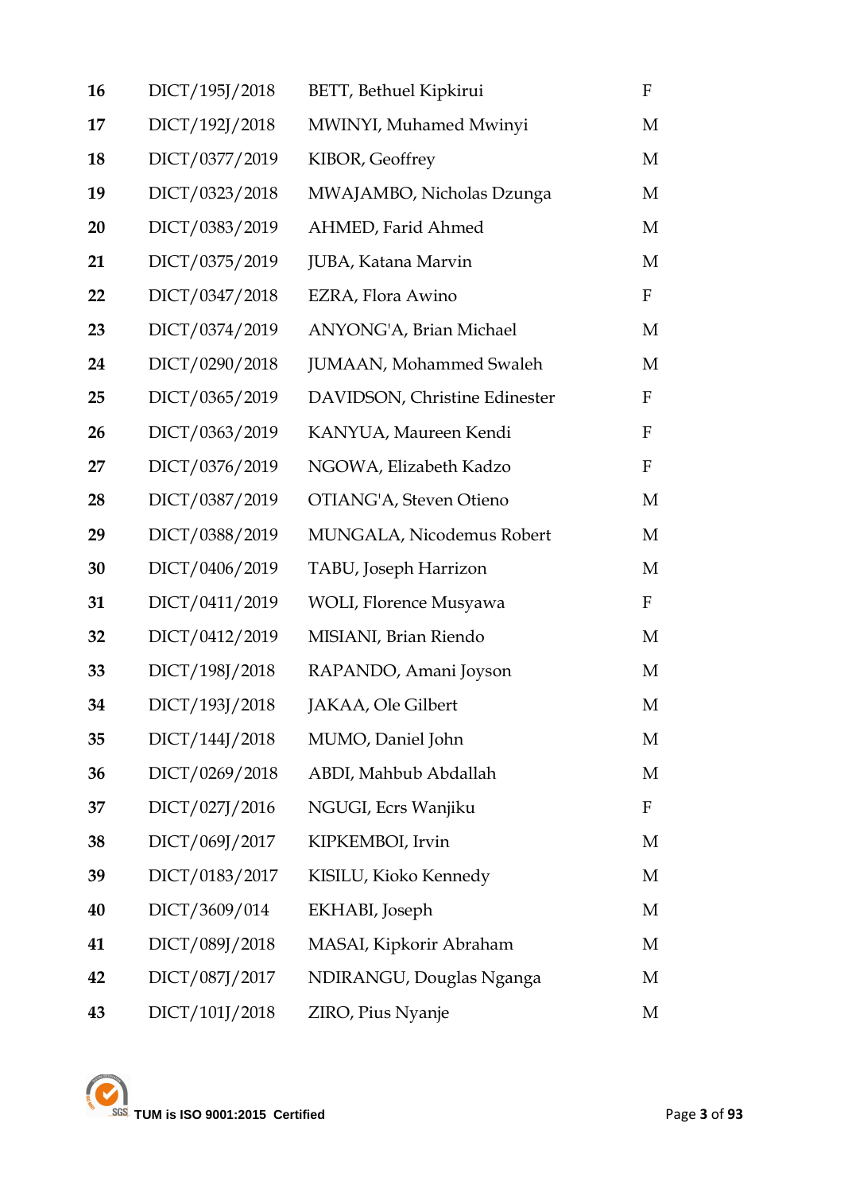| | | | |
|---|---|---|---|
| **16** | DICT/195J/2018 | BETT, Bethuel Kipkirui | F |
| **17** | DICT/192J/2018 | MWINYI, Muhamed Mwinyi | M |
| **18** | DICT/0377/2019 | KIBOR, Geoffrey | M |
| **19** | DICT/0323/2018 | MWAJAMBO, Nicholas Dzunga | M |
| **20** | DICT/0383/2019 | AHMED, Farid Ahmed | M |
| **21** | DICT/0375/2019 | JUBA, Katana Marvin | M |
| **22** | DICT/0347/2018 | EZRA, Flora Awino | F |
| **23** | DICT/0374/2019 | ANYONG'A, Brian Michael | M |
| **24** | DICT/0290/2018 | JUMAAN, Mohammed Swaleh | M |
| **25** | DICT/0365/2019 | DAVIDSON, Christine Edinester | F |
| **26** | DICT/0363/2019 | KANYUA, Maureen Kendi | F |
| **27** | DICT/0376/2019 | NGOWA, Elizabeth Kadzo | F |
| **28** | DICT/0387/2019 | OTIANG'A, Steven Otieno | M |
| **29** | DICT/0388/2019 | MUNGALA, Nicodemus Robert | M |
| **30** | DICT/0406/2019 | TABU, Joseph Harrizon | M |
| **31** | DICT/0411/2019 | WOLI, Florence Musyawa | F |
| **32** | DICT/0412/2019 | MISIANI, Brian Riendo | M |
| **33** | DICT/198J/2018 | RAPANDO, Amani Joyson | M |
| **34** | DICT/193J/2018 | JAKAA, Ole Gilbert | M |
| **35** | DICT/144J/2018 | MUMO, Daniel John | M |
| **36** | DICT/0269/2018 | ABDI, Mahbub Abdallah | M |
| **37** | DICT/027J/2016 | NGUGI, Ecrs Wanjiku | F |
| **38** | DICT/069J/2017 | KIPKEMBOI, Irvin | M |
| **39** | DICT/0183/2017 | KISILU, Kioko Kennedy | M |
| **40** | DICT/3609/014 | EKHABI, Joseph | M |
| **41** | DICT/089J/2018 | MASAI, Kipkorir Abraham | M |
| **42** | DICT/087J/2017 | NDIRANGU, Douglas Nganga | M |
| **43** | DICT/101J/2018 | ZIRO, Pius Nyanje | M |

**TUM is ISO 9001:2015 Certified**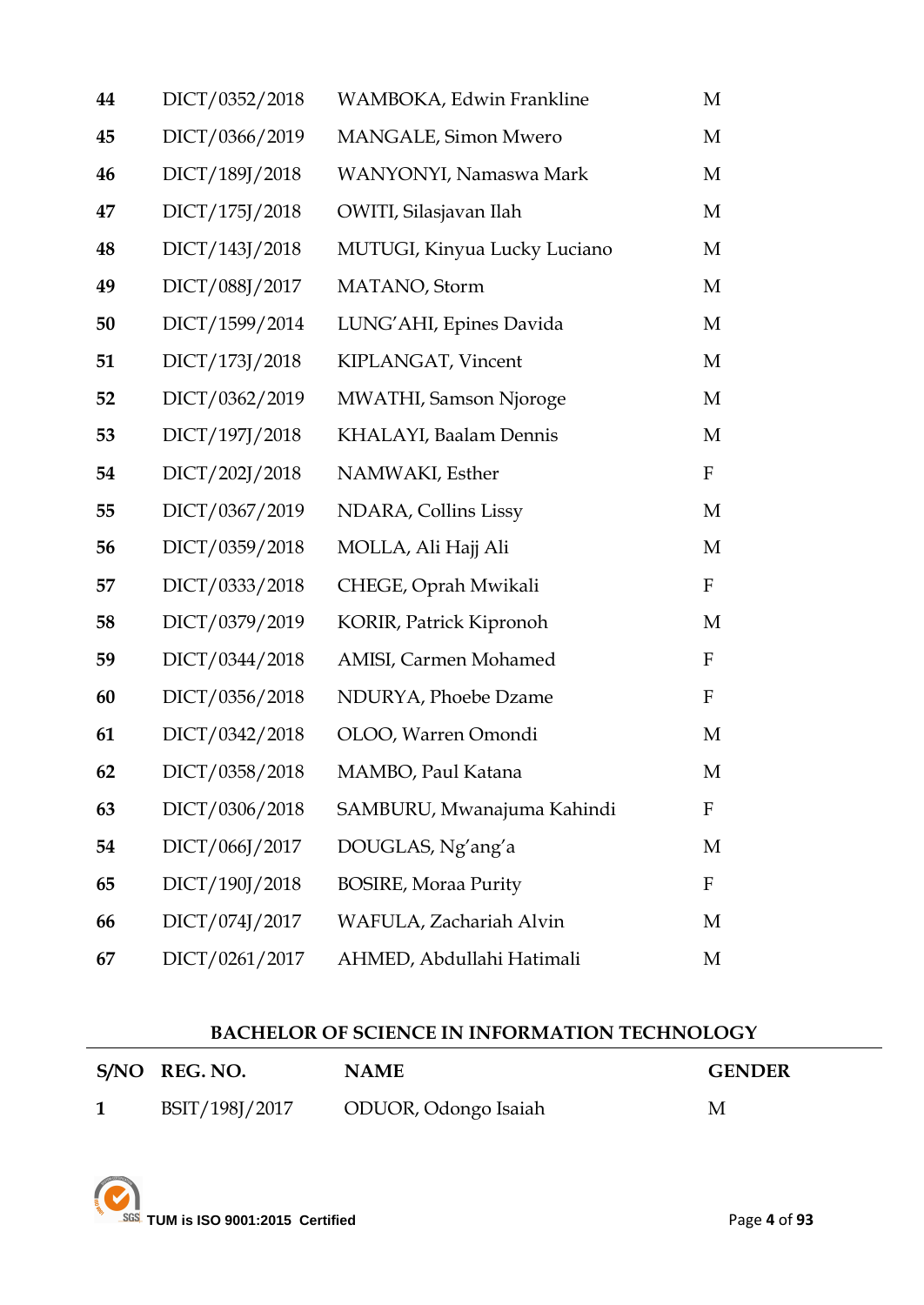| | | | |
|---|---|---|---|
| **44** | DICT/0352/2018 | WAMBOKA, Edwin Frankline | M |
| **45** | DICT/0366/2019 | MANGALE, Simon Mwero | M |
| **46** | DICT/189J/2018 | WANYONYI, Namaswa Mark | M |
| **47** | DICT/175J/2018 | OWITI, Silasjavan Ilah | M |
| **48** | DICT/143J/2018 | MUTUGI, Kinyua Lucky Luciano | M |
| **49** | DICT/088J/2017 | MATANO, Storm | M |
| **50** | DICT/1599/2014 | LUNG'AHI, Epines Davida | M |
| **51** | DICT/173J/2018 | KIPLANGAT, Vincent | M |
| **52** | DICT/0362/2019 | MWATHI, Samson Njoroge | M |
| **53** | DICT/197J/2018 | KHALAYI, Baalam Dennis | M |
| **54** | DICT/202J/2018 | NAMWAKI, Esther | F |
| **55** | DICT/0367/2019 | NDARA, Collins Lissy | M |
| **56** | DICT/0359/2018 | MOLLA, Ali Hajj Ali | M |
| **57** | DICT/0333/2018 | CHEGE, Oprah Mwikali | F |
| **58** | DICT/0379/2019 | KORIR, Patrick Kipronoh | M |
| **59** | DICT/0344/2018 | AMISI, Carmen Mohamed | F |
| **60** | DICT/0356/2018 | NDURYA, Phoebe Dzame | F |
| **61** | DICT/0342/2018 | OLOO, Warren Omondi | M |
| **62** | DICT/0358/2018 | MAMBO, Paul Katana | M |
| **63** | DICT/0306/2018 | SAMBURU, Mwanajuma Kahindi | F |
| **54** | DICT/066J/2017 | DOUGLAS, Ng'ang'a | M |
| **65** | DICT/190J/2018 | BOSIRE, Moraa Purity | F |
| **66** | DICT/074J/2017 | WAFULA, Zachariah Alvin | M |
| **67** | DICT/0261/2017 | AHMED, Abdullahi Hatimali | M |

## BACHELOR OF SCIENCE IN INFORMATION TECHNOLOGY

| S/NO | REG. NO. | NAME | GENDER |
|---|---|---|---|
| **1** | BSIT/198J/2017 | ODUOR, Odongo Isaiah | M |

TUM is ISO 9001:2015 Certified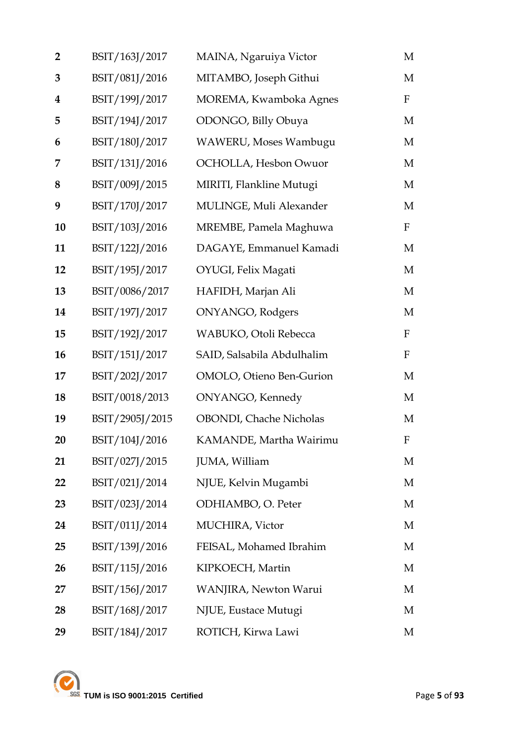| | | | |
|---|---|---|---|
| **2** | BSIT/163J/2017 | MAINA, Ngaruiya Victor | M |
| **3** | BSIT/081J/2016 | MITAMBO, Joseph Githui | M |
| **4** | BSIT/199J/2017 | MOREMA, Kwamboka Agnes | F |
| **5** | BSIT/194J/2017 | ODONGO, Billy Obuya | M |
| **6** | BSIT/180J/2017 | WAWERU, Moses Wambugu | M |
| **7** | BSIT/131J/2016 | OCHOLLA, Hesbon Owuor | M |
| **8** | BSIT/009J/2015 | MIRITI, Flankline Mutugi | M |
| **9** | BSIT/170J/2017 | MULINGE, Muli Alexander | M |
| **10** | BSIT/103J/2016 | MREMBE, Pamela Maghuwa | F |
| **11** | BSIT/122J/2016 | DAGAYE, Emmanuel Kamadi | M |
| **12** | BSIT/195J/2017 | OYUGI, Felix Magati | M |
| **13** | BSIT/0086/2017 | HAFIDH, Marjan Ali | M |
| **14** | BSIT/197J/2017 | ONYANGO, Rodgers | M |
| **15** | BSIT/192J/2017 | WABUKO, Otoli Rebecca | F |
| **16** | BSIT/151J/2017 | SAID, Salsabila Abdulhalim | F |
| **17** | BSIT/202J/2017 | OMOLO, Otieno Ben-Gurion | M |
| **18** | BSIT/0018/2013 | ONYANGO, Kennedy | M |
| **19** | BSIT/2905J/2015 | OBONDI, Chache Nicholas | M |
| **20** | BSIT/104J/2016 | KAMANDE, Martha Wairimu | F |
| **21** | BSIT/027J/2015 | JUMA, William | M |
| **22** | BSIT/021J/2014 | NJUE, Kelvin Mugambi | M |
| **23** | BSIT/023J/2014 | ODHIAMBO, O. Peter | M |
| **24** | BSIT/011J/2014 | MUCHIRA, Victor | M |
| **25** | BSIT/139J/2016 | FEISAL, Mohamed Ibrahim | M |
| **26** | BSIT/115J/2016 | KIPKOECH, Martin | M |
| **27** | BSIT/156J/2017 | WANJIRA, Newton Warui | M |
| **28** | BSIT/168J/2017 | NJUE, Eustace Mutugi | M |
| **29** | BSIT/184J/2017 | ROTICH, Kirwa Lawi | M |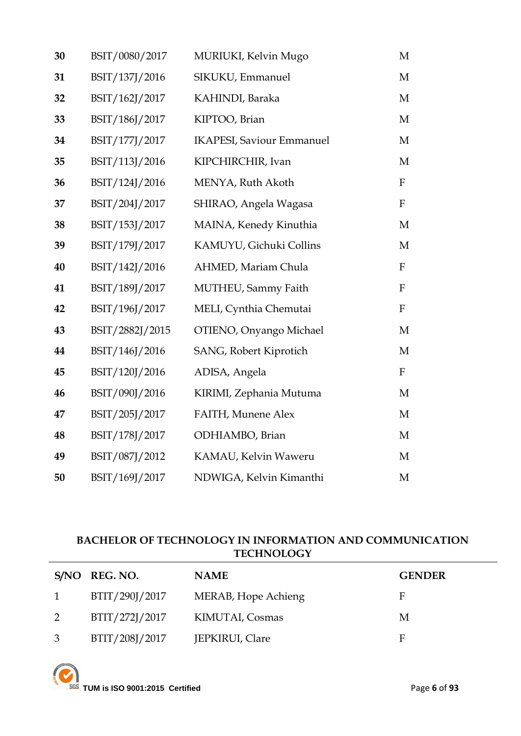| | | | |
|---|---|---|---|
| **30** | BSIT/0080/2017 | MURIUKI, Kelvin Mugo | M |
| **31** | BSIT/137J/2016 | SIKUKU, Emmanuel | M |
| **32** | BSIT/162J/2017 | KAHINDI, Baraka | M |
| **33** | BSIT/186J/2017 | KIPTOO, Brian | M |
| **34** | BSIT/177J/2017 | IKAPESI, Saviour Emmanuel | M |
| **35** | BSIT/113J/2016 | KIPCHIRCHIR, Ivan | M |
| **36** | BSIT/124J/2016 | MENYA, Ruth Akoth | F |
| **37** | BSIT/204J/2017 | SHIRAO, Angela Wagasa | F |
| **38** | BSIT/153J/2017 | MAINA, Kenedy Kinuthia | M |
| **39** | BSIT/179J/2017 | KAMUYU, Gichuki Collins | M |
| **40** | BSIT/142J/2016 | AHMED, Mariam Chula | F |
| **41** | BSIT/189J/2017 | MUTHEU, Sammy Faith | F |
| **42** | BSIT/196J/2017 | MELI, Cynthia Chemutai | F |
| **43** | BSIT/2882J/2015 | OTIENO, Onyango Michael | M |
| **44** | BSIT/146J/2016 | SANG, Robert Kiprotich | M |
| **45** | BSIT/120J/2016 | ADISA, Angela | F |
| **46** | BSIT/090J/2016 | KIRIMI, Zephania Mutuma | M |
| **47** | BSIT/205J/2017 | FAITH, Munene Alex | M |
| **48** | BSIT/178J/2017 | ODHIAMBO, Brian | M |
| **49** | BSIT/087J/2012 | KAMAU, Kelvin Waweru | M |
| **50** | BSIT/169J/2017 | NDWIGA, Kelvin Kimanthi | M |

## BACHELOR OF TECHNOLOGY IN INFORMATION AND COMMUNICATION TECHNOLOGY

| S/NO | REG. NO. | NAME | GENDER |
|---|---|---|---|
| 1 | BTIT/290J/2017 | MERAB, Hope Achieng | F |
| 2 | BTIT/272J/2017 | KIMUTAI, Cosmas | M |
| 3 | BTIT/208J/2017 | JEPKIRUI, Clare | F |

TUM is ISO 9001:2015 Certified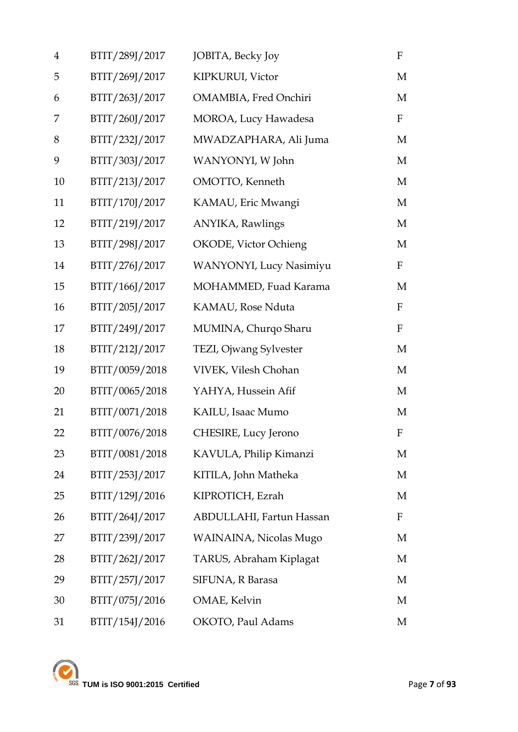| | | | |
|---|---|---|---|
| 4 | BTIT/289J/2017 | JOBITA, Becky Joy | F |
| 5 | BTIT/269J/2017 | KIPKURUI, Victor | M |
| 6 | BTIT/263J/2017 | OMAMBIA, Fred Onchiri | M |
| 7 | BTIT/260J/2017 | MOROA, Lucy Hawadesa | F |
| 8 | BTIT/232J/2017 | MWADZAPHARA, Ali Juma | M |
| 9 | BTIT/303J/2017 | WANYONYI, W John | M |
| 10 | BTIT/213J/2017 | OMOTTO, Kenneth | M |
| 11 | BTIT/170J/2017 | KAMAU, Eric Mwangi | M |
| 12 | BTIT/219J/2017 | ANYIKA, Rawlings | M |
| 13 | BTIT/298J/2017 | OKODE, Victor Ochieng | M |
| 14 | BTIT/276J/2017 | WANYONYI, Lucy Nasimiyu | F |
| 15 | BTIT/166J/2017 | MOHAMMED, Fuad Karama | M |
| 16 | BTIT/205J/2017 | KAMAU, Rose Nduta | F |
| 17 | BTIT/249J/2017 | MUMINA, Churqo Sharu | F |
| 18 | BTIT/212J/2017 | TEZI, Ojwang Sylvester | M |
| 19 | BTIT/0059/2018 | VIVEK, Vilesh Chohan | M |
| 20 | BTIT/0065/2018 | YAHYA, Hussein Afif | M |
| 21 | BTIT/0071/2018 | KAILU, Isaac Mumo | M |
| 22 | BTIT/0076/2018 | CHESIRE, Lucy Jerono | F |
| 23 | BTIT/0081/2018 | KAVULA, Philip Kimanzi | M |
| 24 | BTIT/253J/2017 | KITILA, John Matheka | M |
| 25 | BTIT/129J/2016 | KIPROTICH, Ezrah | M |
| 26 | BTIT/264J/2017 | ABDULLAHI, Fartun Hassan | F |
| 27 | BTIT/239J/2017 | WAINAINA, Nicolas Mugo | M |
| 28 | BTIT/262J/2017 | TARUS, Abraham Kiplagat | M |
| 29 | BTIT/257J/2017 | SIFUNA, R Barasa | M |
| 30 | BTIT/075J/2016 | OMAE, Kelvin | M |
| 31 | BTIT/154J/2016 | OKOTO, Paul Adams | M |

TUM is ISO 9001:2015 Certified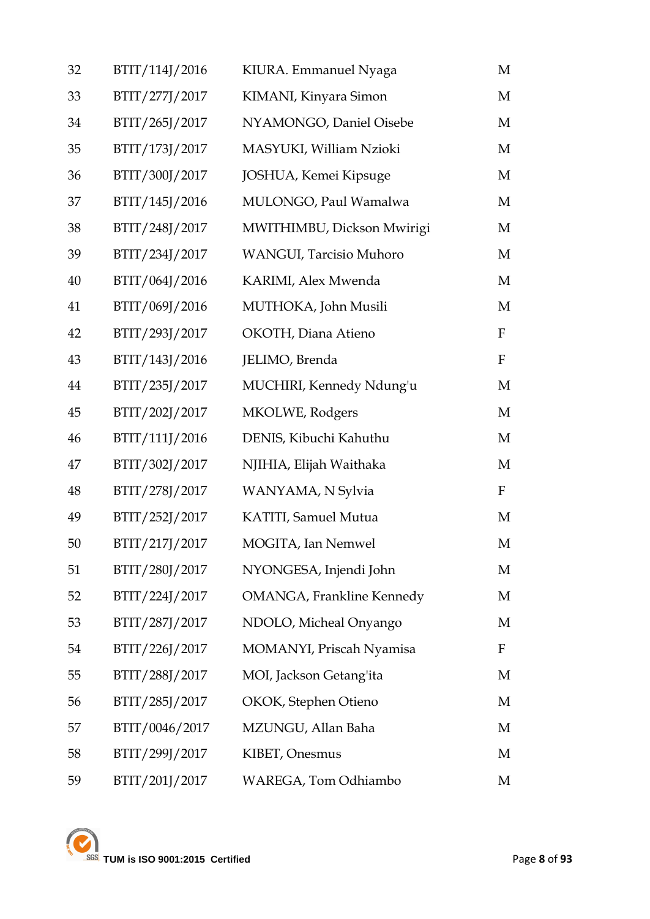| 32 | BTIT/114J/2016 | KIURA. Emmanuel Nyaga | M |
|---|---|---|---|
| 33 | BTIT/277J/2017 | KIMANI, Kinyara Simon | M |
| 34 | BTIT/265J/2017 | NYAMONGO, Daniel Oisebe | M |
| 35 | BTIT/173J/2017 | MASYUKI, William Nzioki | M |
| 36 | BTIT/300J/2017 | JOSHUA, Kemei Kipsuge | M |
| 37 | BTIT/145J/2016 | MULONGO, Paul Wamalwa | M |
| 38 | BTIT/248J/2017 | MWITHIMBU, Dickson Mwirigi | M |
| 39 | BTIT/234J/2017 | WANGUI, Tarcisio Muhoro | M |
| 40 | BTIT/064J/2016 | KARIMI, Alex Mwenda | M |
| 41 | BTIT/069J/2016 | MUTHOKA, John Musili | M |
| 42 | BTIT/293J/2017 | OKOTH, Diana Atieno | F |
| 43 | BTIT/143J/2016 | JELIMO, Brenda | F |
| 44 | BTIT/235J/2017 | MUCHIRI, Kennedy Ndung'u | M |
| 45 | BTIT/202J/2017 | MKOLWE, Rodgers | M |
| 46 | BTIT/111J/2016 | DENIS, Kibuchi Kahuthu | M |
| 47 | BTIT/302J/2017 | NJIHIA, Elijah Waithaka | M |
| 48 | BTIT/278J/2017 | WANYAMA, N Sylvia | F |
| 49 | BTIT/252J/2017 | KATITI, Samuel Mutua | M |
| 50 | BTIT/217J/2017 | MOGITA, Ian Nemwel | M |
| 51 | BTIT/280J/2017 | NYONGESA, Injendi John | M |
| 52 | BTIT/224J/2017 | OMANGA, Frankline Kennedy | M |
| 53 | BTIT/287J/2017 | NDOLO, Micheal Onyango | M |
| 54 | BTIT/226J/2017 | MOMANYI, Priscah Nyamisa | F |
| 55 | BTIT/288J/2017 | MOI, Jackson Getang'ita | M |
| 56 | BTIT/285J/2017 | OKOK, Stephen Otieno | M |
| 57 | BTIT/0046/2017 | MZUNGU, Allan Baha | M |
| 58 | BTIT/299J/2017 | KIBET, Onesmus | M |
| 59 | BTIT/201J/2017 | WAREGA, Tom Odhiambo | M |

TUM is ISO 9001:2015 Certified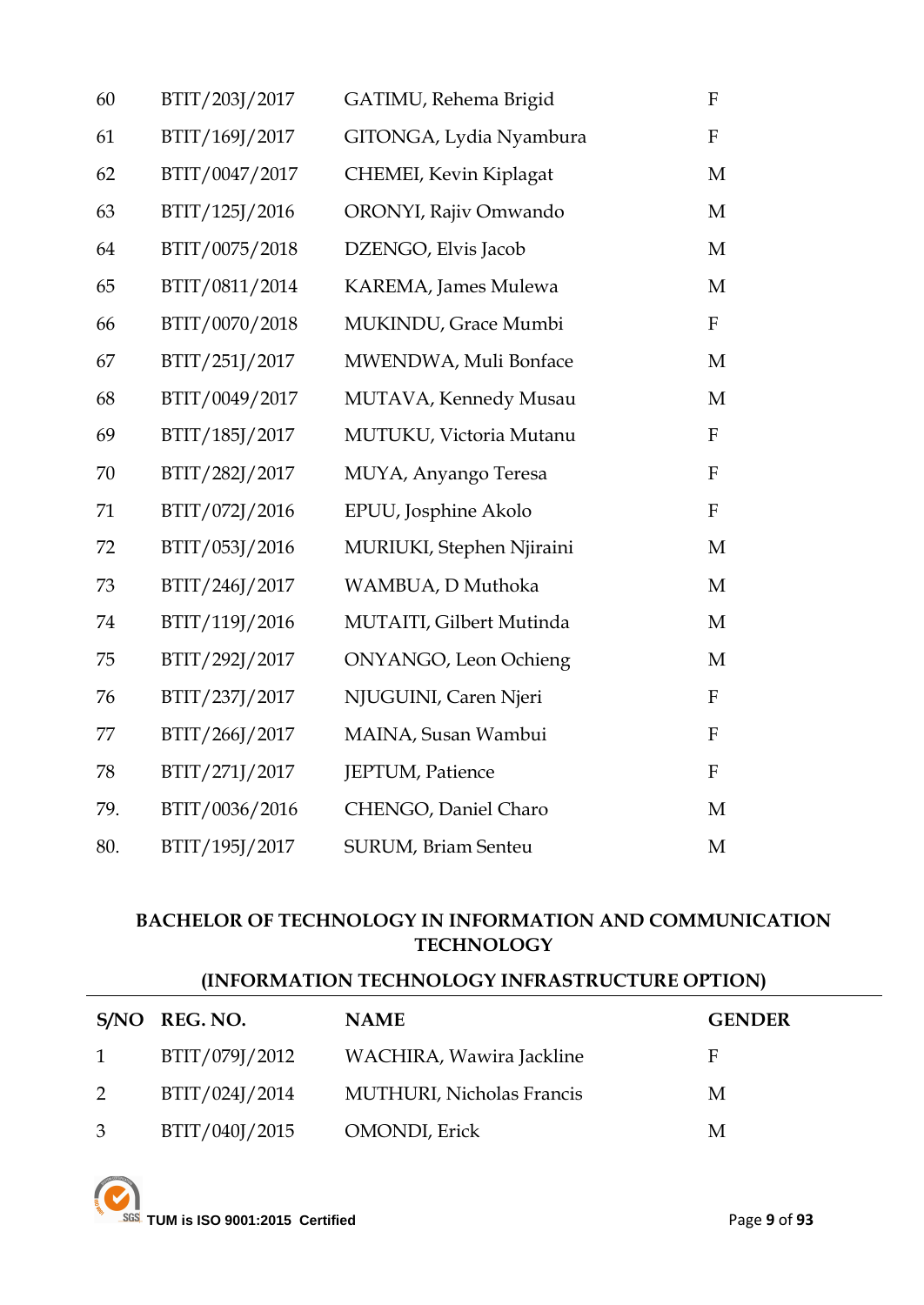| | | | |
|---|---|---|---|
| 60 | BTIT/203J/2017 | GATIMU, Rehema Brigid | F |
| 61 | BTIT/169J/2017 | GITONGA, Lydia Nyambura | F |
| 62 | BTIT/0047/2017 | CHEMEI, Kevin Kiplagat | M |
| 63 | BTIT/125J/2016 | ORONYI, Rajiv Omwando | M |
| 64 | BTIT/0075/2018 | DZENGO, Elvis Jacob | M |
| 65 | BTIT/0811/2014 | KAREMA, James Mulewa | M |
| 66 | BTIT/0070/2018 | MUKINDU, Grace Mumbi | F |
| 67 | BTIT/251J/2017 | MWENDWA, Muli Bonface | M |
| 68 | BTIT/0049/2017 | MUTAVA, Kennedy Musau | M |
| 69 | BTIT/185J/2017 | MUTUKU, Victoria Mutanu | F |
| 70 | BTIT/282J/2017 | MUYA, Anyango Teresa | F |
| 71 | BTIT/072J/2016 | EPUU, Josphine Akolo | F |
| 72 | BTIT/053J/2016 | MURIUKI, Stephen Njiraini | M |
| 73 | BTIT/246J/2017 | WAMBUA, D Muthoka | M |
| 74 | BTIT/119J/2016 | MUTAITI, Gilbert Mutinda | M |
| 75 | BTIT/292J/2017 | ONYANGO, Leon Ochieng | M |
| 76 | BTIT/237J/2017 | NJUGUINI, Caren Njeri | F |
| 77 | BTIT/266J/2017 | MAINA, Susan Wambui | F |
| 78 | BTIT/271J/2017 | JEPTUM, Patience | F |
| 79. | BTIT/0036/2016 | CHENGO, Daniel Charo | M |
| 80. | BTIT/195J/2017 | SURUM, Briam Senteu | M |

## BACHELOR OF TECHNOLOGY IN INFORMATION AND COMMUNICATION TECHNOLOGY

## (INFORMATION TECHNOLOGY INFRASTRUCTURE OPTION)

| S/NO | REG. NO. | NAME | GENDER |
|---|---|---|---|
| 1 | BTIT/079J/2012 | WACHIRA, Wawira Jackline | F |
| 2 | BTIT/024J/2014 | MUTHURI, Nicholas Francis | M |
| 3 | BTIT/040J/2015 | OMONDI, Erick | M |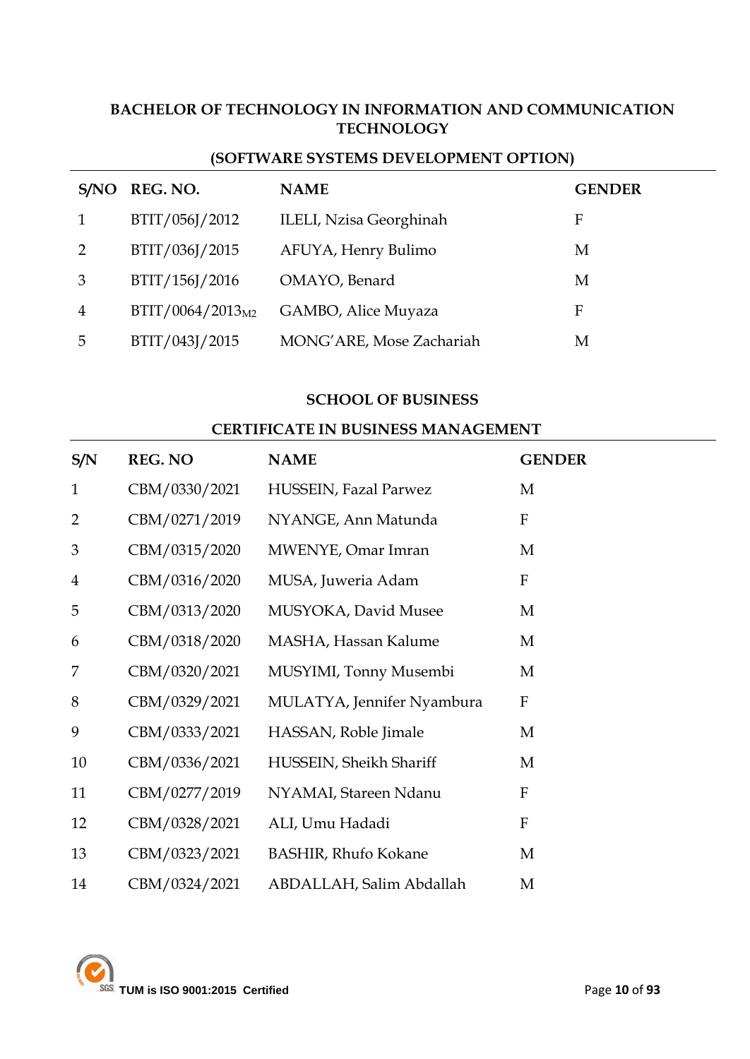### BACHELOR OF TECHNOLOGY IN INFORMATION AND COMMUNICATION TECHNOLOGY

### (SOFTWARE SYSTEMS DEVELOPMENT OPTION)

| S/NO | REG. NO. | NAME | GENDER |
|---|---|---|---|
| 1 | BTIT/056J/2012 | ILELI, Nzisa Georghinah | F |
| 2 | BTIT/036J/2015 | AFUYA, Henry Bulimo | M |
| 3 | BTIT/156J/2016 | OMAYO, Benard | M |
| 4 | BTIT/0064/2013$_{M2}$ | GAMBO, Alice Muyaza | F |
| 5 | BTIT/043J/2015 | MONG'ARE, Mose Zachariah | M |

## SCHOOL OF BUSINESS

### CERTIFICATE IN BUSINESS MANAGEMENT

| S/N | REG. NO | NAME | GENDER |
|---|---|---|---|
| 1 | CBM/0330/2021 | HUSSEIN, Fazal Parwez | M |
| 2 | CBM/0271/2019 | NYANGE, Ann Matunda | F |
| 3 | CBM/0315/2020 | MWENYE, Omar Imran | M |
| 4 | CBM/0316/2020 | MUSA, Juweria Adam | F |
| 5 | CBM/0313/2020 | MUSYOKA, David Musee | M |
| 6 | CBM/0318/2020 | MASHA, Hassan Kalume | M |
| 7 | CBM/0320/2021 | MUSYIMI, Tonny Musembi | M |
| 8 | CBM/0329/2021 | MULATYA, Jennifer Nyambura | F |
| 9 | CBM/0333/2021 | HASSAN, Roble Jimale | M |
| 10 | CBM/0336/2021 | HUSSEIN, Sheikh Shariff | M |
| 11 | CBM/0277/2019 | NYAMAI, Stareen Ndanu | F |
| 12 | CBM/0328/2021 | ALI, Umu Hadadi | F |
| 13 | CBM/0323/2021 | BASHIR, Rhufo Kokane | M |
| 14 | CBM/0324/2021 | ABDALLAH, Salim Abdallah | M |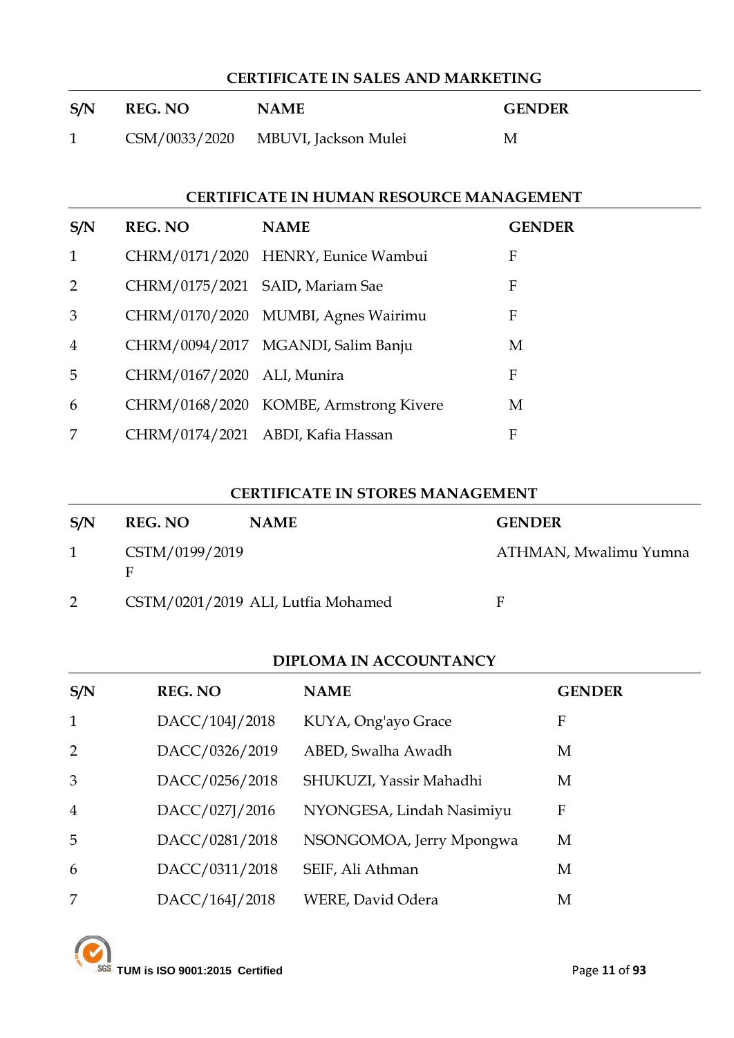## CERTIFICATE IN SALES AND MARKETING

| S/N | REG. NO | NAME | GENDER |
|---|---|---|---|
| 1 | CSM/0033/2020 | MBUVI, Jackson Mulei | M |

## CERTIFICATE IN HUMAN RESOURCE MANAGEMENT

| S/N | REG. NO | NAME | GENDER |
|---|---|---|---|
| 1 | CHRM/0171/2020 | HENRY, Eunice Wambui | F |
| 2 | CHRM/0175/2021 | SAID, Mariam Sae | F |
| 3 | CHRM/0170/2020 | MUMBI, Agnes Wairimu | F |
| 4 | CHRM/0094/2017 | MGANDI, Salim Banju | M |
| 5 | CHRM/0167/2020 | ALI, Munira | F |
| 6 | CHRM/0168/2020 | KOMBE, Armstrong Kivere | M |
| 7 | CHRM/0174/2021 | ABDI, Kafia Hassan | F |

## CERTIFICATE IN STORES MANAGEMENT

| S/N | REG. NO | NAME | GENDER |
|---|---|---|---|
| 1 | CSTM/0199/2019 F | | ATHMAN, Mwalimu Yumna |
| 2 | CSTM/0201/2019 | ALI, Lutfia Mohamed | F |

## DIPLOMA IN ACCOUNTANCY

| S/N | REG. NO | NAME | GENDER |
|---|---|---|---|
| 1 | DACC/104J/2018 | KUYA, Ong'ayo Grace | F |
| 2 | DACC/0326/2019 | ABED, Swalha Awadh | M |
| 3 | DACC/0256/2018 | SHUKUZI, Yassir Mahadhi | M |
| 4 | DACC/027J/2016 | NYONGESA, Lindah Nasimiyu | F |
| 5 | DACC/0281/2018 | NSONGOMOA, Jerry Mpongwa | M |
| 6 | DACC/0311/2018 | SEIF, Ali Athman | M |
| 7 | DACC/164J/2018 | WERE, David Odera | M |

TUM is ISO 9001:2015 Certified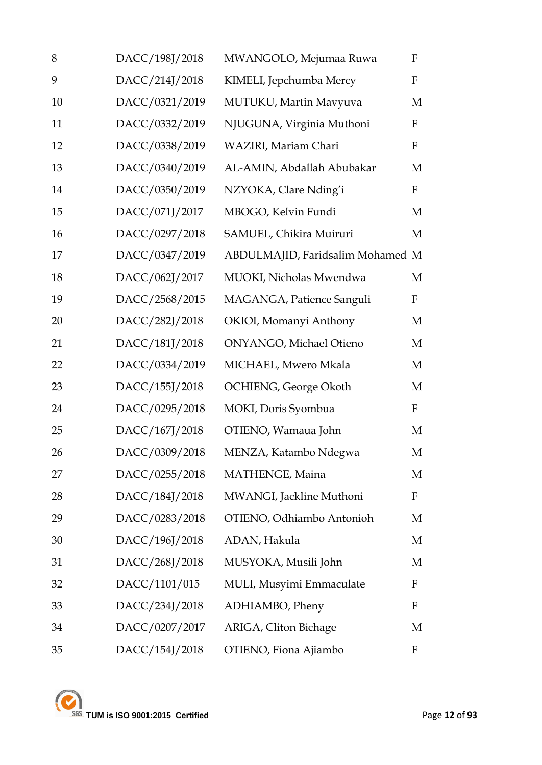| | | | |
|---|---|---|---|
| 8 | DACC/198J/2018 | MWANGOLO, Mejumaa Ruwa | F |
| 9 | DACC/214J/2018 | KIMELI, Jepchumba Mercy | F |
| 10 | DACC/0321/2019 | MUTUKU, Martin Mavyuva | M |
| 11 | DACC/0332/2019 | NJUGUNA, Virginia Muthoni | F |
| 12 | DACC/0338/2019 | WAZIRI, Mariam Chari | F |
| 13 | DACC/0340/2019 | AL-AMIN, Abdallah Abubakar | M |
| 14 | DACC/0350/2019 | NZYOKA, Clare Nding'i | F |
| 15 | DACC/071J/2017 | MBOGO, Kelvin Fundi | M |
| 16 | DACC/0297/2018 | SAMUEL, Chikira Muiruri | M |
| 17 | DACC/0347/2019 | ABDULMAJID, Faridsalim Mohamed | M |
| 18 | DACC/062J/2017 | MUOKI, Nicholas Mwendwa | M |
| 19 | DACC/2568/2015 | MAGANGA, Patience Sanguli | F |
| 20 | DACC/282J/2018 | OKIOI, Momanyi Anthony | M |
| 21 | DACC/181J/2018 | ONYANGO, Michael Otieno | M |
| 22 | DACC/0334/2019 | MICHAEL, Mwero Mkala | M |
| 23 | DACC/155J/2018 | OCHIENG, George Okoth | M |
| 24 | DACC/0295/2018 | MOKI, Doris Syombua | F |
| 25 | DACC/167J/2018 | OTIENO, Wamaua John | M |
| 26 | DACC/0309/2018 | MENZA, Katambo Ndegwa | M |
| 27 | DACC/0255/2018 | MATHENGE, Maina | M |
| 28 | DACC/184J/2018 | MWANGI, Jackline Muthoni | F |
| 29 | DACC/0283/2018 | OTIENO, Odhiambo Antonioh | M |
| 30 | DACC/196J/2018 | ADAN, Hakula | M |
| 31 | DACC/268J/2018 | MUSYOKA, Musili John | M |
| 32 | DACC/1101/015 | MULI, Musyimi Emmaculate | F |
| 33 | DACC/234J/2018 | ADHIAMBO, Pheny | F |
| 34 | DACC/0207/2017 | ARIGA, Cliton Bichage | M |
| 35 | DACC/154J/2018 | OTIENO, Fiona Ajiambo | F |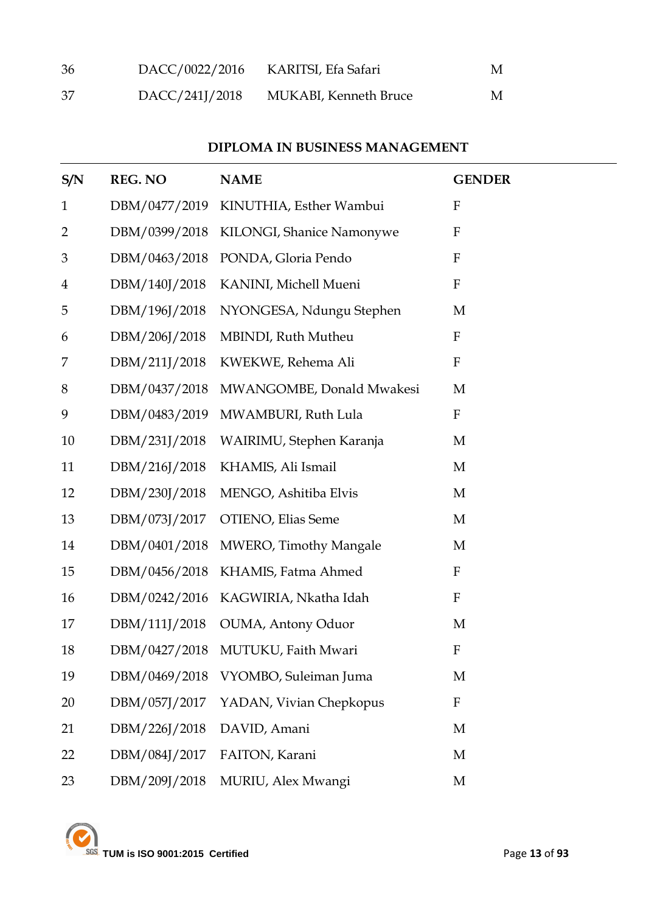| | | | |
|---|---|---|---|
| 36 | DACC/0022/2016 | KARITSI, Efa Safari | M |
| 37 | DACC/241J/2018 | MUKABI, Kenneth Bruce | M |

**DIPLOMA IN BUSINESS MANAGEMENT**

| S/N | REG. NO | NAME | GENDER |
|---|---|---|---|
| 1 | DBM/0477/2019 | KINUTHIA, Esther Wambui | F |
| 2 | DBM/0399/2018 | KILONGI, Shanice Namonywe | F |
| 3 | DBM/0463/2018 | PONDA, Gloria Pendo | F |
| 4 | DBM/140J/2018 | KANINI, Michell Mueni | F |
| 5 | DBM/196J/2018 | NYONGESA, Ndungu Stephen | M |
| 6 | DBM/206J/2018 | MBINDI, Ruth Mutheu | F |
| 7 | DBM/211J/2018 | KWEKWE, Rehema Ali | F |
| 8 | DBM/0437/2018 | MWANGOMBE, Donald Mwakesi | M |
| 9 | DBM/0483/2019 | MWAMBURI, Ruth Lula | F |
| 10 | DBM/231J/2018 | WAIRIMU, Stephen Karanja | M |
| 11 | DBM/216J/2018 | KHAMIS, Ali Ismail | M |
| 12 | DBM/230J/2018 | MENGO, Ashitiba Elvis | M |
| 13 | DBM/073J/2017 | OTIENO, Elias Seme | M |
| 14 | DBM/0401/2018 | MWERO, Timothy Mangale | M |
| 15 | DBM/0456/2018 | KHAMIS, Fatma Ahmed | F |
| 16 | DBM/0242/2016 | KAGWIRIA, Nkatha Idah | F |
| 17 | DBM/111J/2018 | OUMA, Antony Oduor | M |
| 18 | DBM/0427/2018 | MUTUKU, Faith Mwari | F |
| 19 | DBM/0469/2018 | VYOMBO, Suleiman Juma | M |
| 20 | DBM/057J/2017 | YADAN, Vivian Chepkopus | F |
| 21 | DBM/226J/2018 | DAVID, Amani | M |
| 22 | DBM/084J/2017 | FAITON, Karani | M |
| 23 | DBM/209J/2018 | MURIU, Alex Mwangi | M |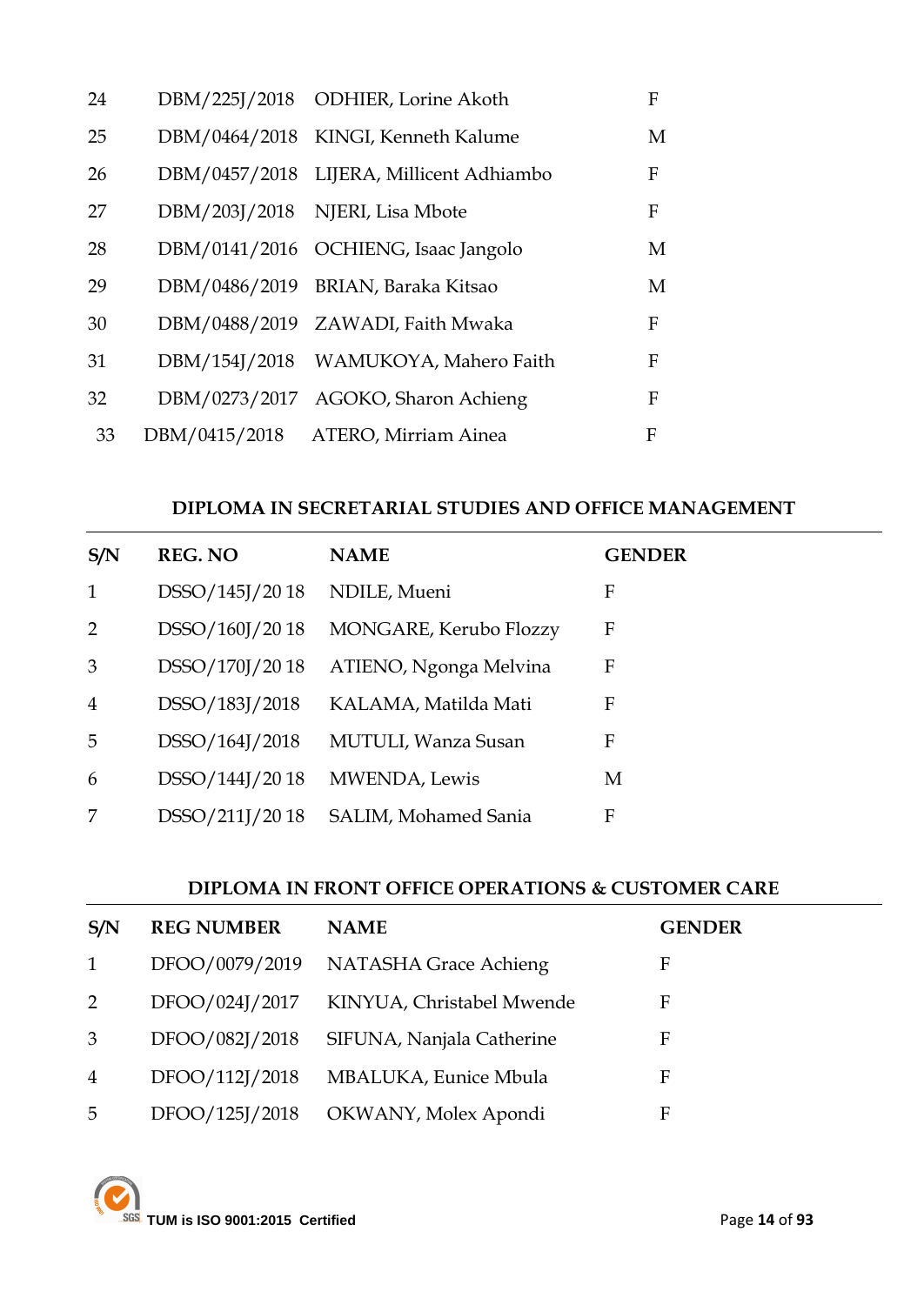| | | | |
|---|---|---|---|
| 24 | DBM/225J/2018 | ODHIER, Lorine Akoth | F |
| 25 | DBM/0464/2018 | KINGI, Kenneth Kalume | M |
| 26 | DBM/0457/2018 | LIJERA, Millicent Adhiambo | F |
| 27 | DBM/203J/2018 | NJERI, Lisa Mbote | F |
| 28 | DBM/0141/2016 | OCHIENG, Isaac Jangolo | M |
| 29 | DBM/0486/2019 | BRIAN, Baraka Kitsao | M |
| 30 | DBM/0488/2019 | ZAWADI, Faith Mwaka | F |
| 31 | DBM/154J/2018 | WAMUKOYA, Mahero Faith | F |
| 32 | DBM/0273/2017 | AGOKO, Sharon Achieng | F |
| 33 | DBM/0415/2018 | ATERO, Mirriam Ainea | F |

## DIPLOMA IN SECRETARIAL STUDIES AND OFFICE MANAGEMENT

| S/N | REG. NO | NAME | GENDER |
|---|---|---|---|
| 1 | DSSO/145J/20 18 | NDILE, Mueni | F |
| 2 | DSSO/160J/20 18 | MONGARE, Kerubo Flozzy | F |
| 3 | DSSO/170J/20 18 | ATIENO, Ngonga Melvina | F |
| 4 | DSSO/183J/2018 | KALAMA, Matilda Mati | F |
| 5 | DSSO/164J/2018 | MUTULI, Wanza Susan | F |
| 6 | DSSO/144J/20 18 | MWENDA, Lewis | M |
| 7 | DSSO/211J/20 18 | SALIM, Mohamed Sania | F |

## DIPLOMA IN FRONT OFFICE OPERATIONS & CUSTOMER CARE

| S/N | REG NUMBER | NAME | GENDER |
|---|---|---|---|
| 1 | DFOO/0079/2019 | NATASHA Grace Achieng | F |
| 2 | DFOO/024J/2017 | KINYUA, Christabel Mwende | F |
| 3 | DFOO/082J/2018 | SIFUNA, Nanjala Catherine | F |
| 4 | DFOO/112J/2018 | MBALUKA, Eunice Mbula | F |
| 5 | DFOO/125J/2018 | OKWANY, Molex Apondi | F |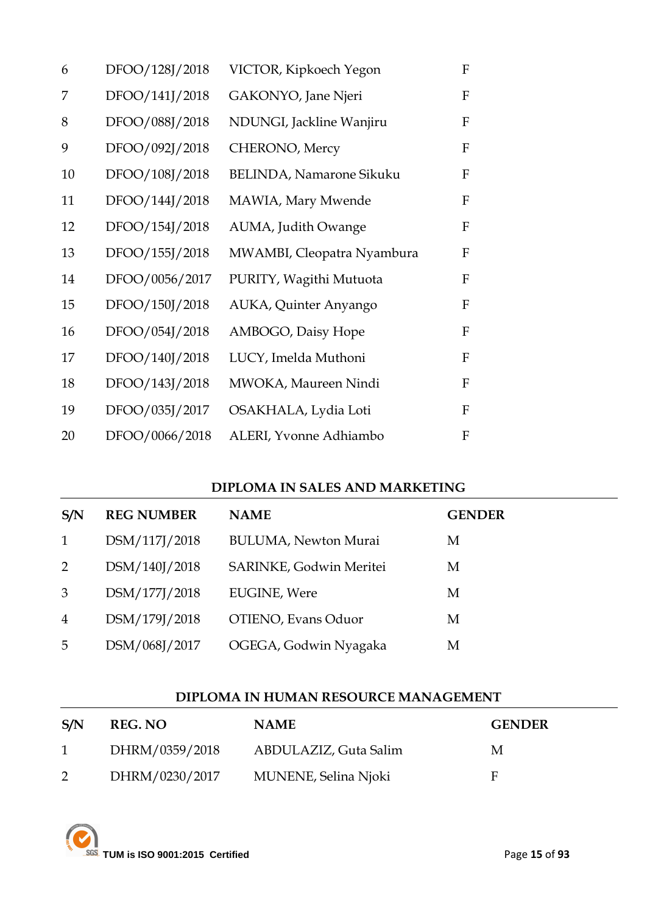| | | | |
|---|---|---|---|
| 6 | DFOO/128J/2018 | VICTOR, Kipkoech Yegon | F |
| 7 | DFOO/141J/2018 | GAKONYO, Jane Njeri | F |
| 8 | DFOO/088J/2018 | NDUNGI, Jackline Wanjiru | F |
| 9 | DFOO/092J/2018 | CHERONO, Mercy | F |
| 10 | DFOO/108J/2018 | BELINDA, Namarone Sikuku | F |
| 11 | DFOO/144J/2018 | MAWIA, Mary Mwende | F |
| 12 | DFOO/154J/2018 | AUMA, Judith Owange | F |
| 13 | DFOO/155J/2018 | MWAMBI, Cleopatra Nyambura | F |
| 14 | DFOO/0056/2017 | PURITY, Wagithi Mutuota | F |
| 15 | DFOO/150J/2018 | AUKA, Quinter Anyango | F |
| 16 | DFOO/054J/2018 | AMBOGO, Daisy Hope | F |
| 17 | DFOO/140J/2018 | LUCY, Imelda Muthoni | F |
| 18 | DFOO/143J/2018 | MWOKA, Maureen Nindi | F |
| 19 | DFOO/035J/2017 | OSAKHALA, Lydia Loti | F |
| 20 | DFOO/0066/2018 | ALERI, Yvonne Adhiambo | F |

## DIPLOMA IN SALES AND MARKETING

| S/N | REG NUMBER | NAME | GENDER |
|---|---|---|---|
| 1 | DSM/117J/2018 | BULUMA, Newton Murai | M |
| 2 | DSM/140J/2018 | SARINKE, Godwin Meritei | M |
| 3 | DSM/177J/2018 | EUGINE, Were | M |
| 4 | DSM/179J/2018 | OTIENO, Evans Oduor | M |
| 5 | DSM/068J/2017 | OGEGA, Godwin Nyagaka | M |

## DIPLOMA IN HUMAN RESOURCE MANAGEMENT

| S/N | REG. NO | NAME | GENDER |
|---|---|---|---|
| 1 | DHRM/0359/2018 | ABDULAZIZ, Guta Salim | M |
| 2 | DHRM/0230/2017 | MUNENE, Selina Njoki | F |

TUM is ISO 9001:2015 Certified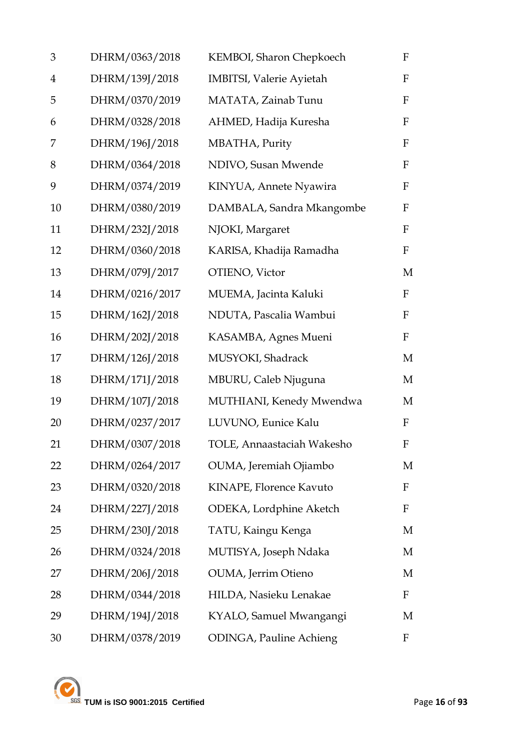| | | | |
|---|---|---|---|
| 3 | DHRM/0363/2018 | KEMBOI, Sharon Chepkoech | F |
| 4 | DHRM/139J/2018 | IMBITSI, Valerie Ayietah | F |
| 5 | DHRM/0370/2019 | MATATA, Zainab Tunu | F |
| 6 | DHRM/0328/2018 | AHMED, Hadija Kuresha | F |
| 7 | DHRM/196J/2018 | MBATHA, Purity | F |
| 8 | DHRM/0364/2018 | NDIVO, Susan Mwende | F |
| 9 | DHRM/0374/2019 | KINYUA, Annete Nyawira | F |
| 10 | DHRM/0380/2019 | DAMBALA, Sandra Mkangombe | F |
| 11 | DHRM/232J/2018 | NJOKI, Margaret | F |
| 12 | DHRM/0360/2018 | KARISA, Khadija Ramadha | F |
| 13 | DHRM/079J/2017 | OTIENO, Victor | M |
| 14 | DHRM/0216/2017 | MUEMA, Jacinta Kaluki | F |
| 15 | DHRM/162J/2018 | NDUTA, Pascalia Wambui | F |
| 16 | DHRM/202J/2018 | KASAMBA, Agnes Mueni | F |
| 17 | DHRM/126J/2018 | MUSYOKI, Shadrack | M |
| 18 | DHRM/171J/2018 | MBURU, Caleb Njuguna | M |
| 19 | DHRM/107J/2018 | MUTHIANI, Kenedy Mwendwa | M |
| 20 | DHRM/0237/2017 | LUVUNO, Eunice Kalu | F |
| 21 | DHRM/0307/2018 | TOLE, Annaastaciah Wakesho | F |
| 22 | DHRM/0264/2017 | OUMA, Jeremiah Ojiambo | M |
| 23 | DHRM/0320/2018 | KINAPE, Florence Kavuto | F |
| 24 | DHRM/227J/2018 | ODEKA, Lordphine Aketch | F |
| 25 | DHRM/230J/2018 | TATU, Kaingu Kenga | M |
| 26 | DHRM/0324/2018 | MUTISYA, Joseph Ndaka | M |
| 27 | DHRM/206J/2018 | OUMA, Jerrim Otieno | M |
| 28 | DHRM/0344/2018 | HILDA, Nasieku Lenakae | F |
| 29 | DHRM/194J/2018 | KYALO, Samuel Mwangangi | M |
| 30 | DHRM/0378/2019 | ODINGA, Pauline Achieng | F |

TUM is ISO 9001:2015 Certified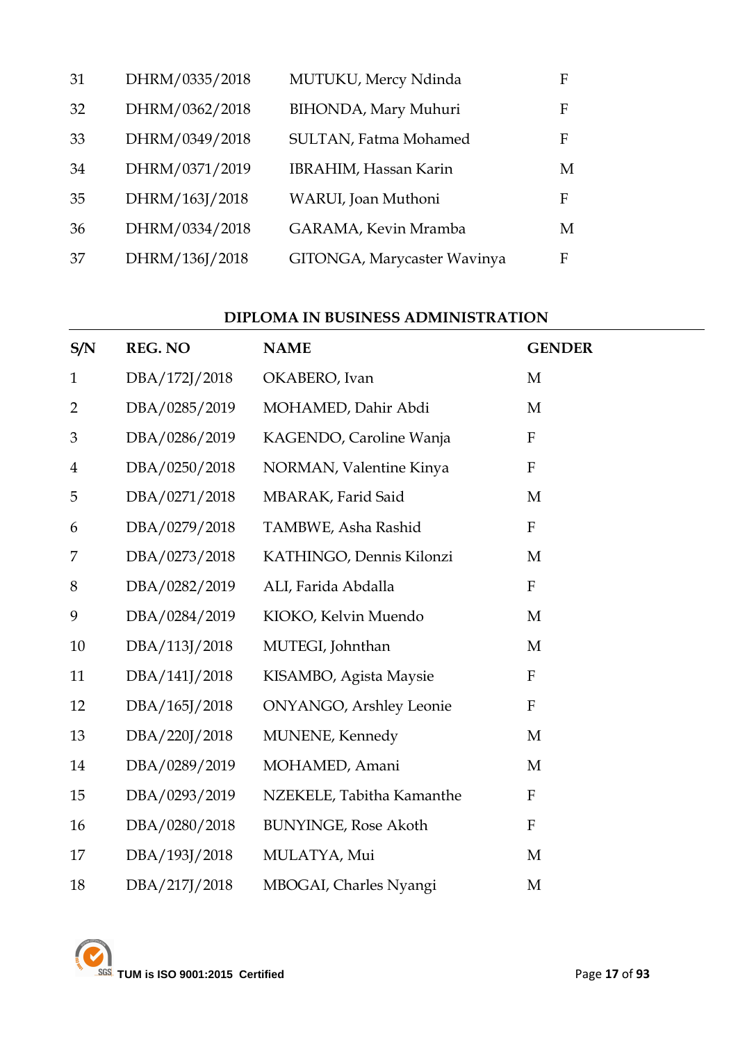| | | | |
|---|---|---|---|
| 31 | DHRM/0335/2018 | MUTUKU, Mercy Ndinda | F |
| 32 | DHRM/0362/2018 | BIHONDA, Mary Muhuri | F |
| 33 | DHRM/0349/2018 | SULTAN, Fatma Mohamed | F |
| 34 | DHRM/0371/2019 | IBRAHIM, Hassan Karin | M |
| 35 | DHRM/163J/2018 | WARUI, Joan Muthoni | F |
| 36 | DHRM/0334/2018 | GARAMA, Kevin Mramba | M |
| 37 | DHRM/136J/2018 | GITONGA, Marycaster Wavinya | F |

**DIPLOMA IN BUSINESS ADMINISTRATION**

| S/N | REG. NO | NAME | GENDER |
|---|---|---|---|
| 1 | DBA/172J/2018 | OKABERO, Ivan | M |
| 2 | DBA/0285/2019 | MOHAMED, Dahir Abdi | M |
| 3 | DBA/0286/2019 | KAGENDO, Caroline Wanja | F |
| 4 | DBA/0250/2018 | NORMAN, Valentine Kinya | F |
| 5 | DBA/0271/2018 | MBARAK, Farid Said | M |
| 6 | DBA/0279/2018 | TAMBWE, Asha Rashid | F |
| 7 | DBA/0273/2018 | KATHINGO, Dennis Kilonzi | M |
| 8 | DBA/0282/2019 | ALI, Farida Abdalla | F |
| 9 | DBA/0284/2019 | KIOKO, Kelvin Muendo | M |
| 10 | DBA/113J/2018 | MUTEGI, Johnthan | M |
| 11 | DBA/141J/2018 | KISAMBO, Agista Maysie | F |
| 12 | DBA/165J/2018 | ONYANGO, Arshley Leonie | F |
| 13 | DBA/220J/2018 | MUNENE, Kennedy | M |
| 14 | DBA/0289/2019 | MOHAMED, Amani | M |
| 15 | DBA/0293/2019 | NZEKELE, Tabitha Kamanthe | F |
| 16 | DBA/0280/2018 | BUNYINGE, Rose Akoth | F |
| 17 | DBA/193J/2018 | MULATYA, Mui | M |
| 18 | DBA/217J/2018 | MBOGAI, Charles Nyangi | M |

TUM is ISO 9001:2015 Certified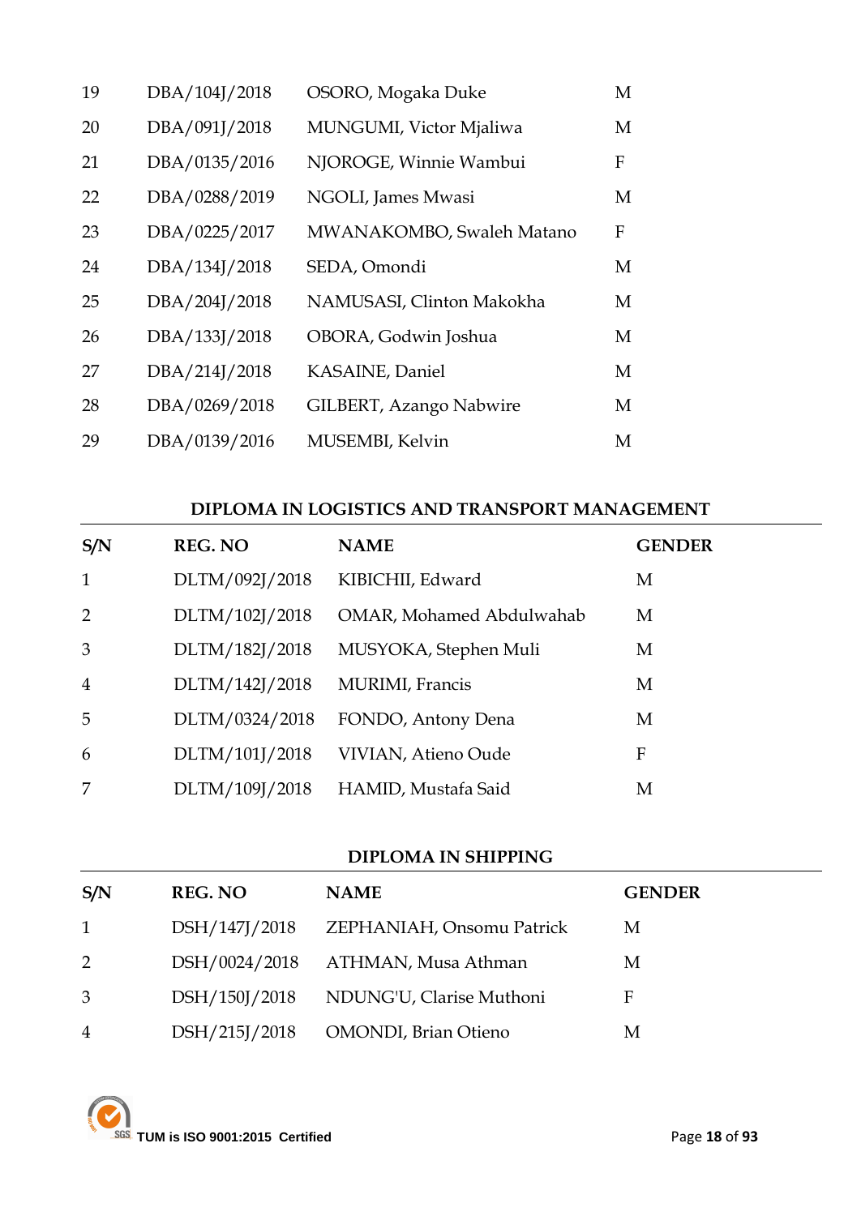| | | | |
|---|---|---|---|
| 19 | DBA/104J/2018 | OSORO, Mogaka Duke | M |
| 20 | DBA/091J/2018 | MUNGUMI, Victor Mjaliwa | M |
| 21 | DBA/0135/2016 | NJOROGE, Winnie Wambui | F |
| 22 | DBA/0288/2019 | NGOLI, James Mwasi | M |
| 23 | DBA/0225/2017 | MWANAKOMBO, Swaleh Matano | F |
| 24 | DBA/134J/2018 | SEDA, Omondi | M |
| 25 | DBA/204J/2018 | NAMUSASI, Clinton Makokha | M |
| 26 | DBA/133J/2018 | OBORA, Godwin Joshua | M |
| 27 | DBA/214J/2018 | KASAINE, Daniel | M |
| 28 | DBA/0269/2018 | GILBERT, Azango Nabwire | M |
| 29 | DBA/0139/2016 | MUSEMBI, Kelvin | M |

**DIPLOMA IN LOGISTICS AND TRANSPORT MANAGEMENT**

| S/N | REG. NO | NAME | GENDER |
|---|---|---|---|
| 1 | DLTM/092J/2018 | KIBICHII, Edward | M |
| 2 | DLTM/102J/2018 | OMAR, Mohamed Abdulwahab | M |
| 3 | DLTM/182J/2018 | MUSYOKA, Stephen Muli | M |
| 4 | DLTM/142J/2018 | MURIMI, Francis | M |
| 5 | DLTM/0324/2018 | FONDO, Antony Dena | M |
| 6 | DLTM/101J/2018 | VIVIAN, Atieno Oude | F |
| 7 | DLTM/109J/2018 | HAMID, Mustafa Said | M |

**DIPLOMA IN SHIPPING**

| S/N | REG. NO | NAME | GENDER |
|---|---|---|---|
| 1 | DSH/147J/2018 | ZEPHANIAH, Onsomu Patrick | M |
| 2 | DSH/0024/2018 | ATHMAN, Musa Athman | M |
| 3 | DSH/150J/2018 | NDUNG'U, Clarise Muthoni | F |
| 4 | DSH/215J/2018 | OMONDI, Brian Otieno | M |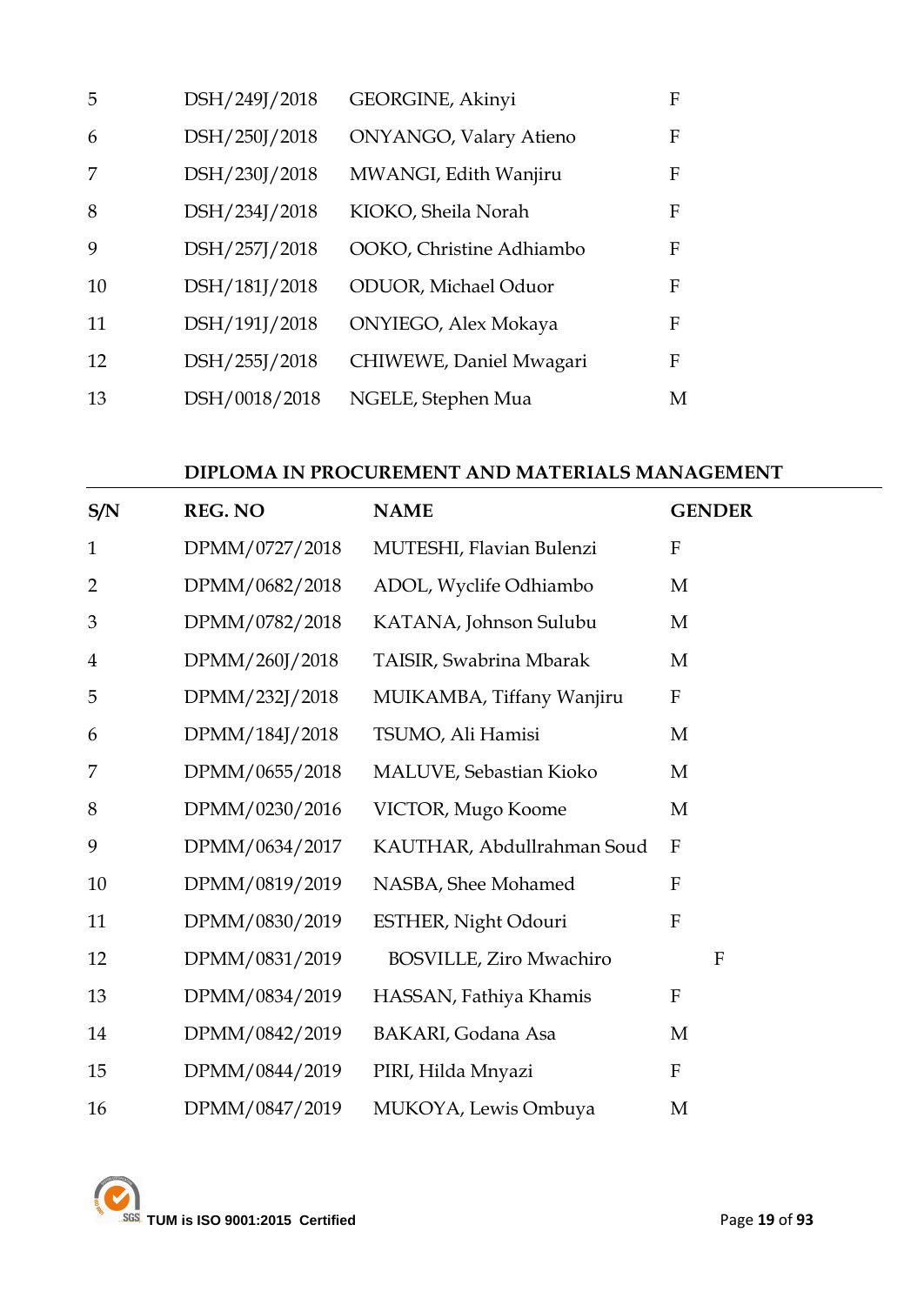| | | | |
|---|---|---|---|
| 5 | DSH/249J/2018 | GEORGINE, Akinyi | F |
| 6 | DSH/250J/2018 | ONYANGO, Valary Atieno | F |
| 7 | DSH/230J/2018 | MWANGI, Edith Wanjiru | F |
| 8 | DSH/234J/2018 | KIOKO, Sheila Norah | F |
| 9 | DSH/257J/2018 | OOKO, Christine Adhiambo | F |
| 10 | DSH/181J/2018 | ODUOR, Michael Oduor | F |
| 11 | DSH/191J/2018 | ONYIEGO, Alex Mokaya | F |
| 12 | DSH/255J/2018 | CHIWEWE, Daniel Mwagari | F |
| 13 | DSH/0018/2018 | NGELE, Stephen Mua | M |

**DIPLOMA IN PROCUREMENT AND MATERIALS MANAGEMENT**

| S/N | REG. NO | NAME | GENDER |
|---|---|---|---|
| 1 | DPMM/0727/2018 | MUTESHI, Flavian Bulenzi | F |
| 2 | DPMM/0682/2018 | ADOL, Wyclife Odhiambo | M |
| 3 | DPMM/0782/2018 | KATANA, Johnson Sulubu | M |
| 4 | DPMM/260J/2018 | TAISIR, Swabrina Mbarak | M |
| 5 | DPMM/232J/2018 | MUIKAMBA, Tiffany Wanjiru | F |
| 6 | DPMM/184J/2018 | TSUMO, Ali Hamisi | M |
| 7 | DPMM/0655/2018 | MALUVE, Sebastian Kioko | M |
| 8 | DPMM/0230/2016 | VICTOR, Mugo Koome | M |
| 9 | DPMM/0634/2017 | KAUTHAR, Abdullrahman Soud | F |
| 10 | DPMM/0819/2019 | NASBA, Shee Mohamed | F |
| 11 | DPMM/0830/2019 | ESTHER, Night Odouri | F |
| 12 | DPMM/0831/2019 | BOSVILLE, Ziro Mwachiro | F |
| 13 | DPMM/0834/2019 | HASSAN, Fathiya Khamis | F |
| 14 | DPMM/0842/2019 | BAKARI, Godana Asa | M |
| 15 | DPMM/0844/2019 | PIRI, Hilda Mnyazi | F |
| 16 | DPMM/0847/2019 | MUKOYA, Lewis Ombuya | M |

TUM is ISO 9001:2015 Certified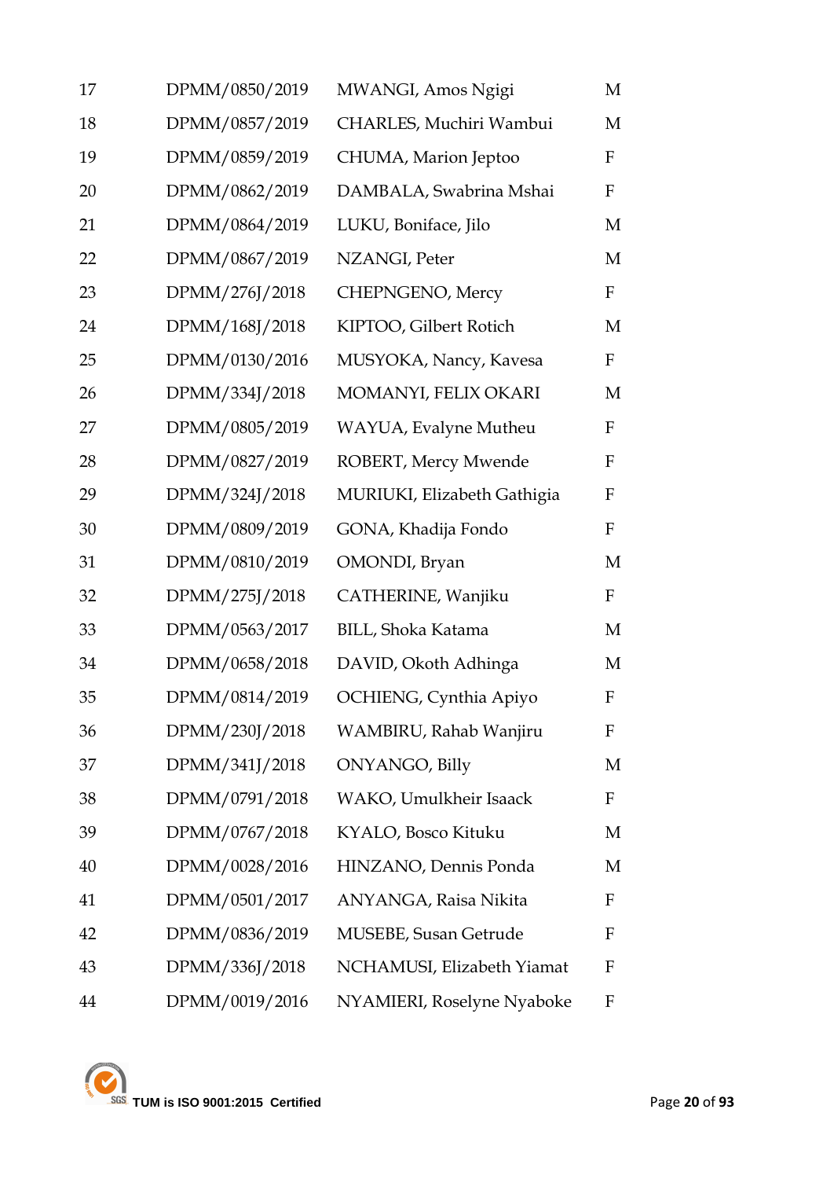| | | | |
|---|---|---|---|
| 17 | DPMM/0850/2019 | MWANGI, Amos Ngigi | M |
| 18 | DPMM/0857/2019 | CHARLES, Muchiri Wambui | M |
| 19 | DPMM/0859/2019 | CHUMA, Marion Jeptoo | F |
| 20 | DPMM/0862/2019 | DAMBALA, Swabrina Mshai | F |
| 21 | DPMM/0864/2019 | LUKU, Boniface, Jilo | M |
| 22 | DPMM/0867/2019 | NZANGI, Peter | M |
| 23 | DPMM/276J/2018 | CHEPNGENO, Mercy | F |
| 24 | DPMM/168J/2018 | KIPTOO, Gilbert Rotich | M |
| 25 | DPMM/0130/2016 | MUSYOKA, Nancy, Kavesa | F |
| 26 | DPMM/334J/2018 | MOMANYI, FELIX OKARI | M |
| 27 | DPMM/0805/2019 | WAYUA, Evalyne Mutheu | F |
| 28 | DPMM/0827/2019 | ROBERT, Mercy Mwende | F |
| 29 | DPMM/324J/2018 | MURIUKI, Elizabeth Gathigia | F |
| 30 | DPMM/0809/2019 | GONA, Khadija Fondo | F |
| 31 | DPMM/0810/2019 | OMONDI, Bryan | M |
| 32 | DPMM/275J/2018 | CATHERINE, Wanjiku | F |
| 33 | DPMM/0563/2017 | BILL, Shoka Katama | M |
| 34 | DPMM/0658/2018 | DAVID, Okoth Adhinga | M |
| 35 | DPMM/0814/2019 | OCHIENG, Cynthia Apiyo | F |
| 36 | DPMM/230J/2018 | WAMBIRU, Rahab Wanjiru | F |
| 37 | DPMM/341J/2018 | ONYANGO, Billy | M |
| 38 | DPMM/0791/2018 | WAKO, Umulkheir Isaack | F |
| 39 | DPMM/0767/2018 | KYALO, Bosco Kituku | M |
| 40 | DPMM/0028/2016 | HINZANO, Dennis Ponda | M |
| 41 | DPMM/0501/2017 | ANYANGA, Raisa Nikita | F |
| 42 | DPMM/0836/2019 | MUSEBE, Susan Getrude | F |
| 43 | DPMM/336J/2018 | NCHAMUSI, Elizabeth Yiamat | F |
| 44 | DPMM/0019/2016 | NYAMIERI, Roselyne Nyaboke | F |

TUM is ISO 9001:2015 Certified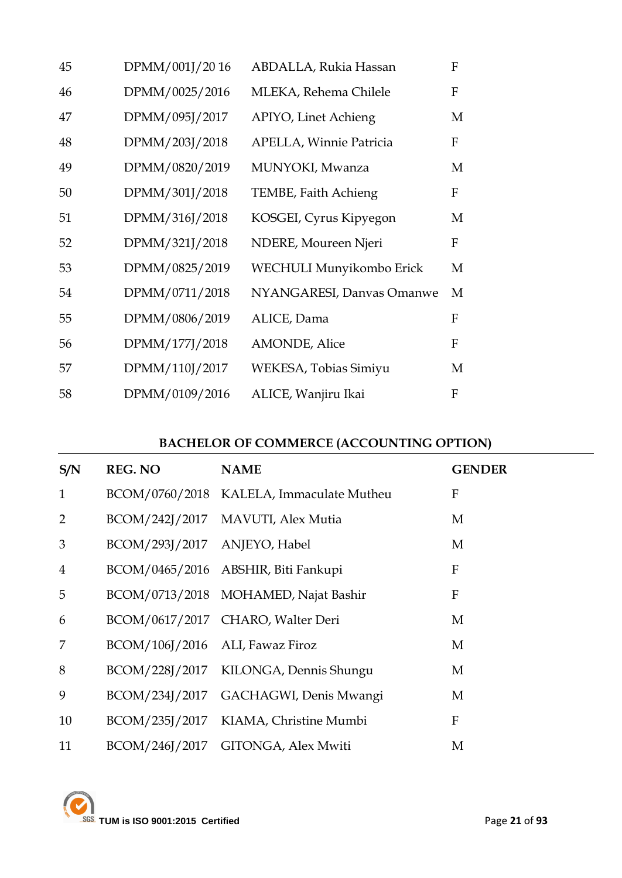| | | | |
|---|---|---|---|
| 45 | DPMM/001J/20 16 | ABDALLA, Rukia Hassan | F |
| 46 | DPMM/0025/2016 | MLEKA, Rehema Chilele | F |
| 47 | DPMM/095J/2017 | APIYO, Linet Achieng | M |
| 48 | DPMM/203J/2018 | APELLA, Winnie Patricia | F |
| 49 | DPMM/0820/2019 | MUNYOKI, Mwanza | M |
| 50 | DPMM/301J/2018 | TEMBE, Faith Achieng | F |
| 51 | DPMM/316J/2018 | KOSGEI, Cyrus Kipyegon | M |
| 52 | DPMM/321J/2018 | NDERE, Moureen Njeri | F |
| 53 | DPMM/0825/2019 | WECHULI Munyikombo Erick | M |
| 54 | DPMM/0711/2018 | NYANGARESI, Danvas Omanwe | M |
| 55 | DPMM/0806/2019 | ALICE, Dama | F |
| 56 | DPMM/177J/2018 | AMONDE, Alice | F |
| 57 | DPMM/110J/2017 | WEKESA, Tobias Simiyu | M |
| 58 | DPMM/0109/2016 | ALICE, Wanjiru Ikai | F |

**BACHELOR OF COMMERCE (ACCOUNTING OPTION)**

| S/N | REG. NO | NAME | GENDER |
|---|---|---|---|
| 1 | BCOM/0760/2018 | KALELA, Immaculate Mutheu | F |
| 2 | BCOM/242J/2017 | MAVUTI, Alex Mutia | M |
| 3 | BCOM/293J/2017 | ANJEYO, Habel | M |
| 4 | BCOM/0465/2016 | ABSHIR, Biti Fankupi | F |
| 5 | BCOM/0713/2018 | MOHAMED, Najat Bashir | F |
| 6 | BCOM/0617/2017 | CHARO, Walter Deri | M |
| 7 | BCOM/106J/2016 | ALI, Fawaz Firoz | M |
| 8 | BCOM/228J/2017 | KILONGA, Dennis Shungu | M |
| 9 | BCOM/234J/2017 | GACHAGWI, Denis Mwangi | M |
| 10 | BCOM/235J/2017 | KIAMA, Christine Mumbi | F |
| 11 | BCOM/246J/2017 | GITONGA, Alex Mwiti | M |

TUM is ISO 9001:2015 Certified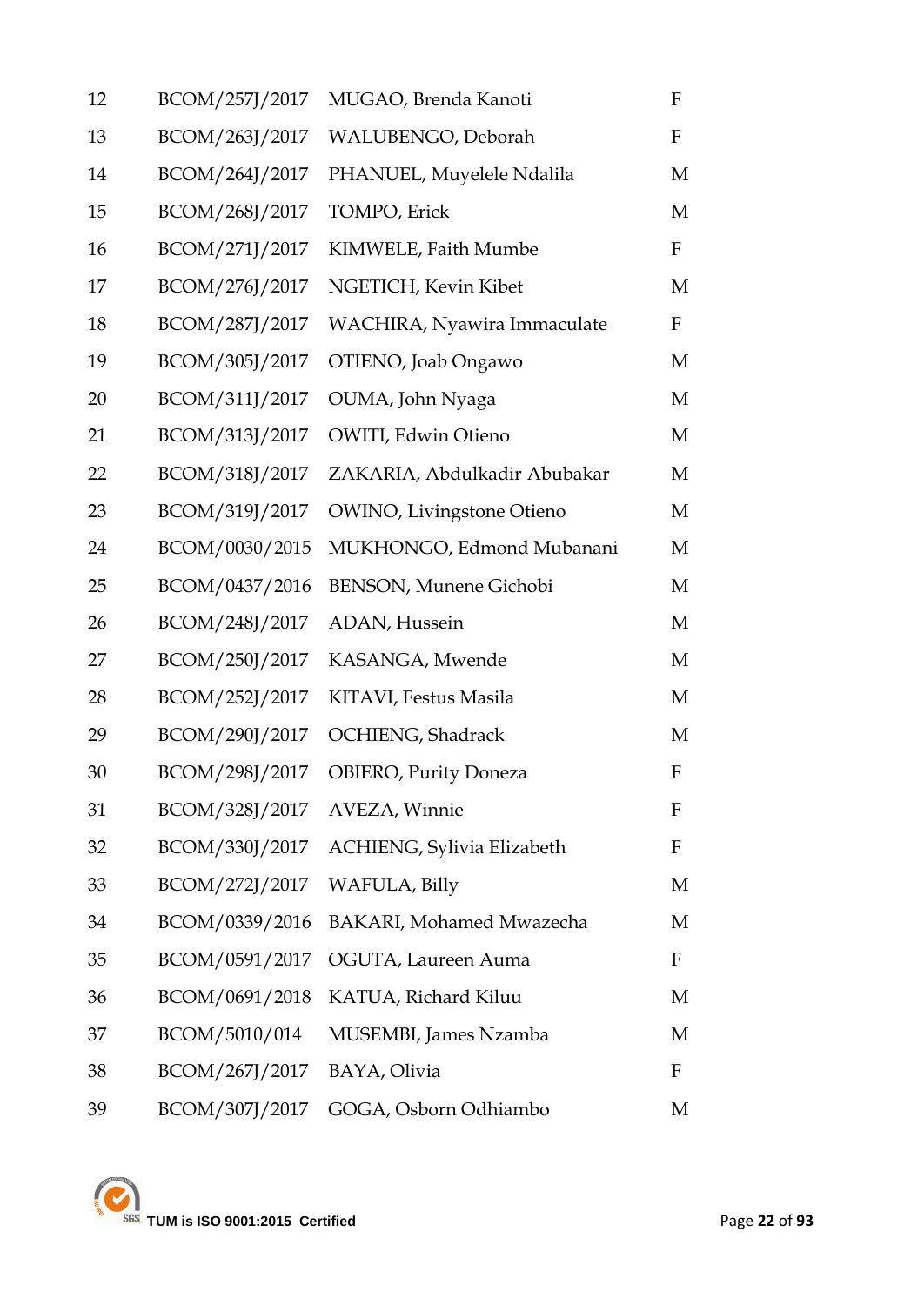| | | | |
|---|---|---|---|
| 12 | BCOM/257J/2017 | MUGAO, Brenda Kanoti | F |
| 13 | BCOM/263J/2017 | WALUBENGO, Deborah | F |
| 14 | BCOM/264J/2017 | PHANUEL, Muyelele Ndalila | M |
| 15 | BCOM/268J/2017 | TOMPO, Erick | M |
| 16 | BCOM/271J/2017 | KIMWELE, Faith Mumbe | F |
| 17 | BCOM/276J/2017 | NGETICH, Kevin Kibet | M |
| 18 | BCOM/287J/2017 | WACHIRA, Nyawira Immaculate | F |
| 19 | BCOM/305J/2017 | OTIENO, Joab Ongawo | M |
| 20 | BCOM/311J/2017 | OUMA, John Nyaga | M |
| 21 | BCOM/313J/2017 | OWITI, Edwin Otieno | M |
| 22 | BCOM/318J/2017 | ZAKARIA, Abdulkadir Abubakar | M |
| 23 | BCOM/319J/2017 | OWINO, Livingstone Otieno | M |
| 24 | BCOM/0030/2015 | MUKHONGO, Edmond Mubanani | M |
| 25 | BCOM/0437/2016 | BENSON, Munene Gichobi | M |
| 26 | BCOM/248J/2017 | ADAN, Hussein | M |
| 27 | BCOM/250J/2017 | KASANGA, Mwende | M |
| 28 | BCOM/252J/2017 | KITAVI, Festus Masila | M |
| 29 | BCOM/290J/2017 | OCHIENG, Shadrack | M |
| 30 | BCOM/298J/2017 | OBIERO, Purity Doneza | F |
| 31 | BCOM/328J/2017 | AVEZA, Winnie | F |
| 32 | BCOM/330J/2017 | ACHIENG, Sylivia Elizabeth | F |
| 33 | BCOM/272J/2017 | WAFULA, Billy | M |
| 34 | BCOM/0339/2016 | BAKARI, Mohamed Mwazecha | M |
| 35 | BCOM/0591/2017 | OGUTA, Laureen Auma | F |
| 36 | BCOM/0691/2018 | KATUA, Richard Kiluu | M |
| 37 | BCOM/5010/014 | MUSEMBI, James Nzamba | M |
| 38 | BCOM/267J/2017 | BAYA, Olivia | F |
| 39 | BCOM/307J/2017 | GOGA, Osborn Odhiambo | M |

TUM is ISO 9001:2015 Certified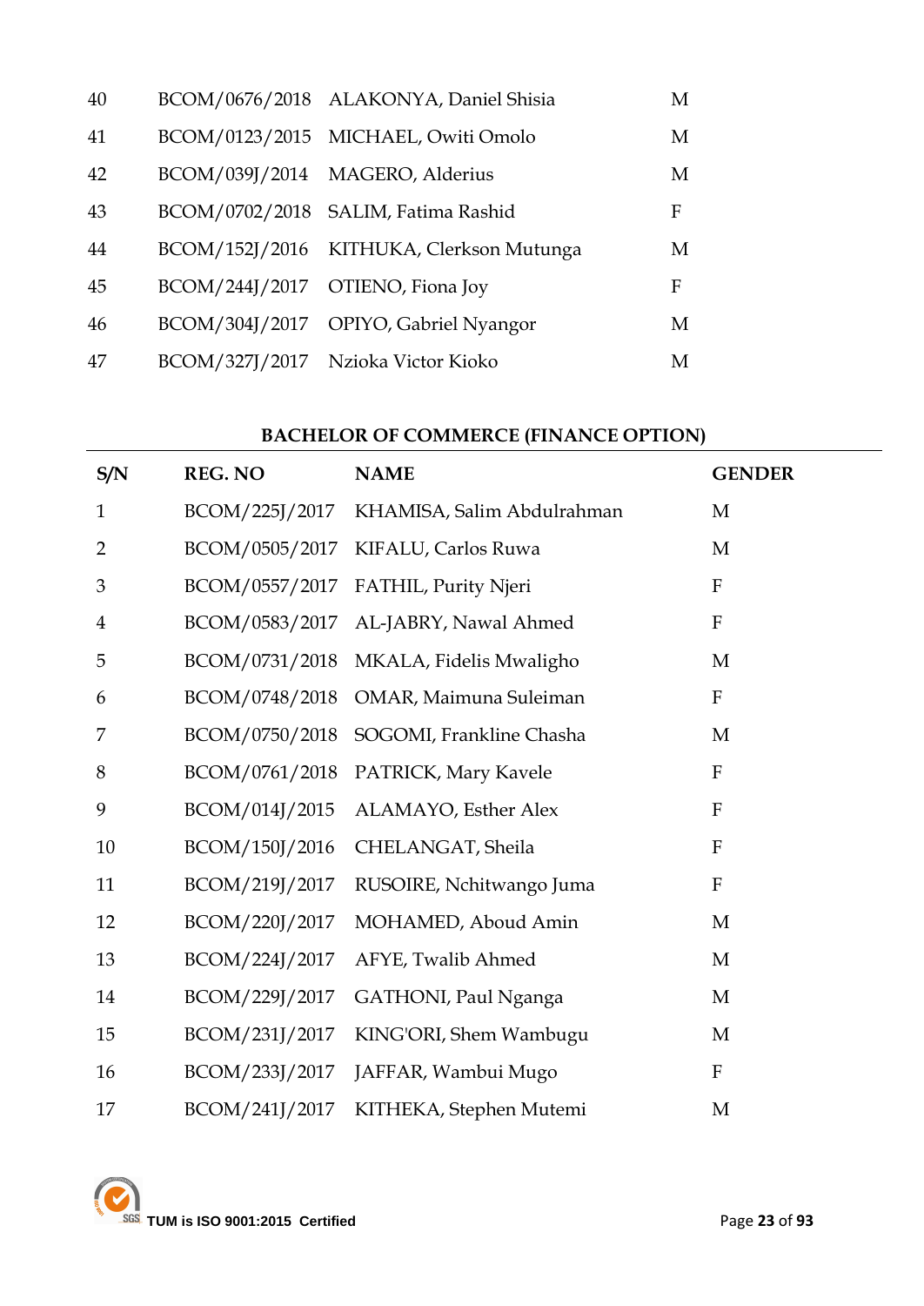| | | | |
|---|---|---|---|
| 40 | BCOM/0676/2018 | ALAKONYA, Daniel Shisia | M |
| 41 | BCOM/0123/2015 | MICHAEL, Owiti Omolo | M |
| 42 | BCOM/039J/2014 | MAGERO, Alderius | M |
| 43 | BCOM/0702/2018 | SALIM, Fatima Rashid | F |
| 44 | BCOM/152J/2016 | KITHUKA, Clerkson Mutunga | M |
| 45 | BCOM/244J/2017 | OTIENO, Fiona Joy | F |
| 46 | BCOM/304J/2017 | OPIYO, Gabriel Nyangor | M |
| 47 | BCOM/327J/2017 | Nzioka Victor Kioko | M |

**BACHELOR OF COMMERCE (FINANCE OPTION)**

| S/N | REG. NO | NAME | GENDER |
|---|---|---|---|
| 1 | BCOM/225J/2017 | KHAMISA, Salim Abdulrahman | M |
| 2 | BCOM/0505/2017 | KIFALU, Carlos Ruwa | M |
| 3 | BCOM/0557/2017 | FATHIL, Purity Njeri | F |
| 4 | BCOM/0583/2017 | AL-JABRY, Nawal Ahmed | F |
| 5 | BCOM/0731/2018 | MKALA, Fidelis Mwaligho | M |
| 6 | BCOM/0748/2018 | OMAR, Maimuna Suleiman | F |
| 7 | BCOM/0750/2018 | SOGOMI, Frankline Chasha | M |
| 8 | BCOM/0761/2018 | PATRICK, Mary Kavele | F |
| 9 | BCOM/014J/2015 | ALAMAYO, Esther Alex | F |
| 10 | BCOM/150J/2016 | CHELANGAT, Sheila | F |
| 11 | BCOM/219J/2017 | RUSOIRE, Nchitwango Juma | F |
| 12 | BCOM/220J/2017 | MOHAMED, Aboud Amin | M |
| 13 | BCOM/224J/2017 | AFYE, Twalib Ahmed | M |
| 14 | BCOM/229J/2017 | GATHONI, Paul Nganga | M |
| 15 | BCOM/231J/2017 | KING'ORI, Shem Wambugu | M |
| 16 | BCOM/233J/2017 | JAFFAR, Wambui Mugo | F |
| 17 | BCOM/241J/2017 | KITHEKA, Stephen Mutemi | M |

TUM is ISO 9001:2015 Certified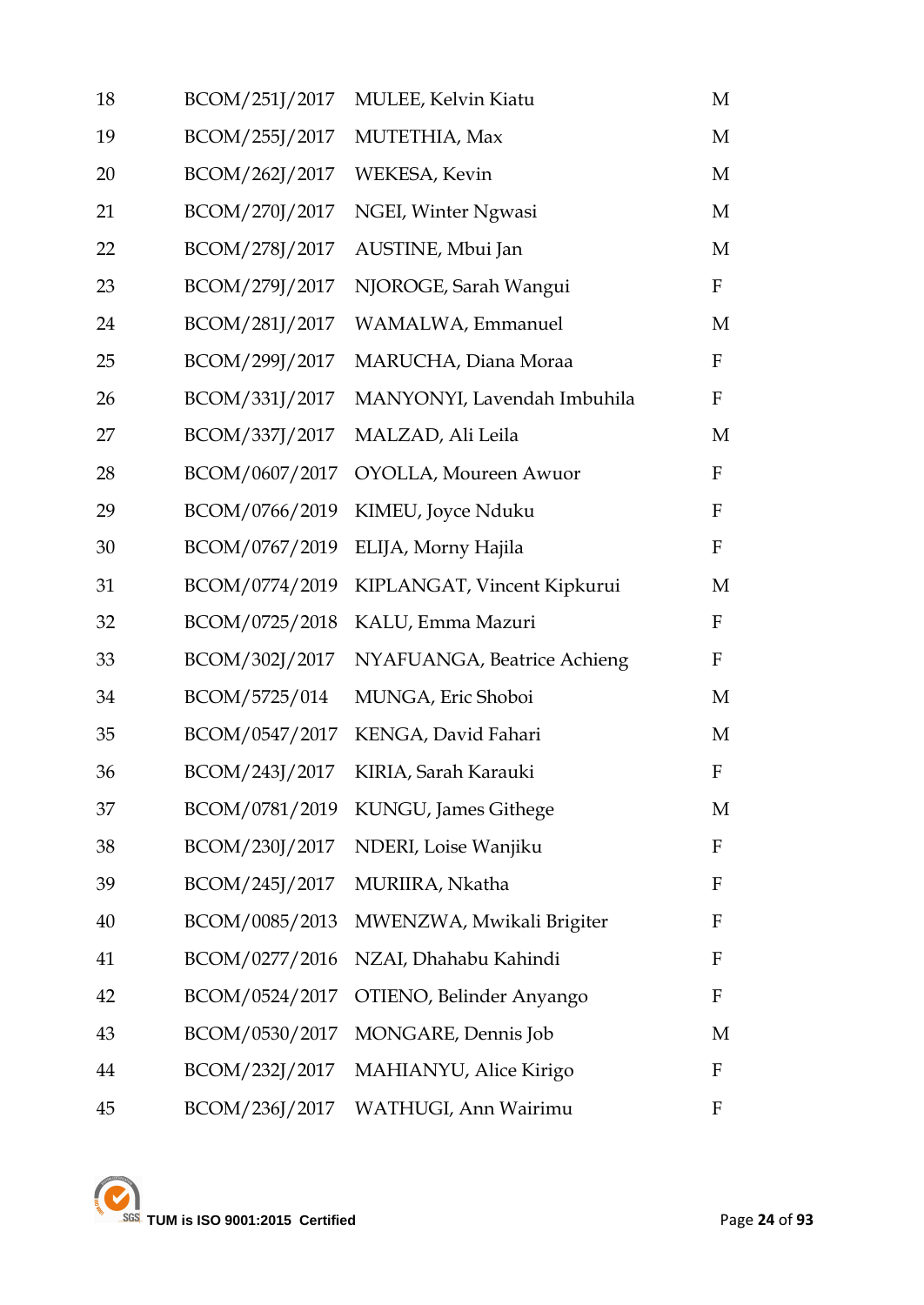| | | | |
|---|---|---|---|
| 18 | BCOM/251J/2017 | MULEE, Kelvin Kiatu | M |
| 19 | BCOM/255J/2017 | MUTETHIA, Max | M |
| 20 | BCOM/262J/2017 | WEKESA, Kevin | M |
| 21 | BCOM/270J/2017 | NGEI, Winter Ngwasi | M |
| 22 | BCOM/278J/2017 | AUSTINE, Mbui Jan | M |
| 23 | BCOM/279J/2017 | NJOROGE, Sarah Wangui | F |
| 24 | BCOM/281J/2017 | WAMALWA, Emmanuel | M |
| 25 | BCOM/299J/2017 | MARUCHA, Diana Moraa | F |
| 26 | BCOM/331J/2017 | MANYONYI, Lavendah Imbuhila | F |
| 27 | BCOM/337J/2017 | MALZAD, Ali Leila | M |
| 28 | BCOM/0607/2017 | OYOLLA, Moureen Awuor | F |
| 29 | BCOM/0766/2019 | KIMEU, Joyce Nduku | F |
| 30 | BCOM/0767/2019 | ELIJA, Morny Hajila | F |
| 31 | BCOM/0774/2019 | KIPLANGAT, Vincent Kipkurui | M |
| 32 | BCOM/0725/2018 | KALU, Emma Mazuri | F |
| 33 | BCOM/302J/2017 | NYAFUANGA, Beatrice Achieng | F |
| 34 | BCOM/5725/014 | MUNGA, Eric Shoboi | M |
| 35 | BCOM/0547/2017 | KENGA, David Fahari | M |
| 36 | BCOM/243J/2017 | KIRIA, Sarah Karauki | F |
| 37 | BCOM/0781/2019 | KUNGU, James Githege | M |
| 38 | BCOM/230J/2017 | NDERI, Loise Wanjiku | F |
| 39 | BCOM/245J/2017 | MURIIRA, Nkatha | F |
| 40 | BCOM/0085/2013 | MWENZWA, Mwikali Brigiter | F |
| 41 | BCOM/0277/2016 | NZAI, Dhahabu Kahindi | F |
| 42 | BCOM/0524/2017 | OTIENO, Belinder Anyango | F |
| 43 | BCOM/0530/2017 | MONGARE, Dennis Job | M |
| 44 | BCOM/232J/2017 | MAHIANYU, Alice Kirigo | F |
| 45 | BCOM/236J/2017 | WATHUGI, Ann Wairimu | F |

TUM is ISO 9001:2015 Certified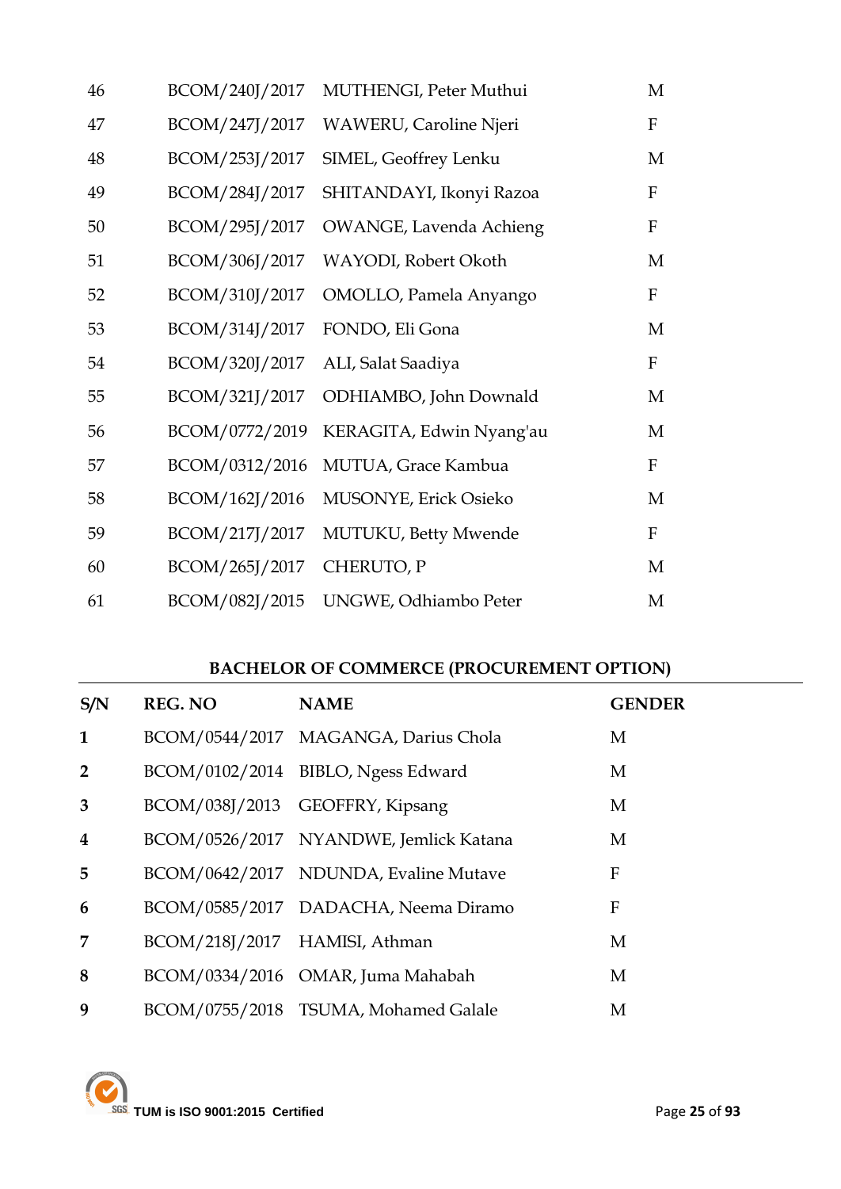| | | | |
|---|---|---|---|
| 46 | BCOM/240J/2017 | MUTHENGI, Peter Muthui | M |
| 47 | BCOM/247J/2017 | WAWERU, Caroline Njeri | F |
| 48 | BCOM/253J/2017 | SIMEL, Geoffrey Lenku | M |
| 49 | BCOM/284J/2017 | SHITANDAYI, Ikonyi Razoa | F |
| 50 | BCOM/295J/2017 | OWANGE, Lavenda Achieng | F |
| 51 | BCOM/306J/2017 | WAYODI, Robert Okoth | M |
| 52 | BCOM/310J/2017 | OMOLLO, Pamela Anyango | F |
| 53 | BCOM/314J/2017 | FONDO, Eli Gona | M |
| 54 | BCOM/320J/2017 | ALI, Salat Saadiya | F |
| 55 | BCOM/321J/2017 | ODHIAMBO, John Downald | M |
| 56 | BCOM/0772/2019 | KERAGITA, Edwin Nyang'au | M |
| 57 | BCOM/0312/2016 | MUTUA, Grace Kambua | F |
| 58 | BCOM/162J/2016 | MUSONYE, Erick Osieko | M |
| 59 | BCOM/217J/2017 | MUTUKU, Betty Mwende | F |
| 60 | BCOM/265J/2017 | CHERUTO, P | M |
| 61 | BCOM/082J/2015 | UNGWE, Odhiambo Peter | M |

**BACHELOR OF COMMERCE (PROCUREMENT OPTION)**

| S/N | REG. NO | NAME | GENDER |
|---|---|---|---|
| **1** | BCOM/0544/2017 | MAGANGA, Darius Chola | M |
| **2** | BCOM/0102/2014 | BIBLO, Ngess Edward | M |
| **3** | BCOM/038J/2013 | GEOFFRY, Kipsang | M |
| **4** | BCOM/0526/2017 | NYANDWE, Jemlick Katana | M |
| **5** | BCOM/0642/2017 | NDUNDA, Evaline Mutave | F |
| **6** | BCOM/0585/2017 | DADACHA, Neema Diramo | F |
| **7** | BCOM/218J/2017 | HAMISI, Athman | M |
| **8** | BCOM/0334/2016 | OMAR, Juma Mahabah | M |
| **9** | BCOM/0755/2018 | TSUMA, Mohamed Galale | M |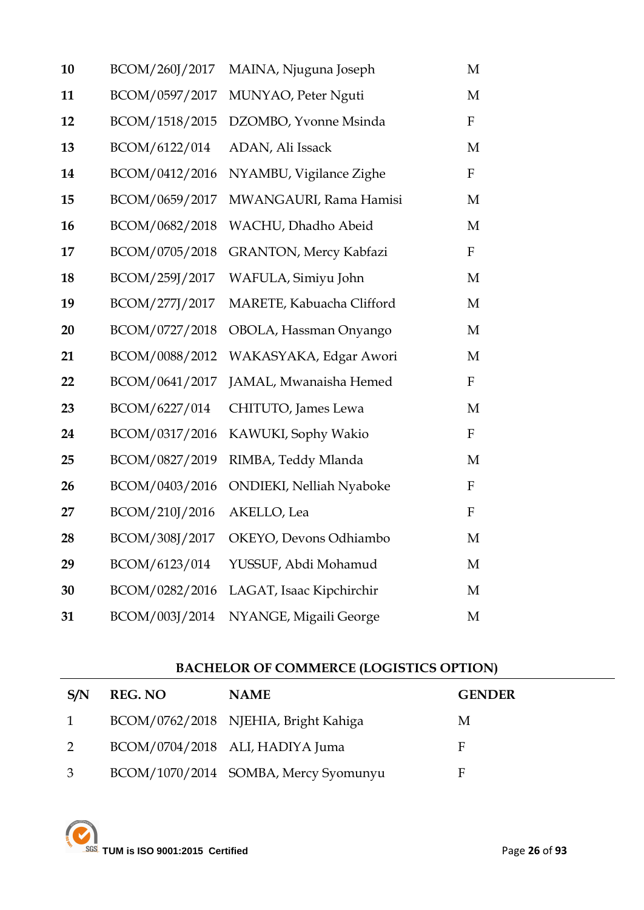| | | | |
|---|---|---|---|
| **10** | BCOM/260J/2017 | MAINA, Njuguna Joseph | M |
| **11** | BCOM/0597/2017 | MUNYAO, Peter Nguti | M |
| **12** | BCOM/1518/2015 | DZOMBO, Yvonne Msinda | F |
| **13** | BCOM/6122/014 | ADAN, Ali Issack | M |
| **14** | BCOM/0412/2016 | NYAMBU, Vigilance Zighe | F |
| **15** | BCOM/0659/2017 | MWANGAURI, Rama Hamisi | M |
| **16** | BCOM/0682/2018 | WACHU, Dhadho Abeid | M |
| **17** | BCOM/0705/2018 | GRANTON, Mercy Kabfazi | F |
| **18** | BCOM/259J/2017 | WAFULA, Simiyu John | M |
| **19** | BCOM/277J/2017 | MARETE, Kabuacha Clifford | M |
| **20** | BCOM/0727/2018 | OBOLA, Hassman Onyango | M |
| **21** | BCOM/0088/2012 | WAKASYAKA, Edgar Awori | M |
| **22** | BCOM/0641/2017 | JAMAL, Mwanaisha Hemed | F |
| **23** | BCOM/6227/014 | CHITUTO, James Lewa | M |
| **24** | BCOM/0317/2016 | KAWUKI, Sophy Wakio | F |
| **25** | BCOM/0827/2019 | RIMBA, Teddy Mlanda | M |
| **26** | BCOM/0403/2016 | ONDIEKI, Nelliah Nyaboke | F |
| **27** | BCOM/210J/2016 | AKELLO, Lea | F |
| **28** | BCOM/308J/2017 | OKEYO, Devons Odhiambo | M |
| **29** | BCOM/6123/014 | YUSSUF, Abdi Mohamud | M |
| **30** | BCOM/0282/2016 | LAGAT, Isaac Kipchirchir | M |
| **31** | BCOM/003J/2014 | NYANGE, Migaili George | M |

### BACHELOR OF COMMERCE (LOGISTICS OPTION)

| S/N | REG. NO | NAME | GENDER |
|---|---|---|---|
| 1 | BCOM/0762/2018 | NJEHIA, Bright Kahiga | M |
| 2 | BCOM/0704/2018 | ALI, HADIYA Juma | F |
| 3 | BCOM/1070/2014 | SOMBA, Mercy Syomunyu | F |

TUM is ISO 9001:2015 Certified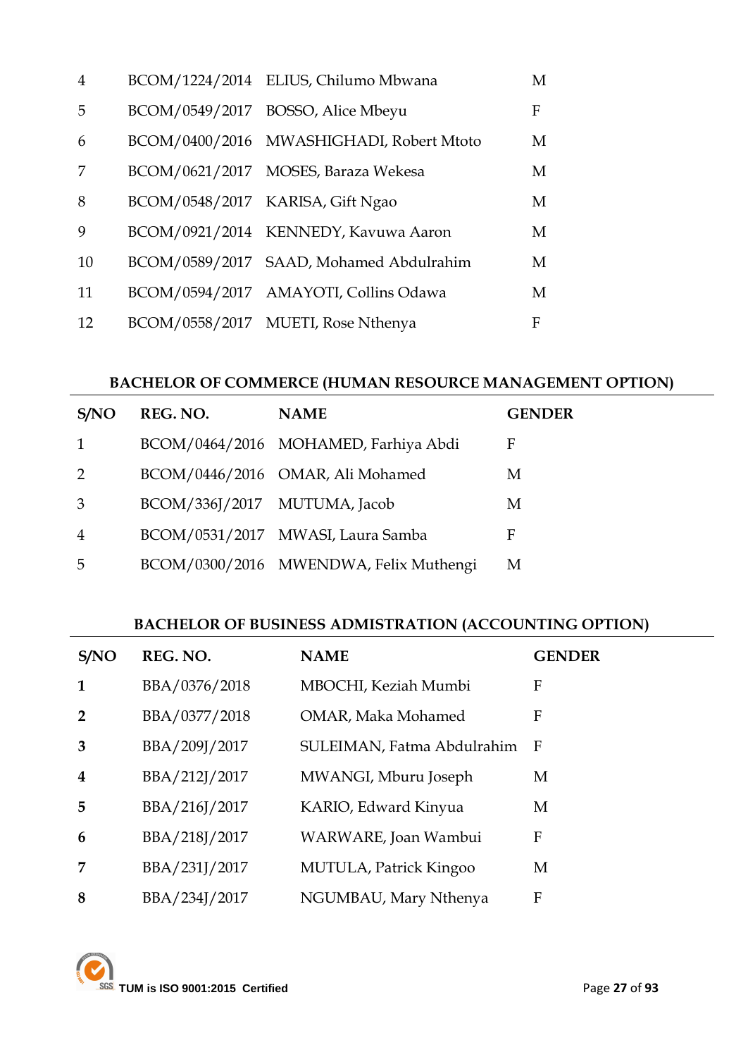| | | | |
|---|---|---|---|
| 4 | BCOM/1224/2014 | ELIUS, Chilumo Mbwana | M |
| 5 | BCOM/0549/2017 | BOSSO, Alice Mbeyu | F |
| 6 | BCOM/0400/2016 | MWASHIGHADI, Robert Mtoto | M |
| 7 | BCOM/0621/2017 | MOSES, Baraza Wekesa | M |
| 8 | BCOM/0548/2017 | KARISA, Gift Ngao | M |
| 9 | BCOM/0921/2014 | KENNEDY, Kavuwa Aaron | M |
| 10 | BCOM/0589/2017 | SAAD, Mohamed Abdulrahim | M |
| 11 | BCOM/0594/2017 | AMAYOTI, Collins Odawa | M |
| 12 | BCOM/0558/2017 | MUETI, Rose Nthenya | F |

**BACHELOR OF COMMERCE (HUMAN RESOURCE MANAGEMENT OPTION)**

| S/NO | REG. NO. | NAME | GENDER |
|---|---|---|---|
| 1 | BCOM/0464/2016 | MOHAMED, Farhiya Abdi | F |
| 2 | BCOM/0446/2016 | OMAR, Ali Mohamed | M |
| 3 | BCOM/336J/2017 | MUTUMA, Jacob | M |
| 4 | BCOM/0531/2017 | MWASI, Laura Samba | F |
| 5 | BCOM/0300/2016 | MWENDWA, Felix Muthengi | M |

**BACHELOR OF BUSINESS ADMISTRATION (ACCOUNTING OPTION)**

| S/NO | REG. NO. | NAME | GENDER |
|---|---|---|---|
| **1** | BBA/0376/2018 | MBOCHI, Keziah Mumbi | F |
| **2** | BBA/0377/2018 | OMAR, Maka Mohamed | F |
| **3** | BBA/209J/2017 | SULEIMAN, Fatma Abdulrahim | F |
| **4** | BBA/212J/2017 | MWANGI, Mburu Joseph | M |
| **5** | BBA/216J/2017 | KARIO, Edward Kinyua | M |
| **6** | BBA/218J/2017 | WARWARE, Joan Wambui | F |
| **7** | BBA/231J/2017 | MUTULA, Patrick Kingoo | M |
| **8** | BBA/234J/2017 | NGUMBAU, Mary Nthenya | F |

TUM is ISO 9001:2015 Certified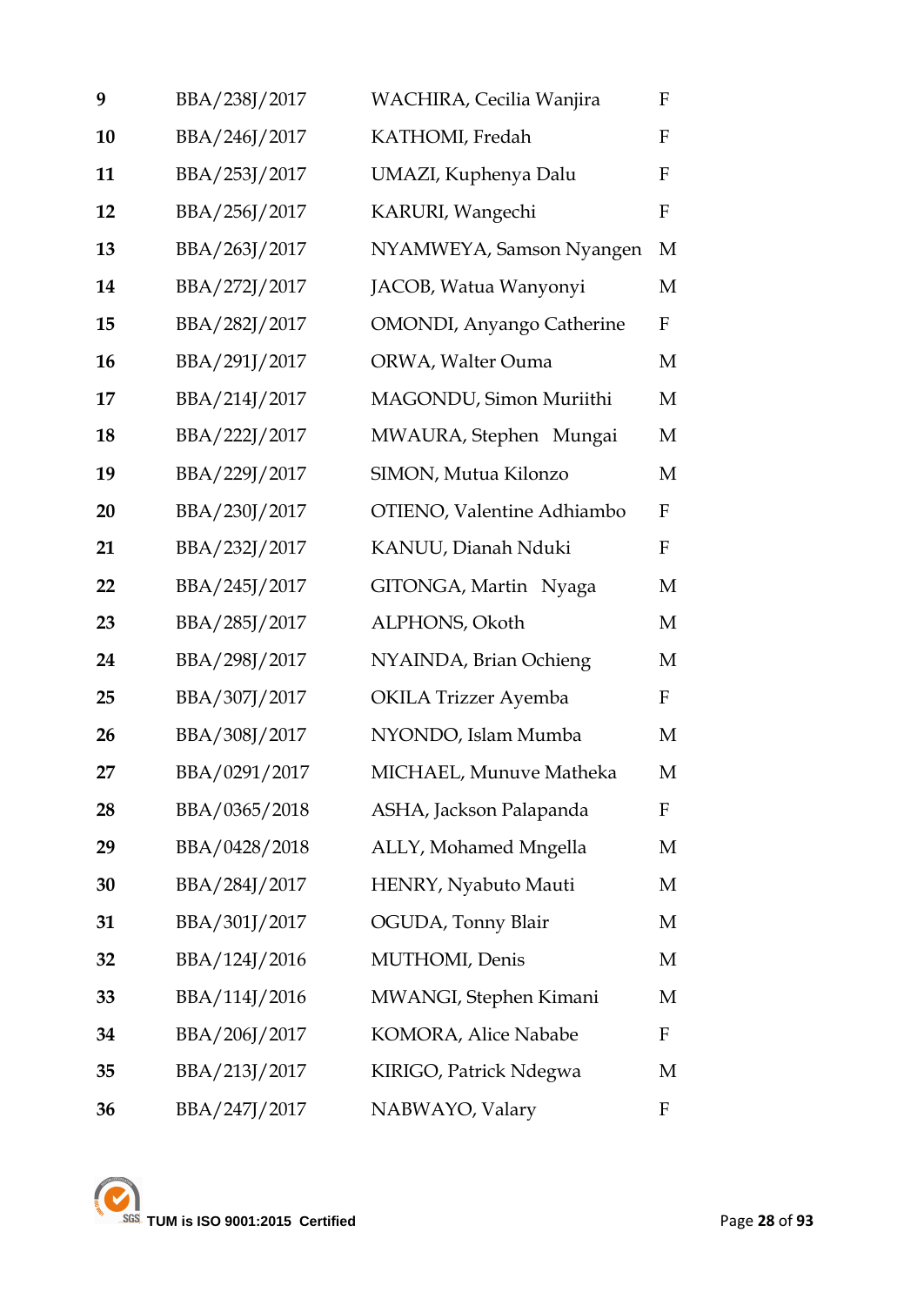| | | | |
|---|---|---|---|
| **9** | BBA/238J/2017 | WACHIRA, Cecilia Wanjira | F |
| **10** | BBA/246J/2017 | KATHOMI, Fredah | F |
| **11** | BBA/253J/2017 | UMAZI, Kuphenya Dalu | F |
| **12** | BBA/256J/2017 | KARURI, Wangechi | F |
| **13** | BBA/263J/2017 | NYAMWEYA, Samson Nyangen | M |
| **14** | BBA/272J/2017 | JACOB, Watua Wanyonyi | M |
| **15** | BBA/282J/2017 | OMONDI, Anyango Catherine | F |
| **16** | BBA/291J/2017 | ORWA, Walter Ouma | M |
| **17** | BBA/214J/2017 | MAGONDU, Simon Muriithi | M |
| **18** | BBA/222J/2017 | MWAURA, Stephen Mungai | M |
| **19** | BBA/229J/2017 | SIMON, Mutua Kilonzo | M |
| **20** | BBA/230J/2017 | OTIENO, Valentine Adhiambo | F |
| **21** | BBA/232J/2017 | KANUU, Dianah Nduki | F |
| **22** | BBA/245J/2017 | GITONGA, Martin Nyaga | M |
| **23** | BBA/285J/2017 | ALPHONS, Okoth | M |
| **24** | BBA/298J/2017 | NYAINDA, Brian Ochieng | M |
| **25** | BBA/307J/2017 | OKILA Trizzer Ayemba | F |
| **26** | BBA/308J/2017 | NYONDO, Islam Mumba | M |
| **27** | BBA/0291/2017 | MICHAEL, Munuve Matheka | M |
| **28** | BBA/0365/2018 | ASHA, Jackson Palapanda | F |
| **29** | BBA/0428/2018 | ALLY, Mohamed Mngella | M |
| **30** | BBA/284J/2017 | HENRY, Nyabuto Mauti | M |
| **31** | BBA/301J/2017 | OGUDA, Tonny Blair | M |
| **32** | BBA/124J/2016 | MUTHOMI, Denis | M |
| **33** | BBA/114J/2016 | MWANGI, Stephen Kimani | M |
| **34** | BBA/206J/2017 | KOMORA, Alice Nababe | F |
| **35** | BBA/213J/2017 | KIRIGO, Patrick Ndegwa | M |
| **36** | BBA/247J/2017 | NABWAYO, Valary | F |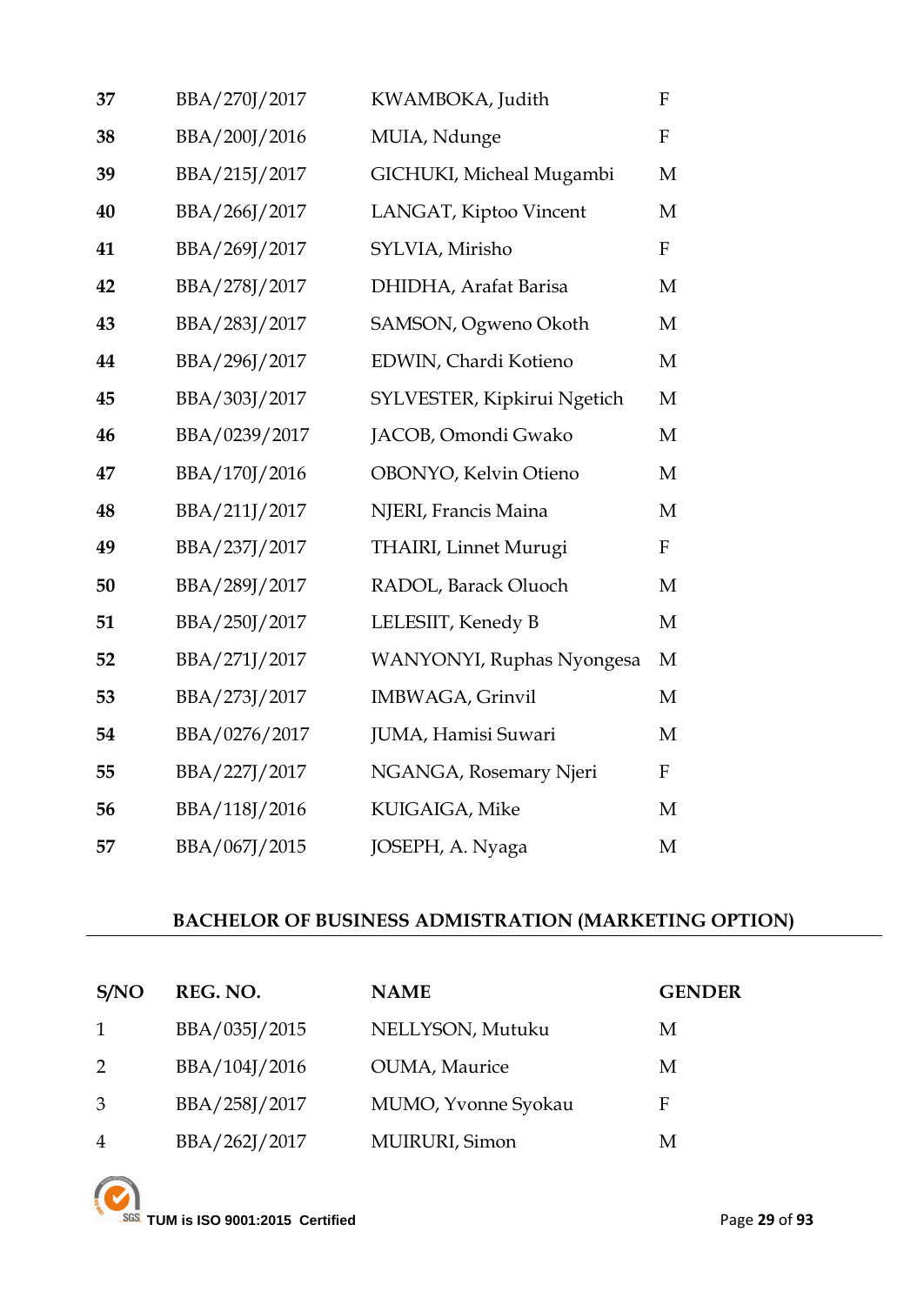| | | | |
|---|---|---|---|
| **37** | BBA/270J/2017 | KWAMBOKA, Judith | F |
| **38** | BBA/200J/2016 | MUIA, Ndunge | F |
| **39** | BBA/215J/2017 | GICHUKI, Micheal Mugambi | M |
| **40** | BBA/266J/2017 | LANGAT, Kiptoo Vincent | M |
| **41** | BBA/269J/2017 | SYLVIA, Mirisho | F |
| **42** | BBA/278J/2017 | DHIDHA, Arafat Barisa | M |
| **43** | BBA/283J/2017 | SAMSON, Ogweno Okoth | M |
| **44** | BBA/296J/2017 | EDWIN, Chardi Kotieno | M |
| **45** | BBA/303J/2017 | SYLVESTER, Kipkirui Ngetich | M |
| **46** | BBA/0239/2017 | JACOB, Omondi Gwako | M |
| **47** | BBA/170J/2016 | OBONYO, Kelvin Otieno | M |
| **48** | BBA/211J/2017 | NJERI, Francis Maina | M |
| **49** | BBA/237J/2017 | THAIRI, Linnet Murugi | F |
| **50** | BBA/289J/2017 | RADOL, Barack Oluoch | M |
| **51** | BBA/250J/2017 | LELESIIT, Kenedy B | M |
| **52** | BBA/271J/2017 | WANYONYI, Ruphas Nyongesa | M |
| **53** | BBA/273J/2017 | IMBWAGA, Grinvil | M |
| **54** | BBA/0276/2017 | JUMA, Hamisi Suwari | M |
| **55** | BBA/227J/2017 | NGANGA, Rosemary Njeri | F |
| **56** | BBA/118J/2016 | KUIGAIGA, Mike | M |
| **57** | BBA/067J/2015 | JOSEPH, A. Nyaga | M |

## BACHELOR OF BUSINESS ADMISTRATION (MARKETING OPTION)

| S/NO | REG. NO. | NAME | GENDER |
|---|---|---|---|
| 1 | BBA/035J/2015 | NELLYSON, Mutuku | M |
| 2 | BBA/104J/2016 | OUMA, Maurice | M |
| 3 | BBA/258J/2017 | MUMO, Yvonne Syokau | F |
| 4 | BBA/262J/2017 | MUIRURI, Simon | M |

TUM is ISO 9001:2015 Certified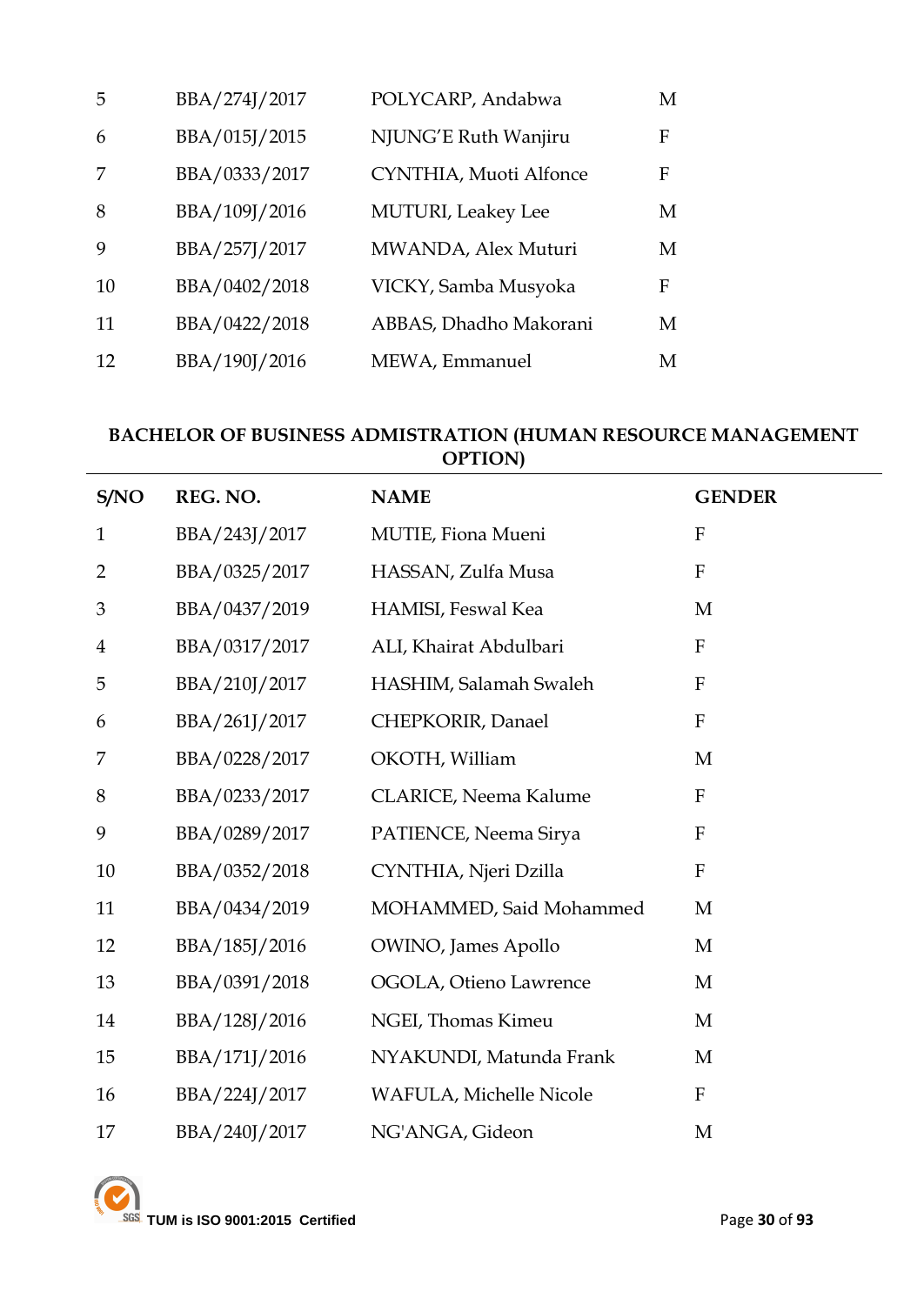| | | | |
|---|---|---|---|
| 5 | BBA/274J/2017 | POLYCARP, Andabwa | M |
| 6 | BBA/015J/2015 | NJUNG'E Ruth Wanjiru | F |
| 7 | BBA/0333/2017 | CYNTHIA, Muoti Alfonce | F |
| 8 | BBA/109J/2016 | MUTURI, Leakey Lee | M |
| 9 | BBA/257J/2017 | MWANDA, Alex Muturi | M |
| 10 | BBA/0402/2018 | VICKY, Samba Musyoka | F |
| 11 | BBA/0422/2018 | ABBAS, Dhadho Makorani | M |
| 12 | BBA/190J/2016 | MEWA, Emmanuel | M |

**BACHELOR OF BUSINESS ADMISTRATION (HUMAN RESOURCE MANAGEMENT OPTION)**

| S/NO | REG. NO. | NAME | GENDER |
|---|---|---|---|
| 1 | BBA/243J/2017 | MUTIE, Fiona Mueni | F |
| 2 | BBA/0325/2017 | HASSAN, Zulfa Musa | F |
| 3 | BBA/0437/2019 | HAMISI, Feswal Kea | M |
| 4 | BBA/0317/2017 | ALI, Khairat Abdulbari | F |
| 5 | BBA/210J/2017 | HASHIM, Salamah Swaleh | F |
| 6 | BBA/261J/2017 | CHEPKORIR, Danael | F |
| 7 | BBA/0228/2017 | OKOTH, William | M |
| 8 | BBA/0233/2017 | CLARICE, Neema Kalume | F |
| 9 | BBA/0289/2017 | PATIENCE, Neema Sirya | F |
| 10 | BBA/0352/2018 | CYNTHIA, Njeri Dzilla | F |
| 11 | BBA/0434/2019 | MOHAMMED, Said Mohammed | M |
| 12 | BBA/185J/2016 | OWINO, James Apollo | M |
| 13 | BBA/0391/2018 | OGOLA, Otieno Lawrence | M |
| 14 | BBA/128J/2016 | NGEI, Thomas Kimeu | M |
| 15 | BBA/171J/2016 | NYAKUNDI, Matunda Frank | M |
| 16 | BBA/224J/2017 | WAFULA, Michelle Nicole | F |
| 17 | BBA/240J/2017 | NG'ANGA, Gideon | M |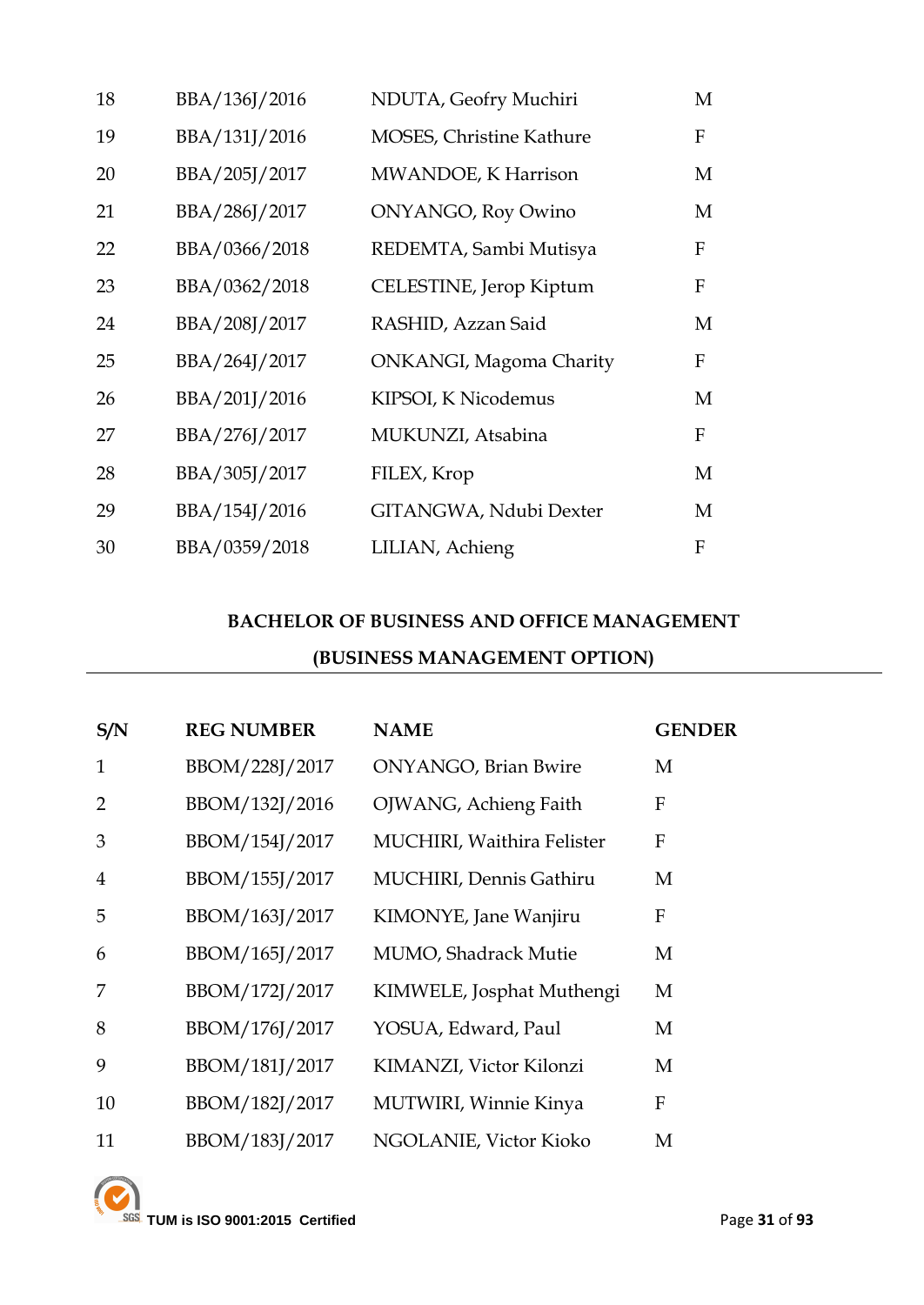| | | | |
|---|---|---|---|
| 18 | BBA/136J/2016 | NDUTA, Geofry Muchiri | M |
| 19 | BBA/131J/2016 | MOSES, Christine Kathure | F |
| 20 | BBA/205J/2017 | MWANDOE, K Harrison | M |
| 21 | BBA/286J/2017 | ONYANGO, Roy Owino | M |
| 22 | BBA/0366/2018 | REDEMTA, Sambi Mutisya | F |
| 23 | BBA/0362/2018 | CELESTINE, Jerop Kiptum | F |
| 24 | BBA/208J/2017 | RASHID, Azzan Said | M |
| 25 | BBA/264J/2017 | ONKANGI, Magoma Charity | F |
| 26 | BBA/201J/2016 | KIPSOI, K Nicodemus | M |
| 27 | BBA/276J/2017 | MUKUNZI, Atsabina | F |
| 28 | BBA/305J/2017 | FILEX, Krop | M |
| 29 | BBA/154J/2016 | GITANGWA, Ndubi Dexter | M |
| 30 | BBA/0359/2018 | LILIAN, Achieng | F |

## BACHELOR OF BUSINESS AND OFFICE MANAGEMENT
## (BUSINESS MANAGEMENT OPTION)

| S/N | REG NUMBER | NAME | GENDER |
|---|---|---|---|
| 1 | BBOM/228J/2017 | ONYANGO, Brian Bwire | M |
| 2 | BBOM/132J/2016 | OJWANG, Achieng Faith | F |
| 3 | BBOM/154J/2017 | MUCHIRI, Waithira Felister | F |
| 4 | BBOM/155J/2017 | MUCHIRI, Dennis Gathiru | M |
| 5 | BBOM/163J/2017 | KIMONYE, Jane Wanjiru | F |
| 6 | BBOM/165J/2017 | MUMO, Shadrack Mutie | M |
| 7 | BBOM/172J/2017 | KIMWELE, Josphat Muthengi | M |
| 8 | BBOM/176J/2017 | YOSUA, Edward, Paul | M |
| 9 | BBOM/181J/2017 | KIMANZI, Victor Kilonzi | M |
| 10 | BBOM/182J/2017 | MUTWIRI, Winnie Kinya | F |
| 11 | BBOM/183J/2017 | NGOLANIE, Victor Kioko | M |

TUM is ISO 9001:2015 Certified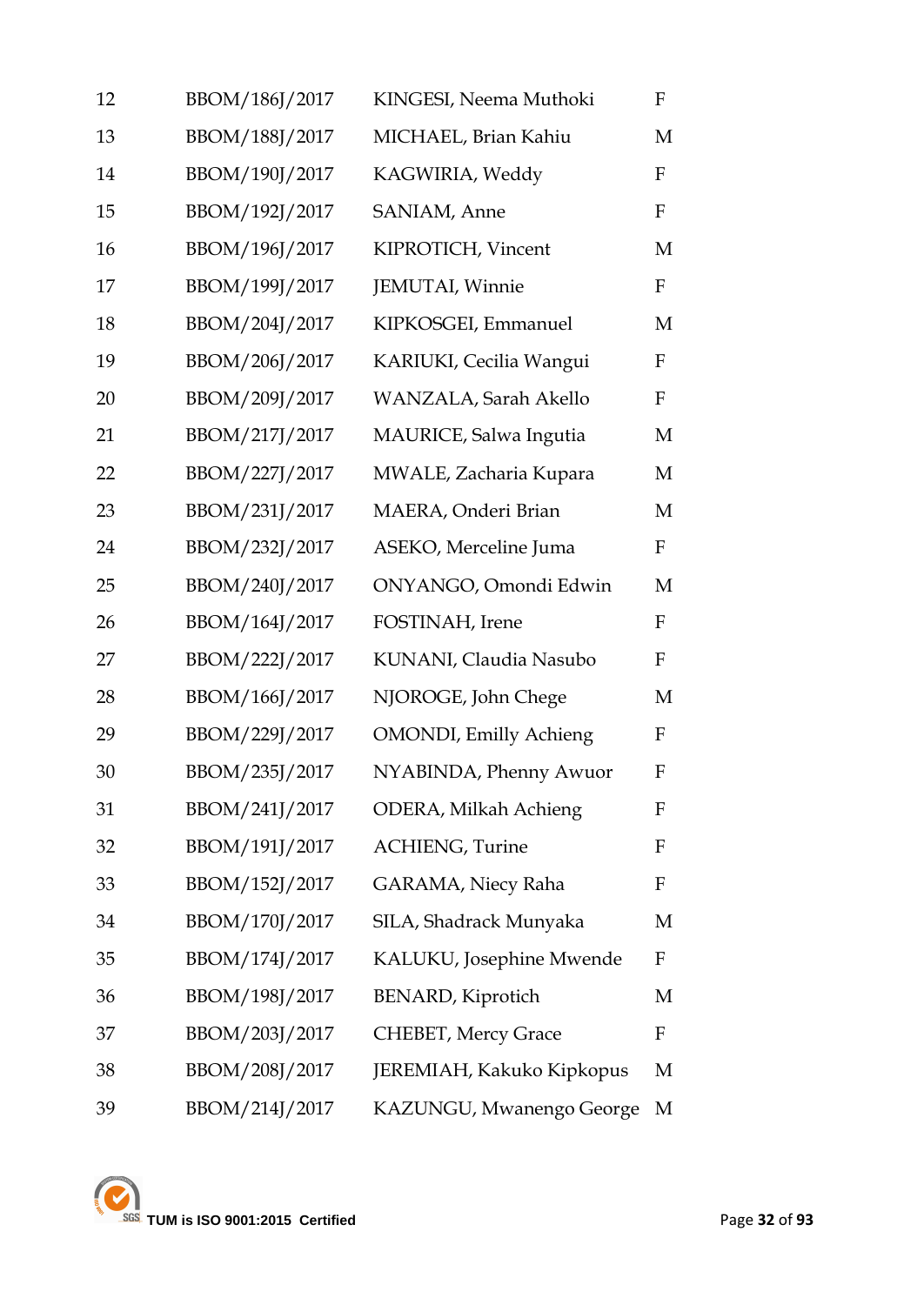| | | | |
|---|---|---|---|
| 12 | BBOM/186J/2017 | KINGESI, Neema Muthoki | F |
| 13 | BBOM/188J/2017 | MICHAEL, Brian Kahiu | M |
| 14 | BBOM/190J/2017 | KAGWIRIA, Weddy | F |
| 15 | BBOM/192J/2017 | SANIAM, Anne | F |
| 16 | BBOM/196J/2017 | KIPROTICH, Vincent | M |
| 17 | BBOM/199J/2017 | JEMUTAI, Winnie | F |
| 18 | BBOM/204J/2017 | KIPKOSGEI, Emmanuel | M |
| 19 | BBOM/206J/2017 | KARIUKI, Cecilia Wangui | F |
| 20 | BBOM/209J/2017 | WANZALA, Sarah Akello | F |
| 21 | BBOM/217J/2017 | MAURICE, Salwa Ingutia | M |
| 22 | BBOM/227J/2017 | MWALE, Zacharia Kupara | M |
| 23 | BBOM/231J/2017 | MAERA, Onderi Brian | M |
| 24 | BBOM/232J/2017 | ASEKO, Merceline Juma | F |
| 25 | BBOM/240J/2017 | ONYANGO, Omondi Edwin | M |
| 26 | BBOM/164J/2017 | FOSTINAH, Irene | F |
| 27 | BBOM/222J/2017 | KUNANI, Claudia Nasubo | F |
| 28 | BBOM/166J/2017 | NJOROGE, John Chege | M |
| 29 | BBOM/229J/2017 | OMONDI, Emilly Achieng | F |
| 30 | BBOM/235J/2017 | NYABINDA, Phenny Awuor | F |
| 31 | BBOM/241J/2017 | ODERA, Milkah Achieng | F |
| 32 | BBOM/191J/2017 | ACHIENG, Turine | F |
| 33 | BBOM/152J/2017 | GARAMA, Niecy Raha | F |
| 34 | BBOM/170J/2017 | SILA, Shadrack Munyaka | M |
| 35 | BBOM/174J/2017 | KALUKU, Josephine Mwende | F |
| 36 | BBOM/198J/2017 | BENARD, Kiprotich | M |
| 37 | BBOM/203J/2017 | CHEBET, Mercy Grace | F |
| 38 | BBOM/208J/2017 | JEREMIAH, Kakuko Kipkopus | M |
| 39 | BBOM/214J/2017 | KAZUNGU, Mwanengo George | M |

TUM is ISO 9001:2015 Certified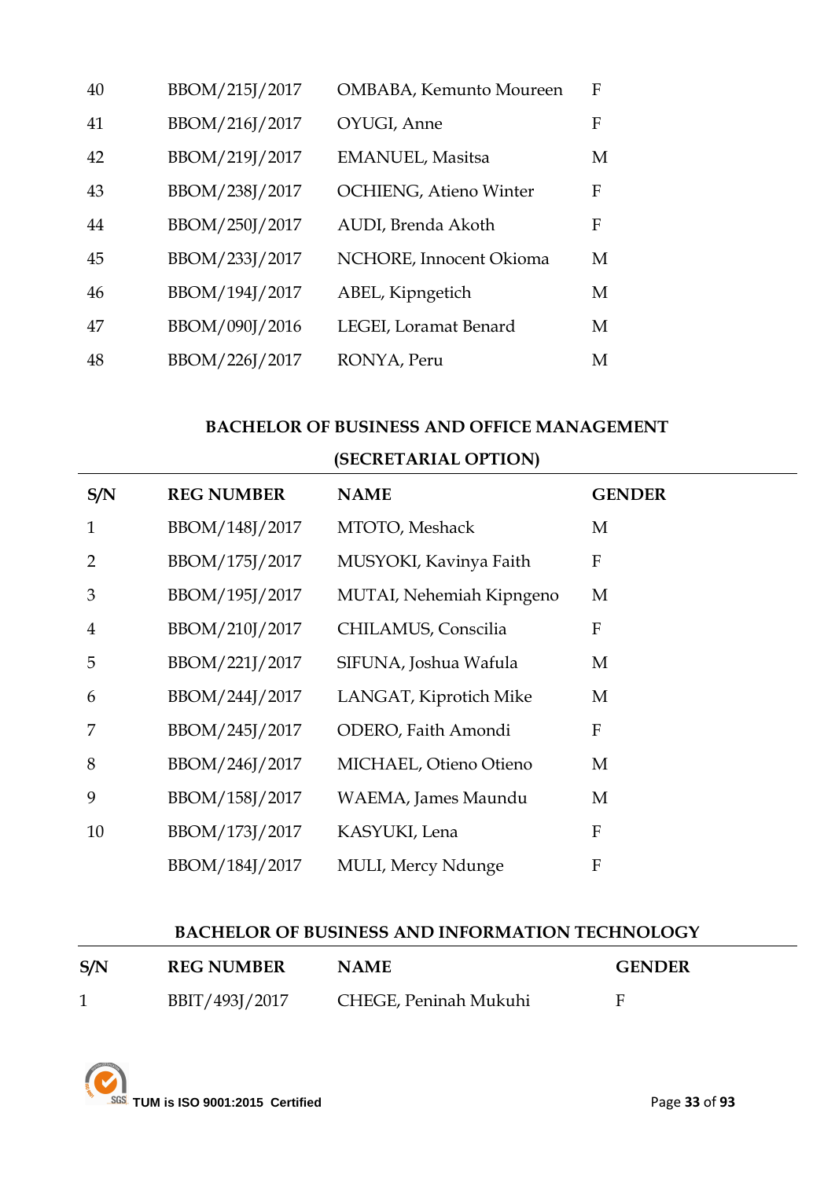| 40 | BBOM/215J/2017 | OMBABA, Kemunto Moureen | F |
|---|---|---|---|
| 41 | BBOM/216J/2017 | OYUGI, Anne | F |
| 42 | BBOM/219J/2017 | EMANUEL, Masitsa | M |
| 43 | BBOM/238J/2017 | OCHIENG, Atieno Winter | F |
| 44 | BBOM/250J/2017 | AUDI, Brenda Akoth | F |
| 45 | BBOM/233J/2017 | NCHORE, Innocent Okioma | M |
| 46 | BBOM/194J/2017 | ABEL, Kipngetich | M |
| 47 | BBOM/090J/2016 | LEGEI, Loramat Benard | M |
| 48 | BBOM/226J/2017 | RONYA, Peru | M |

## BACHELOR OF BUSINESS AND OFFICE MANAGEMENT (SECRETARIAL OPTION)

| S/N | REG NUMBER | NAME | GENDER |
|---|---|---|---|
| 1 | BBOM/148J/2017 | MTOTO, Meshack | M |
| 2 | BBOM/175J/2017 | MUSYOKI, Kavinya Faith | F |
| 3 | BBOM/195J/2017 | MUTAI, Nehemiah Kipngeno | M |
| 4 | BBOM/210J/2017 | CHILAMUS, Conscilia | F |
| 5 | BBOM/221J/2017 | SIFUNA, Joshua Wafula | M |
| 6 | BBOM/244J/2017 | LANGAT, Kiprotich Mike | M |
| 7 | BBOM/245J/2017 | ODERO, Faith Amondi | F |
| 8 | BBOM/246J/2017 | MICHAEL, Otieno Otieno | M |
| 9 | BBOM/158J/2017 | WAEMA, James Maundu | M |
| 10 | BBOM/173J/2017 | KASYUKI, Lena | F |
| | BBOM/184J/2017 | MULI, Mercy Ndunge | F |

## BACHELOR OF BUSINESS AND INFORMATION TECHNOLOGY

| S/N | REG NUMBER | NAME | GENDER |
|---|---|---|---|
| 1 | BBIT/493J/2017 | CHEGE, Peninah Mukuhi | F |

TUM is ISO 9001:2015 Certified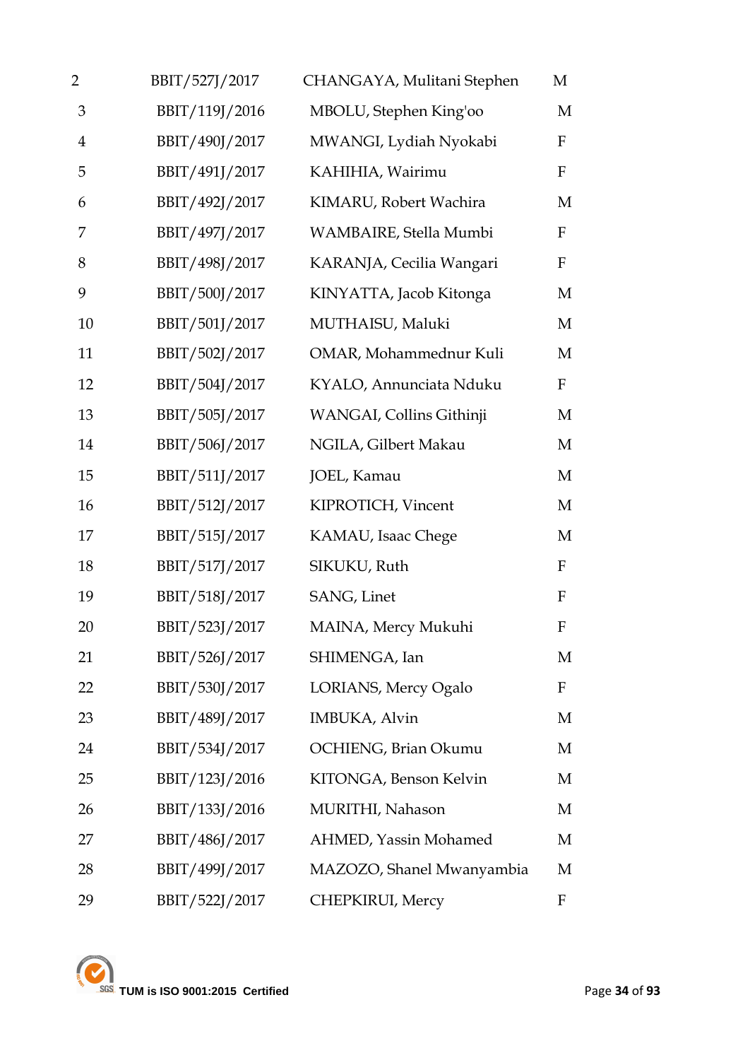| | | | |
|---|---|---|---|
| 2 | BBIT/527J/2017 | CHANGAYA, Mulitani Stephen | M |
| 3 | BBIT/119J/2016 | MBOLU, Stephen King'oo | M |
| 4 | BBIT/490J/2017 | MWANGI, Lydiah Nyokabi | F |
| 5 | BBIT/491J/2017 | KAHIHIA, Wairimu | F |
| 6 | BBIT/492J/2017 | KIMARU, Robert Wachira | M |
| 7 | BBIT/497J/2017 | WAMBAIRE, Stella Mumbi | F |
| 8 | BBIT/498J/2017 | KARANJA, Cecilia Wangari | F |
| 9 | BBIT/500J/2017 | KINYATTA, Jacob Kitonga | M |
| 10 | BBIT/501J/2017 | MUTHAISU, Maluki | M |
| 11 | BBIT/502J/2017 | OMAR, Mohammednur Kuli | M |
| 12 | BBIT/504J/2017 | KYALO, Annunciata Nduku | F |
| 13 | BBIT/505J/2017 | WANGAI, Collins Githinji | M |
| 14 | BBIT/506J/2017 | NGILA, Gilbert Makau | M |
| 15 | BBIT/511J/2017 | JOEL, Kamau | M |
| 16 | BBIT/512J/2017 | KIPROTICH, Vincent | M |
| 17 | BBIT/515J/2017 | KAMAU, Isaac Chege | M |
| 18 | BBIT/517J/2017 | SIKUKU, Ruth | F |
| 19 | BBIT/518J/2017 | SANG, Linet | F |
| 20 | BBIT/523J/2017 | MAINA, Mercy Mukuhi | F |
| 21 | BBIT/526J/2017 | SHIMENGA, Ian | M |
| 22 | BBIT/530J/2017 | LORIANS, Mercy Ogalo | F |
| 23 | BBIT/489J/2017 | IMBUKA, Alvin | M |
| 24 | BBIT/534J/2017 | OCHIENG, Brian Okumu | M |
| 25 | BBIT/123J/2016 | KITONGA, Benson Kelvin | M |
| 26 | BBIT/133J/2016 | MURITHI, Nahason | M |
| 27 | BBIT/486J/2017 | AHMED, Yassin Mohamed | M |
| 28 | BBIT/499J/2017 | MAZOZO, Shanel Mwanyambia | M |
| 29 | BBIT/522J/2017 | CHEPKIRUI, Mercy | F |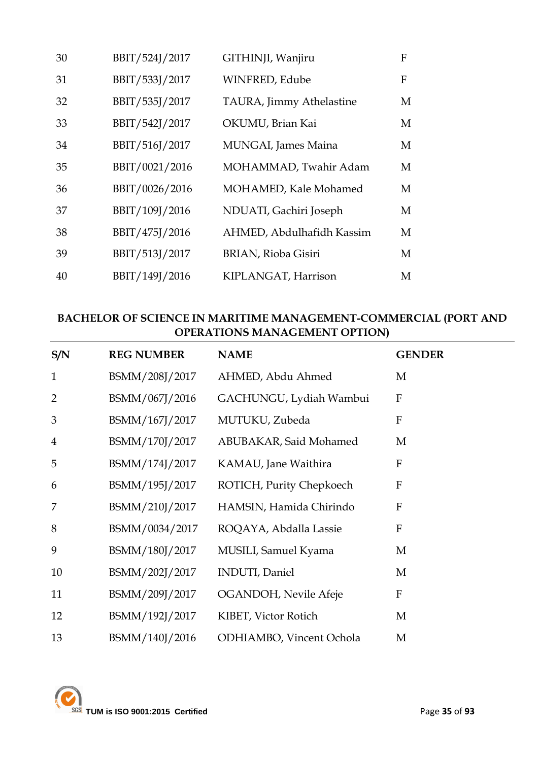| | | | |
|---|---|---|---|
| 30 | BBIT/524J/2017 | GITHINJI, Wanjiru | F |
| 31 | BBIT/533J/2017 | WINFRED, Edube | F |
| 32 | BBIT/535J/2017 | TAURA, Jimmy Athelastine | M |
| 33 | BBIT/542J/2017 | OKUMU, Brian Kai | M |
| 34 | BBIT/516J/2017 | MUNGAI, James Maina | M |
| 35 | BBIT/0021/2016 | MOHAMMAD, Twahir Adam | M |
| 36 | BBIT/0026/2016 | MOHAMED, Kale Mohamed | M |
| 37 | BBIT/109J/2016 | NDUATI, Gachiri Joseph | M |
| 38 | BBIT/475J/2016 | AHMED, Abdulhafidh Kassim | M |
| 39 | BBIT/513J/2017 | BRIAN, Rioba Gisiri | M |
| 40 | BBIT/149J/2016 | KIPLANGAT, Harrison | M |

**BACHELOR OF SCIENCE IN MARITIME MANAGEMENT-COMMERCIAL (PORT AND OPERATIONS MANAGEMENT OPTION)**

| S/N | REG NUMBER | NAME | GENDER |
|---|---|---|---|
| 1 | BSMM/208J/2017 | AHMED, Abdu Ahmed | M |
| 2 | BSMM/067J/2016 | GACHUNGU, Lydiah Wambui | F |
| 3 | BSMM/167J/2017 | MUTUKU, Zubeda | F |
| 4 | BSMM/170J/2017 | ABUBAKAR, Said Mohamed | M |
| 5 | BSMM/174J/2017 | KAMAU, Jane Waithira | F |
| 6 | BSMM/195J/2017 | ROTICH, Purity Chepkoech | F |
| 7 | BSMM/210J/2017 | HAMSIN, Hamida Chirindo | F |
| 8 | BSMM/0034/2017 | ROQAYA, Abdalla Lassie | F |
| 9 | BSMM/180J/2017 | MUSILI, Samuel Kyama | M |
| 10 | BSMM/202J/2017 | INDUTI, Daniel | M |
| 11 | BSMM/209J/2017 | OGANDOH, Nevile Afeje | F |
| 12 | BSMM/192J/2017 | KIBET, Victor Rotich | M |
| 13 | BSMM/140J/2016 | ODHIAMBO, Vincent Ochola | M |

TUM is ISO 9001:2015 Certified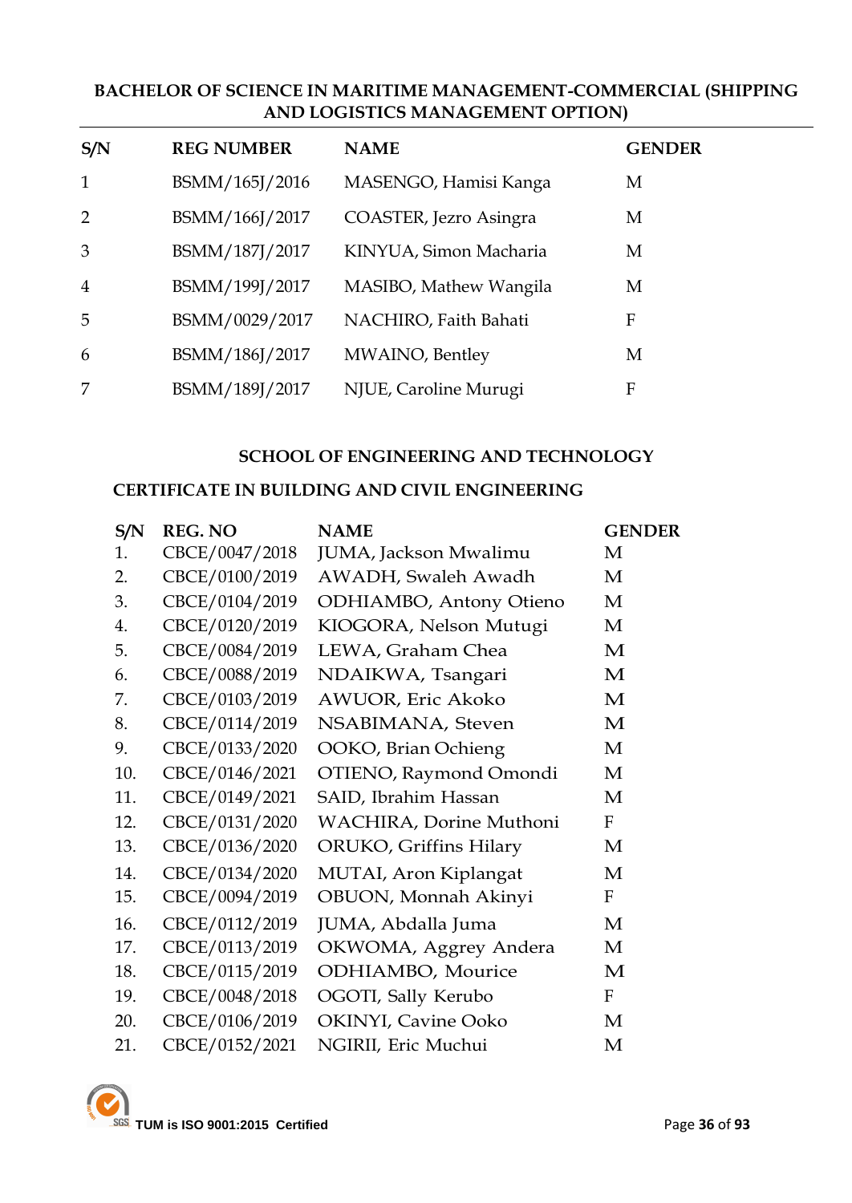### BACHELOR OF SCIENCE IN MARITIME MANAGEMENT-COMMERCIAL (SHIPPING AND LOGISTICS MANAGEMENT OPTION)

| S/N | REG NUMBER | NAME | GENDER |
|---|---|---|---|
| 1 | BSMM/165J/2016 | MASENGO, Hamisi Kanga | M |
| 2 | BSMM/166J/2017 | COASTER, Jezro Asingra | M |
| 3 | BSMM/187J/2017 | KINYUA, Simon Macharia | M |
| 4 | BSMM/199J/2017 | MASIBO, Mathew Wangila | M |
| 5 | BSMM/0029/2017 | NACHIRO, Faith Bahati | F |
| 6 | BSMM/186J/2017 | MWAINO, Bentley | M |
| 7 | BSMM/189J/2017 | NJUE, Caroline Murugi | F |

## SCHOOL OF ENGINEERING AND TECHNOLOGY

### CERTIFICATE IN BUILDING AND CIVIL ENGINEERING

| S/N | REG. NO | NAME | GENDER |
|---|---|---|---|
| 1. | CBCE/0047/2018 | JUMA, Jackson Mwalimu | M |
| 2. | CBCE/0100/2019 | AWADH, Swaleh Awadh | M |
| 3. | CBCE/0104/2019 | ODHIAMBO, Antony Otieno | M |
| 4. | CBCE/0120/2019 | KIOGORA, Nelson Mutugi | M |
| 5. | CBCE/0084/2019 | LEWA, Graham Chea | M |
| 6. | CBCE/0088/2019 | NDAIKWA, Tsangari | M |
| 7. | CBCE/0103/2019 | AWUOR, Eric Akoko | M |
| 8. | CBCE/0114/2019 | NSABIMANA, Steven | M |
| 9. | CBCE/0133/2020 | OOKO, Brian Ochieng | M |
| 10. | CBCE/0146/2021 | OTIENO, Raymond Omondi | M |
| 11. | CBCE/0149/2021 | SAID, Ibrahim Hassan | M |
| 12. | CBCE/0131/2020 | WACHIRA, Dorine Muthoni | F |
| 13. | CBCE/0136/2020 | ORUKO, Griffins Hilary | M |
| 14. | CBCE/0134/2020 | MUTAI, Aron Kiplangat | M |
| 15. | CBCE/0094/2019 | OBUON, Monnah Akinyi | F |
| 16. | CBCE/0112/2019 | JUMA, Abdalla Juma | M |
| 17. | CBCE/0113/2019 | OKWOMA, Aggrey Andera | M |
| 18. | CBCE/0115/2019 | ODHIAMBO, Mourice | M |
| 19. | CBCE/0048/2018 | OGOTI, Sally Kerubo | F |
| 20. | CBCE/0106/2019 | OKINYI, Cavine Ooko | M |
| 21. | CBCE/0152/2021 | NGIRII, Eric Muchui | M |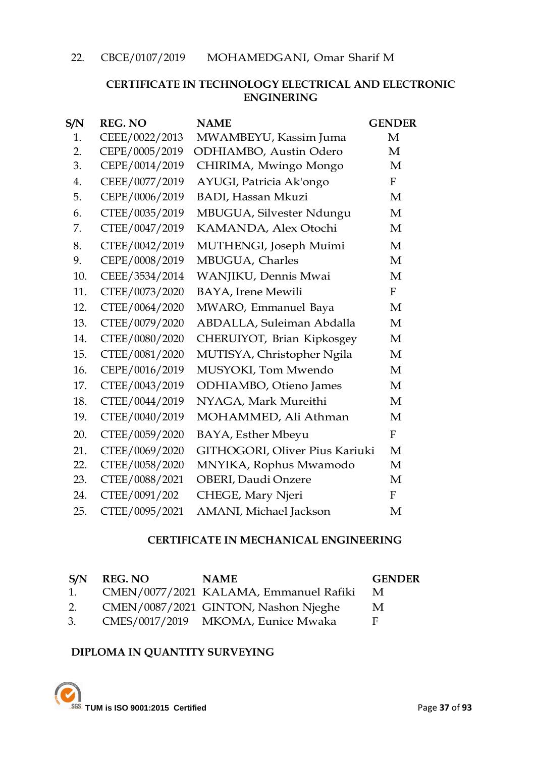22. CBCE/0107/2019 MOHAMEDGANI, Omar Sharif M

**CERTIFICATE IN TECHNOLOGY ELECTRICAL AND ELECTRONIC ENGINERING**

| S/N | REG. NO | NAME | GENDER |
|---|---|---|---|
| 1. | CEEE/0022/2013 | MWAMBEYU, Kassim Juma | M |
| 2. | CEPE/0005/2019 | ODHIAMBO, Austin Odero | M |
| 3. | CEPE/0014/2019 | CHIRIMA, Mwingo Mongo | M |
| 4. | CEEE/0077/2019 | AYUGI, Patricia Ak'ongo | F |
| 5. | CEPE/0006/2019 | BADI, Hassan Mkuzi | M |
| 6. | CTEE/0035/2019 | MBUGUA, Silvester Ndungu | M |
| 7. | CTEE/0047/2019 | KAMANDA, Alex Otochi | M |
| 8. | CTEE/0042/2019 | MUTHENGI, Joseph Muimi | M |
| 9. | CEPE/0008/2019 | MBUGUA, Charles | M |
| 10. | CEEE/3534/2014 | WANJIKU, Dennis Mwai | M |
| 11. | CTEE/0073/2020 | BAYA, Irene Mewili | F |
| 12. | CTEE/0064/2020 | MWARO, Emmanuel Baya | M |
| 13. | CTEE/0079/2020 | ABDALLA, Suleiman Abdalla | M |
| 14. | CTEE/0080/2020 | CHERUIYOT, Brian Kipkosgey | M |
| 15. | CTEE/0081/2020 | MUTISYA, Christopher Ngila | M |
| 16. | CEPE/0016/2019 | MUSYOKI, Tom Mwendo | M |
| 17. | CTEE/0043/2019 | ODHIAMBO, Otieno James | M |
| 18. | CTEE/0044/2019 | NYAGA, Mark Mureithi | M |
| 19. | CTEE/0040/2019 | MOHAMMED, Ali Athman | M |
| 20. | CTEE/0059/2020 | BAYA, Esther Mbeyu | F |
| 21. | CTEE/0069/2020 | GITHOGORI, Oliver Pius Kariuki | M |
| 22. | CTEE/0058/2020 | MNYIKA, Rophus Mwamodo | M |
| 23. | CTEE/0088/2021 | OBERI, Daudi Onzere | M |
| 24. | CTEE/0091/202 | CHEGE, Mary Njeri | F |
| 25. | CTEE/0095/2021 | AMANI, Michael Jackson | M |

**CERTIFICATE IN MECHANICAL ENGINEERING**

| S/N | REG. NO | NAME | GENDER |
|---|---|---|---|
| 1. | CMEN/0077/2021 | KALAMA, Emmanuel Rafiki | M |
| 2. | CMEN/0087/2021 | GINTON, Nashon Njeghe | M |
| 3. | CMES/0017/2019 | MKOMA, Eunice Mwaka | F |

**DIPLOMA IN QUANTITY SURVEYING**

TUM is ISO 9001:2015 Certified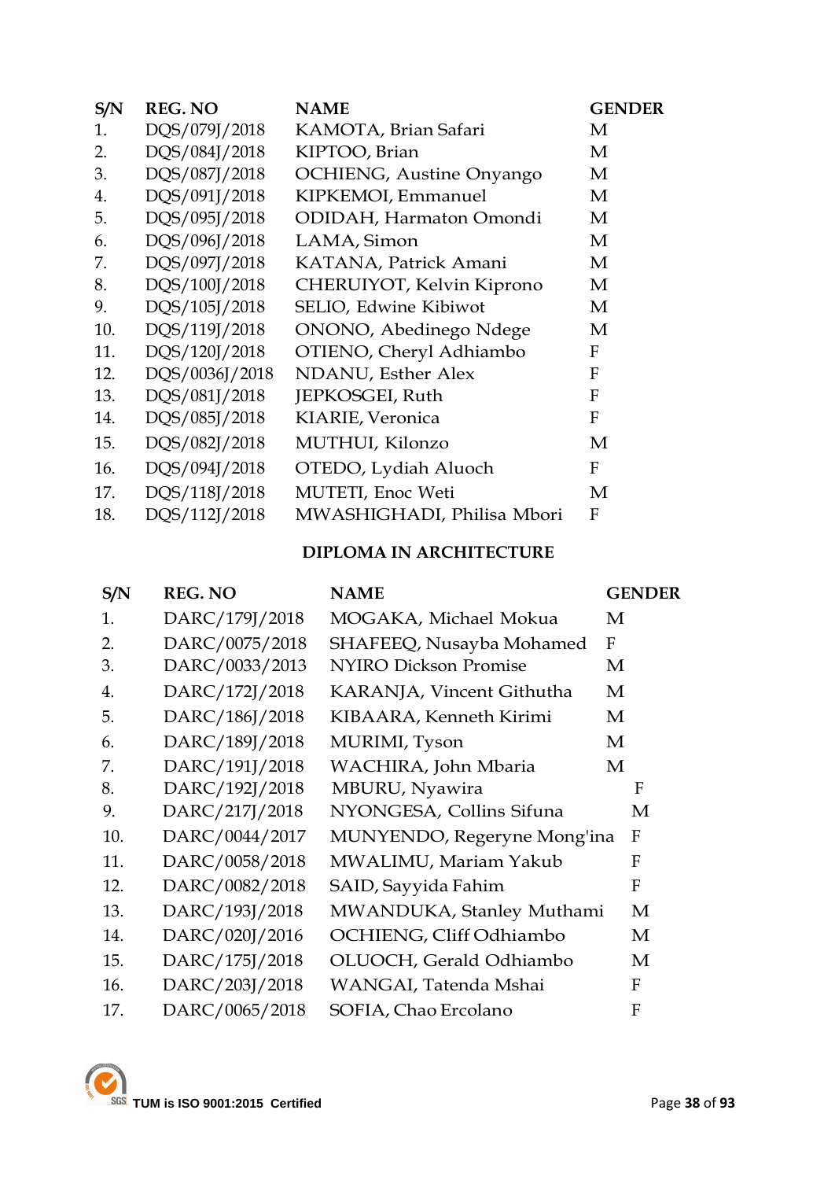| S/N | REG. NO | NAME | GENDER |
|---|---|---|---|
| 1. | DQS/079J/2018 | KAMOTA, Brian Safari | M |
| 2. | DQS/084J/2018 | KIPTOO, Brian | M |
| 3. | DQS/087J/2018 | OCHIENG, Austine Onyango | M |
| 4. | DQS/091J/2018 | KIPKEMOI, Emmanuel | M |
| 5. | DQS/095J/2018 | ODIDAH, Harmaton Omondi | M |
| 6. | DQS/096J/2018 | LAMA, Simon | M |
| 7. | DQS/097J/2018 | KATANA, Patrick Amani | M |
| 8. | DQS/100J/2018 | CHERUIYOT, Kelvin Kiprono | M |
| 9. | DQS/105J/2018 | SELIO, Edwine Kibiwot | M |
| 10. | DQS/119J/2018 | ONONO, Abedinego Ndege | M |
| 11. | DQS/120J/2018 | OTIENO, Cheryl Adhiambo | F |
| 12. | DQS/0036J/2018 | NDANU, Esther Alex | F |
| 13. | DQS/081J/2018 | JEPKOSGEI, Ruth | F |
| 14. | DQS/085J/2018 | KIARIE, Veronica | F |
| 15. | DQS/082J/2018 | MUTHUI, Kilonzo | M |
| 16. | DQS/094J/2018 | OTEDO, Lydiah Aluoch | F |
| 17. | DQS/118J/2018 | MUTETI, Enoc Weti | M |
| 18. | DQS/112J/2018 | MWASHIGHADI, Philisa Mbori | F |

## DIPLOMA IN ARCHITECTURE

| S/N | REG. NO | NAME | GENDER |
|---|---|---|---|
| 1. | DARC/179J/2018 | MOGAKA, Michael Mokua | M |
| 2. | DARC/0075/2018 | SHAFEEQ, Nusayba Mohamed | F |
| 3. | DARC/0033/2013 | NYIRO Dickson Promise | M |
| 4. | DARC/172J/2018 | KARANJA, Vincent Githutha | M |
| 5. | DARC/186J/2018 | KIBAARA, Kenneth Kirimi | M |
| 6. | DARC/189J/2018 | MURIMI, Tyson | M |
| 7. | DARC/191J/2018 | WACHIRA, John Mbaria | M |
| 8. | DARC/192J/2018 | MBURU, Nyawira | F |
| 9. | DARC/217J/2018 | NYONGESA, Collins Sifuna | M |
| 10. | DARC/0044/2017 | MUNYENDO, Regeryne Mong'ina | F |
| 11. | DARC/0058/2018 | MWALIMU, Mariam Yakub | F |
| 12. | DARC/0082/2018 | SAID, Sayyida Fahim | F |
| 13. | DARC/193J/2018 | MWANDUKA, Stanley Muthami | M |
| 14. | DARC/020J/2016 | OCHIENG, Cliff Odhiambo | M |
| 15. | DARC/175J/2018 | OLUOCH, Gerald Odhiambo | M |
| 16. | DARC/203J/2018 | WANGAI, Tatenda Mshai | F |
| 17. | DARC/0065/2018 | SOFIA, Chao Ercolano | F |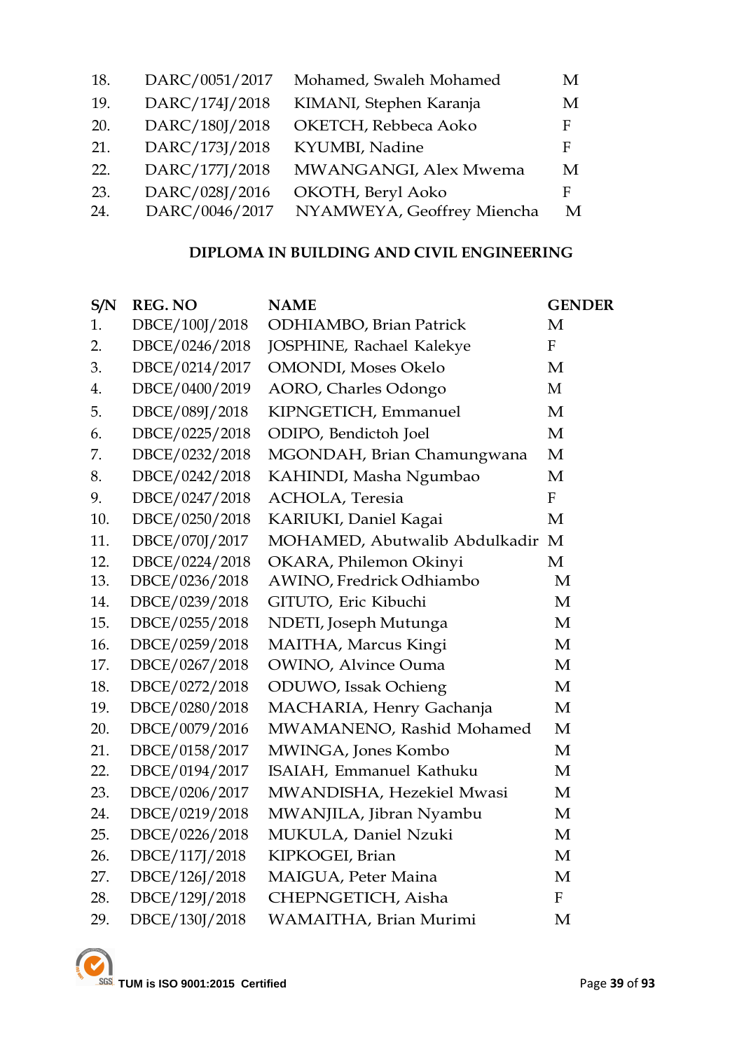| | | | |
|---|---|---|---|
| 18. | DARC/0051/2017 | Mohamed, Swaleh Mohamed | M |
| 19. | DARC/174J/2018 | KIMANI, Stephen Karanja | M |
| 20. | DARC/180J/2018 | OKETCH, Rebbeca Aoko | F |
| 21. | DARC/173J/2018 | KYUMBI, Nadine | F |
| 22. | DARC/177J/2018 | MWANGANGI, Alex Mwema | M |
| 23. | DARC/028J/2016 | OKOTH, Beryl Aoko | F |
| 24. | DARC/0046/2017 | NYAMWEYA, Geoffrey Miencha | M |

**DIPLOMA IN BUILDING AND CIVIL ENGINEERING**

| S/N | REG. NO | NAME | GENDER |
|---|---|---|---|
| 1. | DBCE/100J/2018 | ODHIAMBO, Brian Patrick | M |
| 2. | DBCE/0246/2018 | JOSPHINE, Rachael Kalekye | F |
| 3. | DBCE/0214/2017 | OMONDI, Moses Okelo | M |
| 4. | DBCE/0400/2019 | AORO, Charles Odongo | M |
| 5. | DBCE/089J/2018 | KIPNGETICH, Emmanuel | M |
| 6. | DBCE/0225/2018 | ODIPO, Bendictoh Joel | M |
| 7. | DBCE/0232/2018 | MGONDAH, Brian Chamungwana | M |
| 8. | DBCE/0242/2018 | KAHINDI, Masha Ngumbao | M |
| 9. | DBCE/0247/2018 | ACHOLA, Teresia | F |
| 10. | DBCE/0250/2018 | KARIUKI, Daniel Kagai | M |
| 11. | DBCE/070J/2017 | MOHAMED, Abutwalib Abdulkadir | M |
| 12. | DBCE/0224/2018 | OKARA, Philemon Okinyi | M |
| 13. | DBCE/0236/2018 | AWINO, Fredrick Odhiambo | M |
| 14. | DBCE/0239/2018 | GITUTO, Eric Kibuchi | M |
| 15. | DBCE/0255/2018 | NDETI, Joseph Mutunga | M |
| 16. | DBCE/0259/2018 | MAITHA, Marcus Kingi | M |
| 17. | DBCE/0267/2018 | OWINO, Alvince Ouma | M |
| 18. | DBCE/0272/2018 | ODUWO, Issak Ochieng | M |
| 19. | DBCE/0280/2018 | MACHARIA, Henry Gachanja | M |
| 20. | DBCE/0079/2016 | MWAMANENO, Rashid Mohamed | M |
| 21. | DBCE/0158/2017 | MWINGA, Jones Kombo | M |
| 22. | DBCE/0194/2017 | ISAIAH, Emmanuel Kathuku | M |
| 23. | DBCE/0206/2017 | MWANDISHA, Hezekiel Mwasi | M |
| 24. | DBCE/0219/2018 | MWANJILA, Jibran Nyambu | M |
| 25. | DBCE/0226/2018 | MUKULA, Daniel Nzuki | M |
| 26. | DBCE/117J/2018 | KIPKOGEI, Brian | M |
| 27. | DBCE/126J/2018 | MAIGUA, Peter Maina | M |
| 28. | DBCE/129J/2018 | CHEPNGETICH, Aisha | F |
| 29. | DBCE/130J/2018 | WAMAITHA, Brian Murimi | M |

TUM is ISO 9001:2015 Certified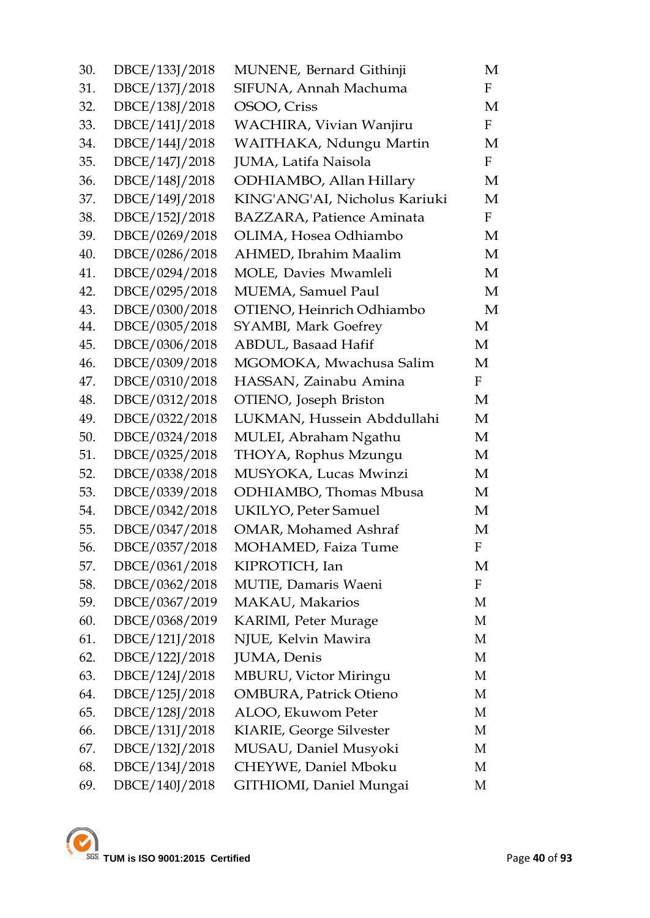| | | | |
|---|---|---|---|
| 30. | DBCE/133J/2018 | MUNENE, Bernard Githinji | M |
| 31. | DBCE/137J/2018 | SIFUNA, Annah Machuma | F |
| 32. | DBCE/138J/2018 | OSOO, Criss | M |
| 33. | DBCE/141J/2018 | WACHIRA, Vivian Wanjiru | F |
| 34. | DBCE/144J/2018 | WAITHAKA, Ndungu Martin | M |
| 35. | DBCE/147J/2018 | JUMA, Latifa Naisola | F |
| 36. | DBCE/148J/2018 | ODHIAMBO, Allan Hillary | M |
| 37. | DBCE/149J/2018 | KING'ANG'AI, Nicholus Kariuki | M |
| 38. | DBCE/152J/2018 | BAZZARA, Patience Aminata | F |
| 39. | DBCE/0269/2018 | OLIMA, Hosea Odhiambo | M |
| 40. | DBCE/0286/2018 | AHMED, Ibrahim Maalim | M |
| 41. | DBCE/0294/2018 | MOLE, Davies Mwamleli | M |
| 42. | DBCE/0295/2018 | MUEMA, Samuel Paul | M |
| 43. | DBCE/0300/2018 | OTIENO, Heinrich Odhiambo | M |
| 44. | DBCE/0305/2018 | SYAMBI, Mark Goefrey | M |
| 45. | DBCE/0306/2018 | ABDUL, Basaad Hafif | M |
| 46. | DBCE/0309/2018 | MGOMOKA, Mwachusa Salim | M |
| 47. | DBCE/0310/2018 | HASSAN, Zainabu Amina | F |
| 48. | DBCE/0312/2018 | OTIENO, Joseph Briston | M |
| 49. | DBCE/0322/2018 | LUKMAN, Hussein Abddullahi | M |
| 50. | DBCE/0324/2018 | MULEI, Abraham Ngathu | M |
| 51. | DBCE/0325/2018 | THOYA, Rophus Mzungu | M |
| 52. | DBCE/0338/2018 | MUSYOKA, Lucas Mwinzi | M |
| 53. | DBCE/0339/2018 | ODHIAMBO, Thomas Mbusa | M |
| 54. | DBCE/0342/2018 | UKILYO, Peter Samuel | M |
| 55. | DBCE/0347/2018 | OMAR, Mohamed Ashraf | M |
| 56. | DBCE/0357/2018 | MOHAMED, Faiza Tume | F |
| 57. | DBCE/0361/2018 | KIPROTICH, Ian | M |
| 58. | DBCE/0362/2018 | MUTIE, Damaris Waeni | F |
| 59. | DBCE/0367/2019 | MAKAU, Makarios | M |
| 60. | DBCE/0368/2019 | KARIMI, Peter Murage | M |
| 61. | DBCE/121J/2018 | NJUE, Kelvin Mawira | M |
| 62. | DBCE/122J/2018 | JUMA, Denis | M |
| 63. | DBCE/124J/2018 | MBURU, Victor Miringu | M |
| 64. | DBCE/125J/2018 | OMBURA, Patrick Otieno | M |
| 65. | DBCE/128J/2018 | ALOO, Ekuwom Peter | M |
| 66. | DBCE/131J/2018 | KIARIE, George Silvester | M |
| 67. | DBCE/132J/2018 | MUSAU, Daniel Musyoki | M |
| 68. | DBCE/134J/2018 | CHEYWE, Daniel Mboku | M |
| 69. | DBCE/140J/2018 | GITHIOMI, Daniel Mungai | M |

TUM is ISO 9001:2015 Certified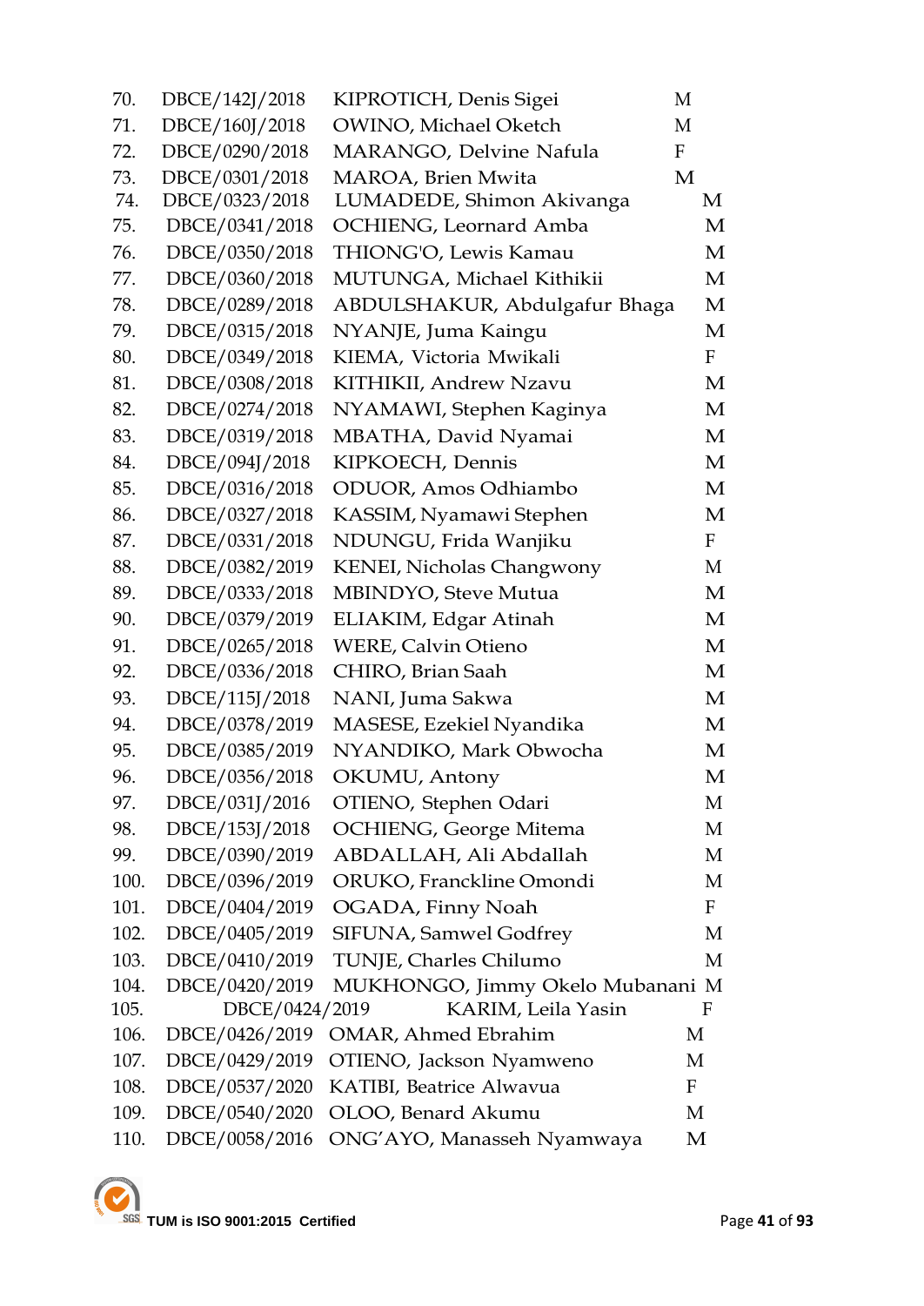| | | | |
|---|---|---|---|
| 70. | DBCE/142J/2018 | KIPROTICH, Denis Sigei | M |
| 71. | DBCE/160J/2018 | OWINO, Michael Oketch | M |
| 72. | DBCE/0290/2018 | MARANGO, Delvine Nafula | F |
| 73. | DBCE/0301/2018 | MAROA, Brien Mwita | M |
| 74. | DBCE/0323/2018 | LUMADEDE, Shimon Akivanga | M |
| 75. | DBCE/0341/2018 | OCHIENG, Leornard Amba | M |
| 76. | DBCE/0350/2018 | THIONG'O, Lewis Kamau | M |
| 77. | DBCE/0360/2018 | MUTUNGA, Michael Kithikii | M |
| 78. | DBCE/0289/2018 | ABDULSHAKUR, Abdulgafur Bhaga | M |
| 79. | DBCE/0315/2018 | NYANJE, Juma Kaingu | M |
| 80. | DBCE/0349/2018 | KIEMA, Victoria Mwikali | F |
| 81. | DBCE/0308/2018 | KITHIKII, Andrew Nzavu | M |
| 82. | DBCE/0274/2018 | NYAMAWI, Stephen Kaginya | M |
| 83. | DBCE/0319/2018 | MBATHA, David Nyamai | M |
| 84. | DBCE/094J/2018 | KIPKOECH, Dennis | M |
| 85. | DBCE/0316/2018 | ODUOR, Amos Odhiambo | M |
| 86. | DBCE/0327/2018 | KASSIM, Nyamawi Stephen | M |
| 87. | DBCE/0331/2018 | NDUNGU, Frida Wanjiku | F |
| 88. | DBCE/0382/2019 | KENEI, Nicholas Changwony | M |
| 89. | DBCE/0333/2018 | MBINDYO, Steve Mutua | M |
| 90. | DBCE/0379/2019 | ELIAKIM, Edgar Atinah | M |
| 91. | DBCE/0265/2018 | WERE, Calvin Otieno | M |
| 92. | DBCE/0336/2018 | CHIRO, Brian Saah | M |
| 93. | DBCE/115J/2018 | NANI, Juma Sakwa | M |
| 94. | DBCE/0378/2019 | MASESE, Ezekiel Nyandika | M |
| 95. | DBCE/0385/2019 | NYANDIKO, Mark Obwocha | M |
| 96. | DBCE/0356/2018 | OKUMU, Antony | M |
| 97. | DBCE/031J/2016 | OTIENO, Stephen Odari | M |
| 98. | DBCE/153J/2018 | OCHIENG, George Mitema | M |
| 99. | DBCE/0390/2019 | ABDALLAH, Ali Abdallah | M |
| 100. | DBCE/0396/2019 | ORUKO, Franckline Omondi | M |
| 101. | DBCE/0404/2019 | OGADA, Finny Noah | F |
| 102. | DBCE/0405/2019 | SIFUNA, Samwel Godfrey | M |
| 103. | DBCE/0410/2019 | TUNJE, Charles Chilumo | M |
| 104. | DBCE/0420/2019 | MUKHONGO, Jimmy Okelo Mubanani | M |
| 105. | DBCE/0424/2019 | KARIM, Leila Yasin | F |
| 106. | DBCE/0426/2019 | OMAR, Ahmed Ebrahim | M |
| 107. | DBCE/0429/2019 | OTIENO, Jackson Nyamweno | M |
| 108. | DBCE/0537/2020 | KATIBI, Beatrice Alwavua | F |
| 109. | DBCE/0540/2020 | OLOO, Benard Akumu | M |
| 110. | DBCE/0058/2016 | ONG'AYO, Manasseh Nyamwaya | M |

TUM is ISO 9001:2015 Certified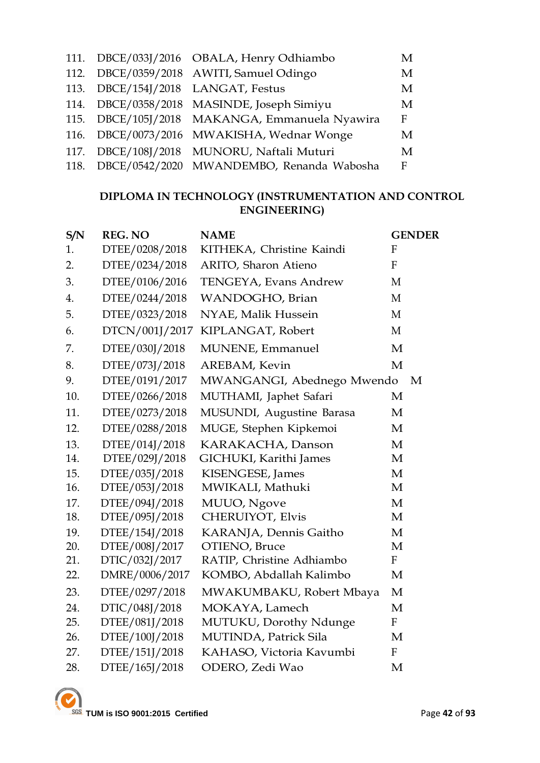| | | | |
|---|---|---|---|
| 111. | DBCE/033J/2016 | OBALA, Henry Odhiambo | M |
| 112. | DBCE/0359/2018 | AWITI, Samuel Odingo | M |
| 113. | DBCE/154J/2018 | LANGAT, Festus | M |
| 114. | DBCE/0358/2018 | MASINDE, Joseph Simiyu | M |
| 115. | DBCE/105J/2018 | MAKANGA, Emmanuela Nyawira | F |
| 116. | DBCE/0073/2016 | MWAKISHA, Wednar Wonge | M |
| 117. | DBCE/108J/2018 | MUNORU, Naftali Muturi | M |
| 118. | DBCE/0542/2020 | MWANDEMBO, Renanda Wabosha | F |

**DIPLOMA IN TECHNOLOGY (INSTRUMENTATION AND CONTROL ENGINEERING)**

| S/N | REG. NO | NAME | GENDER |
|---|---|---|---|
| 1. | DTEE/0208/2018 | KITHEKA, Christine Kaindi | F |
| 2. | DTEE/0234/2018 | ARITO, Sharon Atieno | F |
| 3. | DTEE/0106/2016 | TENGEYA, Evans Andrew | M |
| 4. | DTEE/0244/2018 | WANDOGHO, Brian | M |
| 5. | DTEE/0323/2018 | NYAE, Malik Hussein | M |
| 6. | DTCN/001J/2017 | KIPLANGAT, Robert | M |
| 7. | DTEE/030J/2018 | MUNENE, Emmanuel | M |
| 8. | DTEE/073J/2018 | AREBAM, Kevin | M |
| 9. | DTEE/0191/2017 | MWANGANGI, Abednego Mwendo | M |
| 10. | DTEE/0266/2018 | MUTHAMI, Japhet Safari | M |
| 11. | DTEE/0273/2018 | MUSUNDI, Augustine Barasa | M |
| 12. | DTEE/0288/2018 | MUGE, Stephen Kipkemoi | M |
| 13. | DTEE/014J/2018 | KARAKACHA, Danson | M |
| 14. | DTEE/029J/2018 | GICHUKI, Karithi James | M |
| 15. | DTEE/035J/2018 | KISENGESE, James | M |
| 16. | DTEE/053J/2018 | MWIKALI, Mathuki | M |
| 17. | DTEE/094J/2018 | MUUO, Ngove | M |
| 18. | DTEE/095J/2018 | CHERUIYOT, Elvis | M |
| 19. | DTEE/154J/2018 | KARANJA, Dennis Gaitho | M |
| 20. | DTEE/008J/2017 | OTIENO, Bruce | M |
| 21. | DTIC/032J/2017 | RATIP, Christine Adhiambo | F |
| 22. | DMRE/0006/2017 | KOMBO, Abdallah Kalimbo | M |
| 23. | DTEE/0297/2018 | MWAKUMBAKU, Robert Mbaya | M |
| 24. | DTIC/048J/2018 | MOKAYA, Lamech | M |
| 25. | DTEE/081J/2018 | MUTUKU, Dorothy Ndunge | F |
| 26. | DTEE/100J/2018 | MUTINDA, Patrick Sila | M |
| 27. | DTEE/151J/2018 | KAHASO, Victoria Kavumbi | F |
| 28. | DTEE/165J/2018 | ODERO, Zedi Wao | M |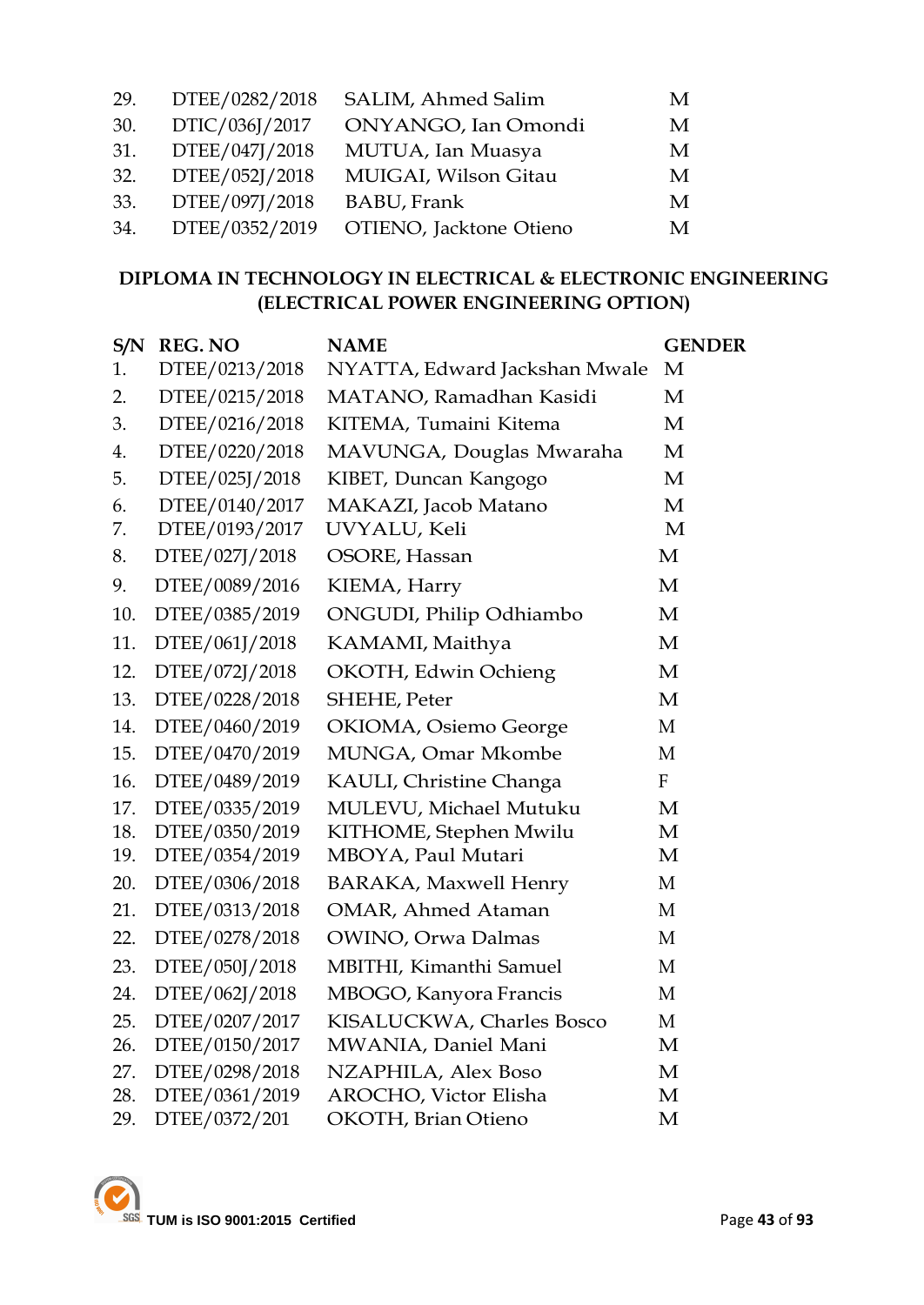| | | | |
|---|---|---|---|
| 29. | DTEE/0282/2018 | SALIM, Ahmed Salim | M |
| 30. | DTIC/036J/2017 | ONYANGO, Ian Omondi | M |
| 31. | DTEE/047J/2018 | MUTUA, Ian Muasya | M |
| 32. | DTEE/052J/2018 | MUIGAI, Wilson Gitau | M |
| 33. | DTEE/097J/2018 | BABU, Frank | M |
| 34. | DTEE/0352/2019 | OTIENO, Jacktone Otieno | M |

**DIPLOMA IN TECHNOLOGY IN ELECTRICAL & ELECTRONIC ENGINEERING (ELECTRICAL POWER ENGINEERING OPTION)**

| S/N | REG. NO | NAME | GENDER |
|---|---|---|---|
| 1. | DTEE/0213/2018 | NYATTA, Edward Jackshan Mwale | M |
| 2. | DTEE/0215/2018 | MATANO, Ramadhan Kasidi | M |
| 3. | DTEE/0216/2018 | KITEMA, Tumaini Kitema | M |
| 4. | DTEE/0220/2018 | MAVUNGA, Douglas Mwaraha | M |
| 5. | DTEE/025J/2018 | KIBET, Duncan Kangogo | M |
| 6. | DTEE/0140/2017 | MAKAZI, Jacob Matano | M |
| 7. | DTEE/0193/2017 | UVYALU, Keli | M |
| 8. | DTEE/027J/2018 | OSORE, Hassan | M |
| 9. | DTEE/0089/2016 | KIEMA, Harry | M |
| 10. | DTEE/0385/2019 | ONGUDI, Philip Odhiambo | M |
| 11. | DTEE/061J/2018 | KAMAMI, Maithya | M |
| 12. | DTEE/072J/2018 | OKOTH, Edwin Ochieng | M |
| 13. | DTEE/0228/2018 | SHEHE, Peter | M |
| 14. | DTEE/0460/2019 | OKIOMA, Osiemo George | M |
| 15. | DTEE/0470/2019 | MUNGA, Omar Mkombe | M |
| 16. | DTEE/0489/2019 | KAULI, Christine Changa | F |
| 17. | DTEE/0335/2019 | MULEVU, Michael Mutuku | M |
| 18. | DTEE/0350/2019 | KITHOME, Stephen Mwilu | M |
| 19. | DTEE/0354/2019 | MBOYA, Paul Mutari | M |
| 20. | DTEE/0306/2018 | BARAKA, Maxwell Henry | M |
| 21. | DTEE/0313/2018 | OMAR, Ahmed Ataman | M |
| 22. | DTEE/0278/2018 | OWINO, Orwa Dalmas | M |
| 23. | DTEE/050J/2018 | MBITHI, Kimanthi Samuel | M |
| 24. | DTEE/062J/2018 | MBOGO, Kanyora Francis | M |
| 25. | DTEE/0207/2017 | KISALUCKWA, Charles Bosco | M |
| 26. | DTEE/0150/2017 | MWANIA, Daniel Mani | M |
| 27. | DTEE/0298/2018 | NZAPHILA, Alex Boso | M |
| 28. | DTEE/0361/2019 | AROCHO, Victor Elisha | M |
| 29. | DTEE/0372/201 | OKOTH, Brian Otieno | M |

TUM is ISO 9001:2015 Certified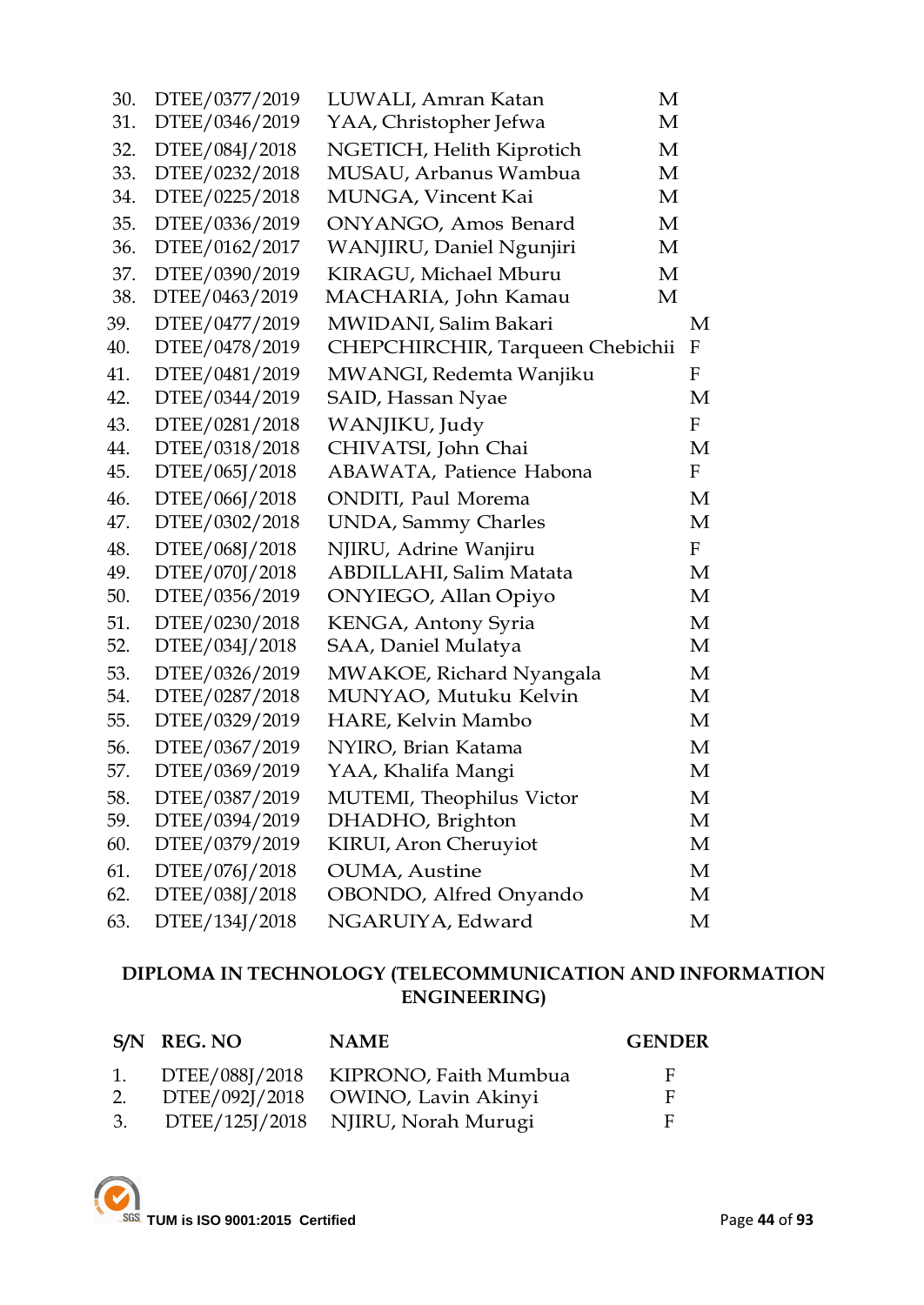| | | | |
|---|---|---|---|
| 30. | DTEE/0377/2019 | LUWALI, Amran Katan | M |
| 31. | DTEE/0346/2019 | YAA, Christopher Jefwa | M |
| 32. | DTEE/084J/2018 | NGETICH, Helith Kiprotich | M |
| 33. | DTEE/0232/2018 | MUSAU, Arbanus Wambua | M |
| 34. | DTEE/0225/2018 | MUNGA, Vincent Kai | M |
| 35. | DTEE/0336/2019 | ONYANGO, Amos Benard | M |
| 36. | DTEE/0162/2017 | WANJIRU, Daniel Ngunjiri | M |
| 37. | DTEE/0390/2019 | KIRAGU, Michael Mburu | M |
| 38. | DTEE/0463/2019 | MACHARIA, John Kamau | M |
| 39. | DTEE/0477/2019 | MWIDANI, Salim Bakari | M |
| 40. | DTEE/0478/2019 | CHEPCHIRCHIR, Tarqueen Chebichii | F |
| 41. | DTEE/0481/2019 | MWANGI, Redemta Wanjiku | F |
| 42. | DTEE/0344/2019 | SAID, Hassan Nyae | M |
| 43. | DTEE/0281/2018 | WANJIKU, Judy | F |
| 44. | DTEE/0318/2018 | CHIVATSI, John Chai | M |
| 45. | DTEE/065J/2018 | ABAWATA, Patience Habona | F |
| 46. | DTEE/066J/2018 | ONDITI, Paul Morema | M |
| 47. | DTEE/0302/2018 | UNDA, Sammy Charles | M |
| 48. | DTEE/068J/2018 | NJIRU, Adrine Wanjiru | F |
| 49. | DTEE/070J/2018 | ABDILLAHI, Salim Matata | M |
| 50. | DTEE/0356/2019 | ONYIEGO, Allan Opiyo | M |
| 51. | DTEE/0230/2018 | KENGA, Antony Syria | M |
| 52. | DTEE/034J/2018 | SAA, Daniel Mulatya | M |
| 53. | DTEE/0326/2019 | MWAKOE, Richard Nyangala | M |
| 54. | DTEE/0287/2018 | MUNYAO, Mutuku Kelvin | M |
| 55. | DTEE/0329/2019 | HARE, Kelvin Mambo | M |
| 56. | DTEE/0367/2019 | NYIRO, Brian Katama | M |
| 57. | DTEE/0369/2019 | YAA, Khalifa Mangi | M |
| 58. | DTEE/0387/2019 | MUTEMI, Theophilus Victor | M |
| 59. | DTEE/0394/2019 | DHADHO, Brighton | M |
| 60. | DTEE/0379/2019 | KIRUI, Aron Cheruyiot | M |
| 61. | DTEE/076J/2018 | OUMA, Austine | M |
| 62. | DTEE/038J/2018 | OBONDO, Alfred Onyando | M |
| 63. | DTEE/134J/2018 | NGARUIYA, Edward | M |

## DIPLOMA IN TECHNOLOGY (TELECOMMUNICATION AND INFORMATION ENGINEERING)

| S/N | REG. NO | NAME | GENDER |
|---|---|---|---|
| 1. | DTEE/088J/2018 | KIPRONO, Faith Mumbua | F |
| 2. | DTEE/092J/2018 | OWINO, Lavin Akinyi | F |
| 3. | DTEE/125J/2018 | NJIRU, Norah Murugi | F |

TUM is ISO 9001:2015 Certified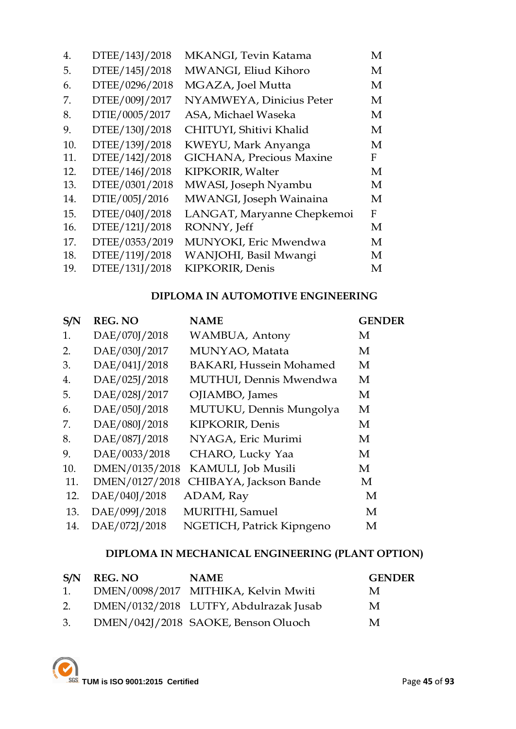| | | | |
|---|---|---|---|
| 4. | DTEE/143J/2018 | MKANGI, Tevin Katama | M |
| 5. | DTEE/145J/2018 | MWANGI, Eliud Kihoro | M |
| 6. | DTEE/0296/2018 | MGAZA, Joel Mutta | M |
| 7. | DTEE/009J/2017 | NYAMWEYA, Dinicius Peter | M |
| 8. | DTIE/0005/2017 | ASA, Michael Waseka | M |
| 9. | DTEE/130J/2018 | CHITUYI, Shitivi Khalid | M |
| 10. | DTEE/139J/2018 | KWEYU, Mark Anyanga | M |
| 11. | DTEE/142J/2018 | GICHANA, Precious Maxine | F |
| 12. | DTEE/146J/2018 | KIPKORIR, Walter | M |
| 13. | DTEE/0301/2018 | MWASI, Joseph Nyambu | M |
| 14. | DTIE/005J/2016 | MWANGI, Joseph Wainaina | M |
| 15. | DTEE/040J/2018 | LANGAT, Maryanne Chepkemoi | F |
| 16. | DTEE/121J/2018 | RONNY, Jeff | M |
| 17. | DTEE/0353/2019 | MUNYOKI, Eric Mwendwa | M |
| 18. | DTEE/119J/2018 | WANJOHI, Basil Mwangi | M |
| 19. | DTEE/131J/2018 | KIPKORIR, Denis | M |

## DIPLOMA IN AUTOMOTIVE ENGINEERING

| S/N | REG. NO | NAME | GENDER |
|---|---|---|---|
| 1. | DAE/070J/2018 | WAMBUA, Antony | M |
| 2. | DAE/030J/2017 | MUNYAO, Matata | M |
| 3. | DAE/041J/2018 | BAKARI, Hussein Mohamed | M |
| 4. | DAE/025J/2018 | MUTHUI, Dennis Mwendwa | M |
| 5. | DAE/028J/2017 | OJIAMBO, James | M |
| 6. | DAE/050J/2018 | MUTUKU, Dennis Mungolya | M |
| 7. | DAE/080J/2018 | KIPKORIR, Denis | M |
| 8. | DAE/087J/2018 | NYAGA, Eric Murimi | M |
| 9. | DAE/0033/2018 | CHARO, Lucky Yaa | M |
| 10. | DMEN/0135/2018 | KAMULI, Job Musili | M |
| 11. | DMEN/0127/2018 | CHIBAYA, Jackson Bande | M |
| 12. | DAE/040J/2018 | ADAM, Ray | M |
| 13. | DAE/099J/2018 | MURITHI, Samuel | M |
| 14. | DAE/072J/2018 | NGETICH, Patrick Kipngeno | M |

## DIPLOMA IN MECHANICAL ENGINEERING (PLANT OPTION)

| S/N | REG. NO | NAME | GENDER |
|---|---|---|---|
| 1. | DMEN/0098/2017 | MITHIKA, Kelvin Mwiti | M |
| 2. | DMEN/0132/2018 | LUTFY, Abdulrazak Jusab | M |
| 3. | DMEN/042J/2018 | SAOKE, Benson Oluoch | M |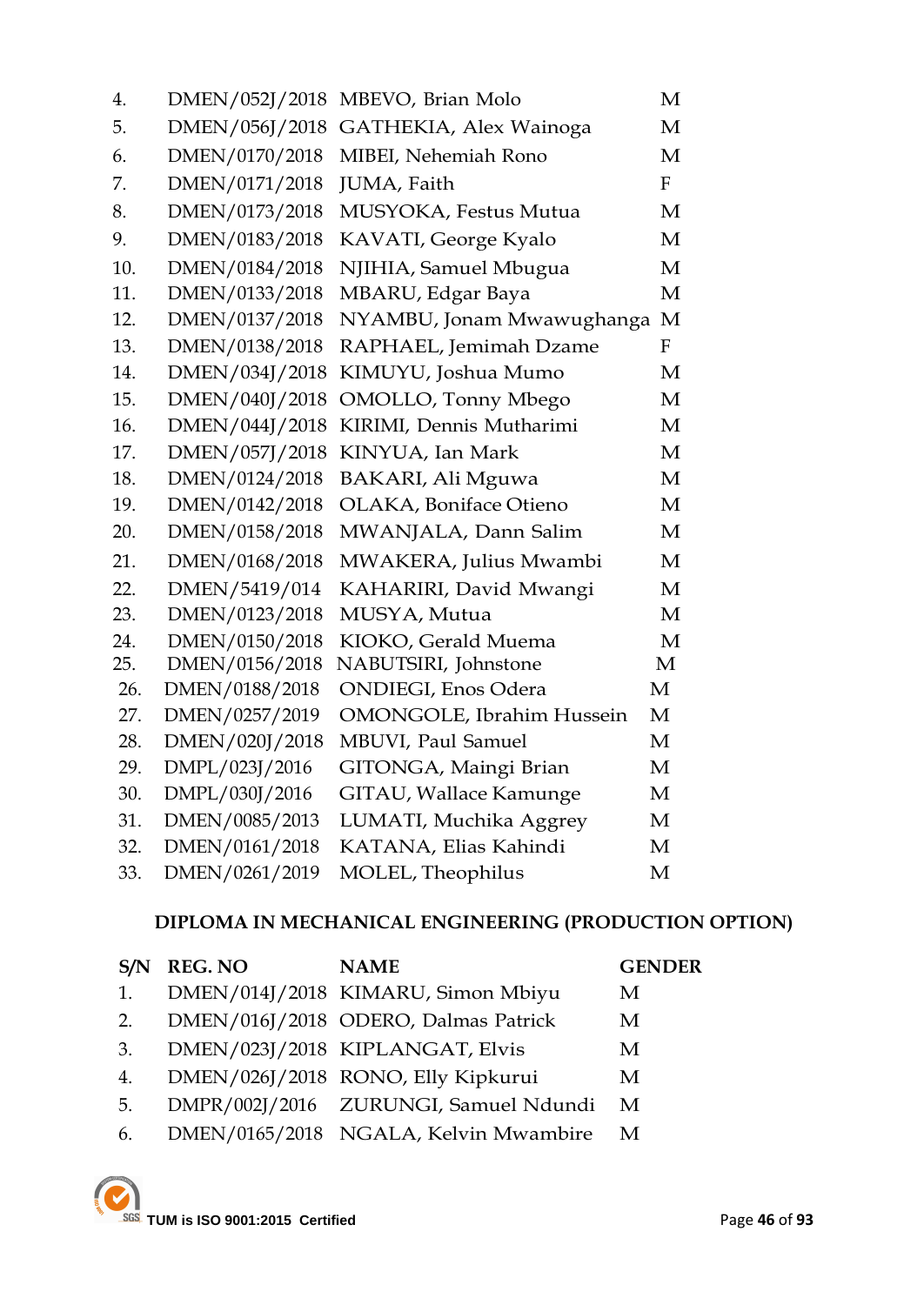| | | | |
|---|---|---|---|
| 4. | DMEN/052J/2018 | MBEVO, Brian Molo | M |
| 5. | DMEN/056J/2018 | GATHEKIA, Alex Wainoga | M |
| 6. | DMEN/0170/2018 | MIBEI, Nehemiah Rono | M |
| 7. | DMEN/0171/2018 | JUMA, Faith | F |
| 8. | DMEN/0173/2018 | MUSYOKA, Festus Mutua | M |
| 9. | DMEN/0183/2018 | KAVATI, George Kyalo | M |
| 10. | DMEN/0184/2018 | NJIHIA, Samuel Mbugua | M |
| 11. | DMEN/0133/2018 | MBARU, Edgar Baya | M |
| 12. | DMEN/0137/2018 | NYAMBU, Jonam Mwawughanga | M |
| 13. | DMEN/0138/2018 | RAPHAEL, Jemimah Dzame | F |
| 14. | DMEN/034J/2018 | KIMUYU, Joshua Mumo | M |
| 15. | DMEN/040J/2018 | OMOLLO, Tonny Mbego | M |
| 16. | DMEN/044J/2018 | KIRIMI, Dennis Mutharimi | M |
| 17. | DMEN/057J/2018 | KINYUA, Ian Mark | M |
| 18. | DMEN/0124/2018 | BAKARI, Ali Mguwa | M |
| 19. | DMEN/0142/2018 | OLAKA, Boniface Otieno | M |
| 20. | DMEN/0158/2018 | MWANJALA, Dann Salim | M |
| 21. | DMEN/0168/2018 | MWAKERA, Julius Mwambi | M |
| 22. | DMEN/5419/014 | KAHARIRI, David Mwangi | M |
| 23. | DMEN/0123/2018 | MUSYA, Mutua | M |
| 24. | DMEN/0150/2018 | KIOKO, Gerald Muema | M |
| 25. | DMEN/0156/2018 | NABUTSIRI, Johnstone | M |
| 26. | DMEN/0188/2018 | ONDIEGI, Enos Odera | M |
| 27. | DMEN/0257/2019 | OMONGOLE, Ibrahim Hussein | M |
| 28. | DMEN/020J/2018 | MBUVI, Paul Samuel | M |
| 29. | DMPL/023J/2016 | GITONGA, Maingi Brian | M |
| 30. | DMPL/030J/2016 | GITAU, Wallace Kamunge | M |
| 31. | DMEN/0085/2013 | LUMATI, Muchika Aggrey | M |
| 32. | DMEN/0161/2018 | KATANA, Elias Kahindi | M |
| 33. | DMEN/0261/2019 | MOLEL, Theophilus | M |

**DIPLOMA IN MECHANICAL ENGINEERING (PRODUCTION OPTION)**

| S/N | REG. NO | NAME | GENDER |
|---|---|---|---|
| 1. | DMEN/014J/2018 | KIMARU, Simon Mbiyu | M |
| 2. | DMEN/016J/2018 | ODERO, Dalmas Patrick | M |
| 3. | DMEN/023J/2018 | KIPLANGAT, Elvis | M |
| 4. | DMEN/026J/2018 | RONO, Elly Kipkurui | M |
| 5. | DMPR/002J/2016 | ZURUNGI, Samuel Ndundi | M |
| 6. | DMEN/0165/2018 | NGALA, Kelvin Mwambire | M |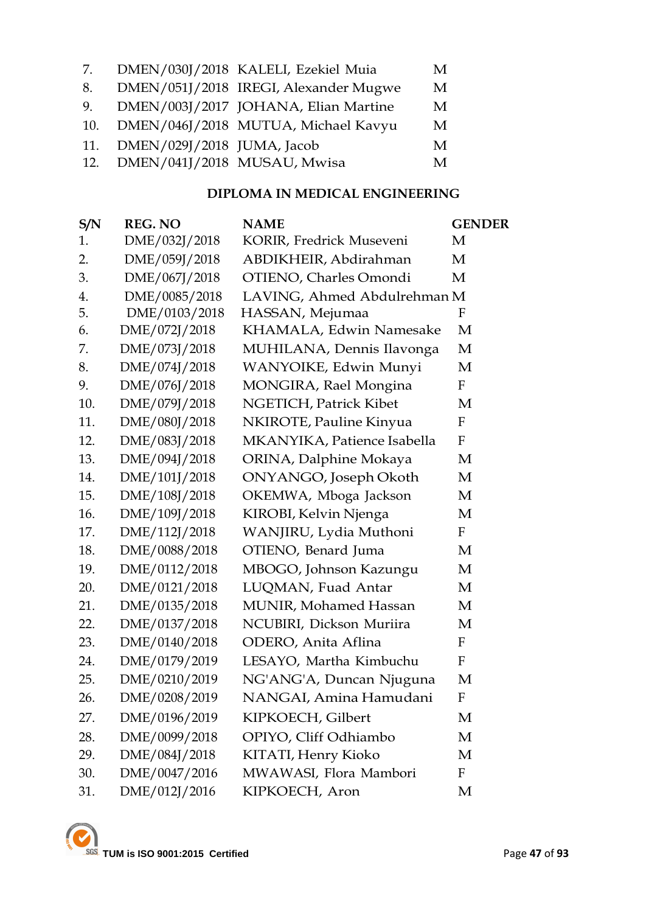| | | | |
|---|---|---|---|
| 7. | DMEN/030J/2018 | KALELI, Ezekiel Muia | M |
| 8. | DMEN/051J/2018 | IREGI, Alexander Mugwe | M |
| 9. | DMEN/003J/2017 | JOHANA, Elian Martine | M |
| 10. | DMEN/046J/2018 | MUTUA, Michael Kavyu | M |
| 11. | DMEN/029J/2018 | JUMA, Jacob | M |
| 12. | DMEN/041J/2018 | MUSAU, Mwisa | M |

**DIPLOMA IN MEDICAL ENGINEERING**

| S/N | REG. NO | NAME | GENDER |
|---|---|---|---|
| 1. | DME/032J/2018 | KORIR, Fredrick Museveni | M |
| 2. | DME/059J/2018 | ABDIKHEIR, Abdirahman | M |
| 3. | DME/067J/2018 | OTIENO, Charles Omondi | M |
| 4. | DME/0085/2018 | LAVING, Ahmed Abdulrehman | M |
| 5. | DME/0103/2018 | HASSAN, Mejumaa | F |
| 6. | DME/072J/2018 | KHAMALA, Edwin Namesake | M |
| 7. | DME/073J/2018 | MUHILANA, Dennis Ilavonga | M |
| 8. | DME/074J/2018 | WANYOIKE, Edwin Munyi | M |
| 9. | DME/076J/2018 | MONGIRA, Rael Mongina | F |
| 10. | DME/079J/2018 | NGETICH, Patrick Kibet | M |
| 11. | DME/080J/2018 | NKIROTE, Pauline Kinyua | F |
| 12. | DME/083J/2018 | MKANYIKA, Patience Isabella | F |
| 13. | DME/094J/2018 | ORINA, Dalphine Mokaya | M |
| 14. | DME/101J/2018 | ONYANGO, Joseph Okoth | M |
| 15. | DME/108J/2018 | OKEMWA, Mboga Jackson | M |
| 16. | DME/109J/2018 | KIROBI, Kelvin Njenga | M |
| 17. | DME/112J/2018 | WANJIRU, Lydia Muthoni | F |
| 18. | DME/0088/2018 | OTIENO, Benard Juma | M |
| 19. | DME/0112/2018 | MBOGO, Johnson Kazungu | M |
| 20. | DME/0121/2018 | LUQMAN, Fuad Antar | M |
| 21. | DME/0135/2018 | MUNIR, Mohamed Hassan | M |
| 22. | DME/0137/2018 | NCUBIRI, Dickson Muriira | M |
| 23. | DME/0140/2018 | ODERO, Anita Aflina | F |
| 24. | DME/0179/2019 | LESAYO, Martha Kimbuchu | F |
| 25. | DME/0210/2019 | NG'ANG'A, Duncan Njuguna | M |
| 26. | DME/0208/2019 | NANGAI, Amina Hamudani | F |
| 27. | DME/0196/2019 | KIPKOECH, Gilbert | M |
| 28. | DME/0099/2018 | OPIYO, Cliff Odhiambo | M |
| 29. | DME/084J/2018 | KITATI, Henry Kioko | M |
| 30. | DME/0047/2016 | MWAWASI, Flora Mambori | F |
| 31. | DME/012J/2016 | KIPKOECH, Aron | M |

TUM is ISO 9001:2015 Certified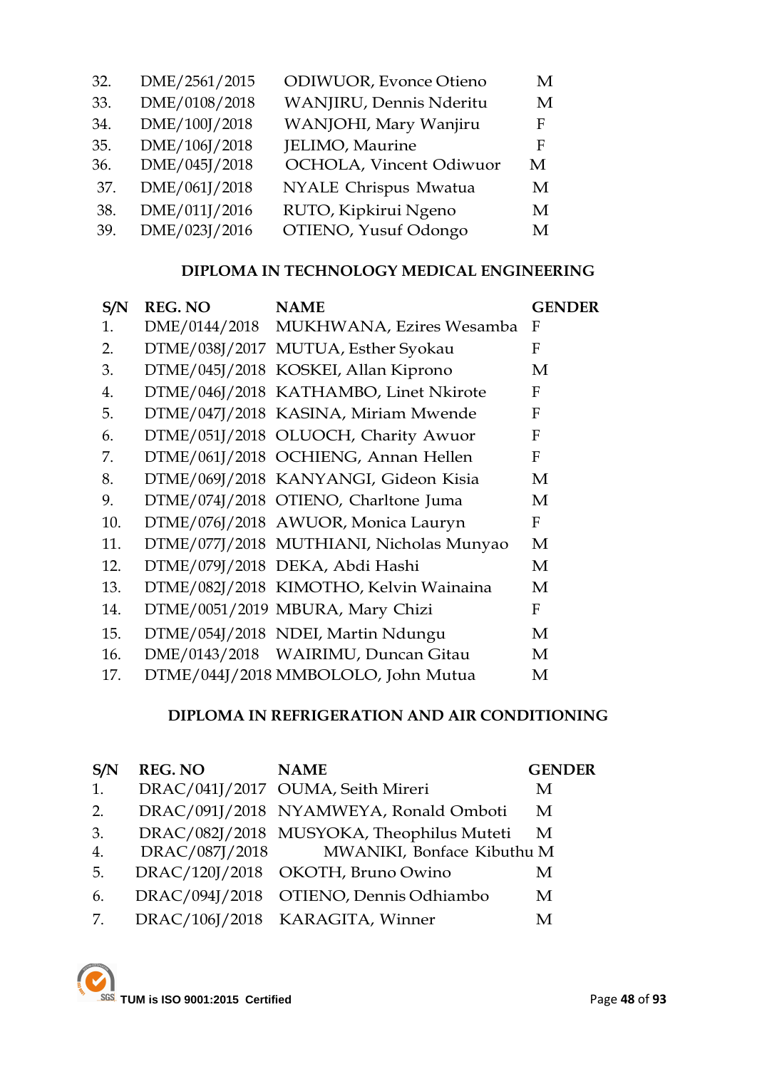| | | | |
|---|---|---|---|
| 32. | DME/2561/2015 | ODIWUOR, Evonce Otieno | M |
| 33. | DME/0108/2018 | WANJIRU, Dennis Nderitu | M |
| 34. | DME/100J/2018 | WANJOHI, Mary Wanjiru | F |
| 35. | DME/106J/2018 | JELIMO, Maurine | F |
| 36. | DME/045J/2018 | OCHOLA, Vincent Odiwuor | M |
| 37. | DME/061J/2018 | NYALE Chrispus Mwatua | M |
| 38. | DME/011J/2016 | RUTO, Kipkirui Ngeno | M |
| 39. | DME/023J/2016 | OTIENO, Yusuf Odongo | M |

### DIPLOMA IN TECHNOLOGY MEDICAL ENGINEERING

| S/N | REG. NO | NAME | GENDER |
|---|---|---|---|
| 1. | DME/0144/2018 | MUKHWANA, Ezires Wesamba | F |
| 2. | DTME/038J/2017 | MUTUA, Esther Syokau | F |
| 3. | DTME/045J/2018 | KOSKEI, Allan Kiprono | M |
| 4. | DTME/046J/2018 | KATHAMBO, Linet Nkirote | F |
| 5. | DTME/047J/2018 | KASINA, Miriam Mwende | F |
| 6. | DTME/051J/2018 | OLUOCH, Charity Awuor | F |
| 7. | DTME/061J/2018 | OCHIENG, Annan Hellen | F |
| 8. | DTME/069J/2018 | KANYANGI, Gideon Kisia | M |
| 9. | DTME/074J/2018 | OTIENO, Charltone Juma | M |
| 10. | DTME/076J/2018 | AWUOR, Monica Lauryn | F |
| 11. | DTME/077J/2018 | MUTHIANI, Nicholas Munyao | M |
| 12. | DTME/079J/2018 | DEKA, Abdi Hashi | M |
| 13. | DTME/082J/2018 | KIMOTHO, Kelvin Wainaina | M |
| 14. | DTME/0051/2019 | MBURA, Mary Chizi | F |
| 15. | DTME/054J/2018 | NDEI, Martin Ndungu | M |
| 16. | DME/0143/2018 | WAIRIMU, Duncan Gitau | M |
| 17. | DTME/044J/2018 | MMBOLOLO, John Mutua | M |

### DIPLOMA IN REFRIGERATION AND AIR CONDITIONING

| S/N | REG. NO | NAME | GENDER |
|---|---|---|---|
| 1. | DRAC/041J/2017 | OUMA, Seith Mireri | M |
| 2. | DRAC/091J/2018 | NYAMWEYA, Ronald Omboti | M |
| 3. | DRAC/082J/2018 | MUSYOKA, Theophilus Muteti | M |
| 4. | DRAC/087J/2018 | MWANIKI, Bonface Kibuthu | M |
| 5. | DRAC/120J/2018 | OKOTH, Bruno Owino | M |
| 6. | DRAC/094J/2018 | OTIENO, Dennis Odhiambo | M |
| 7. | DRAC/106J/2018 | KARAGITA, Winner | M |

TUM is ISO 9001:2015 Certified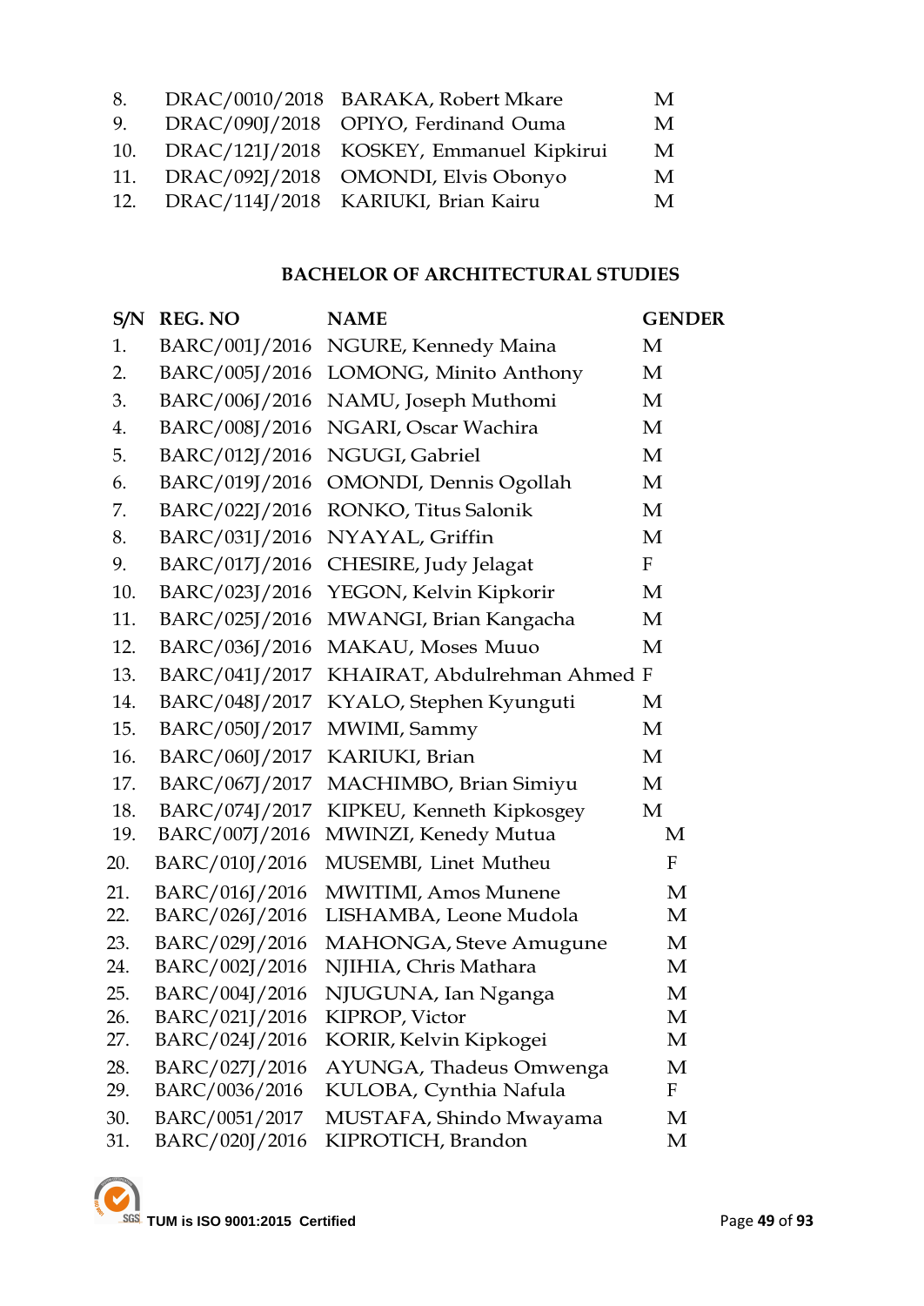| | | | |
|---|---|---|---|
| 8. | DRAC/0010/2018 | BARAKA, Robert Mkare | M |
| 9. | DRAC/090J/2018 | OPIYO, Ferdinand Ouma | M |
| 10. | DRAC/121J/2018 | KOSKEY, Emmanuel Kipkirui | M |
| 11. | DRAC/092J/2018 | OMONDI, Elvis Obonyo | M |
| 12. | DRAC/114J/2018 | KARIUKI, Brian Kairu | M |

**BACHELOR OF ARCHITECTURAL STUDIES**

| S/N | REG. NO | NAME | GENDER |
|---|---|---|---|
| 1. | BARC/001J/2016 | NGURE, Kennedy Maina | M |
| 2. | BARC/005J/2016 | LOMONG, Minito Anthony | M |
| 3. | BARC/006J/2016 | NAMU, Joseph Muthomi | M |
| 4. | BARC/008J/2016 | NGARI, Oscar Wachira | M |
| 5. | BARC/012J/2016 | NGUGI, Gabriel | M |
| 6. | BARC/019J/2016 | OMONDI, Dennis Ogollah | M |
| 7. | BARC/022J/2016 | RONKO, Titus Salonik | M |
| 8. | BARC/031J/2016 | NYAYAL, Griffin | M |
| 9. | BARC/017J/2016 | CHESIRE, Judy Jelagat | F |
| 10. | BARC/023J/2016 | YEGON, Kelvin Kipkorir | M |
| 11. | BARC/025J/2016 | MWANGI, Brian Kangacha | M |
| 12. | BARC/036J/2016 | MAKAU, Moses Muuo | M |
| 13. | BARC/041J/2017 | KHAIRAT, Abdulrehman Ahmed | F |
| 14. | BARC/048J/2017 | KYALO, Stephen Kyunguti | M |
| 15. | BARC/050J/2017 | MWIMI, Sammy | M |
| 16. | BARC/060J/2017 | KARIUKI, Brian | M |
| 17. | BARC/067J/2017 | MACHIMBO, Brian Simiyu | M |
| 18. | BARC/074J/2017 | KIPKEU, Kenneth Kipkosgey | M |
| 19. | BARC/007J/2016 | MWINZI, Kenedy Mutua | M |
| 20. | BARC/010J/2016 | MUSEMBI, Linet Mutheu | F |
| 21. | BARC/016J/2016 | MWITIMI, Amos Munene | M |
| 22. | BARC/026J/2016 | LISHAMBA, Leone Mudola | M |
| 23. | BARC/029J/2016 | MAHONGA, Steve Amugune | M |
| 24. | BARC/002J/2016 | NJIHIA, Chris Mathara | M |
| 25. | BARC/004J/2016 | NJUGUNA, Ian Nganga | M |
| 26. | BARC/021J/2016 | KIPROP, Victor | M |
| 27. | BARC/024J/2016 | KORIR, Kelvin Kipkogei | M |
| 28. | BARC/027J/2016 | AYUNGA, Thadeus Omwenga | M |
| 29. | BARC/0036/2016 | KULOBA, Cynthia Nafula | F |
| 30. | BARC/0051/2017 | MUSTAFA, Shindo Mwayama | M |
| 31. | BARC/020J/2016 | KIPROTICH, Brandon | M |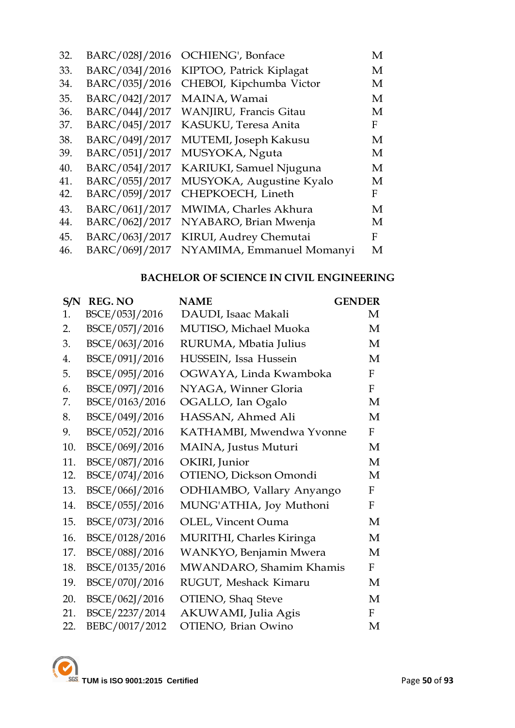| | | | |
|---|---|---|---|
| 32. | BARC/028J/2016 | OCHIENG', Bonface | M |
| 33. | BARC/034J/2016 | KIPTOO, Patrick Kiplagat | M |
| 34. | BARC/035J/2016 | CHEBOI, Kipchumba Victor | M |
| 35. | BARC/042J/2017 | MAINA, Wamai | M |
| 36. | BARC/044J/2017 | WANJIRU, Francis Gitau | M |
| 37. | BARC/045J/2017 | KASUKU, Teresa Anita | F |
| 38. | BARC/049J/2017 | MUTEMI, Joseph Kakusu | M |
| 39. | BARC/051J/2017 | MUSYOKA, Nguta | M |
| 40. | BARC/054J/2017 | KARIUKI, Samuel Njuguna | M |
| 41. | BARC/055J/2017 | MUSYOKA, Augustine Kyalo | M |
| 42. | BARC/059J/2017 | CHEPKOECH, Lineth | F |
| 43. | BARC/061J/2017 | MWIMA, Charles Akhura | M |
| 44. | BARC/062J/2017 | NYABARO, Brian Mwenja | M |
| 45. | BARC/063J/2017 | KIRUI, Audrey Chemutai | F |
| 46. | BARC/069J/2017 | NYAMIMA, Emmanuel Momanyi | M |

**BACHELOR OF SCIENCE IN CIVIL ENGINEERING**

| S/N | REG. NO | NAME | GENDER |
|---|---|---|---|
| 1. | BSCE/053J/2016 | DAUDI, Isaac Makali | M |
| 2. | BSCE/057J/2016 | MUTISO, Michael Muoka | M |
| 3. | BSCE/063J/2016 | RURUMA, Mbatia Julius | M |
| 4. | BSCE/091J/2016 | HUSSEIN, Issa Hussein | M |
| 5. | BSCE/095J/2016 | OGWAYA, Linda Kwamboka | F |
| 6. | BSCE/097J/2016 | NYAGA, Winner Gloria | F |
| 7. | BSCE/0163/2016 | OGALLO, Ian Ogalo | M |
| 8. | BSCE/049J/2016 | HASSAN, Ahmed Ali | M |
| 9. | BSCE/052J/2016 | KATHAMBI, Mwendwa Yvonne | F |
| 10. | BSCE/069J/2016 | MAINA, Justus Muturi | M |
| 11. | BSCE/087J/2016 | OKIRI, Junior | M |
| 12. | BSCE/074J/2016 | OTIENO, Dickson Omondi | M |
| 13. | BSCE/066J/2016 | ODHIAMBO, Vallary Anyango | F |
| 14. | BSCE/055J/2016 | MUNG'ATHIA, Joy Muthoni | F |
| 15. | BSCE/073J/2016 | OLEL, Vincent Ouma | M |
| 16. | BSCE/0128/2016 | MURITHI, Charles Kiringa | M |
| 17. | BSCE/088J/2016 | WANKYO, Benjamin Mwera | M |
| 18. | BSCE/0135/2016 | MWANDARO, Shamim Khamis | F |
| 19. | BSCE/070J/2016 | RUGUT, Meshack Kimaru | M |
| 20. | BSCE/062J/2016 | OTIENO, Shaq Steve | M |
| 21. | BSCE/2237/2014 | AKUWAMI, Julia Agis | F |
| 22. | BEBC/0017/2012 | OTIENO, Brian Owino | M |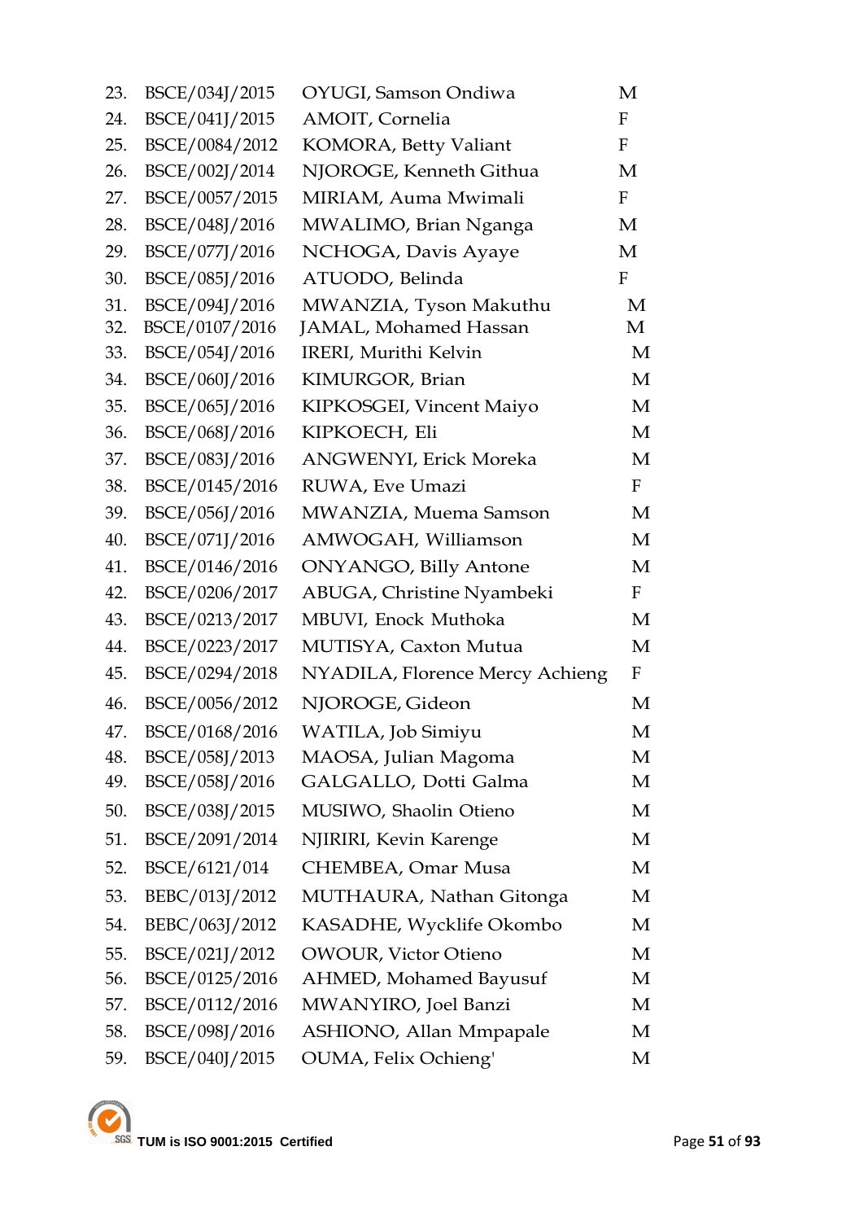| | | | |
|---|---|---|---|
| 23. | BSCE/034J/2015 | OYUGI, Samson Ondiwa | M |
| 24. | BSCE/041J/2015 | AMOIT, Cornelia | F |
| 25. | BSCE/0084/2012 | KOMORA, Betty Valiant | F |
| 26. | BSCE/002J/2014 | NJOROGE, Kenneth Githua | M |
| 27. | BSCE/0057/2015 | MIRIAM, Auma Mwimali | F |
| 28. | BSCE/048J/2016 | MWALIMO, Brian Nganga | M |
| 29. | BSCE/077J/2016 | NCHOGA, Davis Ayaye | M |
| 30. | BSCE/085J/2016 | ATUODO, Belinda | F |
| 31. | BSCE/094J/2016 | MWANZIA, Tyson Makuthu | M |
| 32. | BSCE/0107/2016 | JAMAL, Mohamed Hassan | M |
| 33. | BSCE/054J/2016 | IRERI, Murithi Kelvin | M |
| 34. | BSCE/060J/2016 | KIMURGOR, Brian | M |
| 35. | BSCE/065J/2016 | KIPKOSGEI, Vincent Maiyo | M |
| 36. | BSCE/068J/2016 | KIPKOECH, Eli | M |
| 37. | BSCE/083J/2016 | ANGWENYI, Erick Moreka | M |
| 38. | BSCE/0145/2016 | RUWA, Eve Umazi | F |
| 39. | BSCE/056J/2016 | MWANZIA, Muema Samson | M |
| 40. | BSCE/071J/2016 | AMWOGAH, Williamson | M |
| 41. | BSCE/0146/2016 | ONYANGO, Billy Antone | M |
| 42. | BSCE/0206/2017 | ABUGA, Christine Nyambeki | F |
| 43. | BSCE/0213/2017 | MBUVI, Enock Muthoka | M |
| 44. | BSCE/0223/2017 | MUTISYA, Caxton Mutua | M |
| 45. | BSCE/0294/2018 | NYADILA, Florence Mercy Achieng | F |
| 46. | BSCE/0056/2012 | NJOROGE, Gideon | M |
| 47. | BSCE/0168/2016 | WATILA, Job Simiyu | M |
| 48. | BSCE/058J/2013 | MAOSA, Julian Magoma | M |
| 49. | BSCE/058J/2016 | GALGALLO, Dotti Galma | M |
| 50. | BSCE/038J/2015 | MUSIWO, Shaolin Otieno | M |
| 51. | BSCE/2091/2014 | NJIRIRI, Kevin Karenge | M |
| 52. | BSCE/6121/014 | CHEMBEA, Omar Musa | M |
| 53. | BEBC/013J/2012 | MUTHAURA, Nathan Gitonga | M |
| 54. | BEBC/063J/2012 | KASADHE, Wycklife Okombo | M |
| 55. | BSCE/021J/2012 | OWOUR, Victor Otieno | M |
| 56. | BSCE/0125/2016 | AHMED, Mohamed Bayusuf | M |
| 57. | BSCE/0112/2016 | MWANYIRO, Joel Banzi | M |
| 58. | BSCE/098J/2016 | ASHIONO, Allan Mmpapale | M |
| 59. | BSCE/040J/2015 | OUMA, Felix Ochieng' | M |

TUM is ISO 9001:2015 Certified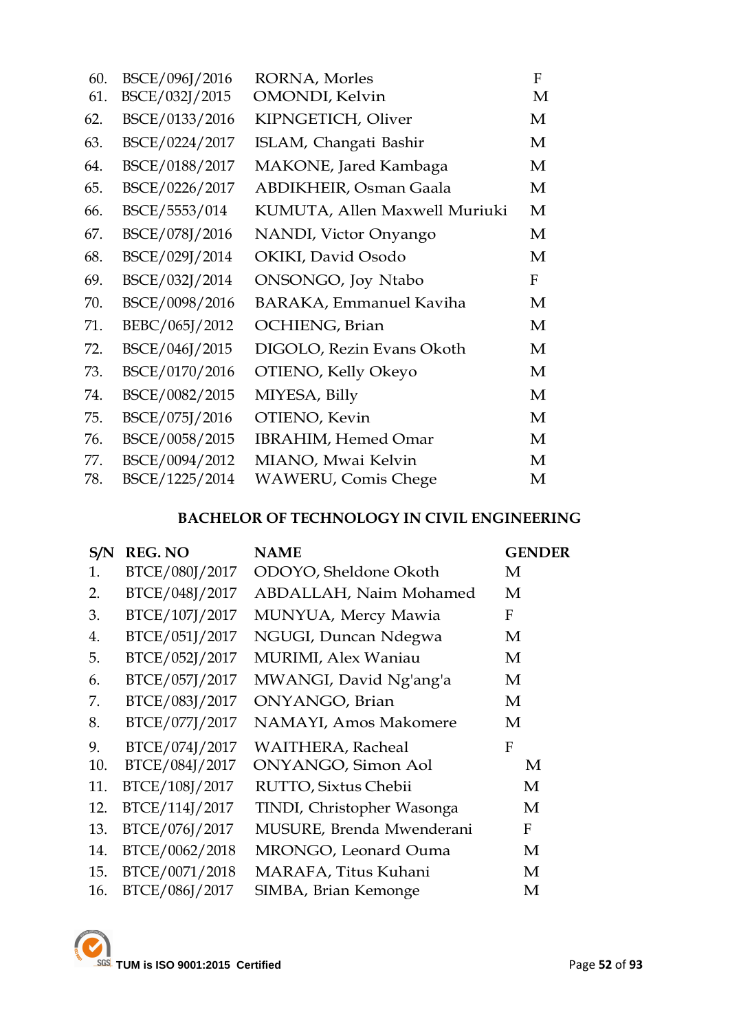| | | | |
|---|---|---|---|
| 60. | BSCE/096J/2016 | RORNA, Morles | F |
| 61. | BSCE/032J/2015 | OMONDI, Kelvin | M |
| 62. | BSCE/0133/2016 | KIPNGETICH, Oliver | M |
| 63. | BSCE/0224/2017 | ISLAM, Changati Bashir | M |
| 64. | BSCE/0188/2017 | MAKONE, Jared Kambaga | M |
| 65. | BSCE/0226/2017 | ABDIKHEIR, Osman Gaala | M |
| 66. | BSCE/5553/014 | KUMUTA, Allen Maxwell Muriuki | M |
| 67. | BSCE/078J/2016 | NANDI, Victor Onyango | M |
| 68. | BSCE/029J/2014 | OKIKI, David Osodo | M |
| 69. | BSCE/032J/2014 | ONSONGO, Joy Ntabo | F |
| 70. | BSCE/0098/2016 | BARAKA, Emmanuel Kaviha | M |
| 71. | BEBC/065J/2012 | OCHIENG, Brian | M |
| 72. | BSCE/046J/2015 | DIGOLO, Rezin Evans Okoth | M |
| 73. | BSCE/0170/2016 | OTIENO, Kelly Okeyo | M |
| 74. | BSCE/0082/2015 | MIYESA, Billy | M |
| 75. | BSCE/075J/2016 | OTIENO, Kevin | M |
| 76. | BSCE/0058/2015 | IBRAHIM, Hemed Omar | M |
| 77. | BSCE/0094/2012 | MIANO, Mwai Kelvin | M |
| 78. | BSCE/1225/2014 | WAWERU, Comis Chege | M |

## BACHELOR OF TECHNOLOGY IN CIVIL ENGINEERING

| S/N | REG. NO | NAME | GENDER |
|---|---|---|---|
| 1. | BTCE/080J/2017 | ODOYO, Sheldone Okoth | M |
| 2. | BTCE/048J/2017 | ABDALLAH, Naim Mohamed | M |
| 3. | BTCE/107J/2017 | MUNYUA, Mercy Mawia | F |
| 4. | BTCE/051J/2017 | NGUGI, Duncan Ndegwa | M |
| 5. | BTCE/052J/2017 | MURIMI, Alex Waniau | M |
| 6. | BTCE/057J/2017 | MWANGI, David Ng'ang'a | M |
| 7. | BTCE/083J/2017 | ONYANGO, Brian | M |
| 8. | BTCE/077J/2017 | NAMAYI, Amos Makomere | M |
| 9. | BTCE/074J/2017 | WAITHERA, Racheal | F |
| 10. | BTCE/084J/2017 | ONYANGO, Simon Aol | M |
| 11. | BTCE/108J/2017 | RUTTO, Sixtus Chebii | M |
| 12. | BTCE/114J/2017 | TINDI, Christopher Wasonga | M |
| 13. | BTCE/076J/2017 | MUSURE, Brenda Mwenderani | F |
| 14. | BTCE/0062/2018 | MRONGO, Leonard Ouma | M |
| 15. | BTCE/0071/2018 | MARAFA, Titus Kuhani | M |
| 16. | BTCE/086J/2017 | SIMBA, Brian Kemonge | M |

TUM is ISO 9001:2015 Certified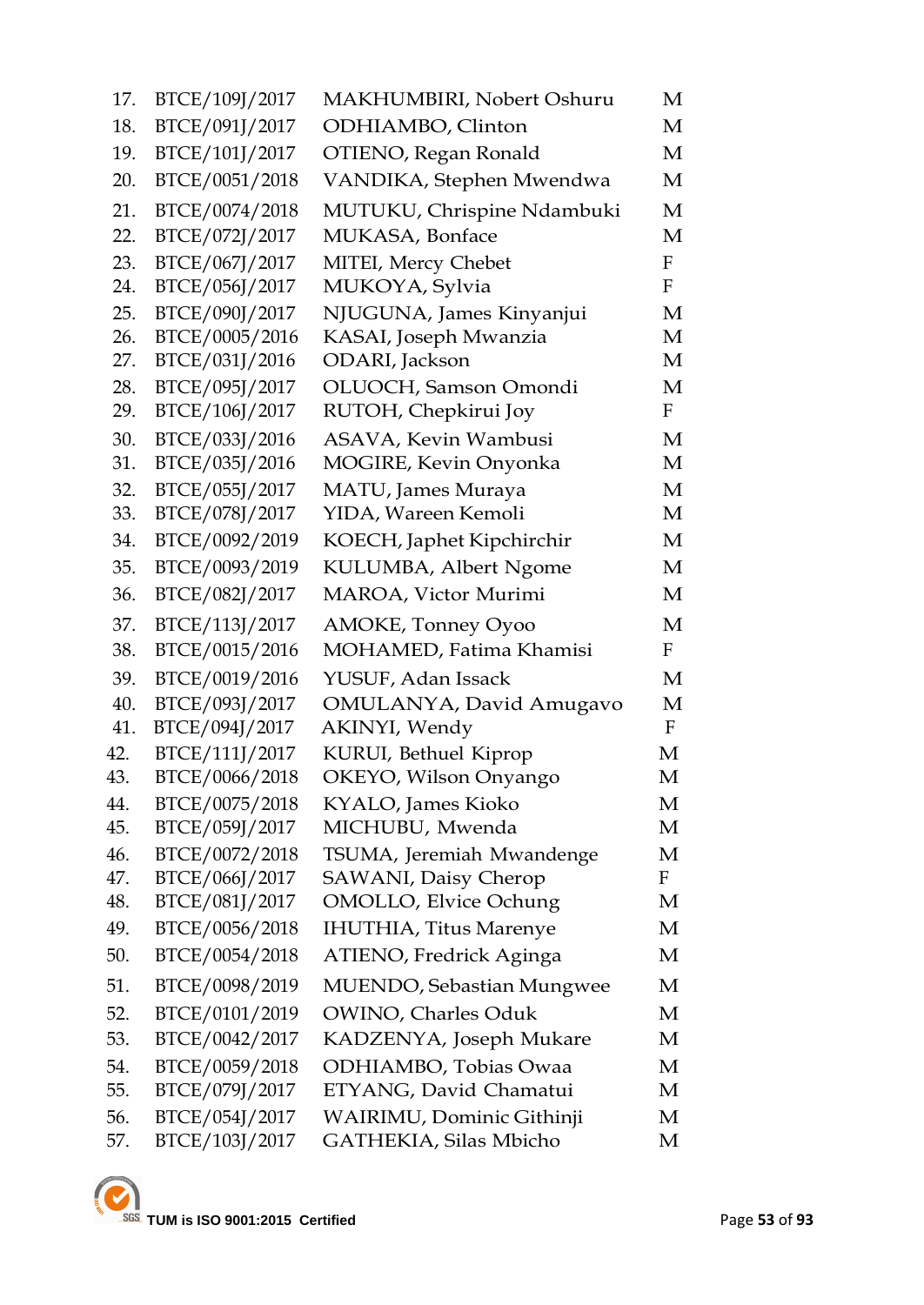| | | | |
|---|---|---|---|
| 17. | BTCE/109J/2017 | MAKHUMBIRI, Nobert Oshuru | M |
| 18. | BTCE/091J/2017 | ODHIAMBO, Clinton | M |
| 19. | BTCE/101J/2017 | OTIENO, Regan Ronald | M |
| 20. | BTCE/0051/2018 | VANDIKA, Stephen Mwendwa | M |
| 21. | BTCE/0074/2018 | MUTUKU, Chrispine Ndambuki | M |
| 22. | BTCE/072J/2017 | MUKASA, Bonface | M |
| 23. | BTCE/067J/2017 | MITEI, Mercy Chebet | F |
| 24. | BTCE/056J/2017 | MUKOYA, Sylvia | F |
| 25. | BTCE/090J/2017 | NJUGUNA, James Kinyanjui | M |
| 26. | BTCE/0005/2016 | KASAI, Joseph Mwanzia | M |
| 27. | BTCE/031J/2016 | ODARI, Jackson | M |
| 28. | BTCE/095J/2017 | OLUOCH, Samson Omondi | M |
| 29. | BTCE/106J/2017 | RUTOH, Chepkirui Joy | F |
| 30. | BTCE/033J/2016 | ASAVA, Kevin Wambusi | M |
| 31. | BTCE/035J/2016 | MOGIRE, Kevin Onyonka | M |
| 32. | BTCE/055J/2017 | MATU, James Muraya | M |
| 33. | BTCE/078J/2017 | YIDA, Wareen Kemoli | M |
| 34. | BTCE/0092/2019 | KOECH, Japhet Kipchirchir | M |
| 35. | BTCE/0093/2019 | KULUMBA, Albert Ngome | M |
| 36. | BTCE/082J/2017 | MAROA, Victor Murimi | M |
| 37. | BTCE/113J/2017 | AMOKE, Tonney Oyoo | M |
| 38. | BTCE/0015/2016 | MOHAMED, Fatima Khamisi | F |
| 39. | BTCE/0019/2016 | YUSUF, Adan Issack | M |
| 40. | BTCE/093J/2017 | OMULANYA, David Amugavo | M |
| 41. | BTCE/094J/2017 | AKINYI, Wendy | F |
| 42. | BTCE/111J/2017 | KURUI, Bethuel Kiprop | M |
| 43. | BTCE/0066/2018 | OKEYO, Wilson Onyango | M |
| 44. | BTCE/0075/2018 | KYALO, James Kioko | M |
| 45. | BTCE/059J/2017 | MICHUBU, Mwenda | M |
| 46. | BTCE/0072/2018 | TSUMA, Jeremiah Mwandenge | M |
| 47. | BTCE/066J/2017 | SAWANI, Daisy Cherop | F |
| 48. | BTCE/081J/2017 | OMOLLO, Elvice Ochung | M |
| 49. | BTCE/0056/2018 | IHUTHIA, Titus Marenye | M |
| 50. | BTCE/0054/2018 | ATIENO, Fredrick Aginga | M |
| 51. | BTCE/0098/2019 | MUENDO, Sebastian Mungwee | M |
| 52. | BTCE/0101/2019 | OWINO, Charles Oduk | M |
| 53. | BTCE/0042/2017 | KADZENYA, Joseph Mukare | M |
| 54. | BTCE/0059/2018 | ODHIAMBO, Tobias Owaa | M |
| 55. | BTCE/079J/2017 | ETYANG, David Chamatui | M |
| 56. | BTCE/054J/2017 | WAIRIMU, Dominic Githinji | M |
| 57. | BTCE/103J/2017 | GATHEKIA, Silas Mbicho | M |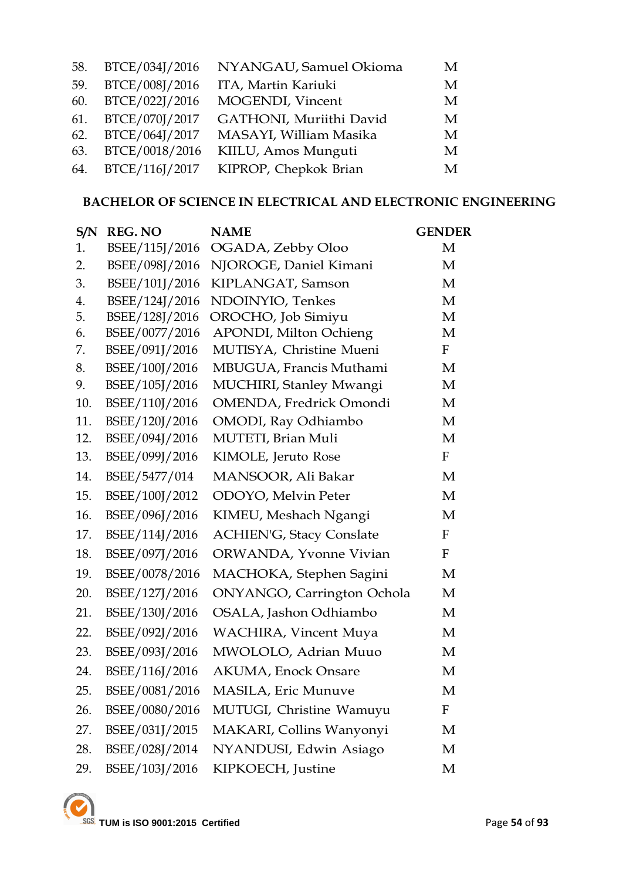| | | | |
|---|---|---|---|
| 58. | BTCE/034J/2016 | NYANGAU, Samuel Okioma | M |
| 59. | BTCE/008J/2016 | ITA, Martin Kariuki | M |
| 60. | BTCE/022J/2016 | MOGENDI, Vincent | M |
| 61. | BTCE/070J/2017 | GATHONI, Muriithi David | M |
| 62. | BTCE/064J/2017 | MASAYI, William Masika | M |
| 63. | BTCE/0018/2016 | KIILU, Amos Munguti | M |
| 64. | BTCE/116J/2017 | KIPROP, Chepkok Brian | M |

**BACHELOR OF SCIENCE IN ELECTRICAL AND ELECTRONIC ENGINEERING**

| S/N | REG. NO | NAME | GENDER |
|---|---|---|---|
| 1. | BSEE/115J/2016 | OGADA, Zebby Oloo | M |
| 2. | BSEE/098J/2016 | NJOROGE, Daniel Kimani | M |
| 3. | BSEE/101J/2016 | KIPLANGAT, Samson | M |
| 4. | BSEE/124J/2016 | NDOINYIO, Tenkes | M |
| 5. | BSEE/128J/2016 | OROCHO, Job Simiyu | M |
| 6. | BSEE/0077/2016 | APONDI, Milton Ochieng | M |
| 7. | BSEE/091J/2016 | MUTISYA, Christine Mueni | F |
| 8. | BSEE/100J/2016 | MBUGUA, Francis Muthami | M |
| 9. | BSEE/105J/2016 | MUCHIRI, Stanley Mwangi | M |
| 10. | BSEE/110J/2016 | OMENDA, Fredrick Omondi | M |
| 11. | BSEE/120J/2016 | OMODI, Ray Odhiambo | M |
| 12. | BSEE/094J/2016 | MUTETI, Brian Muli | M |
| 13. | BSEE/099J/2016 | KIMOLE, Jeruto Rose | F |
| 14. | BSEE/5477/014 | MANSOOR, Ali Bakar | M |
| 15. | BSEE/100J/2012 | ODOYO, Melvin Peter | M |
| 16. | BSEE/096J/2016 | KIMEU, Meshach Ngangi | M |
| 17. | BSEE/114J/2016 | ACHIEN'G, Stacy Conslate | F |
| 18. | BSEE/097J/2016 | ORWANDA, Yvonne Vivian | F |
| 19. | BSEE/0078/2016 | MACHOKA, Stephen Sagini | M |
| 20. | BSEE/127J/2016 | ONYANGO, Carrington Ochola | M |
| 21. | BSEE/130J/2016 | OSALA, Jashon Odhiambo | M |
| 22. | BSEE/092J/2016 | WACHIRA, Vincent Muya | M |
| 23. | BSEE/093J/2016 | MWOLOLO, Adrian Muuo | M |
| 24. | BSEE/116J/2016 | AKUMA, Enock Onsare | M |
| 25. | BSEE/0081/2016 | MASILA, Eric Munuve | M |
| 26. | BSEE/0080/2016 | MUTUGI, Christine Wamuyu | F |
| 27. | BSEE/031J/2015 | MAKARI, Collins Wanyonyi | M |
| 28. | BSEE/028J/2014 | NYANDUSI, Edwin Asiago | M |
| 29. | BSEE/103J/2016 | KIPKOECH, Justine | M |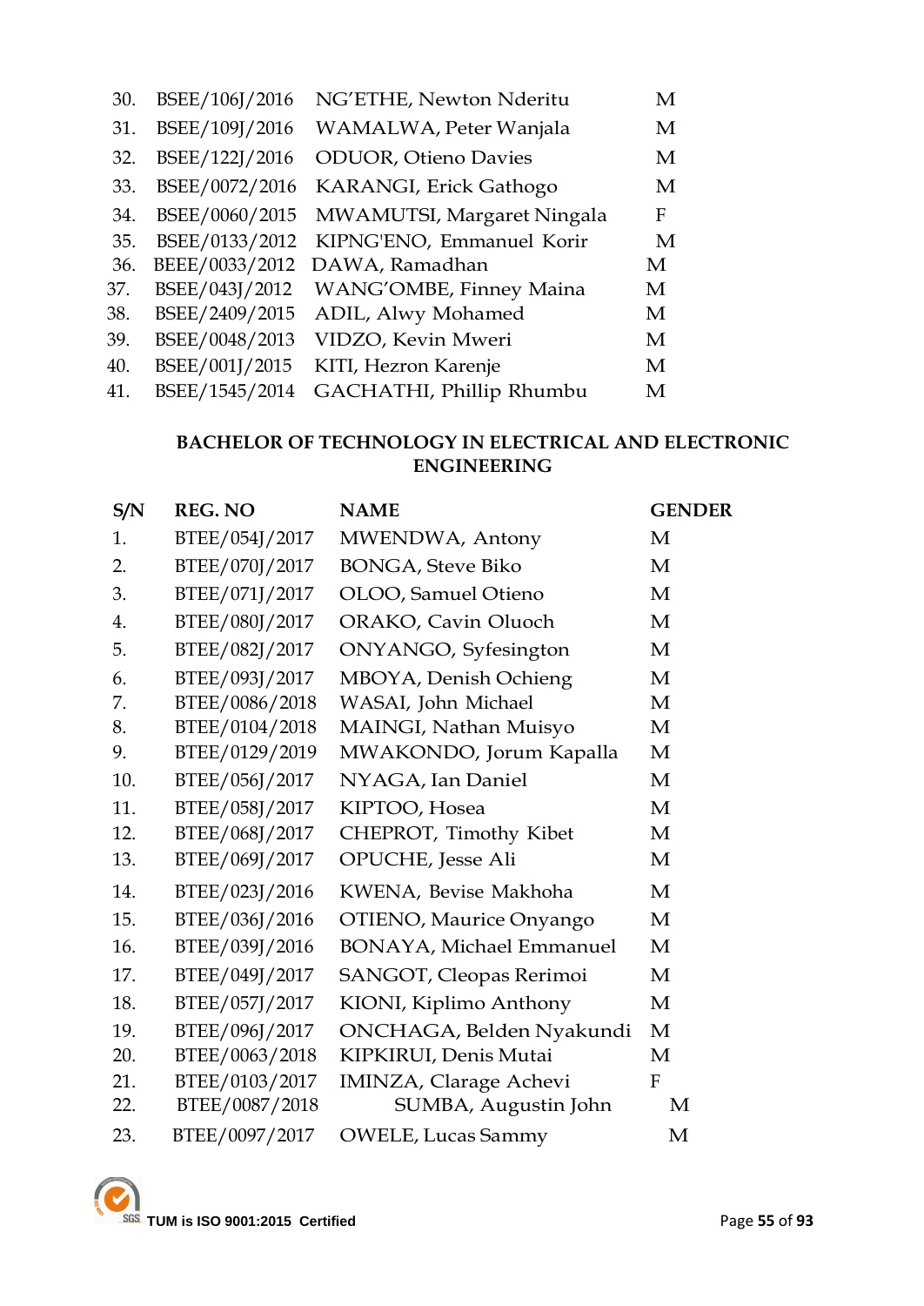| | | | |
|---|---|---|---|
| 30. | BSEE/106J/2016 | NG'ETHE, Newton Nderitu | M |
| 31. | BSEE/109J/2016 | WAMALWA, Peter Wanjala | M |
| 32. | BSEE/122J/2016 | ODUOR, Otieno Davies | M |
| 33. | BSEE/0072/2016 | KARANGI, Erick Gathogo | M |
| 34. | BSEE/0060/2015 | MWAMUTSI, Margaret Ningala | F |
| 35. | BSEE/0133/2012 | KIPNG'ENO, Emmanuel Korir | M |
| 36. | BEEE/0033/2012 | DAWA, Ramadhan | M |
| 37. | BSEE/043J/2012 | WANG'OMBE, Finney Maina | M |
| 38. | BSEE/2409/2015 | ADIL, Alwy Mohamed | M |
| 39. | BSEE/0048/2013 | VIDZO, Kevin Mweri | M |
| 40. | BSEE/001J/2015 | KITI, Hezron Karenje | M |
| 41. | BSEE/1545/2014 | GACHATHI, Phillip Rhumbu | M |

## BACHELOR OF TECHNOLOGY IN ELECTRICAL AND ELECTRONIC ENGINEERING

| S/N | REG. NO | NAME | GENDER |
|---|---|---|---|
| 1. | BTEE/054J/2017 | MWENDWA, Antony | M |
| 2. | BTEE/070J/2017 | BONGA, Steve Biko | M |
| 3. | BTEE/071J/2017 | OLOO, Samuel Otieno | M |
| 4. | BTEE/080J/2017 | ORAKO, Cavin Oluoch | M |
| 5. | BTEE/082J/2017 | ONYANGO, Syfesington | M |
| 6. | BTEE/093J/2017 | MBOYA, Denish Ochieng | M |
| 7. | BTEE/0086/2018 | WASAI, John Michael | M |
| 8. | BTEE/0104/2018 | MAINGI, Nathan Muisyo | M |
| 9. | BTEE/0129/2019 | MWAKONDO, Jorum Kapalla | M |
| 10. | BTEE/056J/2017 | NYAGA, Ian Daniel | M |
| 11. | BTEE/058J/2017 | KIPTOO, Hosea | M |
| 12. | BTEE/068J/2017 | CHEPROT, Timothy Kibet | M |
| 13. | BTEE/069J/2017 | OPUCHE, Jesse Ali | M |
| 14. | BTEE/023J/2016 | KWENA, Bevise Makhoha | M |
| 15. | BTEE/036J/2016 | OTIENO, Maurice Onyango | M |
| 16. | BTEE/039J/2016 | BONAYA, Michael Emmanuel | M |
| 17. | BTEE/049J/2017 | SANGOT, Cleopas Rerimoi | M |
| 18. | BTEE/057J/2017 | KIONI, Kiplimo Anthony | M |
| 19. | BTEE/096J/2017 | ONCHAGA, Belden Nyakundi | M |
| 20. | BTEE/0063/2018 | KIPKIRUI, Denis Mutai | M |
| 21. | BTEE/0103/2017 | IMINZA, Clarage Achevi | F |
| 22. | BTEE/0087/2018 | SUMBA, Augustin John | M |
| 23. | BTEE/0097/2017 | OWELE, Lucas Sammy | M |

TUM is ISO 9001:2015 Certified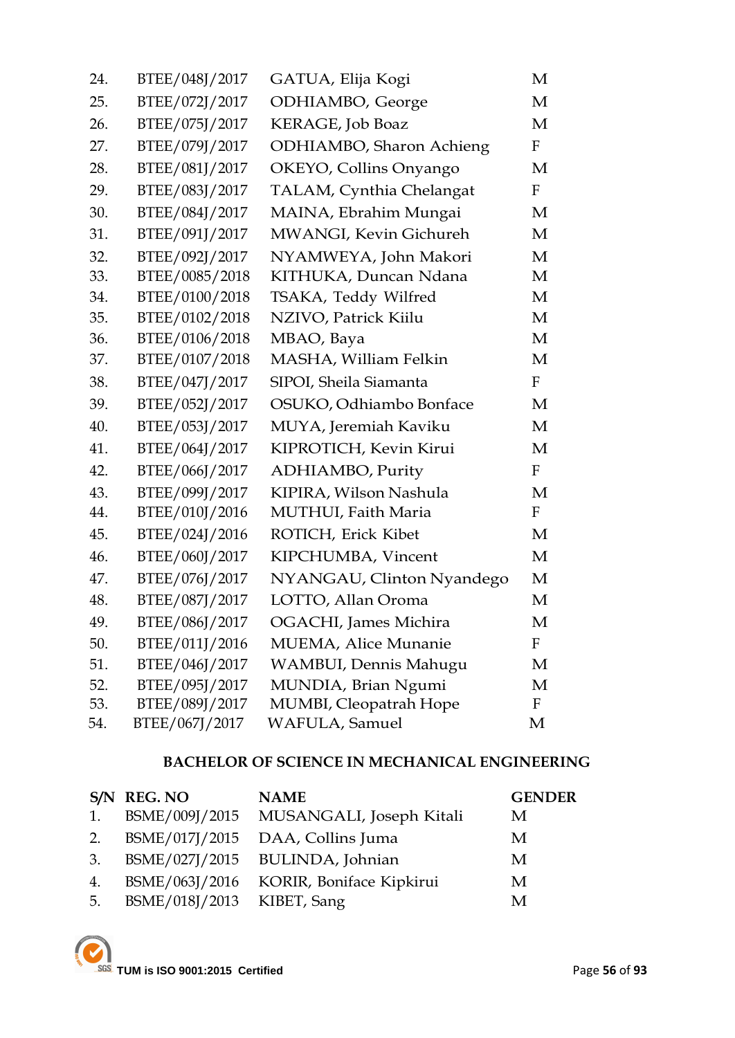| | | | |
|---|---|---|---|
| 24. | BTEE/048J/2017 | GATUA, Elija Kogi | M |
| 25. | BTEE/072J/2017 | ODHIAMBO, George | M |
| 26. | BTEE/075J/2017 | KERAGE, Job Boaz | M |
| 27. | BTEE/079J/2017 | ODHIAMBO, Sharon Achieng | F |
| 28. | BTEE/081J/2017 | OKEYO, Collins Onyango | M |
| 29. | BTEE/083J/2017 | TALAM, Cynthia Chelangat | F |
| 30. | BTEE/084J/2017 | MAINA, Ebrahim Mungai | M |
| 31. | BTEE/091J/2017 | MWANGI, Kevin Gichureh | M |
| 32. | BTEE/092J/2017 | NYAMWEYA, John Makori | M |
| 33. | BTEE/0085/2018 | KITHUKA, Duncan Ndana | M |
| 34. | BTEE/0100/2018 | TSAKA, Teddy Wilfred | M |
| 35. | BTEE/0102/2018 | NZIVO, Patrick Kiilu | M |
| 36. | BTEE/0106/2018 | MBAO, Baya | M |
| 37. | BTEE/0107/2018 | MASHA, William Felkin | M |
| 38. | BTEE/047J/2017 | SIPOI, Sheila Siamanta | F |
| 39. | BTEE/052J/2017 | OSUKO, Odhiambo Bonface | M |
| 40. | BTEE/053J/2017 | MUYA, Jeremiah Kaviku | M |
| 41. | BTEE/064J/2017 | KIPROTICH, Kevin Kirui | M |
| 42. | BTEE/066J/2017 | ADHIAMBO, Purity | F |
| 43. | BTEE/099J/2017 | KIPIRA, Wilson Nashula | M |
| 44. | BTEE/010J/2016 | MUTHUI, Faith Maria | F |
| 45. | BTEE/024J/2016 | ROTICH, Erick Kibet | M |
| 46. | BTEE/060J/2017 | KIPCHUMBA, Vincent | M |
| 47. | BTEE/076J/2017 | NYANGAU, Clinton Nyandego | M |
| 48. | BTEE/087J/2017 | LOTTO, Allan Oroma | M |
| 49. | BTEE/086J/2017 | OGACHI, James Michira | M |
| 50. | BTEE/011J/2016 | MUEMA, Alice Munanie | F |
| 51. | BTEE/046J/2017 | WAMBUI, Dennis Mahugu | M |
| 52. | BTEE/095J/2017 | MUNDIA, Brian Ngumi | M |
| 53. | BTEE/089J/2017 | MUMBI, Cleopatrah Hope | F |
| 54. | BTEE/067J/2017 | WAFULA, Samuel | M |

## BACHELOR OF SCIENCE IN MECHANICAL ENGINEERING

| S/N | REG. NO | NAME | GENDER |
|---|---|---|---|
| 1. | BSME/009J/2015 | MUSANGALI, Joseph Kitali | M |
| 2. | BSME/017J/2015 | DAA, Collins Juma | M |
| 3. | BSME/027J/2015 | BULINDA, Johnian | M |
| 4. | BSME/063J/2016 | KORIR, Boniface Kipkirui | M |
| 5. | BSME/018J/2013 | KIBET, Sang | M |

TUM is ISO 9001:2015 Certified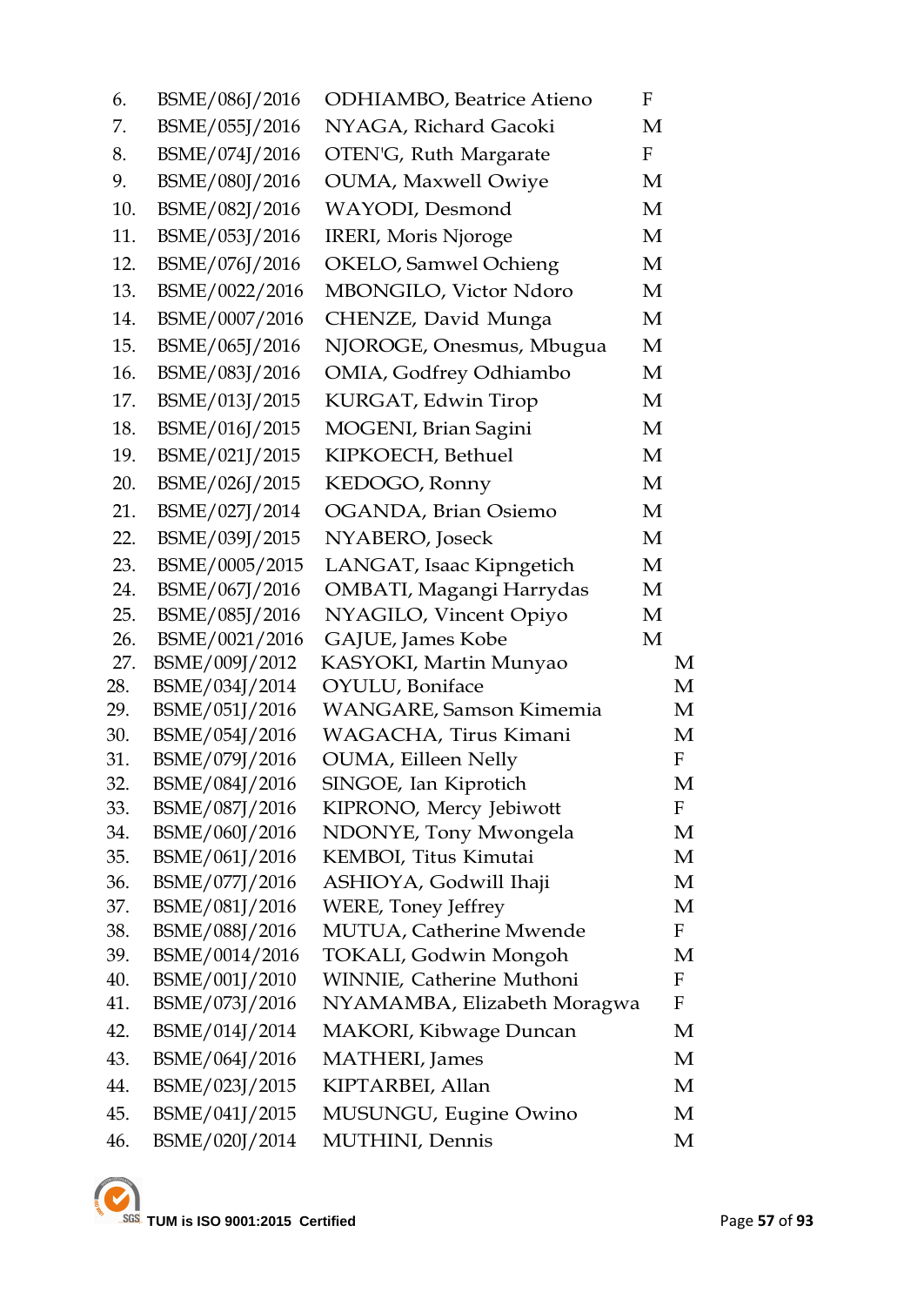| | | | |
|---|---|---|---|
| 6. | BSME/086J/2016 | ODHIAMBO, Beatrice Atieno | F |
| 7. | BSME/055J/2016 | NYAGA, Richard Gacoki | M |
| 8. | BSME/074J/2016 | OTEN'G, Ruth Margarate | F |
| 9. | BSME/080J/2016 | OUMA, Maxwell Owiye | M |
| 10. | BSME/082J/2016 | WAYODI, Desmond | M |
| 11. | BSME/053J/2016 | IRERI, Moris Njoroge | M |
| 12. | BSME/076J/2016 | OKELO, Samwel Ochieng | M |
| 13. | BSME/0022/2016 | MBONGILO, Victor Ndoro | M |
| 14. | BSME/0007/2016 | CHENZE, David Munga | M |
| 15. | BSME/065J/2016 | NJOROGE, Onesmus, Mbugua | M |
| 16. | BSME/083J/2016 | OMIA, Godfrey Odhiambo | M |
| 17. | BSME/013J/2015 | KURGAT, Edwin Tirop | M |
| 18. | BSME/016J/2015 | MOGENI, Brian Sagini | M |
| 19. | BSME/021J/2015 | KIPKOECH, Bethuel | M |
| 20. | BSME/026J/2015 | KEDOGO, Ronny | M |
| 21. | BSME/027J/2014 | OGANDA, Brian Osiemo | M |
| 22. | BSME/039J/2015 | NYABERO, Joseck | M |
| 23. | BSME/0005/2015 | LANGAT, Isaac Kipngetich | M |
| 24. | BSME/067J/2016 | OMBATI, Magangi Harrydas | M |
| 25. | BSME/085J/2016 | NYAGILO, Vincent Opiyo | M |
| 26. | BSME/0021/2016 | GAJUE, James Kobe | M |
| 27. | BSME/009J/2012 | KASYOKI, Martin Munyao | M |
| 28. | BSME/034J/2014 | OYULU, Boniface | M |
| 29. | BSME/051J/2016 | WANGARE, Samson Kimemia | M |
| 30. | BSME/054J/2016 | WAGACHA, Tirus Kimani | M |
| 31. | BSME/079J/2016 | OUMA, Eilleen Nelly | F |
| 32. | BSME/084J/2016 | SINGOE, Ian Kiprotich | M |
| 33. | BSME/087J/2016 | KIPRONO, Mercy Jebiwott | F |
| 34. | BSME/060J/2016 | NDONYE, Tony Mwongela | M |
| 35. | BSME/061J/2016 | KEMBOI, Titus Kimutai | M |
| 36. | BSME/077J/2016 | ASHIOYA, Godwill Ihaji | M |
| 37. | BSME/081J/2016 | WERE, Toney Jeffrey | M |
| 38. | BSME/088J/2016 | MUTUA, Catherine Mwende | F |
| 39. | BSME/0014/2016 | TOKALI, Godwin Mongoh | M |
| 40. | BSME/001J/2010 | WINNIE, Catherine Muthoni | F |
| 41. | BSME/073J/2016 | NYAMAMBA, Elizabeth Moragwa | F |
| 42. | BSME/014J/2014 | MAKORI, Kibwage Duncan | M |
| 43. | BSME/064J/2016 | MATHERI, James | M |
| 44. | BSME/023J/2015 | KIPTARBEI, Allan | M |
| 45. | BSME/041J/2015 | MUSUNGU, Eugine Owino | M |
| 46. | BSME/020J/2014 | MUTHINI, Dennis | M |

TUM is ISO 9001:2015 Certified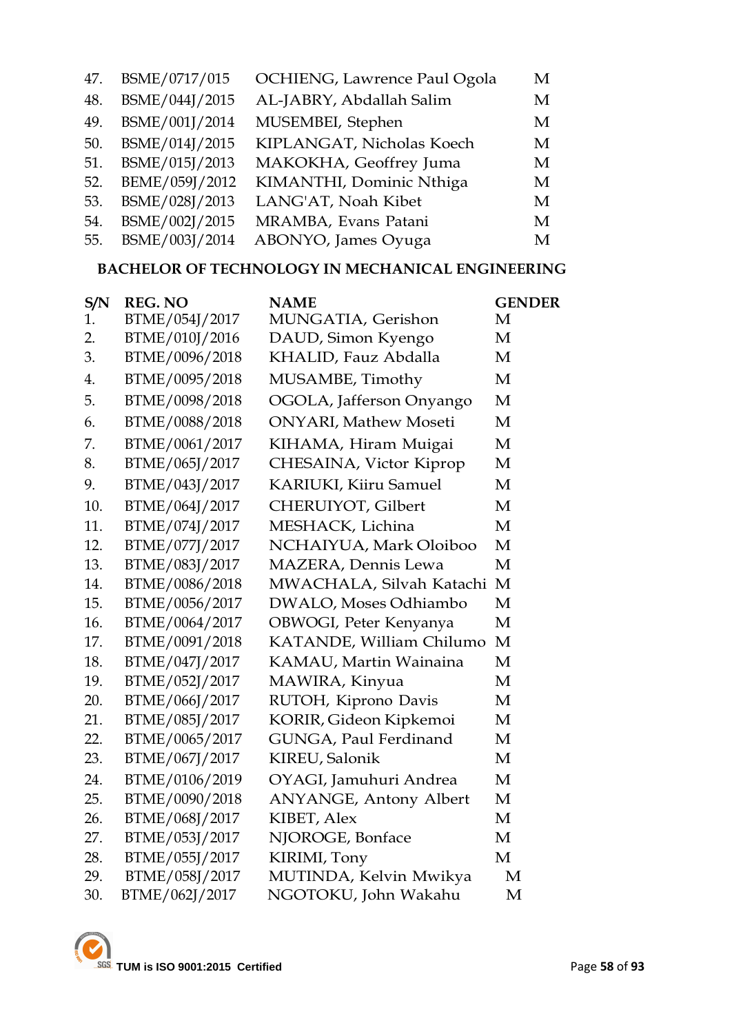| | | | |
|---|---|---|---|
| 47. | BSME/0717/015 | OCHIENG, Lawrence Paul Ogola | M |
| 48. | BSME/044J/2015 | AL-JABRY, Abdallah Salim | M |
| 49. | BSME/001J/2014 | MUSEMBEI, Stephen | M |
| 50. | BSME/014J/2015 | KIPLANGAT, Nicholas Koech | M |
| 51. | BSME/015J/2013 | MAKOKHA, Geoffrey Juma | M |
| 52. | BEME/059J/2012 | KIMANTHI, Dominic Nthiga | M |
| 53. | BSME/028J/2013 | LANG'AT, Noah Kibet | M |
| 54. | BSME/002J/2015 | MRAMBA, Evans Patani | M |
| 55. | BSME/003J/2014 | ABONYO, James Oyuga | M |

## BACHELOR OF TECHNOLOGY IN MECHANICAL ENGINEERING

| S/N | REG. NO | NAME | GENDER |
|---|---|---|---|
| 1. | BTME/054J/2017 | MUNGATIA, Gerishon | M |
| 2. | BTME/010J/2016 | DAUD, Simon Kyengo | M |
| 3. | BTME/0096/2018 | KHALID, Fauz Abdalla | M |
| 4. | BTME/0095/2018 | MUSAMBE, Timothy | M |
| 5. | BTME/0098/2018 | OGOLA, Jafferson Onyango | M |
| 6. | BTME/0088/2018 | ONYARI, Mathew Moseti | M |
| 7. | BTME/0061/2017 | KIHAMA, Hiram Mugai | M |
| 8. | BTME/065J/2017 | CHESAINA, Victor Kiprop | M |
| 9. | BTME/043J/2017 | KARIUKI, Kiiru Samuel | M |
| 10. | BTME/064J/2017 | CHERUIYOT, Gilbert | M |
| 11. | BTME/074J/2017 | MESHACK, Lichina | M |
| 12. | BTME/077J/2017 | NCHAIYUA, Mark Oloiboo | M |
| 13. | BTME/083J/2017 | MAZERA, Dennis Lewa | M |
| 14. | BTME/0086/2018 | MWACHALA, Silvah Katachi | M |
| 15. | BTME/0056/2017 | DWALO, Moses Odhiambo | M |
| 16. | BTME/0064/2017 | OBWOGI, Peter Kenyanya | M |
| 17. | BTME/0091/2018 | KATANDE, William Chilumo | M |
| 18. | BTME/047J/2017 | KAMAU, Martin Wainaina | M |
| 19. | BTME/052J/2017 | MAWIRA, Kinyua | M |
| 20. | BTME/066J/2017 | RUTOH, Kiprono Davis | M |
| 21. | BTME/085J/2017 | KORIR, Gideon Kipkemoi | M |
| 22. | BTME/0065/2017 | GUNGA, Paul Ferdinand | M |
| 23. | BTME/067J/2017 | KIREU, Salonik | M |
| 24. | BTME/0106/2019 | OYAGI, Jamuhuri Andrea | M |
| 25. | BTME/0090/2018 | ANYANGE, Antony Albert | M |
| 26. | BTME/068J/2017 | KIBET, Alex | M |
| 27. | BTME/053J/2017 | NJOROGE, Bonface | M |
| 28. | BTME/055J/2017 | KIRIMI, Tony | M |
| 29. | BTME/058J/2017 | MUTINDA, Kelvin Mwikya | M |
| 30. | BTME/062J/2017 | NGOTOKU, John Wakahu | M |

TUM is ISO 9001:2015 Certified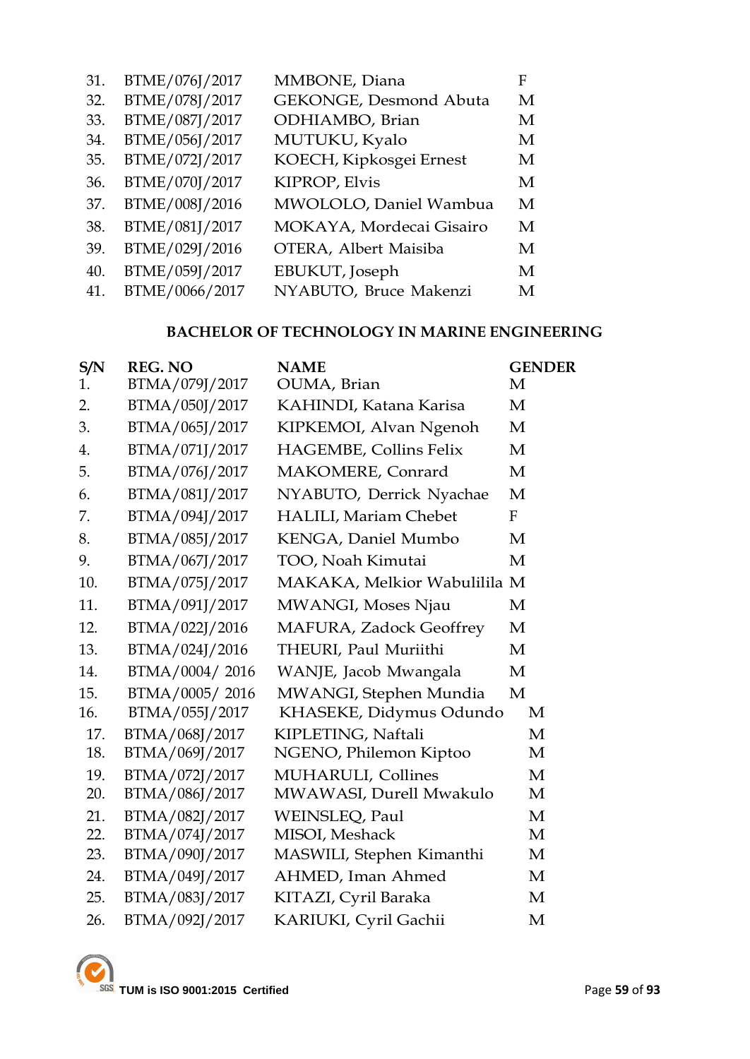| S/N | REG. NO | NAME | GENDER |
|---|---|---|---|
| 31. | BTME/076J/2017 | MMBONE, Diana | F |
| 32. | BTME/078J/2017 | GEKONGE, Desmond Abuta | M |
| 33. | BTME/087J/2017 | ODHIAMBO, Brian | M |
| 34. | BTME/056J/2017 | MUTUKU, Kyalo | M |
| 35. | BTME/072J/2017 | KOECH, Kipkosgei Ernest | M |
| 36. | BTME/070J/2017 | KIPROP, Elvis | M |
| 37. | BTME/008J/2016 | MWOLOLO, Daniel Wambua | M |
| 38. | BTME/081J/2017 | MOKAYA, Mordecai Gisairo | M |
| 39. | BTME/029J/2016 | OTERA, Albert Maisiba | M |
| 40. | BTME/059J/2017 | EBUKUT, Joseph | M |
| 41. | BTME/0066/2017 | NYABUTO, Bruce Makenzi | M |

### BACHELOR OF TECHNOLOGY IN MARINE ENGINEERING

| S/N | REG. NO | NAME | GENDER |
|---|---|---|---|
| 1. | BTMA/079J/2017 | OUMA, Brian | M |
| 2. | BTMA/050J/2017 | KAHINDI, Katana Karisa | M |
| 3. | BTMA/065J/2017 | KIPKEMOI, Alvan Ngenoh | M |
| 4. | BTMA/071J/2017 | HAGEMBE, Collins Felix | M |
| 5. | BTMA/076J/2017 | MAKOMERE, Conrard | M |
| 6. | BTMA/081J/2017 | NYABUTO, Derrick Nyachae | M |
| 7. | BTMA/094J/2017 | HALILI, Mariam Chebet | F |
| 8. | BTMA/085J/2017 | KENGA, Daniel Mumbo | M |
| 9. | BTMA/067J/2017 | TOO, Noah Kimutai | M |
| 10. | BTMA/075J/2017 | MAKAKA, Melkior Wabulilila | M |
| 11. | BTMA/091J/2017 | MWANGI, Moses Njau | M |
| 12. | BTMA/022J/2016 | MAFURA, Zadock Geoffrey | M |
| 13. | BTMA/024J/2016 | THEURI, Paul Muriithi | M |
| 14. | BTMA/0004/ 2016 | WANJE, Jacob Mwangala | M |
| 15. | BTMA/0005/ 2016 | MWANGI, Stephen Mundia | M |
| 16. | BTMA/055J/2017 | KHASEKE, Didymus Odundo | M |
| 17. | BTMA/068J/2017 | KIPLETING, Naftali | M |
| 18. | BTMA/069J/2017 | NGENO, Philemon Kiptoo | M |
| 19. | BTMA/072J/2017 | MUHARULI, Collines | M |
| 20. | BTMA/086J/2017 | MWAWASI, Durell Mwakulo | M |
| 21. | BTMA/082J/2017 | WEINSLEQ, Paul | M |
| 22. | BTMA/074J/2017 | MISOI, Meshack | M |
| 23. | BTMA/090J/2017 | MASWILI, Stephen Kimanthi | M |
| 24. | BTMA/049J/2017 | AHMED, Iman Ahmed | M |
| 25. | BTMA/083J/2017 | KITAZI, Cyril Baraka | M |
| 26. | BTMA/092J/2017 | KARIUKI, Cyril Gachii | M |

TUM is ISO 9001:2015 Certified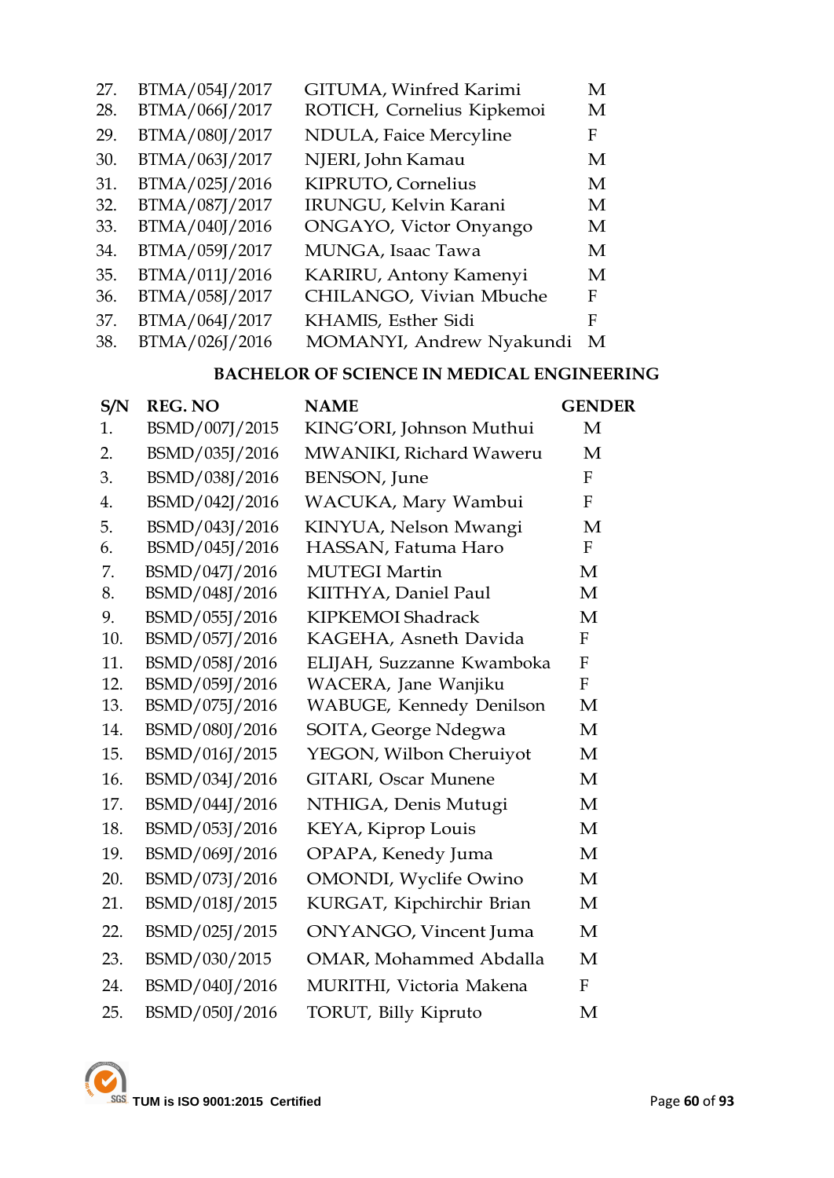| | | | |
|---|---|---|---|
| 27. | BTMA/054J/2017 | GITUMA, Winfred Karimi | M |
| 28. | BTMA/066J/2017 | ROTICH, Cornelius Kipkemoi | M |
| 29. | BTMA/080J/2017 | NDULA, Faice Mercyline | F |
| 30. | BTMA/063J/2017 | NJERI, John Kamau | M |
| 31. | BTMA/025J/2016 | KIPRUTO, Cornelius | M |
| 32. | BTMA/087J/2017 | IRUNGU, Kelvin Karani | M |
| 33. | BTMA/040J/2016 | ONGAYO, Victor Onyango | M |
| 34. | BTMA/059J/2017 | MUNGA, Isaac Tawa | M |
| 35. | BTMA/011J/2016 | KARIRU, Antony Kamenyi | M |
| 36. | BTMA/058J/2017 | CHILANGO, Vivian Mbuche | F |
| 37. | BTMA/064J/2017 | KHAMIS, Esther Sidi | F |
| 38. | BTMA/026J/2016 | MOMANYI, Andrew Nyakundi | M |

**BACHELOR OF SCIENCE IN MEDICAL ENGINEERING**

| S/N | REG. NO | NAME | GENDER |
|---|---|---|---|
| 1. | BSMD/007J/2015 | KING'ORI, Johnson Muthui | M |
| 2. | BSMD/035J/2016 | MWANIKI, Richard Waweru | M |
| 3. | BSMD/038J/2016 | BENSON, June | F |
| 4. | BSMD/042J/2016 | WACUKA, Mary Wambui | F |
| 5. | BSMD/043J/2016 | KINYUA, Nelson Mwangi | M |
| 6. | BSMD/045J/2016 | HASSAN, Fatuma Haro | F |
| 7. | BSMD/047J/2016 | MUTEGI Martin | M |
| 8. | BSMD/048J/2016 | KIITHYA, Daniel Paul | M |
| 9. | BSMD/055J/2016 | KIPKEMOI Shadrack | M |
| 10. | BSMD/057J/2016 | KAGEHA, Asneth Davida | F |
| 11. | BSMD/058J/2016 | ELIJAH, Suzzanne Kwamboka | F |
| 12. | BSMD/059J/2016 | WACERA, Jane Wanjiku | F |
| 13. | BSMD/075J/2016 | WABUGE, Kennedy Denilson | M |
| 14. | BSMD/080J/2016 | SOITA, George Ndegwa | M |
| 15. | BSMD/016J/2015 | YEGON, Wilbon Cheruiyot | M |
| 16. | BSMD/034J/2016 | GITARI, Oscar Munene | M |
| 17. | BSMD/044J/2016 | NTHIGA, Denis Mutugi | M |
| 18. | BSMD/053J/2016 | KEYA, Kiprop Louis | M |
| 19. | BSMD/069J/2016 | OPAPA, Kenedy Juma | M |
| 20. | BSMD/073J/2016 | OMONDI, Wyclife Owino | M |
| 21. | BSMD/018J/2015 | KURGAT, Kipchirchir Brian | M |
| 22. | BSMD/025J/2015 | ONYANGO, Vincent Juma | M |
| 23. | BSMD/030/2015 | OMAR, Mohammed Abdalla | M |
| 24. | BSMD/040J/2016 | MURITHI, Victoria Makena | F |
| 25. | BSMD/050J/2016 | TORUT, Billy Kipruto | M |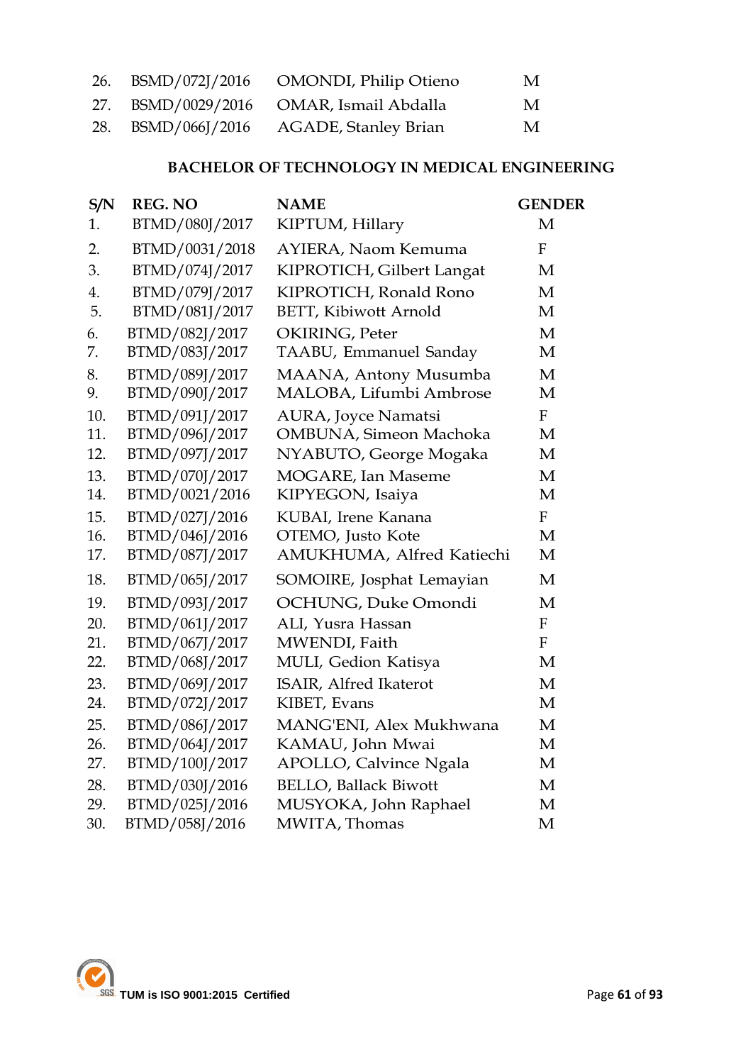| | | | |
|---|---|---|---|
| 26. | BSMD/072J/2016 | OMONDI, Philip Otieno | M |
| 27. | BSMD/0029/2016 | OMAR, Ismail Abdalla | M |
| 28. | BSMD/066J/2016 | AGADE, Stanley Brian | M |

### BACHELOR OF TECHNOLOGY IN MEDICAL ENGINEERING

| S/N | REG. NO | NAME | GENDER |
|---|---|---|---|
| 1. | BTMD/080J/2017 | KIPTUM, Hillary | M |
| 2. | BTMD/0031/2018 | AYIERA, Naom Kemuma | F |
| 3. | BTMD/074J/2017 | KIPROTICH, Gilbert Langat | M |
| 4. | BTMD/079J/2017 | KIPROTICH, Ronald Rono | M |
| 5. | BTMD/081J/2017 | BETT, Kibiwott Arnold | M |
| 6. | BTMD/082J/2017 | OKIRING, Peter | M |
| 7. | BTMD/083J/2017 | TAABU, Emmanuel Sanday | M |
| 8. | BTMD/089J/2017 | MAANA, Antony Musumba | M |
| 9. | BTMD/090J/2017 | MALOBA, Lifumbi Ambrose | M |
| 10. | BTMD/091J/2017 | AURA, Joyce Namatsi | F |
| 11. | BTMD/096J/2017 | OMBUNA, Simeon Machoka | M |
| 12. | BTMD/097J/2017 | NYABUTO, George Mogaka | M |
| 13. | BTMD/070J/2017 | MOGARE, Ian Maseme | M |
| 14. | BTMD/0021/2016 | KIPYEGON, Isaiya | M |
| 15. | BTMD/027J/2016 | KUBAI, Irene Kanana | F |
| 16. | BTMD/046J/2016 | OTEMO, Justo Kote | M |
| 17. | BTMD/087J/2017 | AMUKHUMA, Alfred Katiechi | M |
| 18. | BTMD/065J/2017 | SOMOIRE, Josphat Lemayian | M |
| 19. | BTMD/093J/2017 | OCHUNG, Duke Omondi | M |
| 20. | BTMD/061J/2017 | ALI, Yusra Hassan | F |
| 21. | BTMD/067J/2017 | MWENDI, Faith | F |
| 22. | BTMD/068J/2017 | MULI, Gedion Katisya | M |
| 23. | BTMD/069J/2017 | ISAIR, Alfred Ikaterot | M |
| 24. | BTMD/072J/2017 | KIBET, Evans | M |
| 25. | BTMD/086J/2017 | MANG'ENI, Alex Mukhwana | M |
| 26. | BTMD/064J/2017 | KAMAU, John Mwai | M |
| 27. | BTMD/100J/2017 | APOLLO, Calvince Ngala | M |
| 28. | BTMD/030J/2016 | BELLO, Ballack Biwott | M |
| 29. | BTMD/025J/2016 | MUSYOKA, John Raphael | M |
| 30. | BTMD/058J/2016 | MWITA, Thomas | M |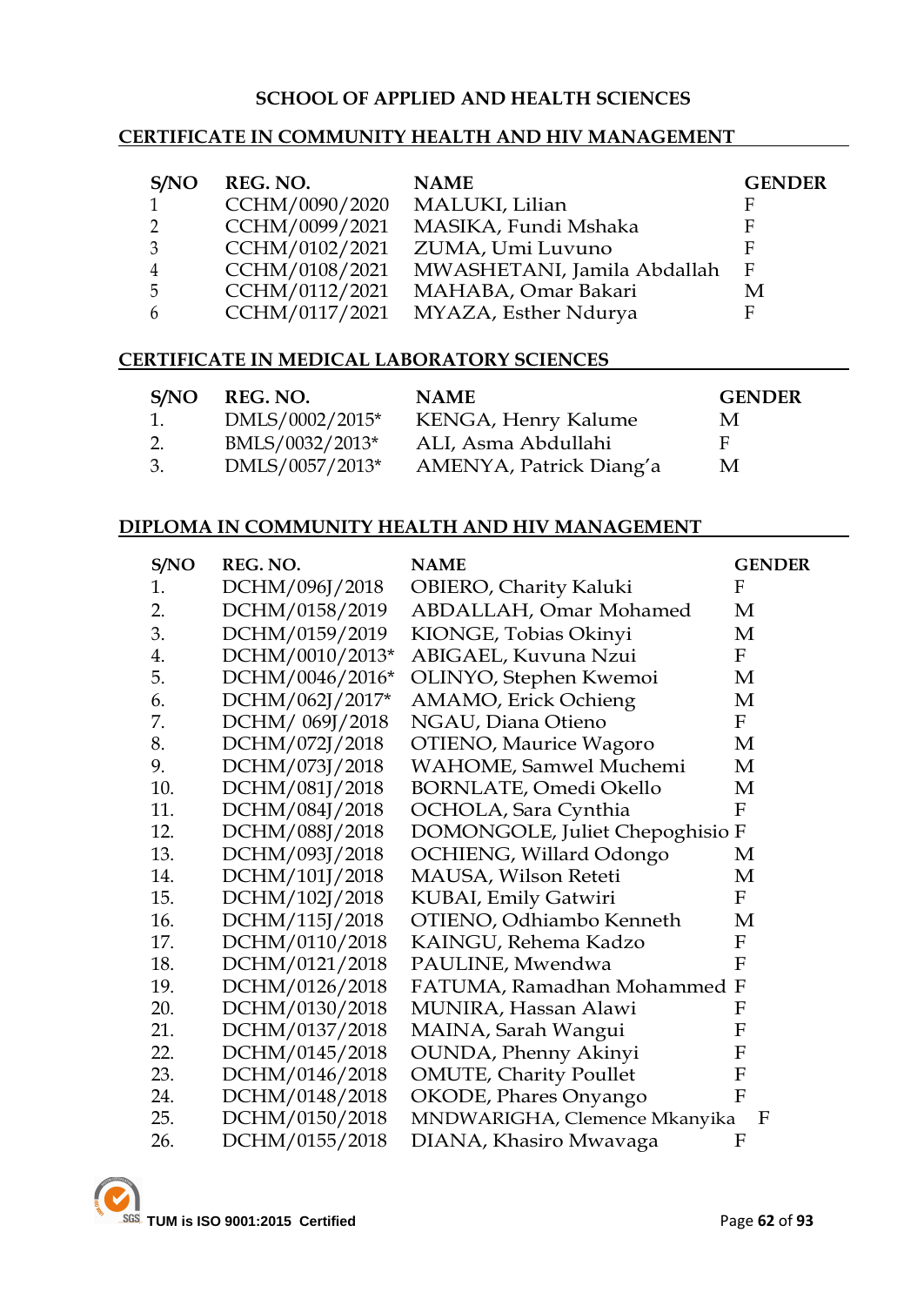## SCHOOL OF APPLIED AND HEALTH SCIENCES

### CERTIFICATE IN COMMUNITY HEALTH AND HIV MANAGEMENT

| S/NO | REG. NO. | NAME | GENDER |
|---|---|---|---|
| 1 | CCHM/0090/2020 | MALUKI, Lilian | F |
| 2 | CCHM/0099/2021 | MASIKA, Fundi Mshaka | F |
| 3 | CCHM/0102/2021 | ZUMA, Umi Luvuno | F |
| 4 | CCHM/0108/2021 | MWASHETANI, Jamila Abdallah | F |
| 5 | CCHM/0112/2021 | MAHABA, Omar Bakari | M |
| 6 | CCHM/0117/2021 | MYAZA, Esther Ndurya | F |

### CERTIFICATE IN MEDICAL LABORATORY SCIENCES

| S/NO | REG. NO. | NAME | GENDER |
|---|---|---|---|
| 1. | DMLS/0002/2015* | KENGA, Henry Kalume | M |
| 2. | BMLS/0032/2013* | ALI, Asma Abdullahi | F |
| 3. | DMLS/0057/2013* | AMENYA, Patrick Diang'a | M |

### DIPLOMA IN COMMUNITY HEALTH AND HIV MANAGEMENT

| S/NO | REG. NO. | NAME | GENDER |
|---|---|---|---|
| 1. | DCHM/096J/2018 | OBIERO, Charity Kaluki | F |
| 2. | DCHM/0158/2019 | ABDALLAH, Omar Mohamed | M |
| 3. | DCHM/0159/2019 | KIONGE, Tobias Okinyi | M |
| 4. | DCHM/0010/2013* | ABIGAEL, Kuvuna Nzui | F |
| 5. | DCHM/0046/2016* | OLINYO, Stephen Kwemoi | M |
| 6. | DCHM/062J/2017* | AMAMO, Erick Ochieng | M |
| 7. | DCHM/ 069J/2018 | NGAU, Diana Otieno | F |
| 8. | DCHM/072J/2018 | OTIENO, Maurice Wagoro | M |
| 9. | DCHM/073J/2018 | WAHOME, Samwel Muchemi | M |
| 10. | DCHM/081J/2018 | BORNLATE, Omedi Okello | M |
| 11. | DCHM/084J/2018 | OCHOLA, Sara Cynthia | F |
| 12. | DCHM/088J/2018 | DOMONGOLE, Juliet Chepoghisio | F |
| 13. | DCHM/093J/2018 | OCHIENG, Willard Odongo | M |
| 14. | DCHM/101J/2018 | MAUSA, Wilson Reteti | M |
| 15. | DCHM/102J/2018 | KUBAI, Emily Gatwiri | F |
| 16. | DCHM/115J/2018 | OTIENO, Odhiambo Kenneth | M |
| 17. | DCHM/0110/2018 | KAINGU, Rehema Kadzo | F |
| 18. | DCHM/0121/2018 | PAULINE, Mwendwa | F |
| 19. | DCHM/0126/2018 | FATUMA, Ramadhan Mohammed | F |
| 20. | DCHM/0130/2018 | MUNIRA, Hassan Alawi | F |
| 21. | DCHM/0137/2018 | MAINA, Sarah Wangui | F |
| 22. | DCHM/0145/2018 | OUNDA, Phenny Akinyi | F |
| 23. | DCHM/0146/2018 | OMUTE, Charity Poullet | F |
| 24. | DCHM/0148/2018 | OKODE, Phares Onyango | F |
| 25. | DCHM/0150/2018 | MNDWARIGHA, Clemence Mkanyika | F |
| 26. | DCHM/0155/2018 | DIANA, Khasiro Mwavaga | F |

TUM is ISO 9001:2015 Certified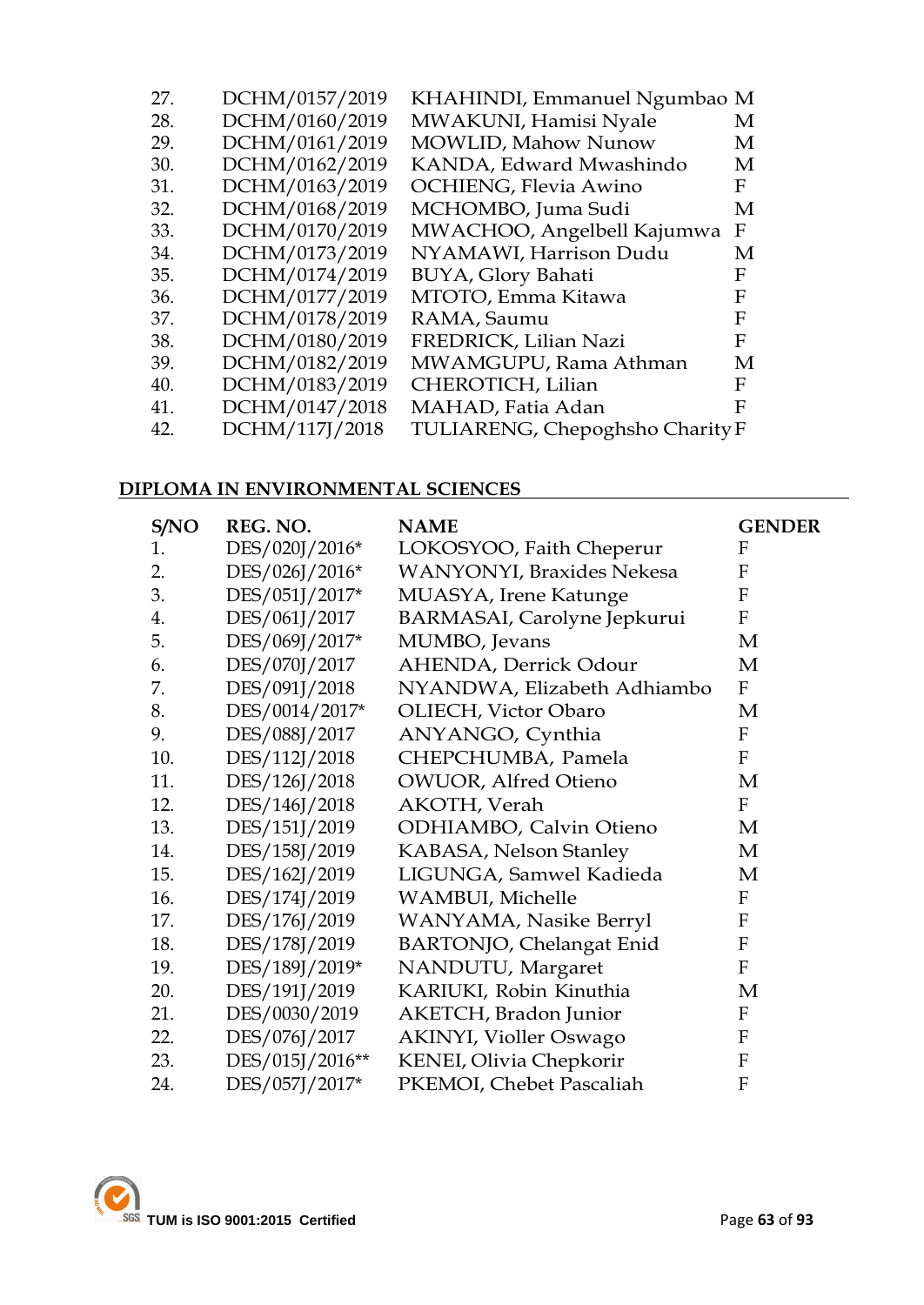| | | | |
|---|---|---|---|
| 27. | DCHM/0157/2019 | KHAHINDI, Emmanuel Ngumbao | M |
| 28. | DCHM/0160/2019 | MWAKUNI, Hamisi Nyale | M |
| 29. | DCHM/0161/2019 | MOWLID, Mahow Nunow | M |
| 30. | DCHM/0162/2019 | KANDA, Edward Mwashindo | M |
| 31. | DCHM/0163/2019 | OCHIENG, Flevia Awino | F |
| 32. | DCHM/0168/2019 | MCHOMBO, Juma Sudi | M |
| 33. | DCHM/0170/2019 | MWACHOO, Angelbell Kajumwa | F |
| 34. | DCHM/0173/2019 | NYAMAWI, Harrison Dudu | M |
| 35. | DCHM/0174/2019 | BUYA, Glory Bahati | F |
| 36. | DCHM/0177/2019 | MTOTO, Emma Kitawa | F |
| 37. | DCHM/0178/2019 | RAMA, Saumu | F |
| 38. | DCHM/0180/2019 | FREDRICK, Lilian Nazi | F |
| 39. | DCHM/0182/2019 | MWAMGUPU, Rama Athman | M |
| 40. | DCHM/0183/2019 | CHEROTICH, Lilian | F |
| 41. | DCHM/0147/2018 | MAHAD, Fatia Adan | F |
| 42. | DCHM/117J/2018 | TULIARENG, Chepoghsho Charity | F |

**DIPLOMA IN ENVIRONMENTAL SCIENCES**

| S/NO | REG. NO. | NAME | GENDER |
|---|---|---|---|
| 1. | DES/020J/2016* | LOKOSYOO, Faith Cheperur | F |
| 2. | DES/026J/2016* | WANYONYI, Braxides Nekesa | F |
| 3. | DES/051J/2017* | MUASYA, Irene Katunge | F |
| 4. | DES/061J/2017 | BARMASAI, Carolyne Jepkurui | F |
| 5. | DES/069J/2017* | MUMBO, Jevans | M |
| 6. | DES/070J/2017 | AHENDA, Derrick Odour | M |
| 7. | DES/091J/2018 | NYANDWA, Elizabeth Adhiambo | F |
| 8. | DES/0014/2017* | OLIECH, Victor Obaro | M |
| 9. | DES/088J/2017 | ANYANGO, Cynthia | F |
| 10. | DES/112J/2018 | CHEPCHUMBA, Pamela | F |
| 11. | DES/126J/2018 | OWUOR, Alfred Otieno | M |
| 12. | DES/146J/2018 | AKOTH, Verah | F |
| 13. | DES/151J/2019 | ODHIAMBO, Calvin Otieno | M |
| 14. | DES/158J/2019 | KABASA, Nelson Stanley | M |
| 15. | DES/162J/2019 | LIGUNGA, Samwel Kadieda | M |
| 16. | DES/174J/2019 | WAMBUI, Michelle | F |
| 17. | DES/176J/2019 | WANYAMA, Nasike Berryl | F |
| 18. | DES/178J/2019 | BARTONJO, Chelangat Enid | F |
| 19. | DES/189J/2019* | NANDUTU, Margaret | F |
| 20. | DES/191J/2019 | KARIUKI, Robin Kinuthia | M |
| 21. | DES/0030/2019 | AKETCH, Bradon Junior | F |
| 22. | DES/076J/2017 | AKINYI, Violler Oswago | F |
| 23. | DES/015J/2016** | KENEI, Olivia Chepkorir | F |
| 24. | DES/057J/2017* | PKEMOI, Chebet Pascaliah | F |

TUM is ISO 9001:2015 Certified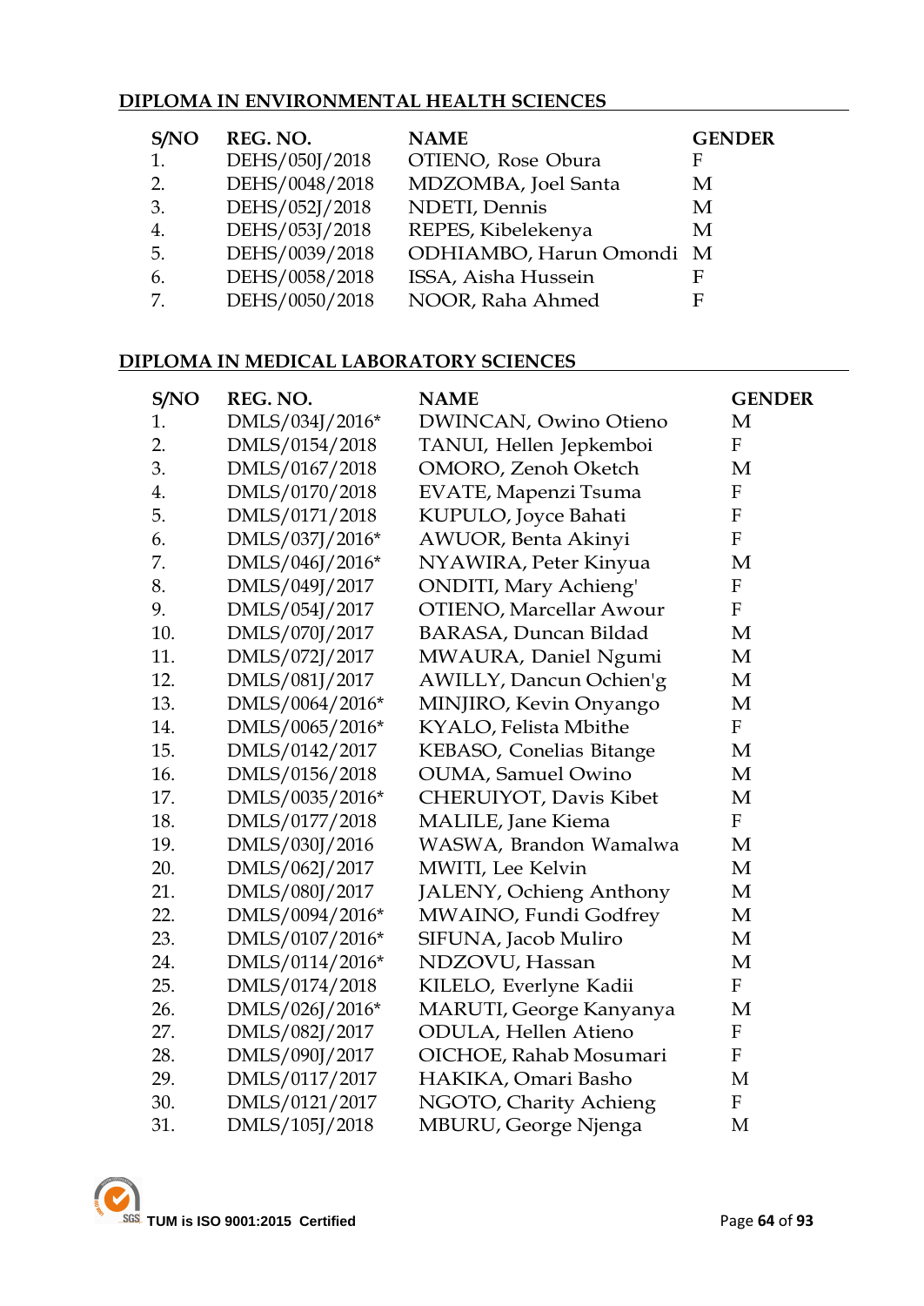**DIPLOMA IN ENVIRONMENTAL HEALTH SCIENCES**

| S/NO | REG. NO. | NAME | GENDER |
|---|---|---|---|
| 1. | DEHS/050J/2018 | OTIENO, Rose Obura | F |
| 2. | DEHS/0048/2018 | MDZOMBA, Joel Santa | M |
| 3. | DEHS/052J/2018 | NDETI, Dennis | M |
| 4. | DEHS/053J/2018 | REPES, Kibelekenya | M |
| 5. | DEHS/0039/2018 | ODHIAMBO, Harun Omondi | M |
| 6. | DEHS/0058/2018 | ISSA, Aisha Hussein | F |
| 7. | DEHS/0050/2018 | NOOR, Raha Ahmed | F |

**DIPLOMA IN MEDICAL LABORATORY SCIENCES**

| S/NO | REG. NO. | NAME | GENDER |
|---|---|---|---|
| 1. | DMLS/034J/2016* | DWINCAN, Owino Otieno | M |
| 2. | DMLS/0154/2018 | TANUI, Hellen Jepkemboi | F |
| 3. | DMLS/0167/2018 | OMORO, Zenoh Oketch | M |
| 4. | DMLS/0170/2018 | EVATE, Mapenzi Tsuma | F |
| 5. | DMLS/0171/2018 | KUPULO, Joyce Bahati | F |
| 6. | DMLS/037J/2016* | AWUOR, Benta Akinyi | F |
| 7. | DMLS/046J/2016* | NYAWIRA, Peter Kinyua | M |
| 8. | DMLS/049J/2017 | ONDITI, Mary Achieng' | F |
| 9. | DMLS/054J/2017 | OTIENO, Marcellar Awour | F |
| 10. | DMLS/070J/2017 | BARASA, Duncan Bildad | M |
| 11. | DMLS/072J/2017 | MWAURA, Daniel Ngumi | M |
| 12. | DMLS/081J/2017 | AWILLY, Dancun Ochien'g | M |
| 13. | DMLS/0064/2016* | MINJIRO, Kevin Onyango | M |
| 14. | DMLS/0065/2016* | KYALO, Felista Mbithe | F |
| 15. | DMLS/0142/2017 | KEBASO, Conelias Bitange | M |
| 16. | DMLS/0156/2018 | OUMA, Samuel Owino | M |
| 17. | DMLS/0035/2016* | CHERUIYOT, Davis Kibet | M |
| 18. | DMLS/0177/2018 | MALILE, Jane Kiema | F |
| 19. | DMLS/030J/2016 | WASWA, Brandon Wamalwa | M |
| 20. | DMLS/062J/2017 | MWITI, Lee Kelvin | M |
| 21. | DMLS/080J/2017 | JALENY, Ochieng Anthony | M |
| 22. | DMLS/0094/2016* | MWAINO, Fundi Godfrey | M |
| 23. | DMLS/0107/2016* | SIFUNA, Jacob Muliro | M |
| 24. | DMLS/0114/2016* | NDZOVU, Hassan | M |
| 25. | DMLS/0174/2018 | KILELO, Everlyne Kadii | F |
| 26. | DMLS/026J/2016* | MARUTI, George Kanyanya | M |
| 27. | DMLS/082J/2017 | ODULA, Hellen Atieno | F |
| 28. | DMLS/090J/2017 | OICHOE, Rahab Mosumari | F |
| 29. | DMLS/0117/2017 | HAKIKA, Omari Basho | M |
| 30. | DMLS/0121/2017 | NGOTO, Charity Achieng | F |
| 31. | DMLS/105J/2018 | MBURU, George Njenga | M |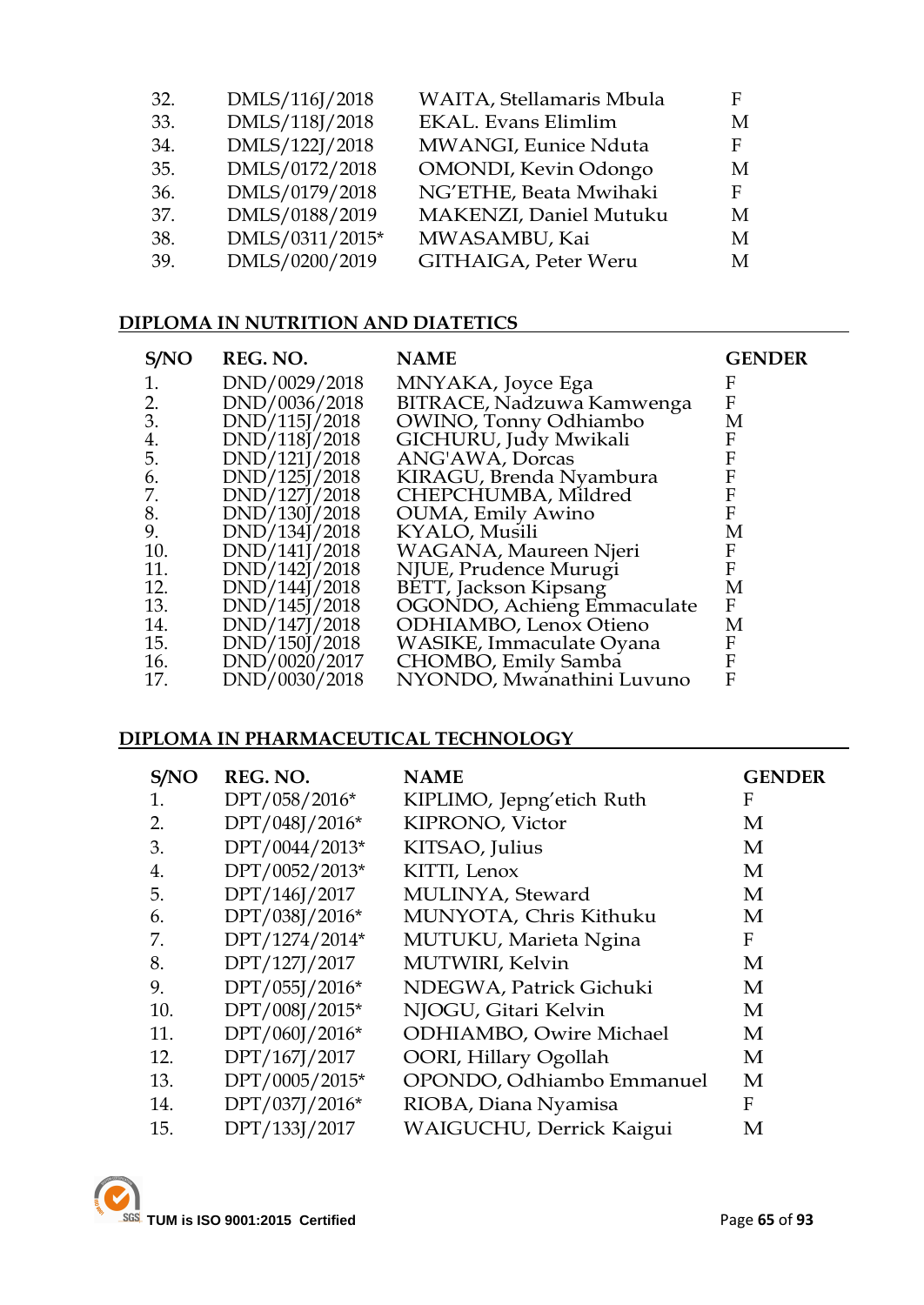| | | | |
|---|---|---|---|
| 32. | DMLS/116J/2018 | WAITA, Stellamaris Mbula | F |
| 33. | DMLS/118J/2018 | EKAL. Evans Elimlim | M |
| 34. | DMLS/122J/2018 | MWANGI, Eunice Nduta | F |
| 35. | DMLS/0172/2018 | OMONDI, Kevin Odongo | M |
| 36. | DMLS/0179/2018 | NG'ETHE, Beata Mwihaki | F |
| 37. | DMLS/0188/2019 | MAKENZI, Daniel Mutuku | M |
| 38. | DMLS/0311/2015* | MWASAMBU, Kai | M |
| 39. | DMLS/0200/2019 | GITHAIGA, Peter Weru | M |

## DIPLOMA IN NUTRITION AND DIATETICS

| S/NO | REG. NO. | NAME | GENDER |
|---|---|---|---|
| 1. | DND/0029/2018 | MNYAKA, Joyce Ega | F |
| 2. | DND/0036/2018 | BITRACE, Nadzuwa Kamwenga | F |
| 3. | DND/115J/2018 | OWINO, Tonny Odhiambo | M |
| 4. | DND/118J/2018 | GICHURU, Judy Mwikali | F |
| 5. | DND/121J/2018 | ANG'AWA, Dorcas | F |
| 6. | DND/125J/2018 | KIRAGU, Brenda Nyambura | F |
| 7. | DND/127J/2018 | CHEPCHUMBA, Mildred | F |
| 8. | DND/130J/2018 | OUMA, Emily Awino | F |
| 9. | DND/134J/2018 | KYALO, Musili | M |
| 10. | DND/141J/2018 | WAGANA, Maureen Njeri | F |
| 11. | DND/142J/2018 | NJUE, Prudence Murugi | F |
| 12. | DND/144J/2018 | BETT, Jackson Kipsang | M |
| 13. | DND/145J/2018 | OGONDO, Achieng Emmaculate | F |
| 14. | DND/147J/2018 | ODHIAMBO, Lenox Otieno | M |
| 15. | DND/150J/2018 | WASIKE, Immaculate Oyana | F |
| 16. | DND/0020/2017 | CHOMBO, Emily Samba | F |
| 17. | DND/0030/2018 | NYONDO, Mwanathini Luvuno | F |

## DIPLOMA IN PHARMACEUTICAL TECHNOLOGY

| S/NO | REG. NO. | NAME | GENDER |
|---|---|---|---|
| 1. | DPT/058/2016* | KIPLIMO, Jepng'etich Ruth | F |
| 2. | DPT/048J/2016* | KIPRONO, Victor | M |
| 3. | DPT/0044/2013* | KITSAO, Julius | M |
| 4. | DPT/0052/2013* | KITTI, Lenox | M |
| 5. | DPT/146J/2017 | MULINYA, Steward | M |
| 6. | DPT/038J/2016* | MUNYOTA, Chris Kithuku | M |
| 7. | DPT/1274/2014* | MUTUKU, Marieta Ngina | F |
| 8. | DPT/127J/2017 | MUTWIRI, Kelvin | M |
| 9. | DPT/055J/2016* | NDEGWA, Patrick Gichuki | M |
| 10. | DPT/008J/2015* | NJOGU, Gitari Kelvin | M |
| 11. | DPT/060J/2016* | ODHIAMBO, Owire Michael | M |
| 12. | DPT/167J/2017 | OORI, Hillary Ogollah | M |
| 13. | DPT/0005/2015* | OPONDO, Odhiambo Emmanuel | M |
| 14. | DPT/037J/2016* | RIOBA, Diana Nyamisa | F |
| 15. | DPT/133J/2017 | WAIGUCHU, Derrick Kaigui | M |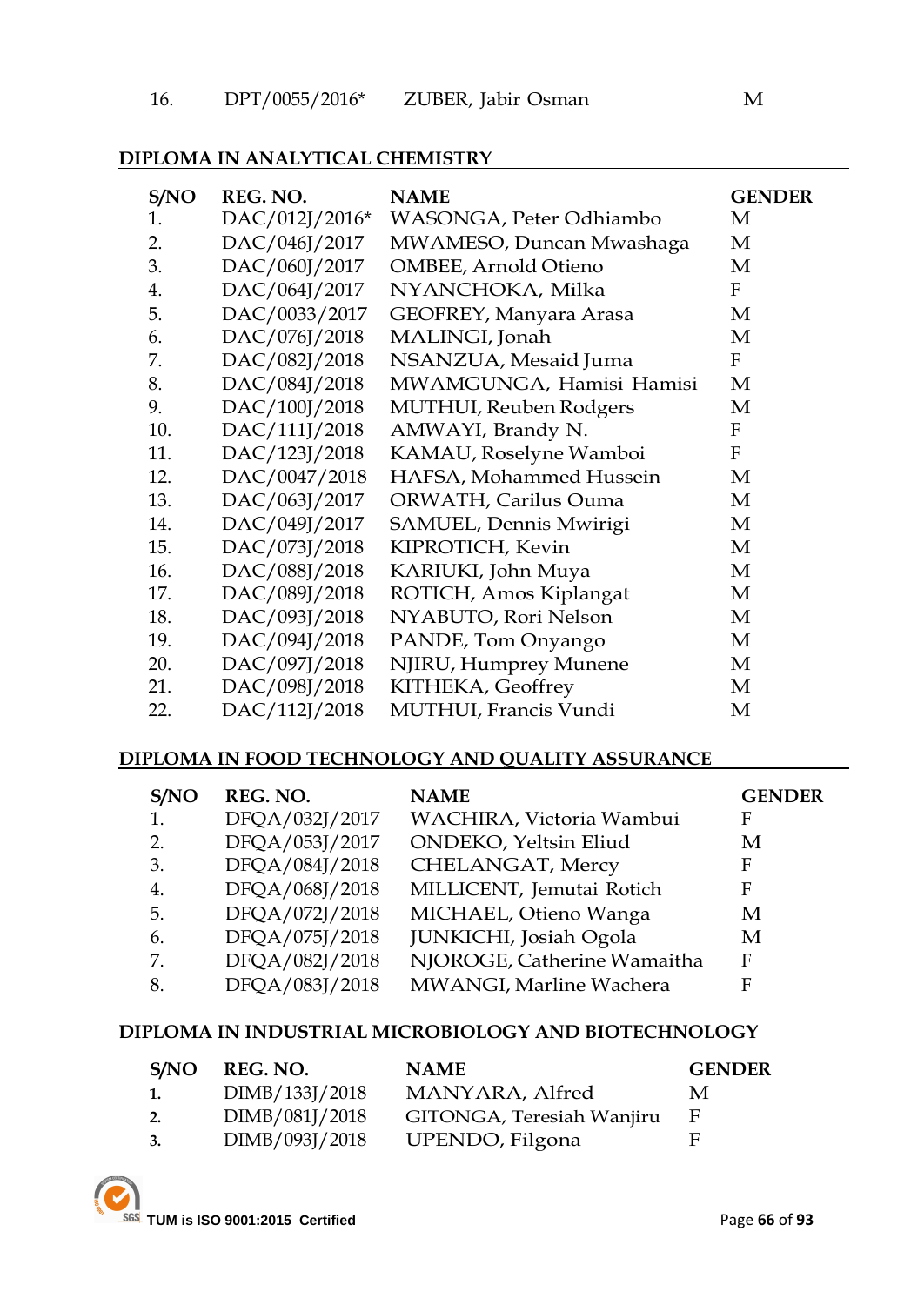| 16. | DPT/0055/2016* | ZUBER, Jabir Osman | M |
|---|---|---|---|

## DIPLOMA IN ANALYTICAL CHEMISTRY

| S/NO | REG. NO. | NAME | GENDER |
|---|---|---|---|
| 1. | DAC/012J/2016* | WASONGA, Peter Odhiambo | M |
| 2. | DAC/046J/2017 | MWAMESO, Duncan Mwashaga | M |
| 3. | DAC/060J/2017 | OMBEE, Arnold Otieno | M |
| 4. | DAC/064J/2017 | NYANCHOKA, Milka | F |
| 5. | DAC/0033/2017 | GEOFREY, Manyara Arasa | M |
| 6. | DAC/076J/2018 | MALINGI, Jonah | M |
| 7. | DAC/082J/2018 | NSANZUA, Mesaid Juma | F |
| 8. | DAC/084J/2018 | MWAMGUNGA, Hamisi Hamisi | M |
| 9. | DAC/100J/2018 | MUTHUI, Reuben Rodgers | M |
| 10. | DAC/111J/2018 | AMWAYI, Brandy N. | F |
| 11. | DAC/123J/2018 | KAMAU, Roselyne Wamboi | F |
| 12. | DAC/0047/2018 | HAFSA, Mohammed Hussein | M |
| 13. | DAC/063J/2017 | ORWATH, Carilus Ouma | M |
| 14. | DAC/049J/2017 | SAMUEL, Dennis Mwirigi | M |
| 15. | DAC/073J/2018 | KIPROTICH, Kevin | M |
| 16. | DAC/088J/2018 | KARIUKI, John Muya | M |
| 17. | DAC/089J/2018 | ROTICH, Amos Kiplangat | M |
| 18. | DAC/093J/2018 | NYABUTO, Rori Nelson | M |
| 19. | DAC/094J/2018 | PANDE, Tom Onyango | M |
| 20. | DAC/097J/2018 | NJIRU, Humprey Munene | M |
| 21. | DAC/098J/2018 | KITHEKA, Geoffrey | M |
| 22. | DAC/112J/2018 | MUTHUI, Francis Vundi | M |

## DIPLOMA IN FOOD TECHNOLOGY AND QUALITY ASSURANCE

| S/NO | REG. NO. | NAME | GENDER |
|---|---|---|---|
| 1. | DFQA/032J/2017 | WACHIRA, Victoria Wambui | F |
| 2. | DFQA/053J/2017 | ONDEKO, Yeltsin Eliud | M |
| 3. | DFQA/084J/2018 | CHELANGAT, Mercy | F |
| 4. | DFQA/068J/2018 | MILLICENT, Jemutai Rotich | F |
| 5. | DFQA/072J/2018 | MICHAEL, Otieno Wanga | M |
| 6. | DFQA/075J/2018 | JUNKICHI, Josiah Ogola | M |
| 7. | DFQA/082J/2018 | NJOROGE, Catherine Wamaitha | F |
| 8. | DFQA/083J/2018 | MWANGI, Marline Wachera | F |

## DIPLOMA IN INDUSTRIAL MICROBIOLOGY AND BIOTECHNOLOGY

| S/NO | REG. NO. | NAME | GENDER |
|---|---|---|---|
| 1. | DIMB/133J/2018 | MANYARA, Alfred | M |
| 2. | DIMB/081J/2018 | GITONGA, Teresiah Wanjiru | F |
| 3. | DIMB/093J/2018 | UPENDO, Filgona | F |

TUM is ISO 9001:2015 Certified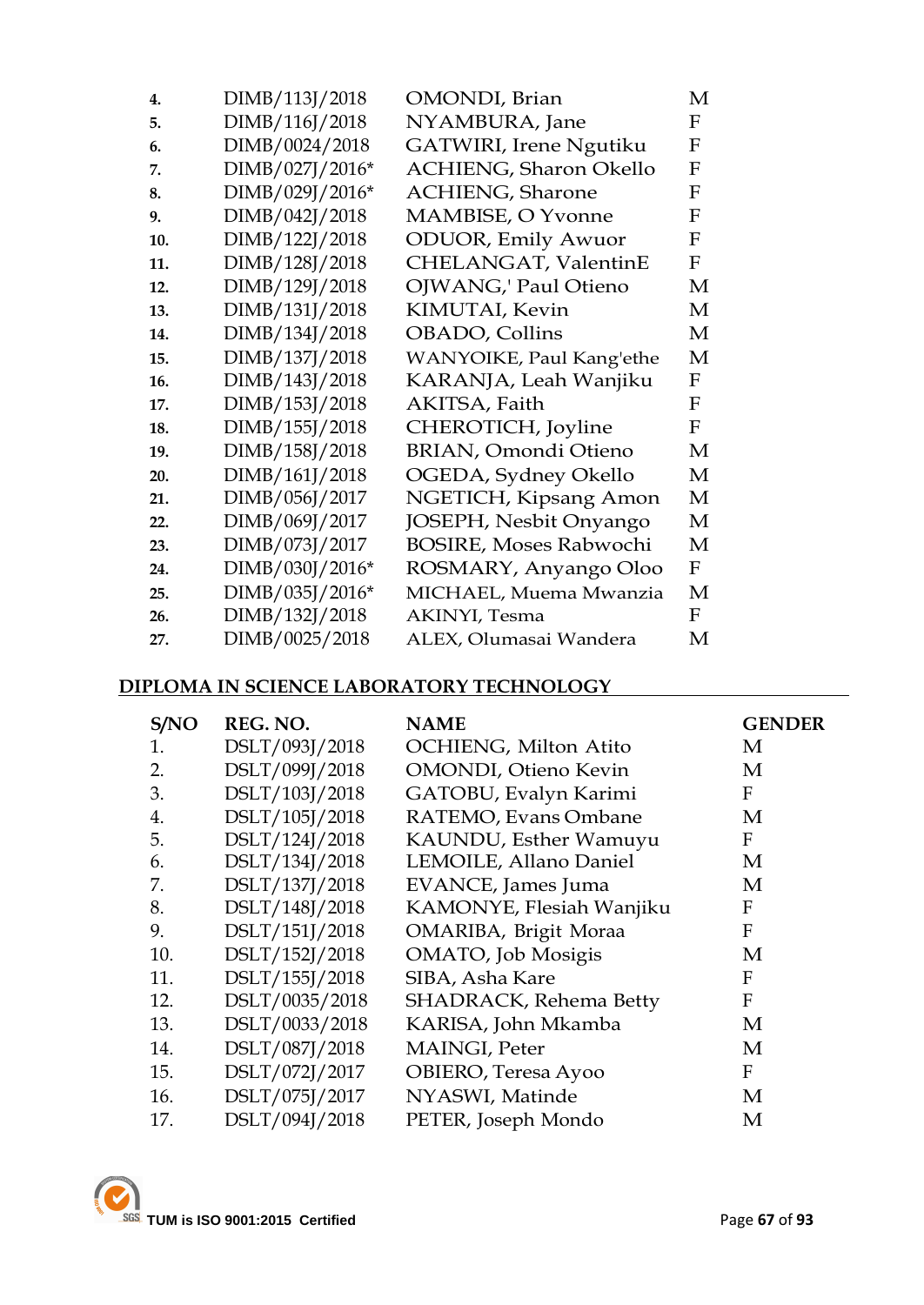| | | | |
|---|---|---|---|
| **4.** | DIMB/113J/2018 | OMONDI, Brian | M |
| **5.** | DIMB/116J/2018 | NYAMBURA, Jane | F |
| **6.** | DIMB/0024/2018 | GATWIRI, Irene Ngutiku | F |
| **7.** | DIMB/027J/2016* | ACHIENG, Sharon Okello | F |
| **8.** | DIMB/029J/2016* | ACHIENG, Sharone | F |
| **9.** | DIMB/042J/2018 | MAMBISE, O Yvonne | F |
| **10.** | DIMB/122J/2018 | ODUOR, Emily Awuor | F |
| **11.** | DIMB/128J/2018 | CHELANGAT, ValentinE | F |
| **12.** | DIMB/129J/2018 | OJWANG,' Paul Otieno | M |
| **13.** | DIMB/131J/2018 | KIMUTAI, Kevin | M |
| **14.** | DIMB/134J/2018 | OBADO, Collins | M |
| **15.** | DIMB/137J/2018 | WANYOIKE, Paul Kang'ethe | M |
| **16.** | DIMB/143J/2018 | KARANJA, Leah Wanjiku | F |
| **17.** | DIMB/153J/2018 | AKITSA, Faith | F |
| **18.** | DIMB/155J/2018 | CHEROTICH, Joyline | F |
| **19.** | DIMB/158J/2018 | BRIAN, Omondi Otieno | M |
| **20.** | DIMB/161J/2018 | OGEDA, Sydney Okello | M |
| **21.** | DIMB/056J/2017 | NGETICH, Kipsang Amon | M |
| **22.** | DIMB/069J/2017 | JOSEPH, Nesbit Onyango | M |
| **23.** | DIMB/073J/2017 | BOSIRE, Moses Rabwochi | M |
| **24.** | DIMB/030J/2016* | ROSMARY, Anyango Oloo | F |
| **25.** | DIMB/035J/2016* | MICHAEL, Muema Mwanzia | M |
| **26.** | DIMB/132J/2018 | AKINYI, Tesma | F |
| **27.** | DIMB/0025/2018 | ALEX, Olumasai Wandera | M |

**DIPLOMA IN SCIENCE LABORATORY TECHNOLOGY**

| S/NO | REG. NO. | NAME | GENDER |
|---|---|---|---|
| 1. | DSLT/093J/2018 | OCHIENG, Milton Atito | M |
| 2. | DSLT/099J/2018 | OMONDI, Otieno Kevin | M |
| 3. | DSLT/103J/2018 | GATOBU, Evalyn Karimi | F |
| 4. | DSLT/105J/2018 | RATEMO, Evans Ombane | M |
| 5. | DSLT/124J/2018 | KAUNDU, Esther Wamuyu | F |
| 6. | DSLT/134J/2018 | LEMOILE, Allano Daniel | M |
| 7. | DSLT/137J/2018 | EVANCE, James Juma | M |
| 8. | DSLT/148J/2018 | KAMONYE, Flesiah Wanjiku | F |
| 9. | DSLT/151J/2018 | OMARIBA, Brigit Moraa | F |
| 10. | DSLT/152J/2018 | OMATO, Job Mosigis | M |
| 11. | DSLT/155J/2018 | SIBA, Asha Kare | F |
| 12. | DSLT/0035/2018 | SHADRACK, Rehema Betty | F |
| 13. | DSLT/0033/2018 | KARISA, John Mkamba | M |
| 14. | DSLT/087J/2018 | MAINGI, Peter | M |
| 15. | DSLT/072J/2017 | OBIERO, Teresa Ayoo | F |
| 16. | DSLT/075J/2017 | NYASWI, Matinde | M |
| 17. | DSLT/094J/2018 | PETER, Joseph Mondo | M |

**TUM is ISO 9001:2015 Certified**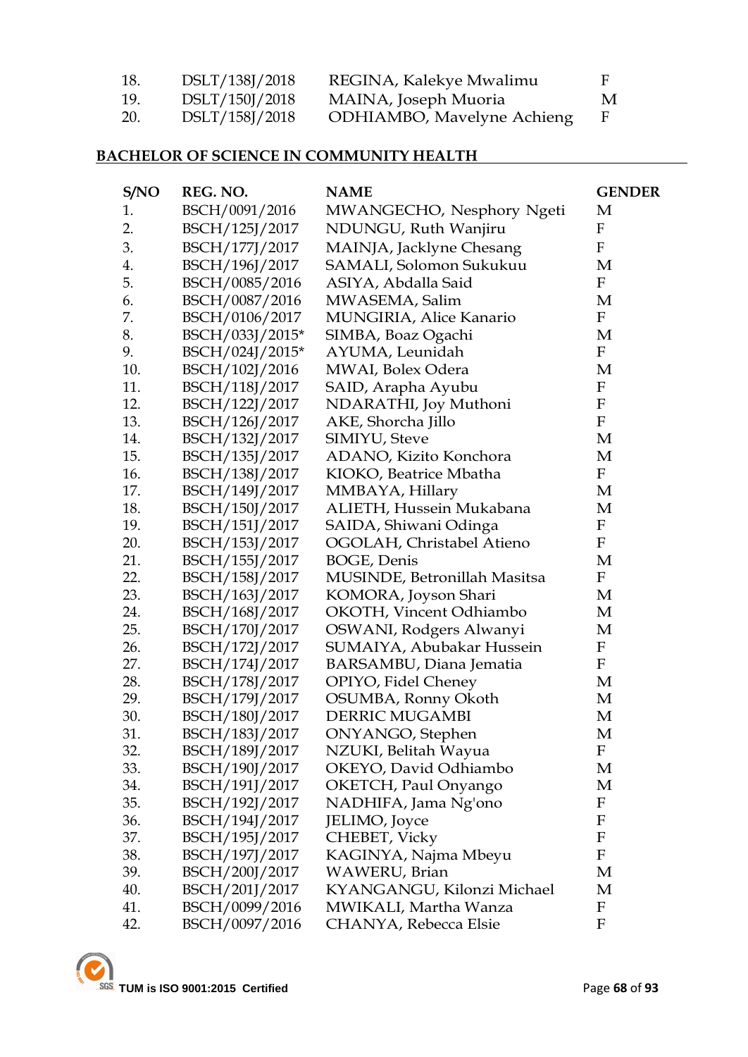| | | | |
|---|---|---|---|
| 18. | DSLT/138J/2018 | REGINA, Kalekye Mwalimu | F |
| 19. | DSLT/150J/2018 | MAINA, Joseph Muoria | M |
| 20. | DSLT/158J/2018 | ODHIAMBO, Mavelyne Achieng | F |

## BACHELOR OF SCIENCE IN COMMUNITY HEALTH

| S/NO | REG. NO. | NAME | GENDER |
|---|---|---|---|
| 1. | BSCH/0091/2016 | MWANGECHO, Nesphory Ngeti | M |
| 2. | BSCH/125J/2017 | NDUNGU, Ruth Wanjiru | F |
| 3. | BSCH/177J/2017 | MAINJA, Jacklyne Chesang | F |
| 4. | BSCH/196J/2017 | SAMALI, Solomon Sukukuu | M |
| 5. | BSCH/0085/2016 | ASIYA, Abdalla Said | F |
| 6. | BSCH/0087/2016 | MWASEMA, Salim | M |
| 7. | BSCH/0106/2017 | MUNGIRIA, Alice Kanario | F |
| 8. | BSCH/033J/2015* | SIMBA, Boaz Ogachi | M |
| 9. | BSCH/024J/2015* | AYUMA, Leunidah | F |
| 10. | BSCH/102J/2016 | MWAI, Bolex Odera | M |
| 11. | BSCH/118J/2017 | SAID, Arapha Ayubu | F |
| 12. | BSCH/122J/2017 | NDARATHI, Joy Muthoni | F |
| 13. | BSCH/126J/2017 | AKE, Shorcha Jillo | F |
| 14. | BSCH/132J/2017 | SIMIYU, Steve | M |
| 15. | BSCH/135J/2017 | ADANO, Kizito Konchora | M |
| 16. | BSCH/138J/2017 | KIOKO, Beatrice Mbatha | F |
| 17. | BSCH/149J/2017 | MMBAYA, Hillary | M |
| 18. | BSCH/150J/2017 | ALIETH, Hussein Mukabana | M |
| 19. | BSCH/151J/2017 | SAIDA, Shiwani Odinga | F |
| 20. | BSCH/153J/2017 | OGOLAH, Christabel Atieno | F |
| 21. | BSCH/155J/2017 | BOGE, Denis | M |
| 22. | BSCH/158J/2017 | MUSINDE, Betronillah Masitsa | F |
| 23. | BSCH/163J/2017 | KOMORA, Joyson Shari | M |
| 24. | BSCH/168J/2017 | OKOTH, Vincent Odhiambo | M |
| 25. | BSCH/170J/2017 | OSWANI, Rodgers Alwanyi | M |
| 26. | BSCH/172J/2017 | SUMAIYA, Abubakar Hussein | F |
| 27. | BSCH/174J/2017 | BARSAMBU, Diana Jematia | F |
| 28. | BSCH/178J/2017 | OPIYO, Fidel Cheney | M |
| 29. | BSCH/179J/2017 | OSUMBA, Ronny Okoth | M |
| 30. | BSCH/180J/2017 | DERRIC MUGAMBI | M |
| 31. | BSCH/183J/2017 | ONYANGO, Stephen | M |
| 32. | BSCH/189J/2017 | NZUKI, Belitah Wayua | F |
| 33. | BSCH/190J/2017 | OKEYO, David Odhiambo | M |
| 34. | BSCH/191J/2017 | OKETCH, Paul Onyango | M |
| 35. | BSCH/192J/2017 | NADHIFA, Jama Ng'ono | F |
| 36. | BSCH/194J/2017 | JELIMO, Joyce | F |
| 37. | BSCH/195J/2017 | CHEBET, Vicky | F |
| 38. | BSCH/197J/2017 | KAGINYA, Najma Mbeyu | F |
| 39. | BSCH/200J/2017 | WAWERU, Brian | M |
| 40. | BSCH/201J/2017 | KYANGANGU, Kilonzi Michael | M |
| 41. | BSCH/0099/2016 | MWIKALI, Martha Wanza | F |
| 42. | BSCH/0097/2016 | CHANYA, Rebecca Elsie | F |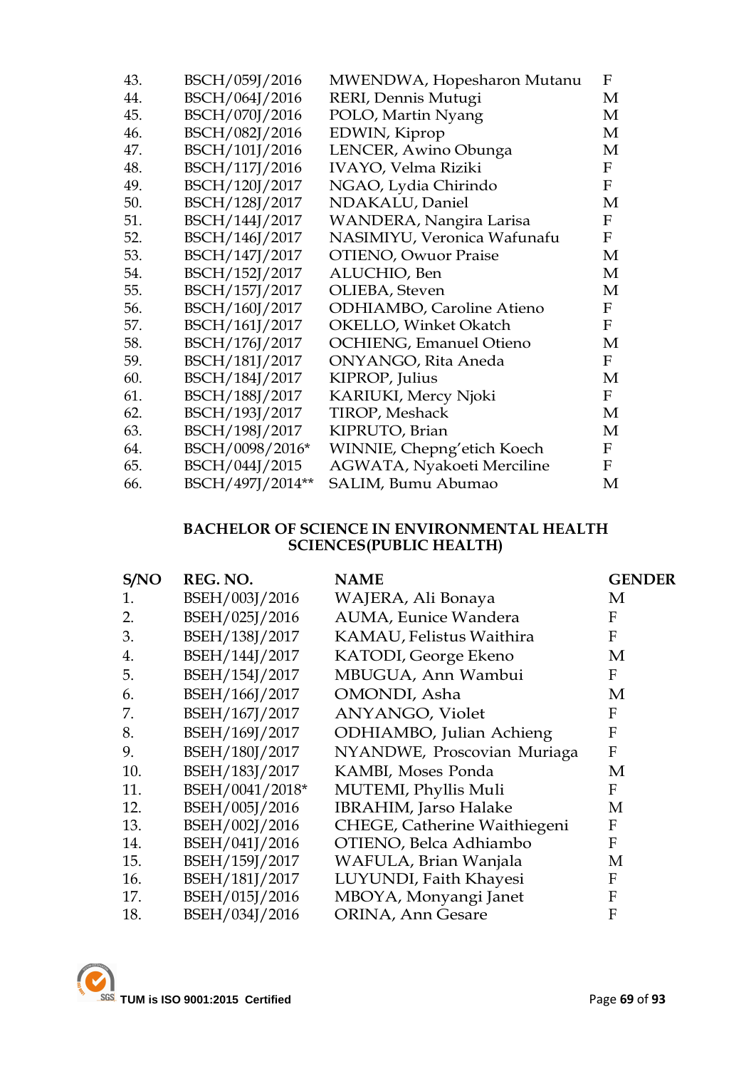| | | | |
|---|---|---|---|
| 43. | BSCH/059J/2016 | MWENDWA, Hopesharon Mutanu | F |
| 44. | BSCH/064J/2016 | RERI, Dennis Mutugi | M |
| 45. | BSCH/070J/2016 | POLO, Martin Nyang | M |
| 46. | BSCH/082J/2016 | EDWIN, Kiprop | M |
| 47. | BSCH/101J/2016 | LENCER, Awino Obunga | M |
| 48. | BSCH/117J/2016 | IVAYO, Velma Riziki | F |
| 49. | BSCH/120J/2017 | NGAO, Lydia Chirindo | F |
| 50. | BSCH/128J/2017 | NDAKALU, Daniel | M |
| 51. | BSCH/144J/2017 | WANDERA, Nangira Larisa | F |
| 52. | BSCH/146J/2017 | NASIMIYU, Veronica Wafunafu | F |
| 53. | BSCH/147J/2017 | OTIENO, Owuor Praise | M |
| 54. | BSCH/152J/2017 | ALUCHIO, Ben | M |
| 55. | BSCH/157J/2017 | OLIEBA, Steven | M |
| 56. | BSCH/160J/2017 | ODHIAMBO, Caroline Atieno | F |
| 57. | BSCH/161J/2017 | OKELLO, Winket Okatch | F |
| 58. | BSCH/176J/2017 | OCHIENG, Emanuel Otieno | M |
| 59. | BSCH/181J/2017 | ONYANGO, Rita Aneda | F |
| 60. | BSCH/184J/2017 | KIPROP, Julius | M |
| 61. | BSCH/188J/2017 | KARIUKI, Mercy Njoki | F |
| 62. | BSCH/193J/2017 | TIROP, Meshack | M |
| 63. | BSCH/198J/2017 | KIPRUTO, Brian | M |
| 64. | BSCH/0098/2016* | WINNIE, Chepng'etich Koech | F |
| 65. | BSCH/044J/2015 | AGWATA, Nyakoeti Merciline | F |
| 66. | BSCH/497J/2014** | SALIM, Bumu Abumao | M |

**BACHELOR OF SCIENCE IN ENVIRONMENTAL HEALTH SCIENCES(PUBLIC HEALTH)**

| S/NO | REG. NO. | NAME | GENDER |
|---|---|---|---|
| 1. | BSEH/003J/2016 | WAJERA, Ali Bonaya | M |
| 2. | BSEH/025J/2016 | AUMA, Eunice Wandera | F |
| 3. | BSEH/138J/2017 | KAMAU, Felistus Waithira | F |
| 4. | BSEH/144J/2017 | KATODI, George Ekeno | M |
| 5. | BSEH/154J/2017 | MBUGUA, Ann Wambui | F |
| 6. | BSEH/166J/2017 | OMONDI, Asha | M |
| 7. | BSEH/167J/2017 | ANYANGO, Violet | F |
| 8. | BSEH/169J/2017 | ODHIAMBO, Julian Achieng | F |
| 9. | BSEH/180J/2017 | NYANDWE, Proscovian Muriaga | F |
| 10. | BSEH/183J/2017 | KAMBI, Moses Ponda | M |
| 11. | BSEH/0041/2018* | MUTEMI, Phyllis Muli | F |
| 12. | BSEH/005J/2016 | IBRAHIM, Jarso Halake | M |
| 13. | BSEH/002J/2016 | CHEGE, Catherine Waithiegeni | F |
| 14. | BSEH/041J/2016 | OTIENO, Belca Adhiambo | F |
| 15. | BSEH/159J/2017 | WAFULA, Brian Wanjala | M |
| 16. | BSEH/181J/2017 | LUYUNDI, Faith Khayesi | F |
| 17. | BSEH/015J/2016 | MBOYA, Monyangi Janet | F |
| 18. | BSEH/034J/2016 | ORINA, Ann Gesare | F |

TUM is ISO 9001:2015 Certified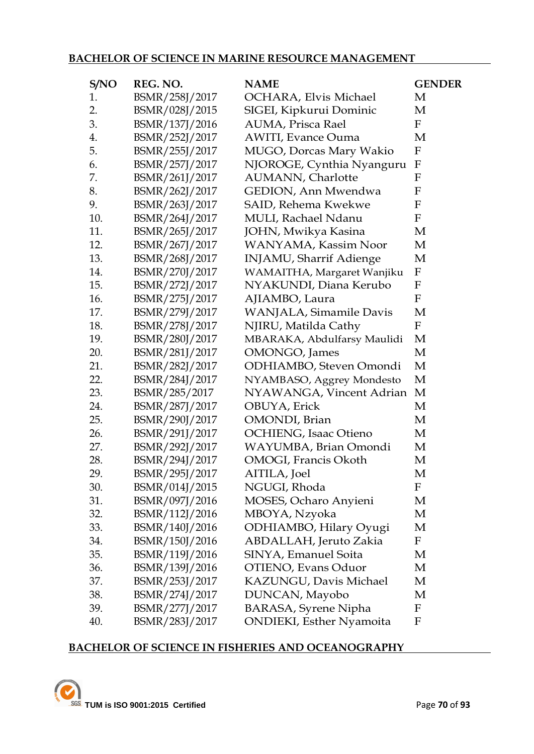## BACHELOR OF SCIENCE IN MARINE RESOURCE MANAGEMENT

| S/NO | REG. NO. | NAME | GENDER |
|---|---|---|---|
| 1. | BSMR/258J/2017 | OCHARA, Elvis Michael | M |
| 2. | BSMR/028J/2015 | SIGEI, Kipkurui Dominic | M |
| 3. | BSMR/137J/2016 | AUMA, Prisca Rael | F |
| 4. | BSMR/252J/2017 | AWITI, Evance Ouma | M |
| 5. | BSMR/255J/2017 | MUGO, Dorcas Mary Wakio | F |
| 6. | BSMR/257J/2017 | NJOROGE, Cynthia Nyanguru | F |
| 7. | BSMR/261J/2017 | AUMANN, Charlotte | F |
| 8. | BSMR/262J/2017 | GEDION, Ann Mwendwa | F |
| 9. | BSMR/263J/2017 | SAID, Rehema Kwekwe | F |
| 10. | BSMR/264J/2017 | MULI, Rachael Ndanu | F |
| 11. | BSMR/265J/2017 | JOHN, Mwikya Kasina | M |
| 12. | BSMR/267J/2017 | WANYAMA, Kassim Noor | M |
| 13. | BSMR/268J/2017 | INJAMU, Sharrif Adienge | M |
| 14. | BSMR/270J/2017 | WAMAITHA, Margaret Wanjiku | F |
| 15. | BSMR/272J/2017 | NYAKUNDI, Diana Kerubo | F |
| 16. | BSMR/275J/2017 | AJIAMBO, Laura | F |
| 17. | BSMR/279J/2017 | WANJALA, Simamile Davis | M |
| 18. | BSMR/278J/2017 | NJIRU, Matilda Cathy | F |
| 19. | BSMR/280J/2017 | MBARAKA, Abdulfarsy Maulidi | M |
| 20. | BSMR/281J/2017 | OMONGO, James | M |
| 21. | BSMR/282J/2017 | ODHIAMBO, Steven Omondi | M |
| 22. | BSMR/284J/2017 | NYAMBASO, Aggrey Mondesto | M |
| 23. | BSMR/285/2017 | NYAWANGA, Vincent Adrian | M |
| 24. | BSMR/287J/2017 | OBUYA, Erick | M |
| 25. | BSMR/290J/2017 | OMONDI, Brian | M |
| 26. | BSMR/291J/2017 | OCHIENG, Isaac Otieno | M |
| 27. | BSMR/292J/2017 | WAYUMBA, Brian Omondi | M |
| 28. | BSMR/294J/2017 | OMOGI, Francis Okoth | M |
| 29. | BSMR/295J/2017 | AITILA, Joel | M |
| 30. | BSMR/014J/2015 | NGUGI, Rhoda | F |
| 31. | BSMR/097J/2016 | MOSES, Ocharo Anyieni | M |
| 32. | BSMR/112J/2016 | MBOYA, Nzyoka | M |
| 33. | BSMR/140J/2016 | ODHIAMBO, Hilary Oyugi | M |
| 34. | BSMR/150J/2016 | ABDALLAH, Jeruto Zakia | F |
| 35. | BSMR/119J/2016 | SINYA, Emanuel Soita | M |
| 36. | BSMR/139J/2016 | OTIENO, Evans Oduor | M |
| 37. | BSMR/253J/2017 | KAZUNGU, Davis Michael | M |
| 38. | BSMR/274J/2017 | DUNCAN, Mayobo | M |
| 39. | BSMR/277J/2017 | BARASA, Syrene Nipha | F |
| 40. | BSMR/283J/2017 | ONDIEKI, Esther Nyamoita | F |

## BACHELOR OF SCIENCE IN FISHERIES AND OCEANOGRAPHY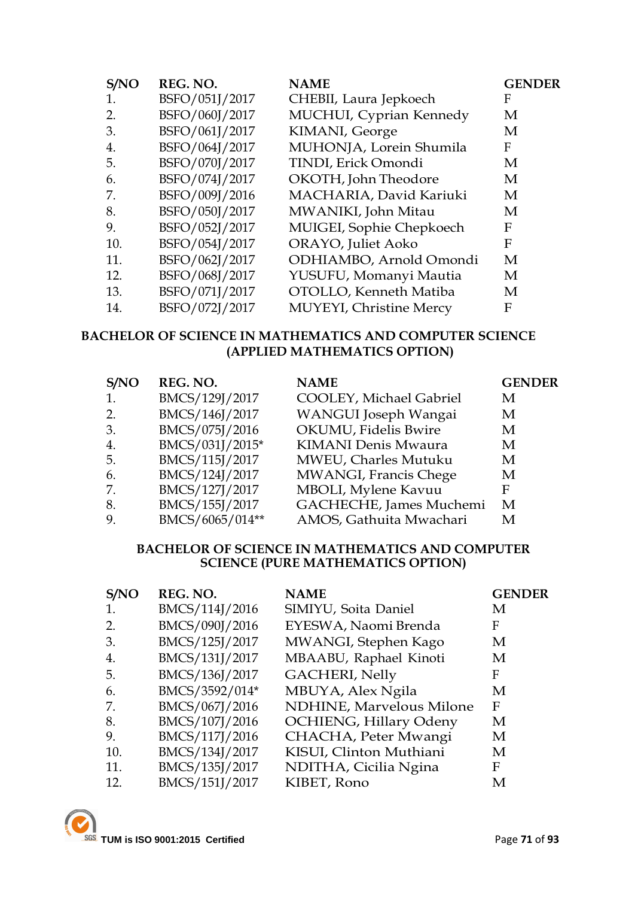| S/NO | REG. NO. | NAME | GENDER |
|---|---|---|---|
| 1. | BSFO/051J/2017 | CHEBII, Laura Jepkoech | F |
| 2. | BSFO/060J/2017 | MUCHUI, Cyprian Kennedy | M |
| 3. | BSFO/061J/2017 | KIMANI, George | M |
| 4. | BSFO/064J/2017 | MUHONJA, Lorein Shumila | F |
| 5. | BSFO/070J/2017 | TINDI, Erick Omondi | M |
| 6. | BSFO/074J/2017 | OKOTH, John Theodore | M |
| 7. | BSFO/009J/2016 | MACHARIA, David Kariuki | M |
| 8. | BSFO/050J/2017 | MWANIKI, John Mitau | M |
| 9. | BSFO/052J/2017 | MUIGEI, Sophie Chepkoech | F |
| 10. | BSFO/054J/2017 | ORAYO, Juliet Aoko | F |
| 11. | BSFO/062J/2017 | ODHIAMBO, Arnold Omondi | M |
| 12. | BSFO/068J/2017 | YUSUFU, Momanyi Mautia | M |
| 13. | BSFO/071J/2017 | OTOLLO, Kenneth Matiba | M |
| 14. | BSFO/072J/2017 | MUYEYI, Christine Mercy | F |

**BACHELOR OF SCIENCE IN MATHEMATICS AND COMPUTER SCIENCE (APPLIED MATHEMATICS OPTION)**

| S/NO | REG. NO. | NAME | GENDER |
|---|---|---|---|
| 1. | BMCS/129J/2017 | COOLEY, Michael Gabriel | M |
| 2. | BMCS/146J/2017 | WANGUI Joseph Wangai | M |
| 3. | BMCS/075J/2016 | OKUMU, Fidelis Bwire | M |
| 4. | BMCS/031J/2015* | KIMANI Denis Mwaura | M |
| 5. | BMCS/115J/2017 | MWEU, Charles Mutuku | M |
| 6. | BMCS/124J/2017 | MWANGI, Francis Chege | M |
| 7. | BMCS/127J/2017 | MBOLI, Mylene Kavuu | F |
| 8. | BMCS/155J/2017 | GACHECHE, James Muchemi | M |
| 9. | BMCS/6065/014** | AMOS, Gathuita Mwachari | M |

**BACHELOR OF SCIENCE IN MATHEMATICS AND COMPUTER SCIENCE (PURE MATHEMATICS OPTION)**

| S/NO | REG. NO. | NAME | GENDER |
|---|---|---|---|
| 1. | BMCS/114J/2016 | SIMIYU, Soita Daniel | M |
| 2. | BMCS/090J/2016 | EYESWA, Naomi Brenda | F |
| 3. | BMCS/125J/2017 | MWANGI, Stephen Kago | M |
| 4. | BMCS/131J/2017 | MBAABU, Raphael Kinoti | M |
| 5. | BMCS/136J/2017 | GACHERI, Nelly | F |
| 6. | BMCS/3592/014* | MBUYA, Alex Ngila | M |
| 7. | BMCS/067J/2016 | NDHINE, Marvelous Milone | F |
| 8. | BMCS/107J/2016 | OCHIENG, Hillary Odeny | M |
| 9. | BMCS/117J/2016 | CHACHA, Peter Mwangi | M |
| 10. | BMCS/134J/2017 | KISUI, Clinton Muthiani | M |
| 11. | BMCS/135J/2017 | NDITHA, Cicilia Ngina | F |
| 12. | BMCS/151J/2017 | KIBET, Rono | M |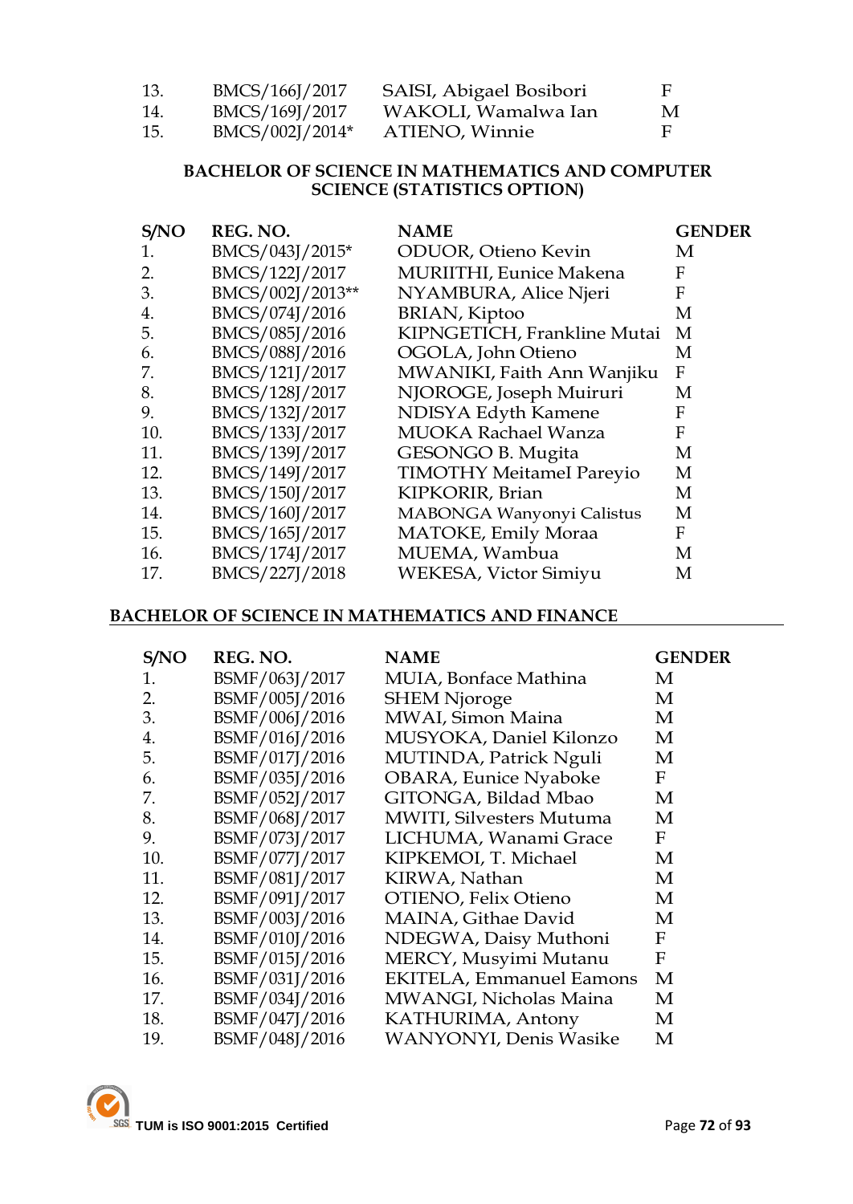| | | | |
|---|---|---|---|
| 13. | BMCS/166J/2017 | SAISI, Abigael Bosibori | F |
| 14. | BMCS/169J/2017 | WAKOLI, Wamalwa Ian | M |
| 15. | BMCS/002J/2014* | ATIENO, Winnie | F |

**BACHELOR OF SCIENCE IN MATHEMATICS AND COMPUTER SCIENCE (STATISTICS OPTION)**

| S/NO | REG. NO. | NAME | GENDER |
|---|---|---|---|
| 1. | BMCS/043J/2015* | ODUOR, Otieno Kevin | M |
| 2. | BMCS/122J/2017 | MURIITHI, Eunice Makena | F |
| 3. | BMCS/002J/2013** | NYAMBURA, Alice Njeri | F |
| 4. | BMCS/074J/2016 | BRIAN, Kiptoo | M |
| 5. | BMCS/085J/2016 | KIPNGETICH, Frankline Mutai | M |
| 6. | BMCS/088J/2016 | OGOLA, John Otieno | M |
| 7. | BMCS/121J/2017 | MWANIKI, Faith Ann Wanjiku | F |
| 8. | BMCS/128J/2017 | NJOROGE, Joseph Muiruri | M |
| 9. | BMCS/132J/2017 | NDISYA Edyth Kamene | F |
| 10. | BMCS/133J/2017 | MUOKA Rachael Wanza | F |
| 11. | BMCS/139J/2017 | GESONGO B. Mugita | M |
| 12. | BMCS/149J/2017 | TIMOTHY MeitameI Pareyio | M |
| 13. | BMCS/150J/2017 | KIPKORIR, Brian | M |
| 14. | BMCS/160J/2017 | MABONGA Wanyonyi Calistus | M |
| 15. | BMCS/165J/2017 | MATOKE, Emily Moraa | F |
| 16. | BMCS/174J/2017 | MUEMA, Wambua | M |
| 17. | BMCS/227J/2018 | WEKESA, Victor Simiyu | M |

**BACHELOR OF SCIENCE IN MATHEMATICS AND FINANCE**

| S/NO | REG. NO. | NAME | GENDER |
|---|---|---|---|
| 1. | BSMF/063J/2017 | MUIA, Bonface Mathina | M |
| 2. | BSMF/005J/2016 | SHEM Njoroge | M |
| 3. | BSMF/006J/2016 | MWAI, Simon Maina | M |
| 4. | BSMF/016J/2016 | MUSYOKA, Daniel Kilonzo | M |
| 5. | BSMF/017J/2016 | MUTINDA, Patrick Nguli | M |
| 6. | BSMF/035J/2016 | OBARA, Eunice Nyaboke | F |
| 7. | BSMF/052J/2017 | GITONGA, Bildad Mbao | M |
| 8. | BSMF/068J/2017 | MWITI, Silvesters Mutuma | M |
| 9. | BSMF/073J/2017 | LICHUMA, Wanami Grace | F |
| 10. | BSMF/077J/2017 | KIPKEMOI, T. Michael | M |
| 11. | BSMF/081J/2017 | KIRWA, Nathan | M |
| 12. | BSMF/091J/2017 | OTIENO, Felix Otieno | M |
| 13. | BSMF/003J/2016 | MAINA, Githae David | M |
| 14. | BSMF/010J/2016 | NDEGWA, Daisy Muthoni | F |
| 15. | BSMF/015J/2016 | MERCY, Musyimi Mutanu | F |
| 16. | BSMF/031J/2016 | EKITELA, Emmanuel Eamons | M |
| 17. | BSMF/034J/2016 | MWANGI, Nicholas Maina | M |
| 18. | BSMF/047J/2016 | KATHURIMA, Antony | M |
| 19. | BSMF/048J/2016 | WANYONYI, Denis Wasike | M |

TUM is ISO 9001:2015 Certified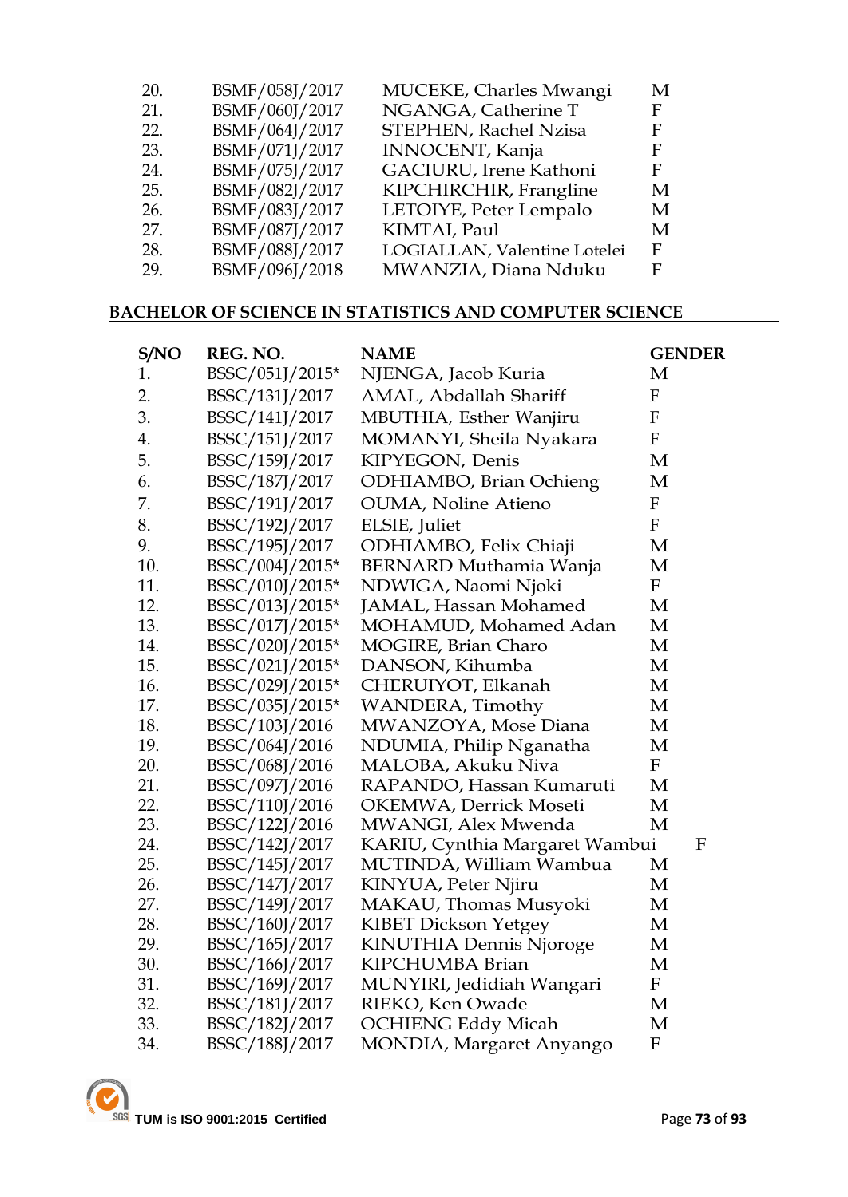| | | | |
|---|---|---|---|
| 20. | BSMF/058J/2017 | MUCEKE, Charles Mwangi | M |
| 21. | BSMF/060J/2017 | NGANGA, Catherine T | F |
| 22. | BSMF/064J/2017 | STEPHEN, Rachel Nzisa | F |
| 23. | BSMF/071J/2017 | INNOCENT, Kanja | F |
| 24. | BSMF/075J/2017 | GACIURU, Irene Kathoni | F |
| 25. | BSMF/082J/2017 | KIPCHIRCHIR, Frangline | M |
| 26. | BSMF/083J/2017 | LETOIYE, Peter Lempalo | M |
| 27. | BSMF/087J/2017 | KIMTAI, Paul | M |
| 28. | BSMF/088J/2017 | LOGIALLAN, Valentine Lotelei | F |
| 29. | BSMF/096J/2018 | MWANZIA, Diana Nduku | F |

## BACHELOR OF SCIENCE IN STATISTICS AND COMPUTER SCIENCE

| S/NO | REG. NO. | NAME | GENDER |
|---|---|---|---|
| 1. | BSSC/051J/2015* | NJENGA, Jacob Kuria | M |
| 2. | BSSC/131J/2017 | AMAL, Abdallah Shariff | F |
| 3. | BSSC/141J/2017 | MBUTHIA, Esther Wanjiru | F |
| 4. | BSSC/151J/2017 | MOMANYI, Sheila Nyakara | F |
| 5. | BSSC/159J/2017 | KIPYEGON, Denis | M |
| 6. | BSSC/187J/2017 | ODHIAMBO, Brian Ochieng | M |
| 7. | BSSC/191J/2017 | OUMA, Noline Atieno | F |
| 8. | BSSC/192J/2017 | ELSIE, Juliet | F |
| 9. | BSSC/195J/2017 | ODHIAMBO, Felix Chiaji | M |
| 10. | BSSC/004J/2015* | BERNARD Muthamia Wanja | M |
| 11. | BSSC/010J/2015* | NDWIGA, Naomi Njoki | F |
| 12. | BSSC/013J/2015* | JAMAL, Hassan Mohamed | M |
| 13. | BSSC/017J/2015* | MOHAMUD, Mohamed Adan | M |
| 14. | BSSC/020J/2015* | MOGIRE, Brian Charo | M |
| 15. | BSSC/021J/2015* | DANSON, Kihumba | M |
| 16. | BSSC/029J/2015* | CHERUIYOT, Elkanah | M |
| 17. | BSSC/035J/2015* | WANDERA, Timothy | M |
| 18. | BSSC/103J/2016 | MWANZOYA, Mose Diana | M |
| 19. | BSSC/064J/2016 | NDUMIA, Philip Nganatha | M |
| 20. | BSSC/068J/2016 | MALOBA, Akuku Niva | F |
| 21. | BSSC/097J/2016 | RAPANDO, Hassan Kumaruti | M |
| 22. | BSSC/110J/2016 | OKEMWA, Derrick Moseti | M |
| 23. | BSSC/122J/2016 | MWANGI, Alex Mwenda | M |
| 24. | BSSC/142J/2017 | KARIU, Cynthia Margaret Wambui | F |
| 25. | BSSC/145J/2017 | MUTINDA, William Wambua | M |
| 26. | BSSC/147J/2017 | KINYUA, Peter Njiru | M |
| 27. | BSSC/149J/2017 | MAKAU, Thomas Musyoki | M |
| 28. | BSSC/160J/2017 | KIBET Dickson Yetgey | M |
| 29. | BSSC/165J/2017 | KINUTHIA Dennis Njoroge | M |
| 30. | BSSC/166J/2017 | KIPCHUMBA Brian | M |
| 31. | BSSC/169J/2017 | MUNYIRI, Jedidiah Wangari | F |
| 32. | BSSC/181J/2017 | RIEKO, Ken Owade | M |
| 33. | BSSC/182J/2017 | OCHIENG Eddy Micah | M |
| 34. | BSSC/188J/2017 | MONDIA, Margaret Anyango | F |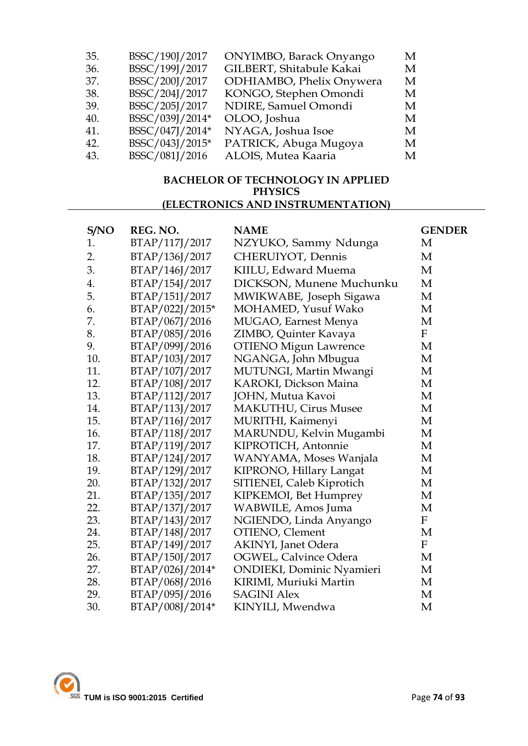| | | | |
|---|---|---|---|
| 35. | BSSC/190J/2017 | ONYIMBO, Barack Onyango | M |
| 36. | BSSC/199J/2017 | GILBERT, Shitabule Kakai | M |
| 37. | BSSC/200J/2017 | ODHIAMBO, Phelix Onywera | M |
| 38. | BSSC/204J/2017 | KONGO, Stephen Omondi | M |
| 39. | BSSC/205J/2017 | NDIRE, Samuel Omondi | M |
| 40. | BSSC/039J/2014* | OLOO, Joshua | M |
| 41. | BSSC/047J/2014* | NYAGA, Joshua Isoe | M |
| 42. | BSSC/043J/2015* | PATRICK, Abuga Mugoya | M |
| 43. | BSSC/081J/2016 | ALOIS, Mutea Kaaria | M |

## BACHELOR OF TECHNOLOGY IN APPLIED PHYSICS (ELECTRONICS AND INSTRUMENTATION)

| S/NO | REG. NO. | NAME | GENDER |
|---|---|---|---|
| 1. | BTAP/117J/2017 | NZYUKO, Sammy Ndunga | M |
| 2. | BTAP/136J/2017 | CHERUIYOT, Dennis | M |
| 3. | BTAP/146J/2017 | KIILU, Edward Muema | M |
| 4. | BTAP/154J/2017 | DICKSON, Munene Muchunku | M |
| 5. | BTAP/151J/2017 | MWIKWABE, Joseph Sigawa | M |
| 6. | BTAP/022J/2015* | MOHAMED, Yusuf Wako | M |
| 7. | BTAP/067J/2016 | MUGAO, Earnest Menya | M |
| 8. | BTAP/085J/2016 | ZIMBO, Quinter Kavaya | F |
| 9. | BTAP/099J/2016 | OTIENO Migun Lawrence | M |
| 10. | BTAP/103J/2017 | NGANGA, John Mbugua | M |
| 11. | BTAP/107J/2017 | MUTUNGI, Martin Mwangi | M |
| 12. | BTAP/108J/2017 | KAROKI, Dickson Maina | M |
| 13. | BTAP/112J/2017 | JOHN, Mutua Kavoi | M |
| 14. | BTAP/113J/2017 | MAKUTHU, Cirus Musee | M |
| 15. | BTAP/116J/2017 | MURITHI, Kaimenyi | M |
| 16. | BTAP/118J/2017 | MARUNDU, Kelvin Mugambi | M |
| 17. | BTAP/119J/2017 | KIPROTICH, Antonnie | M |
| 18. | BTAP/124J/2017 | WANYAMA, Moses Wanjala | M |
| 19. | BTAP/129J/2017 | KIPRONO, Hillary Langat | M |
| 20. | BTAP/132J/2017 | SITIENEI, Caleb Kiprotich | M |
| 21. | BTAP/135J/2017 | KIPKEMOI, Bet Humprey | M |
| 22. | BTAP/137J/2017 | WABWILE, Amos Juma | M |
| 23. | BTAP/143J/2017 | NGIENDO, Linda Anyango | F |
| 24. | BTAP/148J/2017 | OTIENO, Clement | M |
| 25. | BTAP/149J/2017 | AKINYI, Janet Odera | F |
| 26. | BTAP/150J/2017 | OGWEL, Calvince Odera | M |
| 27. | BTAP/026J/2014* | ONDIEKI, Dominic Nyamieri | M |
| 28. | BTAP/068J/2016 | KIRIMI, Muriuki Martin | M |
| 29. | BTAP/095J/2016 | SAGINI Alex | M |
| 30. | BTAP/008J/2014* | KINYILI, Mwendwa | M |

TUM is ISO 9001:2015 Certified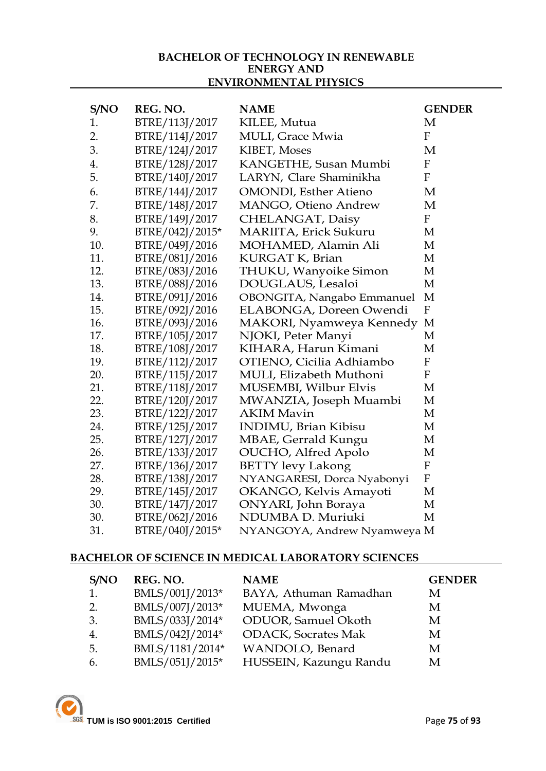## BACHELOR OF TECHNOLOGY IN RENEWABLE ENERGY AND ENVIRONMENTAL PHYSICS

| S/NO | REG. NO. | NAME | GENDER |
|---|---|---|---|
| 1. | BTRE/113J/2017 | KILEE, Mutua | M |
| 2. | BTRE/114J/2017 | MULI, Grace Mwia | F |
| 3. | BTRE/124J/2017 | KIBET, Moses | M |
| 4. | BTRE/128J/2017 | KANGETHE, Susan Mumbi | F |
| 5. | BTRE/140J/2017 | LARYN, Clare Shaminikha | F |
| 6. | BTRE/144J/2017 | OMONDI, Esther Atieno | M |
| 7. | BTRE/148J/2017 | MANGO, Otieno Andrew | M |
| 8. | BTRE/149J/2017 | CHELANGAT, Daisy | F |
| 9. | BTRE/042J/2015* | MARIITA, Erick Sukuru | M |
| 10. | BTRE/049J/2016 | MOHAMED, Alamin Ali | M |
| 11. | BTRE/081J/2016 | KURGAT K, Brian | M |
| 12. | BTRE/083J/2016 | THUKU, Wanyoike Simon | M |
| 13. | BTRE/088J/2016 | DOUGLAUS, Lesaloi | M |
| 14. | BTRE/091J/2016 | OBONGITA, Nangabo Emmanuel | M |
| 15. | BTRE/092J/2016 | ELABONGA, Doreen Owendi | F |
| 16. | BTRE/093J/2016 | MAKORI, Nyamweya Kennedy | M |
| 17. | BTRE/105J/2017 | NJOKI, Peter Manyi | M |
| 18. | BTRE/108J/2017 | KIHARA, Harun Kimani | M |
| 19. | BTRE/112J/2017 | OTIENO, Cicilia Adhiambo | F |
| 20. | BTRE/115J/2017 | MULI, Elizabeth Muthoni | F |
| 21. | BTRE/118J/2017 | MUSEMBI, Wilbur Elvis | M |
| 22. | BTRE/120J/2017 | MWANZIA, Joseph Muambi | M |
| 23. | BTRE/122J/2017 | AKIM Mavin | M |
| 24. | BTRE/125J/2017 | INDIMU, Brian Kibisu | M |
| 25. | BTRE/127J/2017 | MBAE, Gerrald Kungu | M |
| 26. | BTRE/133J/2017 | OUCHO, Alfred Apolo | M |
| 27. | BTRE/136J/2017 | BETTY levy Lakong | F |
| 28. | BTRE/138J/2017 | NYANGARESI, Dorca Nyabonyi | F |
| 29. | BTRE/145J/2017 | OKANGO, Kelvis Amayoti | M |
| 30. | BTRE/147J/2017 | ONYARI, John Boraya | M |
| 30. | BTRE/062J/2016 | NDUMBA D. Muriuki | M |
| 31. | BTRE/040J/2015* | NYANGOYA, Andrew Nyamweya | M |

## BACHELOR OF SCIENCE IN MEDICAL LABORATORY SCIENCES

| S/NO | REG. NO. | NAME | GENDER |
|---|---|---|---|
| 1. | BMLS/001J/2013* | BAYA, Athuman Ramadhan | M |
| 2. | BMLS/007J/2013* | MUEMA, Mwonga | M |
| 3. | BMLS/033J/2014* | ODUOR, Samuel Okoth | M |
| 4. | BMLS/042J/2014* | ODACK, Socrates Mak | M |
| 5. | BMLS/1181/2014* | WANDOLO, Benard | M |
| 6. | BMLS/051J/2015* | HUSSEIN, Kazungu Randu | M |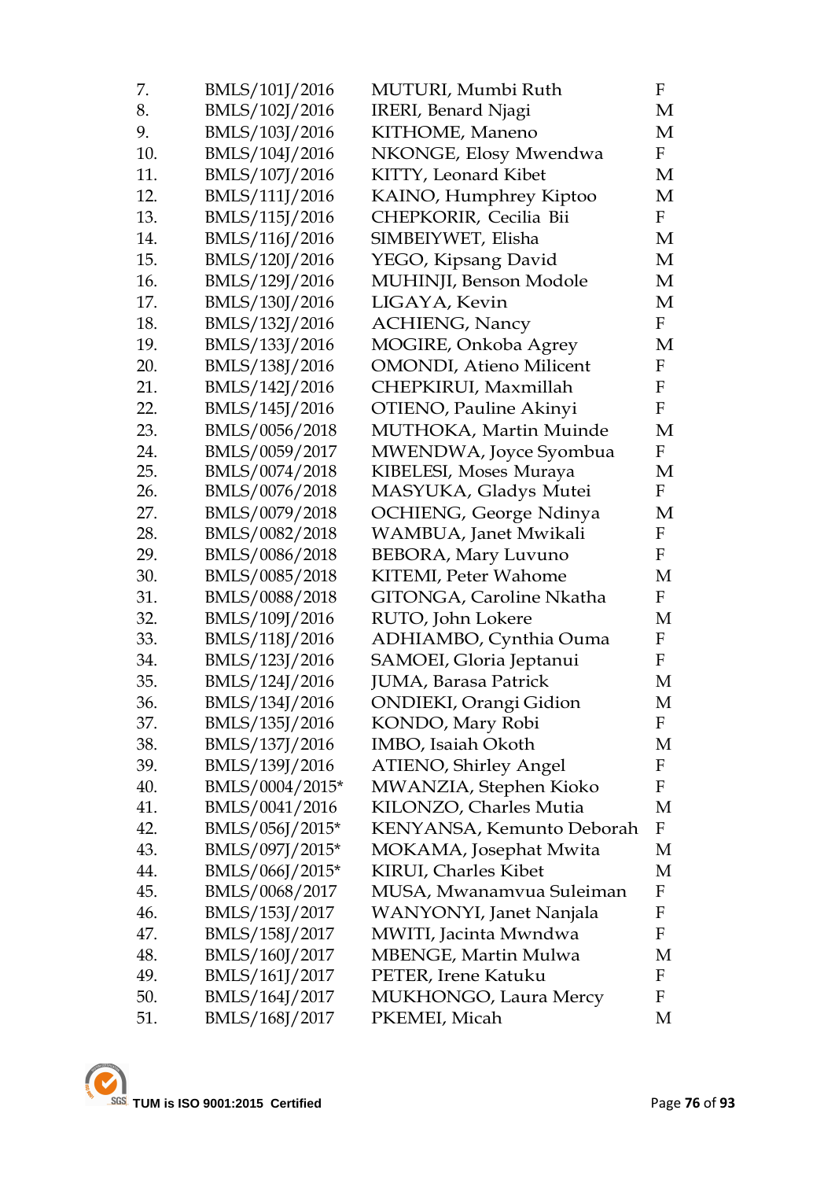| | | | |
|---|---|---|---|
| 7. | BMLS/101J/2016 | MUTURI, Mumbi Ruth | F |
| 8. | BMLS/102J/2016 | IRERI, Benard Njagi | M |
| 9. | BMLS/103J/2016 | KITHOME, Maneno | M |
| 10. | BMLS/104J/2016 | NKONGE, Elosy Mwendwa | F |
| 11. | BMLS/107J/2016 | KITTY, Leonard Kibet | M |
| 12. | BMLS/111J/2016 | KAINO, Humphrey Kiptoo | M |
| 13. | BMLS/115J/2016 | CHEPKORIR, Cecilia Bii | F |
| 14. | BMLS/116J/2016 | SIMBEIYWET, Elisha | M |
| 15. | BMLS/120J/2016 | YEGO, Kipsang David | M |
| 16. | BMLS/129J/2016 | MUHINJI, Benson Modole | M |
| 17. | BMLS/130J/2016 | LIGAYA, Kevin | M |
| 18. | BMLS/132J/2016 | ACHIENG, Nancy | F |
| 19. | BMLS/133J/2016 | MOGIRE, Onkoba Agrey | M |
| 20. | BMLS/138J/2016 | OMONDI, Atieno Milicent | F |
| 21. | BMLS/142J/2016 | CHEPKIRUI, Maxmillah | F |
| 22. | BMLS/145J/2016 | OTIENO, Pauline Akinyi | F |
| 23. | BMLS/0056/2018 | MUTHOKA, Martin Muinde | M |
| 24. | BMLS/0059/2017 | MWENDWA, Joyce Syombua | F |
| 25. | BMLS/0074/2018 | KIBELESI, Moses Muraya | M |
| 26. | BMLS/0076/2018 | MASYUKA, Gladys Mutei | F |
| 27. | BMLS/0079/2018 | OCHIENG, George Ndinya | M |
| 28. | BMLS/0082/2018 | WAMBUA, Janet Mwikali | F |
| 29. | BMLS/0086/2018 | BEBORA, Mary Luvuno | F |
| 30. | BMLS/0085/2018 | KITEMI, Peter Wahome | M |
| 31. | BMLS/0088/2018 | GITONGA, Caroline Nkatha | F |
| 32. | BMLS/109J/2016 | RUTO, John Lokere | M |
| 33. | BMLS/118J/2016 | ADHIAMBO, Cynthia Ouma | F |
| 34. | BMLS/123J/2016 | SAMOEI, Gloria Jeptanui | F |
| 35. | BMLS/124J/2016 | JUMA, Barasa Patrick | M |
| 36. | BMLS/134J/2016 | ONDIEKI, Orangi Gidion | M |
| 37. | BMLS/135J/2016 | KONDO, Mary Robi | F |
| 38. | BMLS/137J/2016 | IMBO, Isaiah Okoth | M |
| 39. | BMLS/139J/2016 | ATIENO, Shirley Angel | F |
| 40. | BMLS/0004/2015* | MWANZIA, Stephen Kioko | F |
| 41. | BMLS/0041/2016 | KILONZO, Charles Mutia | M |
| 42. | BMLS/056J/2015* | KENYANSA, Kemunto Deborah | F |
| 43. | BMLS/097J/2015* | MOKAMA, Josephat Mwita | M |
| 44. | BMLS/066J/2015* | KIRUI, Charles Kibet | M |
| 45. | BMLS/0068/2017 | MUSA, Mwanamvua Suleiman | F |
| 46. | BMLS/153J/2017 | WANYONYI, Janet Nanjala | F |
| 47. | BMLS/158J/2017 | MWITI, Jacinta Mwndwa | F |
| 48. | BMLS/160J/2017 | MBENGE, Martin Mulwa | M |
| 49. | BMLS/161J/2017 | PETER, Irene Katuku | F |
| 50. | BMLS/164J/2017 | MUKHONGO, Laura Mercy | F |
| 51. | BMLS/168J/2017 | PKEMEI, Micah | M |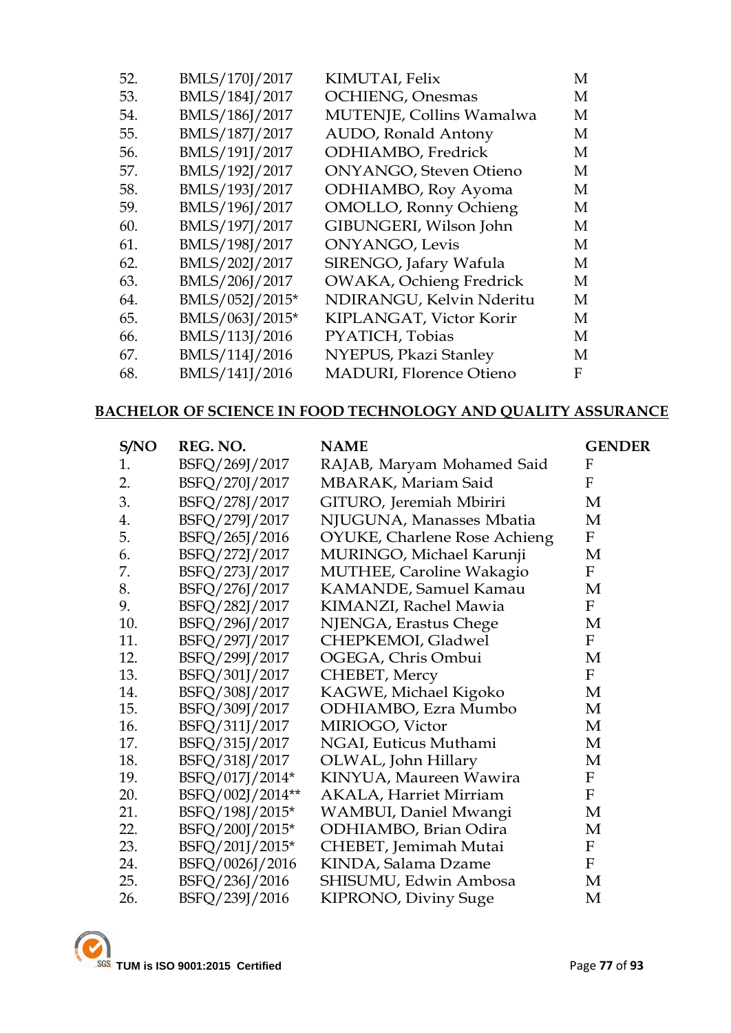| | | | |
|---|---|---|---|
| 52. | BMLS/170J/2017 | KIMUTAI, Felix | M |
| 53. | BMLS/184J/2017 | OCHIENG, Onesmas | M |
| 54. | BMLS/186J/2017 | MUTENJE, Collins Wamalwa | M |
| 55. | BMLS/187J/2017 | AUDO, Ronald Antony | M |
| 56. | BMLS/191J/2017 | ODHIAMBO, Fredrick | M |
| 57. | BMLS/192J/2017 | ONYANGO, Steven Otieno | M |
| 58. | BMLS/193J/2017 | ODHIAMBO, Roy Ayoma | M |
| 59. | BMLS/196J/2017 | OMOLLO, Ronny Ochieng | M |
| 60. | BMLS/197J/2017 | GIBUNGERI, Wilson John | M |
| 61. | BMLS/198J/2017 | ONYANGO, Levis | M |
| 62. | BMLS/202J/2017 | SIRENGO, Jafary Wafula | M |
| 63. | BMLS/206J/2017 | OWAKA, Ochieng Fredrick | M |
| 64. | BMLS/052J/2015* | NDIRANGU, Kelvin Nderitu | M |
| 65. | BMLS/063J/2015* | KIPLANGAT, Victor Korir | M |
| 66. | BMLS/113J/2016 | PYATICH, Tobias | M |
| 67. | BMLS/114J/2016 | NYEPUS, Pkazi Stanley | M |
| 68. | BMLS/141J/2016 | MADURI, Florence Otieno | F |

## BACHELOR OF SCIENCE IN FOOD TECHNOLOGY AND QUALITY ASSURANCE

| S/NO | REG. NO. | NAME | GENDER |
|---|---|---|---|
| 1. | BSFQ/269J/2017 | RAJAB, Maryam Mohamed Said | F |
| 2. | BSFQ/270J/2017 | MBARAK, Mariam Said | F |
| 3. | BSFQ/278J/2017 | GITURO, Jeremiah Mbiriri | M |
| 4. | BSFQ/279J/2017 | NJUGUNA, Manasses Mbatia | M |
| 5. | BSFQ/265J/2016 | OYUKE, Charlene Rose Achieng | F |
| 6. | BSFQ/272J/2017 | MURINGO, Michael Karunji | M |
| 7. | BSFQ/273J/2017 | MUTHEE, Caroline Wakagio | F |
| 8. | BSFQ/276J/2017 | KAMANDE, Samuel Kamau | M |
| 9. | BSFQ/282J/2017 | KIMANZI, Rachel Mawia | F |
| 10. | BSFQ/296J/2017 | NJENGA, Erastus Chege | M |
| 11. | BSFQ/297J/2017 | CHEPKEMOI, Gladwel | F |
| 12. | BSFQ/299J/2017 | OGEGA, Chris Ombui | M |
| 13. | BSFQ/301J/2017 | CHEBET, Mercy | F |
| 14. | BSFQ/308J/2017 | KAGWE, Michael Kigoko | M |
| 15. | BSFQ/309J/2017 | ODHIAMBO, Ezra Mumbo | M |
| 16. | BSFQ/311J/2017 | MIRIOGO, Victor | M |
| 17. | BSFQ/315J/2017 | NGAI, Euticus Muthami | M |
| 18. | BSFQ/318J/2017 | OLWAL, John Hillary | M |
| 19. | BSFQ/017J/2014* | KINYUA, Maureen Wawira | F |
| 20. | BSFQ/002J/2014** | AKALA, Harriet Mirriam | F |
| 21. | BSFQ/198J/2015* | WAMBUI, Daniel Mwangi | M |
| 22. | BSFQ/200J/2015* | ODHIAMBO, Brian Odira | M |
| 23. | BSFQ/201J/2015* | CHEBET, Jemimah Mutai | F |
| 24. | BSFQ/0026J/2016 | KINDA, Salama Dzame | F |
| 25. | BSFQ/236J/2016 | SHISUMU, Edwin Ambosa | M |
| 26. | BSFQ/239J/2016 | KIPRONO, Diviny Suge | M |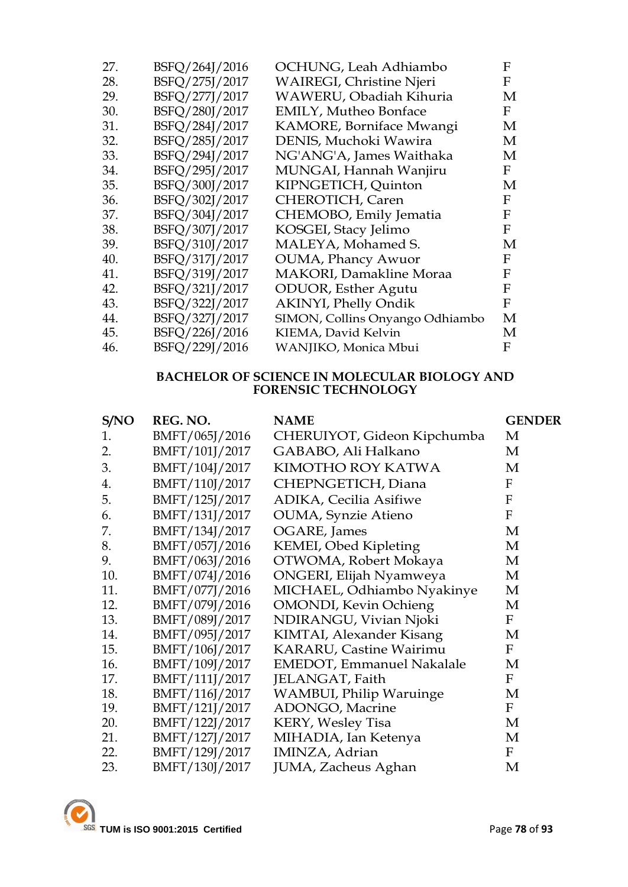| | | | |
|---|---|---|---|
| 27. | BSFQ/264J/2016 | OCHUNG, Leah Adhiambo | F |
| 28. | BSFQ/275J/2017 | WAIREGI, Christine Njeri | F |
| 29. | BSFQ/277J/2017 | WAWERU, Obadiah Kihuria | M |
| 30. | BSFQ/280J/2017 | EMILY, Mutheo Bonface | F |
| 31. | BSFQ/284J/2017 | KAMORE, Borniface Mwangi | M |
| 32. | BSFQ/285J/2017 | DENIS, Muchoki Wawira | M |
| 33. | BSFQ/294J/2017 | NG'ANG'A, James Waithaka | M |
| 34. | BSFQ/295J/2017 | MUNGAI, Hannah Wanjiru | F |
| 35. | BSFQ/300J/2017 | KIPNGETICH, Quinton | M |
| 36. | BSFQ/302J/2017 | CHEROTICH, Caren | F |
| 37. | BSFQ/304J/2017 | CHEMOBO, Emily Jematia | F |
| 38. | BSFQ/307J/2017 | KOSGEI, Stacy Jelimo | F |
| 39. | BSFQ/310J/2017 | MALEYA, Mohamed S. | M |
| 40. | BSFQ/317J/2017 | OUMA, Phancy Awuor | F |
| 41. | BSFQ/319J/2017 | MAKORI, Damakline Moraa | F |
| 42. | BSFQ/321J/2017 | ODUOR, Esther Agutu | F |
| 43. | BSFQ/322J/2017 | AKINYI, Phelly Ondik | F |
| 44. | BSFQ/327J/2017 | SIMON, Collins Onyango Odhiambo | M |
| 45. | BSFQ/226J/2016 | KIEMA, David Kelvin | M |
| 46. | BSFQ/229J/2016 | WANJIKO, Monica Mbui | F |

**BACHELOR OF SCIENCE IN MOLECULAR BIOLOGY AND FORENSIC TECHNOLOGY**

| S/NO | REG. NO. | NAME | GENDER |
|---|---|---|---|
| 1. | BMFT/065J/2016 | CHERUIYOT, Gideon Kipchumba | M |
| 2. | BMFT/101J/2017 | GABABO, Ali Halkano | M |
| 3. | BMFT/104J/2017 | KIMOTHO ROY KATWA | M |
| 4. | BMFT/110J/2017 | CHEPNGETICH, Diana | F |
| 5. | BMFT/125J/2017 | ADIKA, Cecilia Asifiwe | F |
| 6. | BMFT/131J/2017 | OUMA, Synzie Atieno | F |
| 7. | BMFT/134J/2017 | OGARE, James | M |
| 8. | BMFT/057J/2016 | KEMEI, Obed Kipleting | M |
| 9. | BMFT/063J/2016 | OTWOMA, Robert Mokaya | M |
| 10. | BMFT/074J/2016 | ONGERI, Elijah Nyamweya | M |
| 11. | BMFT/077J/2016 | MICHAEL, Odhiambo Nyakinye | M |
| 12. | BMFT/079J/2016 | OMONDI, Kevin Ochieng | M |
| 13. | BMFT/089J/2017 | NDIRANGU, Vivian Njoki | F |
| 14. | BMFT/095J/2017 | KIMTAI, Alexander Kisang | M |
| 15. | BMFT/106J/2017 | KARARU, Castine Wairimu | F |
| 16. | BMFT/109J/2017 | EMEDOT, Emmanuel Nakalale | M |
| 17. | BMFT/111J/2017 | JELANGAT, Faith | F |
| 18. | BMFT/116J/2017 | WAMBUI, Philip Waruinge | M |
| 19. | BMFT/121J/2017 | ADONGO, Macrine | F |
| 20. | BMFT/122J/2017 | KERY, Wesley Tisa | M |
| 21. | BMFT/127J/2017 | MIHADIA, Ian Ketenya | M |
| 22. | BMFT/129J/2017 | IMINZA, Adrian | F |
| 23. | BMFT/130J/2017 | JUMA, Zacheus Aghan | M |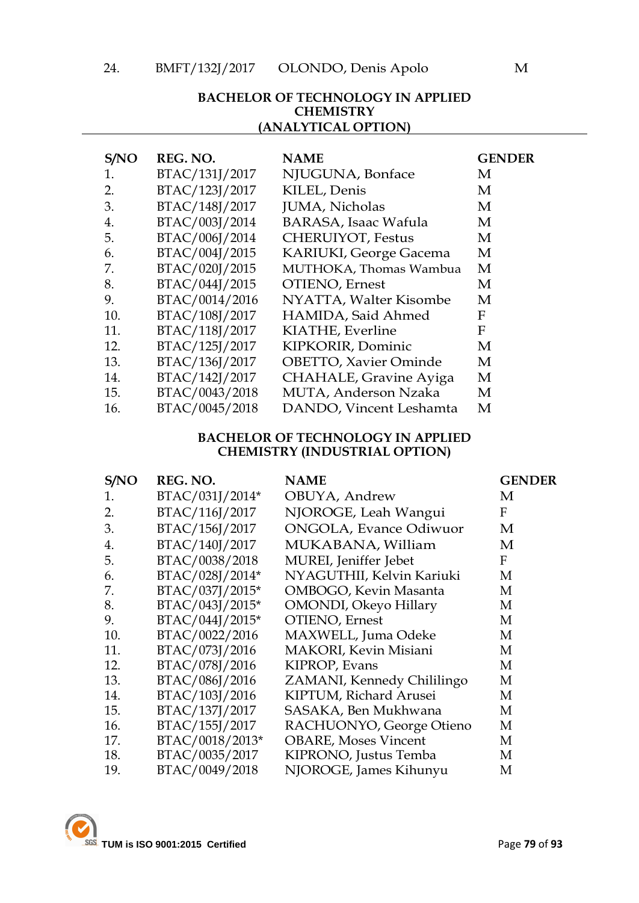| | | | |
|---|---|---|---|
| 24. | BMFT/132J/2017 | OLONDO, Denis Apolo | M |

**BACHELOR OF TECHNOLOGY IN APPLIED CHEMISTRY (ANALYTICAL OPTION)**

| S/NO | REG. NO. | NAME | GENDER |
|---|---|---|---|
| 1. | BTAC/131J/2017 | NJUGUNA, Bonface | M |
| 2. | BTAC/123J/2017 | KILEL, Denis | M |
| 3. | BTAC/148J/2017 | JUMA, Nicholas | M |
| 4. | BTAC/003J/2014 | BARASA, Isaac Wafula | M |
| 5. | BTAC/006J/2014 | CHERUIYOT, Festus | M |
| 6. | BTAC/004J/2015 | KARIUKI, George Gacema | M |
| 7. | BTAC/020J/2015 | MUTHOKA, Thomas Wambua | M |
| 8. | BTAC/044J/2015 | OTIENO, Ernest | M |
| 9. | BTAC/0014/2016 | NYATTA, Walter Kisombe | M |
| 10. | BTAC/108J/2017 | HAMIDA, Said Ahmed | F |
| 11. | BTAC/118J/2017 | KIATHE, Everline | F |
| 12. | BTAC/125J/2017 | KIPKORIR, Dominic | M |
| 13. | BTAC/136J/2017 | OBETTO, Xavier Ominde | M |
| 14. | BTAC/142J/2017 | CHAHALE, Gravine Ayiga | M |
| 15. | BTAC/0043/2018 | MUTA, Anderson Nzaka | M |
| 16. | BTAC/0045/2018 | DANDO, Vincent Leshamta | M |

**BACHELOR OF TECHNOLOGY IN APPLIED CHEMISTRY (INDUSTRIAL OPTION)**

| S/NO | REG. NO. | NAME | GENDER |
|---|---|---|---|
| 1. | BTAC/031J/2014* | OBUYA, Andrew | M |
| 2. | BTAC/116J/2017 | NJOROGE, Leah Wangui | F |
| 3. | BTAC/156J/2017 | ONGOLA, Evance Odiwuor | M |
| 4. | BTAC/140J/2017 | MUKABANA, William | M |
| 5. | BTAC/0038/2018 | MUREI, Jeniffer Jebet | F |
| 6. | BTAC/028J/2014* | NYAGUTHII, Kelvin Kariuki | M |
| 7. | BTAC/037J/2015* | OMBOGO, Kevin Masanta | M |
| 8. | BTAC/043J/2015* | OMONDI, Okeyo Hillary | M |
| 9. | BTAC/044J/2015* | OTIENO, Ernest | M |
| 10. | BTAC/0022/2016 | MAXWELL, Juma Odeke | M |
| 11. | BTAC/073J/2016 | MAKORI, Kevin Misiani | M |
| 12. | BTAC/078J/2016 | KIPROP, Evans | M |
| 13. | BTAC/086J/2016 | ZAMANI, Kennedy Chililingo | M |
| 14. | BTAC/103J/2016 | KIPTUM, Richard Arusei | M |
| 15. | BTAC/137J/2017 | SASAKA, Ben Mukhwana | M |
| 16. | BTAC/155J/2017 | RACHUONYO, George Otieno | M |
| 17. | BTAC/0018/2013* | OBARE, Moses Vincent | M |
| 18. | BTAC/0035/2017 | KIPRONO, Justus Temba | M |
| 19. | BTAC/0049/2018 | NJOROGE, James Kihunyu | M |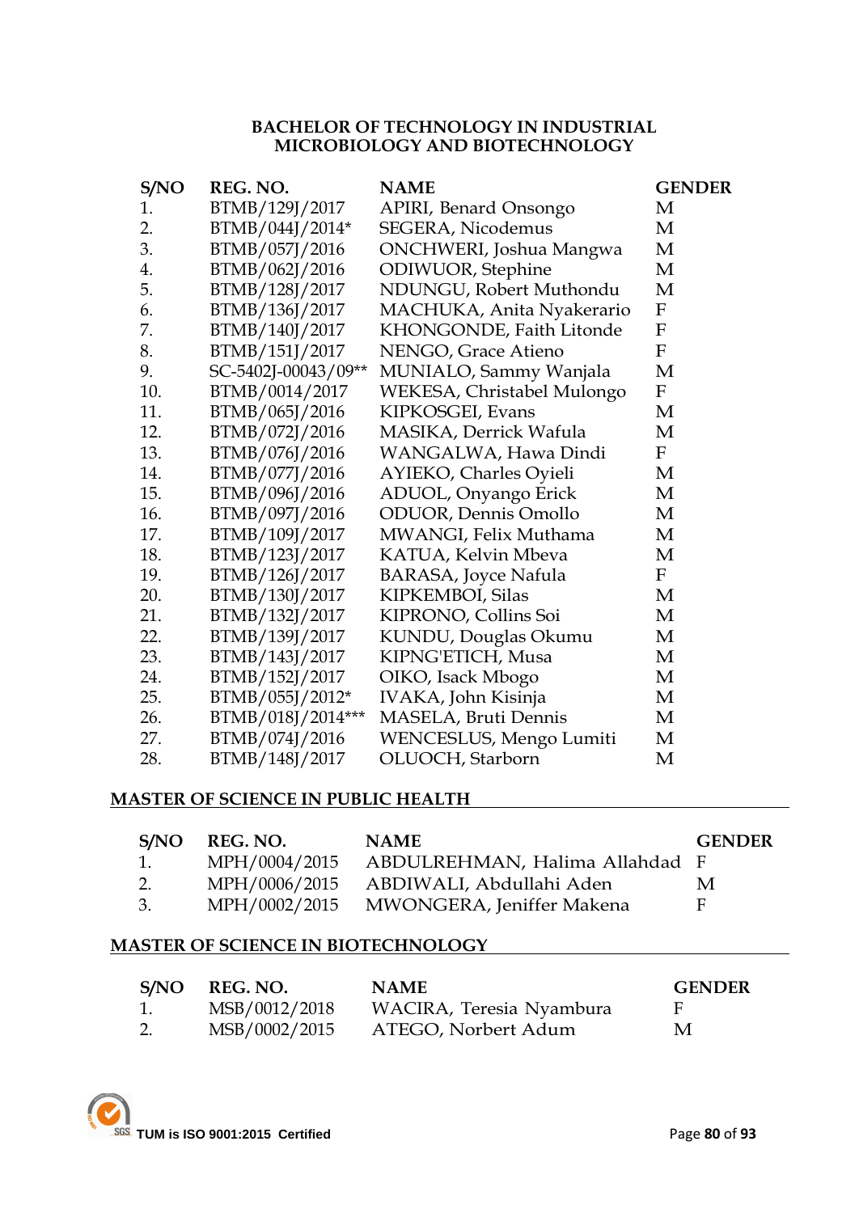### BACHELOR OF TECHNOLOGY IN INDUSTRIAL MICROBIOLOGY AND BIOTECHNOLOGY

| S/NO | REG. NO. | NAME | GENDER |
|---|---|---|---|
| 1. | BTMB/129J/2017 | APIRI, Benard Onsongo | M |
| 2. | BTMB/044J/2014* | SEGERA, Nicodemus | M |
| 3. | BTMB/057J/2016 | ONCHWERI, Joshua Mangwa | M |
| 4. | BTMB/062J/2016 | ODIWUOR, Stephine | M |
| 5. | BTMB/128J/2017 | NDUNGU, Robert Muthondu | M |
| 6. | BTMB/136J/2017 | MACHUKA, Anita Nyakerario | F |
| 7. | BTMB/140J/2017 | KHONGONDE, Faith Litonde | F |
| 8. | BTMB/151J/2017 | NENGO, Grace Atieno | F |
| 9. | SC-5402J-00043/09** | MUNIALO, Sammy Wanjala | M |
| 10. | BTMB/0014/2017 | WEKESA, Christabel Mulongo | F |
| 11. | BTMB/065J/2016 | KIPKOSGEI, Evans | M |
| 12. | BTMB/072J/2016 | MASIKA, Derrick Wafula | M |
| 13. | BTMB/076J/2016 | WANGALWA, Hawa Dindi | F |
| 14. | BTMB/077J/2016 | AYIEKO, Charles Oyieli | M |
| 15. | BTMB/096J/2016 | ADUOL, Onyango Erick | M |
| 16. | BTMB/097J/2016 | ODUOR, Dennis Omollo | M |
| 17. | BTMB/109J/2017 | MWANGI, Felix Muthama | M |
| 18. | BTMB/123J/2017 | KATUA, Kelvin Mbeva | M |
| 19. | BTMB/126J/2017 | BARASA, Joyce Nafula | F |
| 20. | BTMB/130J/2017 | KIPKEMBOI, Silas | M |
| 21. | BTMB/132J/2017 | KIPRONO, Collins Soi | M |
| 22. | BTMB/139J/2017 | KUNDU, Douglas Okumu | M |
| 23. | BTMB/143J/2017 | KIPNG'ETICH, Musa | M |
| 24. | BTMB/152J/2017 | OIKO, Isack Mbogo | M |
| 25. | BTMB/055J/2012* | IVAKA, John Kisinja | M |
| 26. | BTMB/018J/2014*** | MASELA, Bruti Dennis | M |
| 27. | BTMB/074J/2016 | WENCESLUS, Mengo Lumiti | M |
| 28. | BTMB/148J/2017 | OLUOCH, Starborn | M |

### MASTER OF SCIENCE IN PUBLIC HEALTH

| S/NO | REG. NO. | NAME | GENDER |
|---|---|---|---|
| 1. | MPH/0004/2015 | ABDULREHMAN, Halima Allahdad | F |
| 2. | MPH/0006/2015 | ABDIWALI, Abdullahi Aden | M |
| 3. | MPH/0002/2015 | MWONGERA, Jeniffer Makena | F |

### MASTER OF SCIENCE IN BIOTECHNOLOGY

| S/NO | REG. NO. | NAME | GENDER |
|---|---|---|---|
| 1. | MSB/0012/2018 | WACIRA, Teresia Nyambura | F |
| 2. | MSB/0002/2015 | ATEGO, Norbert Adum | M |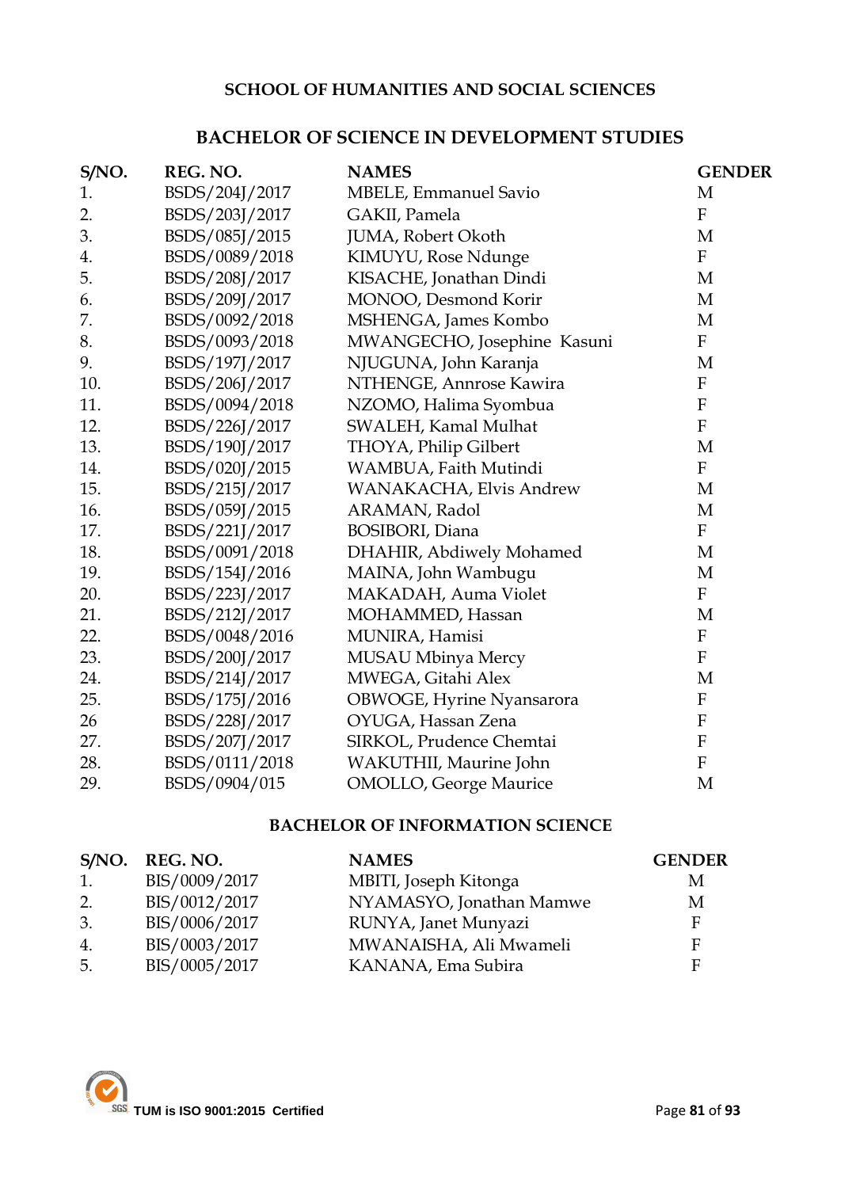## SCHOOL OF HUMANITIES AND SOCIAL SCIENCES

### BACHELOR OF SCIENCE IN DEVELOPMENT STUDIES

| S/NO. | REG. NO. | NAMES | GENDER |
|---|---|---|---|
| 1. | BSDS/204J/2017 | MBELE, Emmanuel Savio | M |
| 2. | BSDS/203J/2017 | GAKII, Pamela | F |
| 3. | BSDS/085J/2015 | JUMA, Robert Okoth | M |
| 4. | BSDS/0089/2018 | KIMUYU, Rose Ndunge | F |
| 5. | BSDS/208J/2017 | KISACHE, Jonathan Dindi | M |
| 6. | BSDS/209J/2017 | MONOO, Desmond Korir | M |
| 7. | BSDS/0092/2018 | MSHENGA, James Kombo | M |
| 8. | BSDS/0093/2018 | MWANGECHO, Josephine Kasuni | F |
| 9. | BSDS/197J/2017 | NJUGUNA, John Karanja | M |
| 10. | BSDS/206J/2017 | NTHENGE, Annrose Kawira | F |
| 11. | BSDS/0094/2018 | NZOMO, Halima Syombua | F |
| 12. | BSDS/226J/2017 | SWALEH, Kamal Mulhat | F |
| 13. | BSDS/190J/2017 | THOYA, Philip Gilbert | M |
| 14. | BSDS/020J/2015 | WAMBUA, Faith Mutindi | F |
| 15. | BSDS/215J/2017 | WANAKACHA, Elvis Andrew | M |
| 16. | BSDS/059J/2015 | ARAMAN, Radol | M |
| 17. | BSDS/221J/2017 | BOSIBORI, Diana | F |
| 18. | BSDS/0091/2018 | DHAHIR, Abdiwely Mohamed | M |
| 19. | BSDS/154J/2016 | MAINA, John Wambugu | M |
| 20. | BSDS/223J/2017 | MAKADAH, Auma Violet | F |
| 21. | BSDS/212J/2017 | MOHAMMED, Hassan | M |
| 22. | BSDS/0048/2016 | MUNIRA, Hamisi | F |
| 23. | BSDS/200J/2017 | MUSAU Mbinya Mercy | F |
| 24. | BSDS/214J/2017 | MWEGA, Gitahi Alex | M |
| 25. | BSDS/175J/2016 | OBWOGE, Hyrine Nyansarora | F |
| 26 | BSDS/228J/2017 | OYUGA, Hassan Zena | F |
| 27. | BSDS/207J/2017 | SIRKOL, Prudence Chemtai | F |
| 28. | BSDS/0111/2018 | WAKUTHII, Maurine John | F |
| 29. | BSDS/0904/015 | OMOLLO, George Maurice | M |

### BACHELOR OF INFORMATION SCIENCE

| S/NO. | REG. NO. | NAMES | GENDER |
|---|---|---|---|
| 1. | BIS/0009/2017 | MBITI, Joseph Kitonga | M |
| 2. | BIS/0012/2017 | NYAMASYO, Jonathan Mamwe | M |
| 3. | BIS/0006/2017 | RUNYA, Janet Munyazi | F |
| 4. | BIS/0003/2017 | MWANAISHA, Ali Mwameli | F |
| 5. | BIS/0005/2017 | KANANA, Ema Subira | F |

TUM is ISO 9001:2015 Certified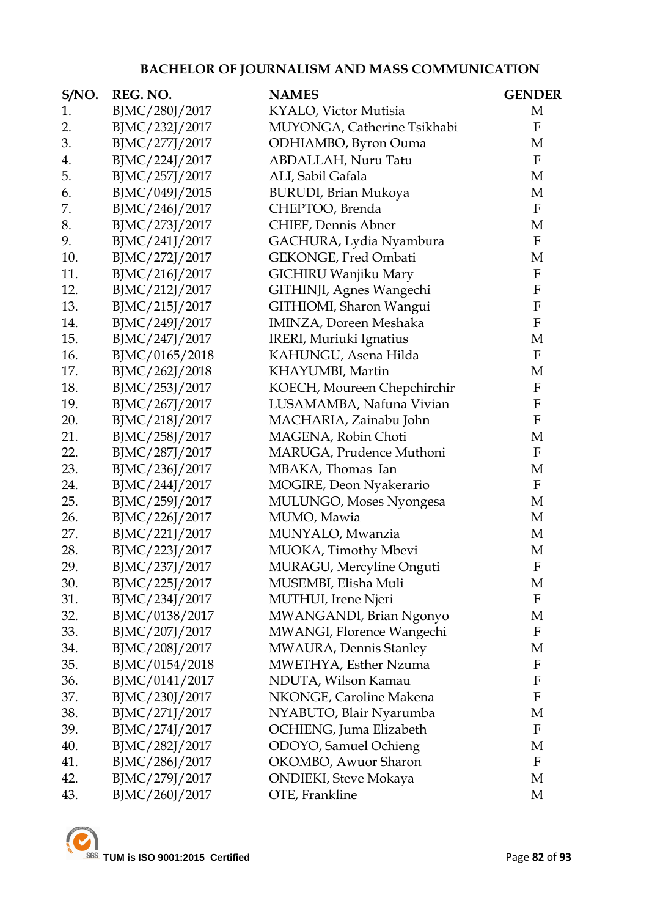## BACHELOR OF JOURNALISM AND MASS COMMUNICATION

| S/NO. | REG. NO. | NAMES | GENDER |
|---|---|---|---|
| 1. | BJMC/280J/2017 | KYALO, Victor Mutisia | M |
| 2. | BJMC/232J/2017 | MUYONGA, Catherine Tsikhabi | F |
| 3. | BJMC/277J/2017 | ODHIAMBO, Byron Ouma | M |
| 4. | BJMC/224J/2017 | ABDALLAH, Nuru Tatu | F |
| 5. | BJMC/257J/2017 | ALI, Sabil Gafala | M |
| 6. | BJMC/049J/2015 | BURUDI, Brian Mukoya | M |
| 7. | BJMC/246J/2017 | CHEPTOO, Brenda | F |
| 8. | BJMC/273J/2017 | CHIEF, Dennis Abner | M |
| 9. | BJMC/241J/2017 | GACHURA, Lydia Nyambura | F |
| 10. | BJMC/272J/2017 | GEKONGE, Fred Ombati | M |
| 11. | BJMC/216J/2017 | GICHIRU Wanjiku Mary | F |
| 12. | BJMC/212J/2017 | GITHINJI, Agnes Wangechi | F |
| 13. | BJMC/215J/2017 | GITHIOMI, Sharon Wangui | F |
| 14. | BJMC/249J/2017 | IMINZA, Doreen Meshaka | F |
| 15. | BJMC/247J/2017 | IRERI, Muriuki Ignatius | M |
| 16. | BJMC/0165/2018 | KAHUNGU, Asena Hilda | F |
| 17. | BJMC/262J/2018 | KHAYUMBI, Martin | M |
| 18. | BJMC/253J/2017 | KOECH, Moureen Chepchirchir | F |
| 19. | BJMC/267J/2017 | LUSAMAMBA, Nafuna Vivian | F |
| 20. | BJMC/218J/2017 | MACHARIA, Zainabu John | F |
| 21. | BJMC/258J/2017 | MAGENA, Robin Choti | M |
| 22. | BJMC/287J/2017 | MARUGA, Prudence Muthoni | F |
| 23. | BJMC/236J/2017 | MBAKA, Thomas Ian | M |
| 24. | BJMC/244J/2017 | MOGIRE, Deon Nyakerario | F |
| 25. | BJMC/259J/2017 | MULUNGO, Moses Nyongesa | M |
| 26. | BJMC/226J/2017 | MUMO, Mawia | M |
| 27. | BJMC/221J/2017 | MUNYALO, Mwanzia | M |
| 28. | BJMC/223J/2017 | MUOKA, Timothy Mbevi | M |
| 29. | BJMC/237J/2017 | MURAGU, Mercyline Onguti | F |
| 30. | BJMC/225J/2017 | MUSEMBI, Elisha Muli | M |
| 31. | BJMC/234J/2017 | MUTHUI, Irene Njeri | F |
| 32. | BJMC/0138/2017 | MWANGANDI, Brian Ngonyo | M |
| 33. | BJMC/207J/2017 | MWANGI, Florence Wangechi | F |
| 34. | BJMC/208J/2017 | MWAURA, Dennis Stanley | M |
| 35. | BJMC/0154/2018 | MWETHYA, Esther Nzuma | F |
| 36. | BJMC/0141/2017 | NDUTA, Wilson Kamau | F |
| 37. | BJMC/230J/2017 | NKONGE, Caroline Makena | F |
| 38. | BJMC/271J/2017 | NYABUTO, Blair Nyarumba | M |
| 39. | BJMC/274J/2017 | OCHIENG, Juma Elizabeth | F |
| 40. | BJMC/282J/2017 | ODOYO, Samuel Ochieng | M |
| 41. | BJMC/286J/2017 | OKOMBO, Awuor Sharon | F |
| 42. | BJMC/279J/2017 | ONDIEKI, Steve Mokaya | M |
| 43. | BJMC/260J/2017 | OTE, Frankline | M |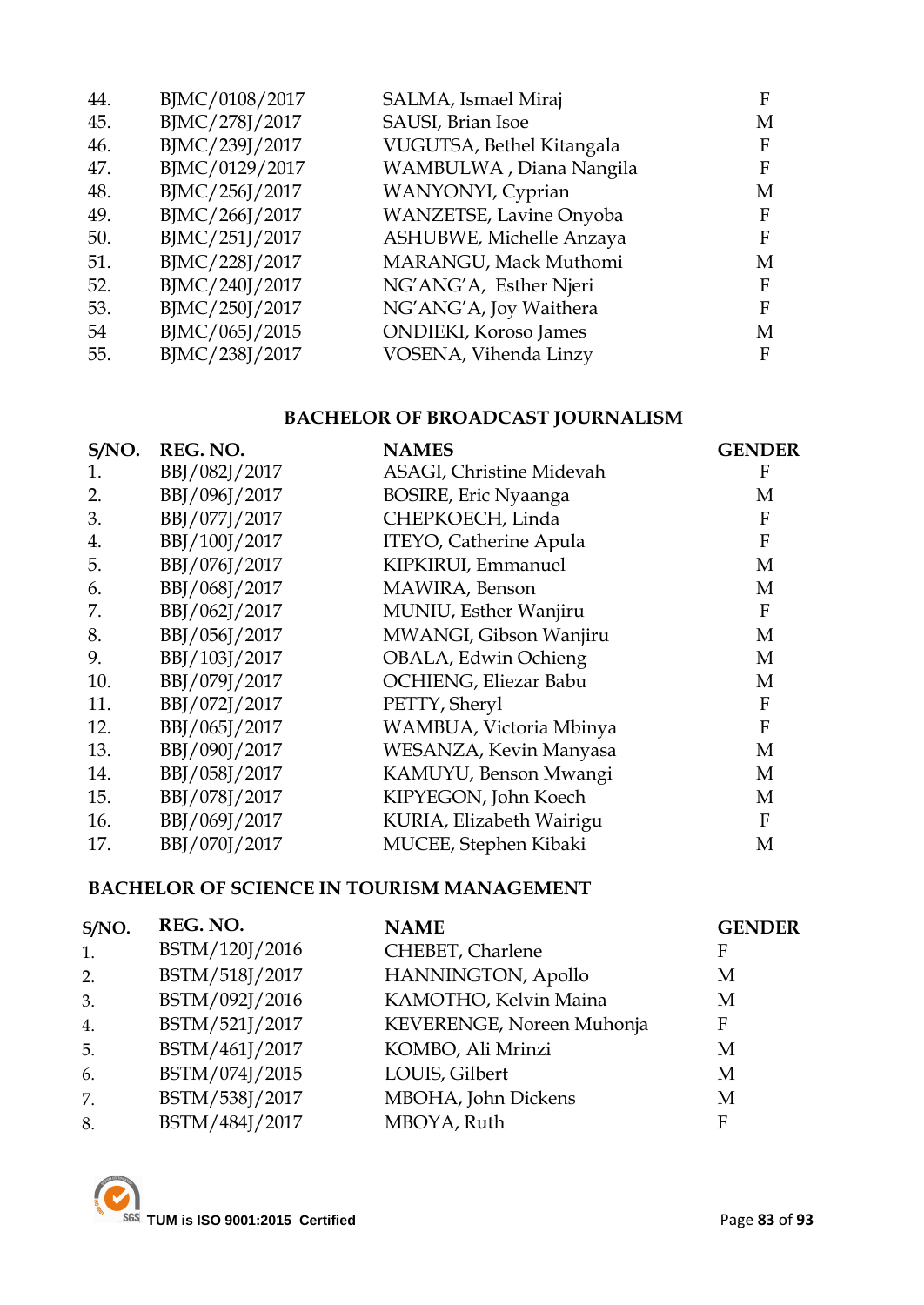| | | | |
|---|---|---|---|
| 44. | BJMC/0108/2017 | SALMA, Ismael Miraj | F |
| 45. | BJMC/278J/2017 | SAUSI, Brian Isoe | M |
| 46. | BJMC/239J/2017 | VUGUTSA, Bethel Kitangala | F |
| 47. | BJMC/0129/2017 | WAMBULWA , Diana Nangila | F |
| 48. | BJMC/256J/2017 | WANYONYI, Cyprian | M |
| 49. | BJMC/266J/2017 | WANZETSE, Lavine Onyoba | F |
| 50. | BJMC/251J/2017 | ASHUBWE, Michelle Anzaya | F |
| 51. | BJMC/228J/2017 | MARANGU, Mack Muthomi | M |
| 52. | BJMC/240J/2017 | NG'ANG'A, Esther Njeri | F |
| 53. | BJMC/250J/2017 | NG'ANG'A, Joy Waithera | F |
| 54 | BJMC/065J/2015 | ONDIEKI, Koroso James | M |
| 55. | BJMC/238J/2017 | VOSENA, Vihenda Linzy | F |

## BACHELOR OF BROADCAST JOURNALISM

| S/NO. | REG. NO. | NAMES | GENDER |
|---|---|---|---|
| 1. | BBJ/082J/2017 | ASAGI, Christine Midevah | F |
| 2. | BBJ/096J/2017 | BOSIRE, Eric Nyaanga | M |
| 3. | BBJ/077J/2017 | CHEPKOECH, Linda | F |
| 4. | BBJ/100J/2017 | ITEYO, Catherine Apula | F |
| 5. | BBJ/076J/2017 | KIPKIRUI, Emmanuel | M |
| 6. | BBJ/068J/2017 | MAWIRA, Benson | M |
| 7. | BBJ/062J/2017 | MUNIU, Esther Wanjiru | F |
| 8. | BBJ/056J/2017 | MWANGI, Gibson Wanjiru | M |
| 9. | BBJ/103J/2017 | OBALA, Edwin Ochieng | M |
| 10. | BBJ/079J/2017 | OCHIENG, Eliezar Babu | M |
| 11. | BBJ/072J/2017 | PETTY, Sheryl | F |
| 12. | BBJ/065J/2017 | WAMBUA, Victoria Mbinya | F |
| 13. | BBJ/090J/2017 | WESANZA, Kevin Manyasa | M |
| 14. | BBJ/058J/2017 | KAMUYU, Benson Mwangi | M |
| 15. | BBJ/078J/2017 | KIPYEGON, John Koech | M |
| 16. | BBJ/069J/2017 | KURIA, Elizabeth Wairigu | F |
| 17. | BBJ/070J/2017 | MUCEE, Stephen Kibaki | M |

## BACHELOR OF SCIENCE IN TOURISM MANAGEMENT

| S/NO. | REG. NO. | NAME | GENDER |
|---|---|---|---|
| 1. | BSTM/120J/2016 | CHEBET, Charlene | F |
| 2. | BSTM/518J/2017 | HANNINGTON, Apollo | M |
| 3. | BSTM/092J/2016 | KAMOTHO, Kelvin Maina | M |
| 4. | BSTM/521J/2017 | KEVERENGE, Noreen Muhonja | F |
| 5. | BSTM/461J/2017 | KOMBO, Ali Mrinzi | M |
| 6. | BSTM/074J/2015 | LOUIS, Gilbert | M |
| 7. | BSTM/538J/2017 | MBOHA, John Dickens | M |
| 8. | BSTM/484J/2017 | MBOYA, Ruth | F |

TUM is ISO 9001:2015 Certified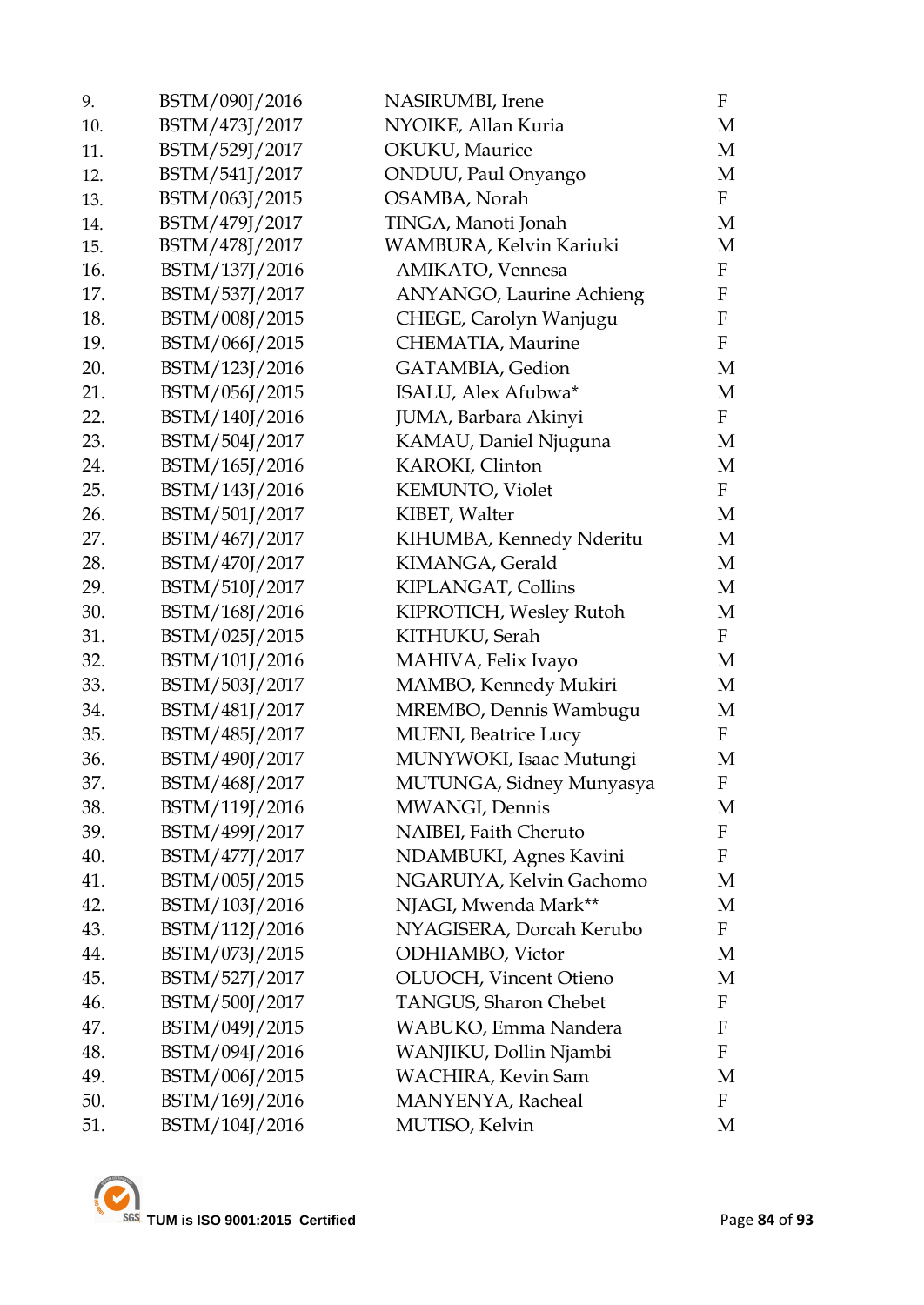| | | | |
|---|---|---|---|
| 9. | BSTM/090J/2016 | NASIRUMBI, Irene | F |
| 10. | BSTM/473J/2017 | NYOIKE, Allan Kuria | M |
| 11. | BSTM/529J/2017 | OKUKU, Maurice | M |
| 12. | BSTM/541J/2017 | ONDUU, Paul Onyango | M |
| 13. | BSTM/063J/2015 | OSAMBA, Norah | F |
| 14. | BSTM/479J/2017 | TINGA, Manoti Jonah | M |
| 15. | BSTM/478J/2017 | WAMBURA, Kelvin Kariuki | M |
| 16. | BSTM/137J/2016 | AMIKATO, Vennesa | F |
| 17. | BSTM/537J/2017 | ANYANGO, Laurine Achieng | F |
| 18. | BSTM/008J/2015 | CHEGE, Carolyn Wanjugu | F |
| 19. | BSTM/066J/2015 | CHEMATIA, Maurine | F |
| 20. | BSTM/123J/2016 | GATAMBIA, Gedion | M |
| 21. | BSTM/056J/2015 | ISALU, Alex Afubwa* | M |
| 22. | BSTM/140J/2016 | JUMA, Barbara Akinyi | F |
| 23. | BSTM/504J/2017 | KAMAU, Daniel Njuguna | M |
| 24. | BSTM/165J/2016 | KAROKI, Clinton | M |
| 25. | BSTM/143J/2016 | KEMUNTO, Violet | F |
| 26. | BSTM/501J/2017 | KIBET, Walter | M |
| 27. | BSTM/467J/2017 | KIHUMBA, Kennedy Nderitu | M |
| 28. | BSTM/470J/2017 | KIMANGA, Gerald | M |
| 29. | BSTM/510J/2017 | KIPLANGAT, Collins | M |
| 30. | BSTM/168J/2016 | KIPROTICH, Wesley Rutoh | M |
| 31. | BSTM/025J/2015 | KITHUKU, Serah | F |
| 32. | BSTM/101J/2016 | MAHIVA, Felix Ivayo | M |
| 33. | BSTM/503J/2017 | MAMBO, Kennedy Mukiri | M |
| 34. | BSTM/481J/2017 | MREMBO, Dennis Wambugu | M |
| 35. | BSTM/485J/2017 | MUENI, Beatrice Lucy | F |
| 36. | BSTM/490J/2017 | MUNYWOKI, Isaac Mutungi | M |
| 37. | BSTM/468J/2017 | MUTUNGA, Sidney Munyasya | F |
| 38. | BSTM/119J/2016 | MWANGI, Dennis | M |
| 39. | BSTM/499J/2017 | NAIBEI, Faith Cheruto | F |
| 40. | BSTM/477J/2017 | NDAMBUKI, Agnes Kavini | F |
| 41. | BSTM/005J/2015 | NGARUIYA, Kelvin Gachomo | M |
| 42. | BSTM/103J/2016 | NJAGI, Mwenda Mark** | M |
| 43. | BSTM/112J/2016 | NYAGISERA, Dorcah Kerubo | F |
| 44. | BSTM/073J/2015 | ODHIAMBO, Victor | M |
| 45. | BSTM/527J/2017 | OLUOCH, Vincent Otieno | M |
| 46. | BSTM/500J/2017 | TANGUS, Sharon Chebet | F |
| 47. | BSTM/049J/2015 | WABUKO, Emma Nandera | F |
| 48. | BSTM/094J/2016 | WANJIKU, Dollin Njambi | F |
| 49. | BSTM/006J/2015 | WACHIRA, Kevin Sam | M |
| 50. | BSTM/169J/2016 | MANYENYA, Racheal | F |
| 51. | BSTM/104J/2016 | MUTISO, Kelvin | M |

TUM is ISO 9001:2015 Certified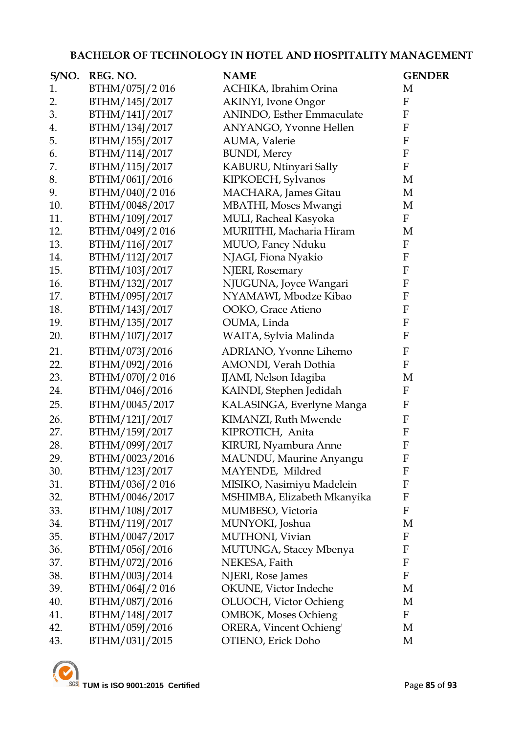**BACHELOR OF TECHNOLOGY IN HOTEL AND HOSPITALITY MANAGEMENT**

| S/NO. | REG. NO. | NAME | GENDER |
|---|---|---|---|
| 1. | BTHM/075J/2 016 | ACHIKA, Ibrahim Orina | M |
| 2. | BTHM/145J/2017 | AKINYI, Ivone Ongor | F |
| 3. | BTHM/141J/2017 | ANINDO, Esther Emmaculate | F |
| 4. | BTHM/134J/2017 | ANYANGO, Yvonne Hellen | F |
| 5. | BTHM/155J/2017 | AUMA, Valerie | F |
| 6. | BTHM/114J/2017 | BUNDI, Mercy | F |
| 7. | BTHM/115J/2017 | KABURU, Ntinyari Sally | F |
| 8. | BTHM/061J/2016 | KIPKOECH, Sylvanos | M |
| 9. | BTHM/040J/2 016 | MACHARA, James Gitau | M |
| 10. | BTHM/0048/2017 | MBATHI, Moses Mwangi | M |
| 11. | BTHM/109J/2017 | MULI, Racheal Kasyoka | F |
| 12. | BTHM/049J/2 016 | MURIITHI, Macharia Hiram | M |
| 13. | BTHM/116J/2017 | MUUO, Fancy Nduku | F |
| 14. | BTHM/112J/2017 | NJAGI, Fiona Nyakio | F |
| 15. | BTHM/103J/2017 | NJERI, Rosemary | F |
| 16. | BTHM/132J/2017 | NJUGUNA, Joyce Wangari | F |
| 17. | BTHM/095J/2017 | NYAMAWI, Mbodze Kibao | F |
| 18. | BTHM/143J/2017 | OOKO, Grace Atieno | F |
| 19. | BTHM/135J/2017 | OUMA, Linda | F |
| 20. | BTHM/107J/2017 | WAITA, Sylvia Malinda | F |
| 21. | BTHM/073J/2016 | ADRIANO, Yvonne Lihemo | F |
| 22. | BTHM/092J/2016 | AMONDI, Verah Dothia | F |
| 23. | BTHM/070J/2 016 | IJAMI, Nelson Idagiba | M |
| 24. | BTHM/046J/2016 | KAINDI, Stephen Jedidah | F |
| 25. | BTHM/0045/2017 | KALASINGA, Everlyne Manga | F |
| 26. | BTHM/121J/2017 | KIMANZI, Ruth Mwende | F |
| 27. | BTHM/159J/2017 | KIPROTICH, Anita | F |
| 28. | BTHM/099J/2017 | KIRURI, Nyambura Anne | F |
| 29. | BTHM/0023/2016 | MAUNDU, Maurine Anyangu | F |
| 30. | BTHM/123J/2017 | MAYENDE, Mildred | F |
| 31. | BTHM/036J/2 016 | MISIKO, Nasimiyu Madelein | F |
| 32. | BTHM/0046/2017 | MSHIMBA, Elizabeth Mkanyika | F |
| 33. | BTHM/108J/2017 | MUMBESO, Victoria | F |
| 34. | BTHM/119J/2017 | MUNYOKI, Joshua | M |
| 35. | BTHM/0047/2017 | MUTHONI, Vivian | F |
| 36. | BTHM/056J/2016 | MUTUNGA, Stacey Mbenya | F |
| 37. | BTHM/072J/2016 | NEKESA, Faith | F |
| 38. | BTHM/003J/2014 | NJERI, Rose James | F |
| 39. | BTHM/064J/2 016 | OKUNE, Victor Indeche | M |
| 40. | BTHM/087J/2016 | OLUOCH, Victor Ochieng | M |
| 41. | BTHM/148J/2017 | OMBOK, Moses Ochieng | F |
| 42. | BTHM/059J/2016 | ORERA, Vincent Ochieng' | M |
| 43. | BTHM/031J/2015 | OTIENO, Erick Doho | M |

TUM is ISO 9001:2015 Certified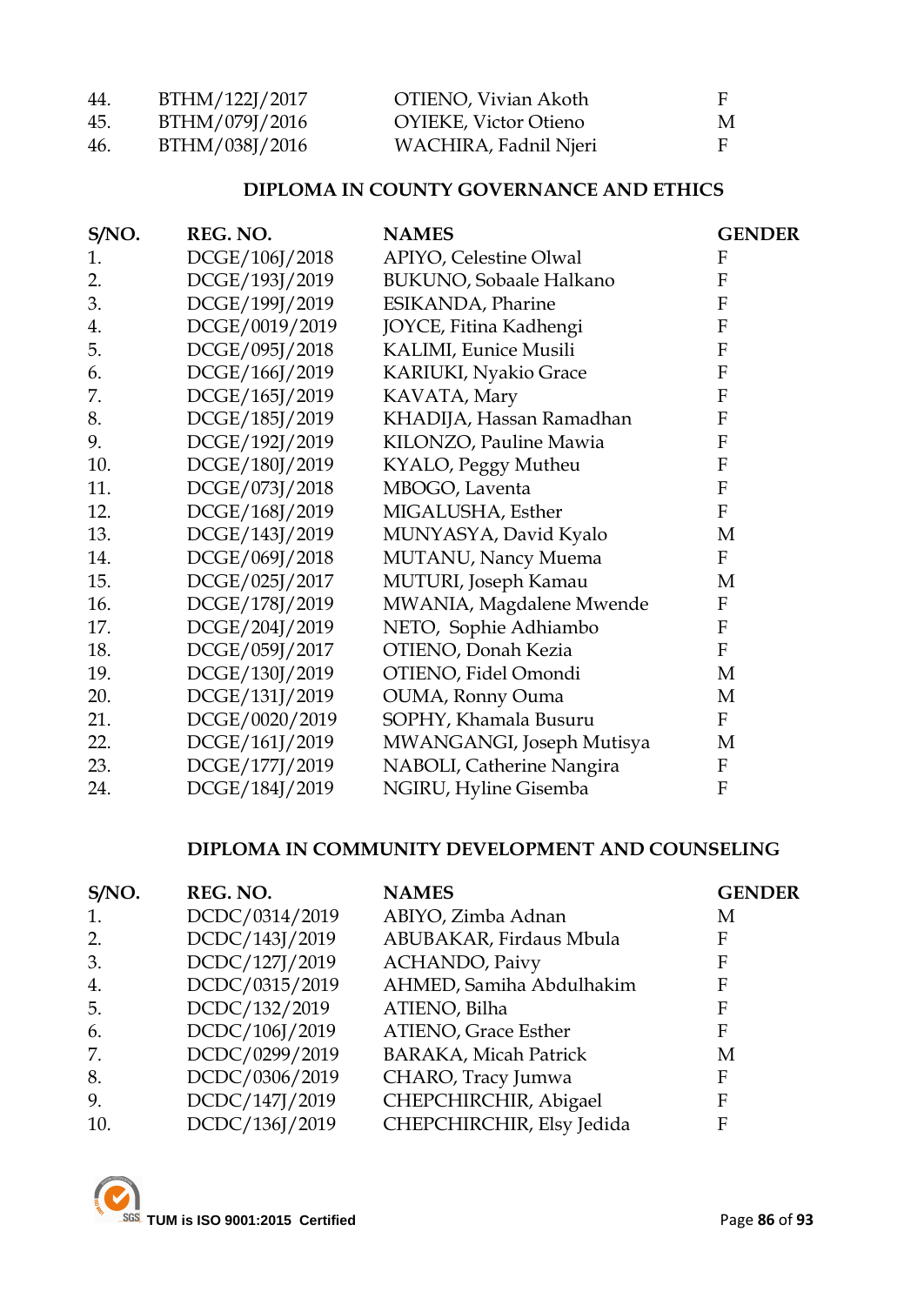| | | | |
|---|---|---|---|
| 44. | BTHM/122J/2017 | OTIENO, Vivian Akoth | F |
| 45. | BTHM/079J/2016 | OYIEKE, Victor Otieno | M |
| 46. | BTHM/038J/2016 | WACHIRA, Fadnil Njeri | F |

## DIPLOMA IN COUNTY GOVERNANCE AND ETHICS

| S/NO. | REG. NO. | NAMES | GENDER |
|---|---|---|---|
| 1. | DCGE/106J/2018 | APIYO, Celestine Olwal | F |
| 2. | DCGE/193J/2019 | BUKUNO, Sobaale Halkano | F |
| 3. | DCGE/199J/2019 | ESIKANDA, Pharine | F |
| 4. | DCGE/0019/2019 | JOYCE, Fitina Kadhengi | F |
| 5. | DCGE/095J/2018 | KALIMI, Eunice Musili | F |
| 6. | DCGE/166J/2019 | KARIUKI, Nyakio Grace | F |
| 7. | DCGE/165J/2019 | KAVATA, Mary | F |
| 8. | DCGE/185J/2019 | KHADIJA, Hassan Ramadhan | F |
| 9. | DCGE/192J/2019 | KILONZO, Pauline Mawia | F |
| 10. | DCGE/180J/2019 | KYALO, Peggy Mutheu | F |
| 11. | DCGE/073J/2018 | MBOGO, Laventa | F |
| 12. | DCGE/168J/2019 | MIGALUSHA, Esther | F |
| 13. | DCGE/143J/2019 | MUNYASYA, David Kyalo | M |
| 14. | DCGE/069J/2018 | MUTANU, Nancy Muema | F |
| 15. | DCGE/025J/2017 | MUTURI, Joseph Kamau | M |
| 16. | DCGE/178J/2019 | MWANIA, Magdalene Mwende | F |
| 17. | DCGE/204J/2019 | NETO, Sophie Adhiambo | F |
| 18. | DCGE/059J/2017 | OTIENO, Donah Kezia | F |
| 19. | DCGE/130J/2019 | OTIENO, Fidel Omondi | M |
| 20. | DCGE/131J/2019 | OUMA, Ronny Ouma | M |
| 21. | DCGE/0020/2019 | SOPHY, Khamala Busuru | F |
| 22. | DCGE/161J/2019 | MWANGANGI, Joseph Mutisya | M |
| 23. | DCGE/177J/2019 | NABOLI, Catherine Nangira | F |
| 24. | DCGE/184J/2019 | NGIRU, Hyline Gisemba | F |

## DIPLOMA IN COMMUNITY DEVELOPMENT AND COUNSELING

| S/NO. | REG. NO. | NAMES | GENDER |
|---|---|---|---|
| 1. | DCDC/0314/2019 | ABIYO, Zimba Adnan | M |
| 2. | DCDC/143J/2019 | ABUBAKAR, Firdaus Mbula | F |
| 3. | DCDC/127J/2019 | ACHANDO, Paivy | F |
| 4. | DCDC/0315/2019 | AHMED, Samiha Abdulhakim | F |
| 5. | DCDC/132/2019 | ATIENO, Bilha | F |
| 6. | DCDC/106J/2019 | ATIENO, Grace Esther | F |
| 7. | DCDC/0299/2019 | BARAKA, Micah Patrick | M |
| 8. | DCDC/0306/2019 | CHARO, Tracy Jumwa | F |
| 9. | DCDC/147J/2019 | CHEPCHIRCHIR, Abigael | F |
| 10. | DCDC/136J/2019 | CHEPCHIRCHIR, Elsy Jedida | F |

TUM is ISO 9001:2015 Certified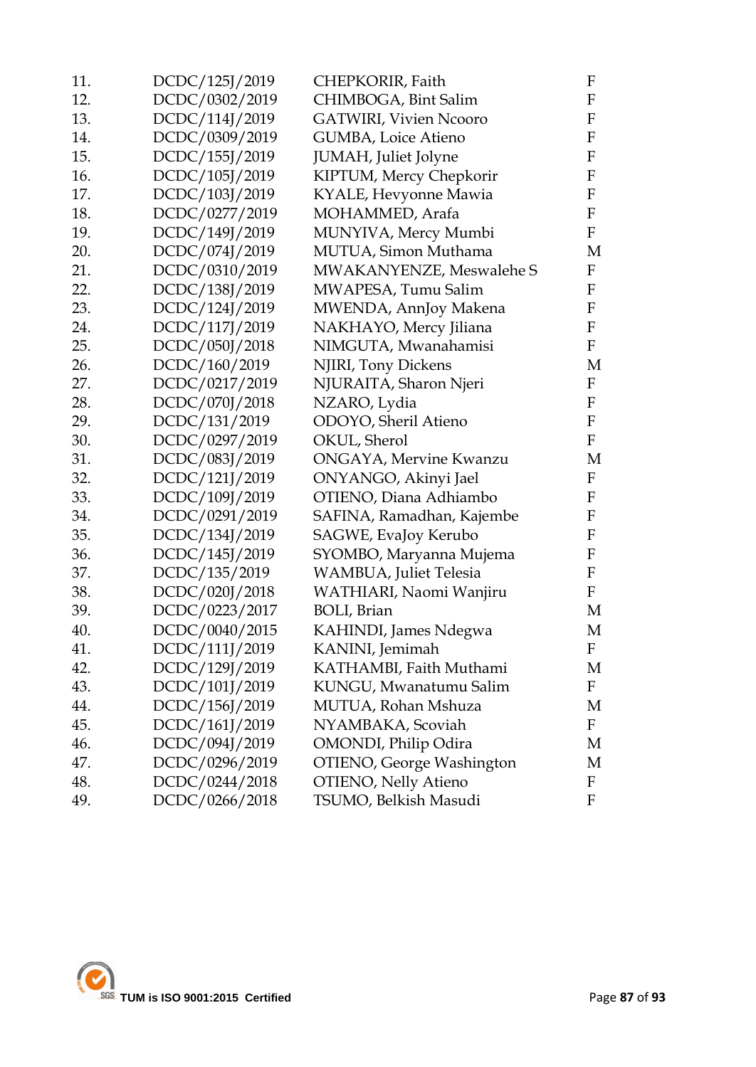| | | | |
|---|---|---|---|
| 11. | DCDC/125J/2019 | CHEPKORIR, Faith | F |
| 12. | DCDC/0302/2019 | CHIMBOGA, Bint Salim | F |
| 13. | DCDC/114J/2019 | GATWIRI, Vivien Ncooro | F |
| 14. | DCDC/0309/2019 | GUMBA, Loice Atieno | F |
| 15. | DCDC/155J/2019 | JUMAH, Juliet Jolyne | F |
| 16. | DCDC/105J/2019 | KIPTUM, Mercy Chepkorir | F |
| 17. | DCDC/103J/2019 | KYALE, Hevyonne Mawia | F |
| 18. | DCDC/0277/2019 | MOHAMMED, Arafa | F |
| 19. | DCDC/149J/2019 | MUNYIVA, Mercy Mumbi | F |
| 20. | DCDC/074J/2019 | MUTUA, Simon Muthama | M |
| 21. | DCDC/0310/2019 | MWAKANYENZE, Meswalehe S | F |
| 22. | DCDC/138J/2019 | MWAPESA, Tumu Salim | F |
| 23. | DCDC/124J/2019 | MWENDA, AnnJoy Makena | F |
| 24. | DCDC/117J/2019 | NAKHAYO, Mercy Jiliana | F |
| 25. | DCDC/050J/2018 | NIMGUTA, Mwanahamisi | F |
| 26. | DCDC/160/2019 | NJIRI, Tony Dickens | M |
| 27. | DCDC/0217/2019 | NJURAITA, Sharon Njeri | F |
| 28. | DCDC/070J/2018 | NZARO, Lydia | F |
| 29. | DCDC/131/2019 | ODOYO, Sheril Atieno | F |
| 30. | DCDC/0297/2019 | OKUL, Sherol | F |
| 31. | DCDC/083J/2019 | ONGAYA, Mervine Kwanzu | M |
| 32. | DCDC/121J/2019 | ONYANGO, Akinyi Jael | F |
| 33. | DCDC/109J/2019 | OTIENO, Diana Adhiambo | F |
| 34. | DCDC/0291/2019 | SAFINA, Ramadhan, Kajembe | F |
| 35. | DCDC/134J/2019 | SAGWE, EvaJoy Kerubo | F |
| 36. | DCDC/145J/2019 | SYOMBO, Maryanna Mujema | F |
| 37. | DCDC/135/2019 | WAMBUA, Juliet Telesia | F |
| 38. | DCDC/020J/2018 | WATHIARI, Naomi Wanjiru | F |
| 39. | DCDC/0223/2017 | BOLI, Brian | M |
| 40. | DCDC/0040/2015 | KAHINDI, James Ndegwa | M |
| 41. | DCDC/111J/2019 | KANINI, Jemimah | F |
| 42. | DCDC/129J/2019 | KATHAMBI, Faith Muthami | M |
| 43. | DCDC/101J/2019 | KUNGU, Mwanatumu Salim | F |
| 44. | DCDC/156J/2019 | MUTUA, Rohan Mshuza | M |
| 45. | DCDC/161J/2019 | NYAMBAKA, Scoviah | F |
| 46. | DCDC/094J/2019 | OMONDI, Philip Odira | M |
| 47. | DCDC/0296/2019 | OTIENO, George Washington | M |
| 48. | DCDC/0244/2018 | OTIENO, Nelly Atieno | F |
| 49. | DCDC/0266/2018 | TSUMO, Belkish Masudi | F |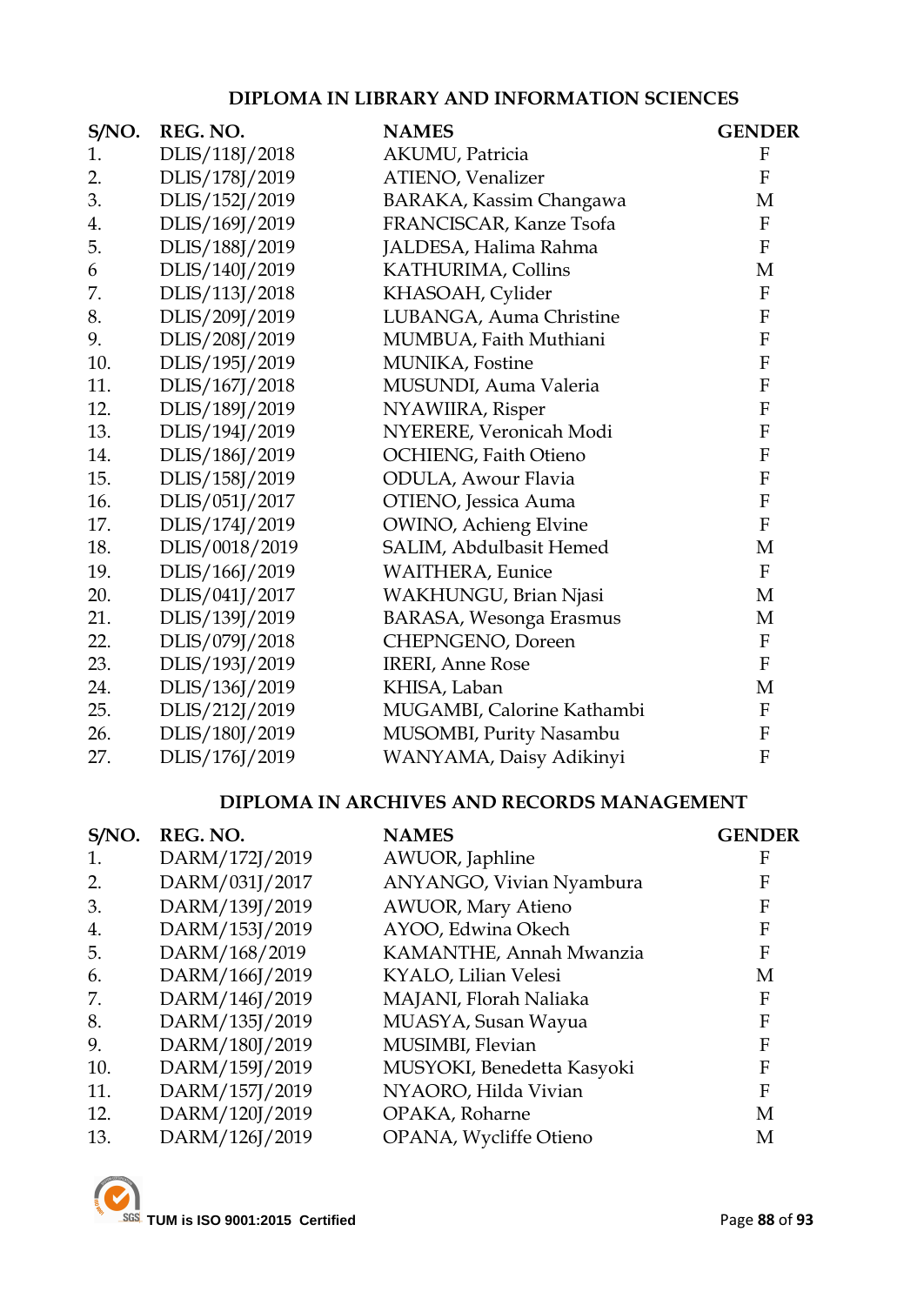### DIPLOMA IN LIBRARY AND INFORMATION SCIENCES

| S/NO. | REG. NO. | NAMES | GENDER |
|---|---|---|---|
| 1. | DLIS/118J/2018 | AKUMU, Patricia | F |
| 2. | DLIS/178J/2019 | ATIENO, Venalizer | F |
| 3. | DLIS/152J/2019 | BARAKA, Kassim Changawa | M |
| 4. | DLIS/169J/2019 | FRANCISCAR, Kanze Tsofa | F |
| 5. | DLIS/188J/2019 | JALDESA, Halima Rahma | F |
| 6 | DLIS/140J/2019 | KATHURIMA, Collins | M |
| 7. | DLIS/113J/2018 | KHASOAH, Cylider | F |
| 8. | DLIS/209J/2019 | LUBANGA, Auma Christine | F |
| 9. | DLIS/208J/2019 | MUMBUA, Faith Muthiani | F |
| 10. | DLIS/195J/2019 | MUNIKA, Fostine | F |
| 11. | DLIS/167J/2018 | MUSUNDI, Auma Valeria | F |
| 12. | DLIS/189J/2019 | NYAWIIRA, Risper | F |
| 13. | DLIS/194J/2019 | NYERERE, Veronicah Modi | F |
| 14. | DLIS/186J/2019 | OCHIENG, Faith Otieno | F |
| 15. | DLIS/158J/2019 | ODULA, Awour Flavia | F |
| 16. | DLIS/051J/2017 | OTIENO, Jessica Auma | F |
| 17. | DLIS/174J/2019 | OWINO, Achieng Elvine | F |
| 18. | DLIS/0018/2019 | SALIM, Abdulbasit Hemed | M |
| 19. | DLIS/166J/2019 | WAITHERA, Eunice | F |
| 20. | DLIS/041J/2017 | WAKHUNGU, Brian Njasi | M |
| 21. | DLIS/139J/2019 | BARASA, Wesonga Erasmus | M |
| 22. | DLIS/079J/2018 | CHEPNGENO, Doreen | F |
| 23. | DLIS/193J/2019 | IRERI, Anne Rose | F |
| 24. | DLIS/136J/2019 | KHISA, Laban | M |
| 25. | DLIS/212J/2019 | MUGAMBI, Calorine Kathambi | F |
| 26. | DLIS/180J/2019 | MUSOMBI, Purity Nasambu | F |
| 27. | DLIS/176J/2019 | WANYAMA, Daisy Adikinyi | F |

### DIPLOMA IN ARCHIVES AND RECORDS MANAGEMENT

| S/NO. | REG. NO. | NAMES | GENDER |
|---|---|---|---|
| 1. | DARM/172J/2019 | AWUOR, Japhline | F |
| 2. | DARM/031J/2017 | ANYANGO, Vivian Nyambura | F |
| 3. | DARM/139J/2019 | AWUOR, Mary Atieno | F |
| 4. | DARM/153J/2019 | AYOO, Edwina Okech | F |
| 5. | DARM/168/2019 | KAMANTHE, Annah Mwanzia | F |
| 6. | DARM/166J/2019 | KYALO, Lilian Velesi | M |
| 7. | DARM/146J/2019 | MAJANI, Florah Naliaka | F |
| 8. | DARM/135J/2019 | MUASYA, Susan Wayua | F |
| 9. | DARM/180J/2019 | MUSIMBI, Flevian | F |
| 10. | DARM/159J/2019 | MUSYOKI, Benedetta Kasyoki | F |
| 11. | DARM/157J/2019 | NYAORO, Hilda Vivian | F |
| 12. | DARM/120J/2019 | OPAKA, Roharne | M |
| 13. | DARM/126J/2019 | OPANA, Wycliffe Otieno | M |

TUM is ISO 9001:2015 Certified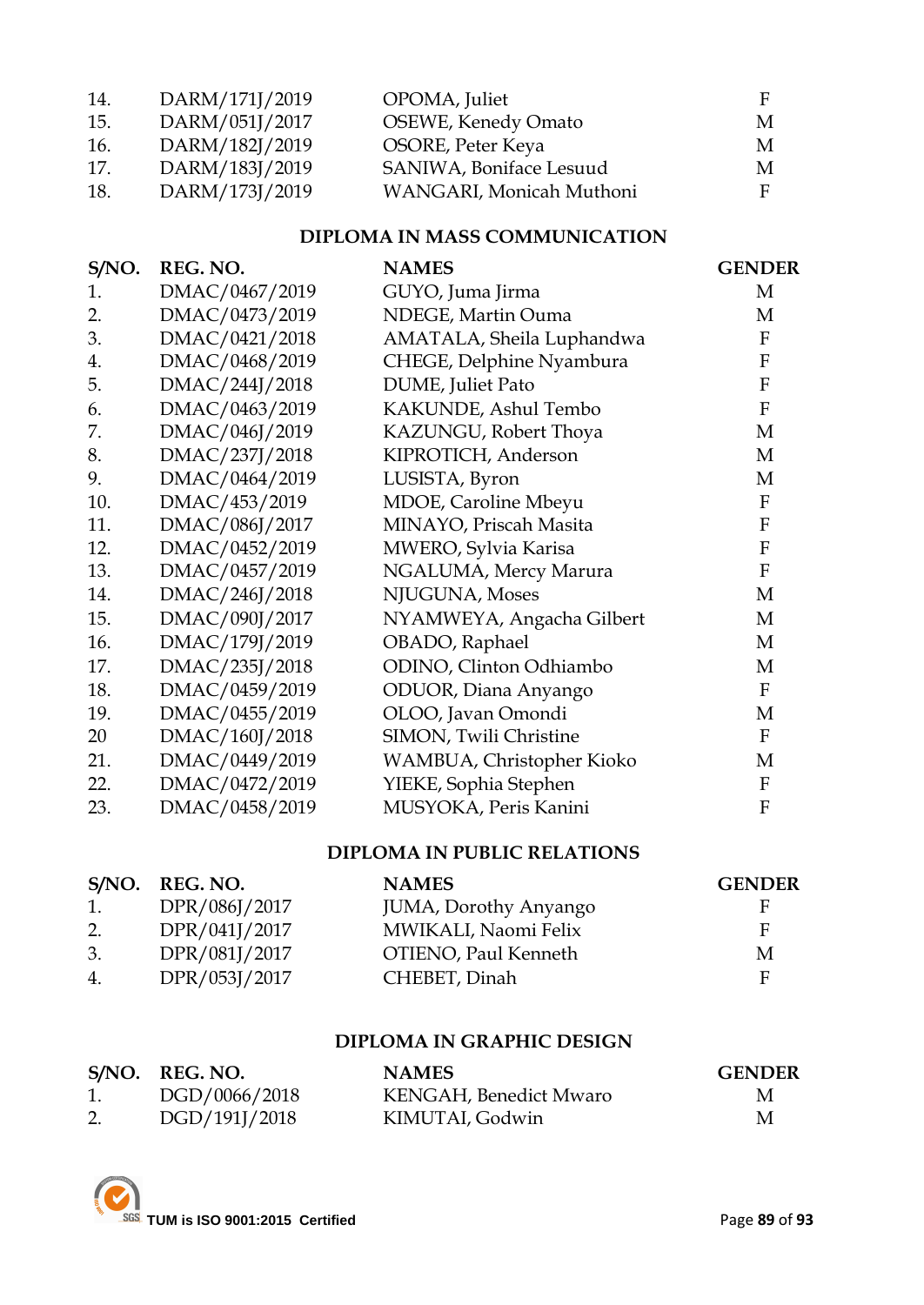| | | | |
|---|---|---|---|
| 14. | DARM/171J/2019 | OPOMA, Juliet | F |
| 15. | DARM/051J/2017 | OSEWE, Kenedy Omato | M |
| 16. | DARM/182J/2019 | OSORE, Peter Keya | M |
| 17. | DARM/183J/2019 | SANIWA, Boniface Lesuud | M |
| 18. | DARM/173J/2019 | WANGARI, Monicah Muthoni | F |

## DIPLOMA IN MASS COMMUNICATION

| S/NO. | REG. NO. | NAMES | GENDER |
|---|---|---|---|
| 1. | DMAC/0467/2019 | GUYO, Juma Jirma | M |
| 2. | DMAC/0473/2019 | NDEGE, Martin Ouma | M |
| 3. | DMAC/0421/2018 | AMATALA, Sheila Luphandwa | F |
| 4. | DMAC/0468/2019 | CHEGE, Delphine Nyambura | F |
| 5. | DMAC/244J/2018 | DUME, Juliet Pato | F |
| 6. | DMAC/0463/2019 | KAKUNDE, Ashul Tembo | F |
| 7. | DMAC/046J/2019 | KAZUNGU, Robert Thoya | M |
| 8. | DMAC/237J/2018 | KIPROTICH, Anderson | M |
| 9. | DMAC/0464/2019 | LUSISTA, Byron | M |
| 10. | DMAC/453/2019 | MDOE, Caroline Mbeyu | F |
| 11. | DMAC/086J/2017 | MINAYO, Priscah Masita | F |
| 12. | DMAC/0452/2019 | MWERO, Sylvia Karisa | F |
| 13. | DMAC/0457/2019 | NGALUMA, Mercy Marura | F |
| 14. | DMAC/246J/2018 | NJUGUNA, Moses | M |
| 15. | DMAC/090J/2017 | NYAMWEYA, Angacha Gilbert | M |
| 16. | DMAC/179J/2019 | OBADO, Raphael | M |
| 17. | DMAC/235J/2018 | ODINO, Clinton Odhiambo | M |
| 18. | DMAC/0459/2019 | ODUOR, Diana Anyango | F |
| 19. | DMAC/0455/2019 | OLOO, Javan Omondi | M |
| 20 | DMAC/160J/2018 | SIMON, Twili Christine | F |
| 21. | DMAC/0449/2019 | WAMBUA, Christopher Kioko | M |
| 22. | DMAC/0472/2019 | YIEKE, Sophia Stephen | F |
| 23. | DMAC/0458/2019 | MUSYOKA, Peris Kanini | F |

## DIPLOMA IN PUBLIC RELATIONS

| S/NO. | REG. NO. | NAMES | GENDER |
|---|---|---|---|
| 1. | DPR/086J/2017 | JUMA, Dorothy Anyango | F |
| 2. | DPR/041J/2017 | MWIKALI, Naomi Felix | F |
| 3. | DPR/081J/2017 | OTIENO, Paul Kenneth | M |
| 4. | DPR/053J/2017 | CHEBET, Dinah | F |

## DIPLOMA IN GRAPHIC DESIGN

| S/NO. | REG. NO. | NAMES | GENDER |
|---|---|---|---|
| 1. | DGD/0066/2018 | KENGAH, Benedict Mwaro | M |
| 2. | DGD/191J/2018 | KIMUTAI, Godwin | M |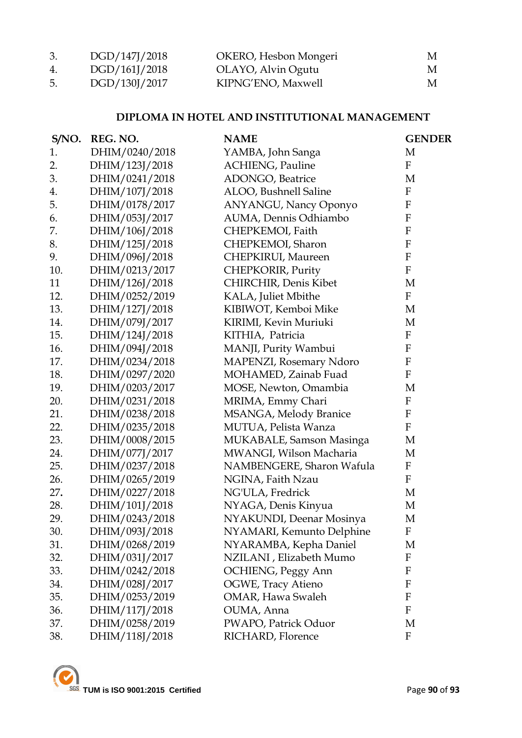| | | | |
|---|---|---|---|
| 3. | DGD/147J/2018 | OKERO, Hesbon Mongeri | M |
| 4. | DGD/161J/2018 | OLAYO, Alvin Ogutu | M |
| 5. | DGD/130J/2017 | KIPNG'ENO, Maxwell | M |

### DIPLOMA IN HOTEL AND INSTITUTIONAL MANAGEMENT

| S/NO. | REG. NO. | NAME | GENDER |
|---|---|---|---|
| 1. | DHIM/0240/2018 | YAMBA, John Sanga | M |
| 2. | DHIM/123J/2018 | ACHIENG, Pauline | F |
| 3. | DHIM/0241/2018 | ADONGO, Beatrice | M |
| 4. | DHIM/107J/2018 | ALOO, Bushnell Saline | F |
| 5. | DHIM/0178/2017 | ANYANGU, Nancy Oponyo | F |
| 6. | DHIM/053J/2017 | AUMA, Dennis Odhiambo | F |
| 7. | DHIM/106J/2018 | CHEPKEMOI, Faith | F |
| 8. | DHIM/125J/2018 | CHEPKEMOI, Sharon | F |
| 9. | DHIM/096J/2018 | CHEPKIRUI, Maureen | F |
| 10. | DHIM/0213/2017 | CHEPKORIR, Purity | F |
| 11 | DHIM/126J/2018 | CHIRCHIR, Denis Kibet | M |
| 12. | DHIM/0252/2019 | KALA, Juliet Mbithe | F |
| 13. | DHIM/127J/2018 | KIBIWOT, Kemboi Mike | M |
| 14. | DHIM/079J/2017 | KIRIMI, Kevin Muriuki | M |
| 15. | DHIM/124J/2018 | KITHIA, Patricia | F |
| 16. | DHIM/094J/2018 | MANJI, Purity Wambui | F |
| 17. | DHIM/0234/2018 | MAPENZI, Rosemary Ndoro | F |
| 18. | DHIM/0297/2020 | MOHAMED, Zainab Fuad | F |
| 19. | DHIM/0203/2017 | MOSE, Newton, Omambia | M |
| 20. | DHIM/0231/2018 | MRIMA, Emmy Chari | F |
| 21. | DHIM/0238/2018 | MSANGA, Melody Branice | F |
| 22. | DHIM/0235/2018 | MUTUA, Pelista Wanza | F |
| 23. | DHIM/0008/2015 | MUKABALE, Samson Masinga | M |
| 24. | DHIM/077J/2017 | MWANGI, Wilson Macharia | M |
| 25. | DHIM/0237/2018 | NAMBENGERE, Sharon Wafula | F |
| 26. | DHIM/0265/2019 | NGINA, Faith Nzau | F |
| 27. | DHIM/0227/2018 | NG'ULA, Fredrick | M |
| 28. | DHIM/101J/2018 | NYAGA, Denis Kinyua | M |
| 29. | DHIM/0243/2018 | NYAKUNDI, Deenar Mosinya | M |
| 30. | DHIM/093J/2018 | NYAMARI, Kemunto Delphine | F |
| 31. | DHIM/0268/2019 | NYARAMBA, Kepha Daniel | M |
| 32. | DHIM/031J/2017 | NZILANI , Elizabeth Mumo | F |
| 33. | DHIM/0242/2018 | OCHIENG, Peggy Ann | F |
| 34. | DHIM/028J/2017 | OGWE, Tracy Atieno | F |
| 35. | DHIM/0253/2019 | OMAR, Hawa Swaleh | F |
| 36. | DHIM/117J/2018 | OUMA, Anna | F |
| 37. | DHIM/0258/2019 | PWAPO, Patrick Oduor | M |
| 38. | DHIM/118J/2018 | RICHARD, Florence | F |

TUM is ISO 9001:2015 Certified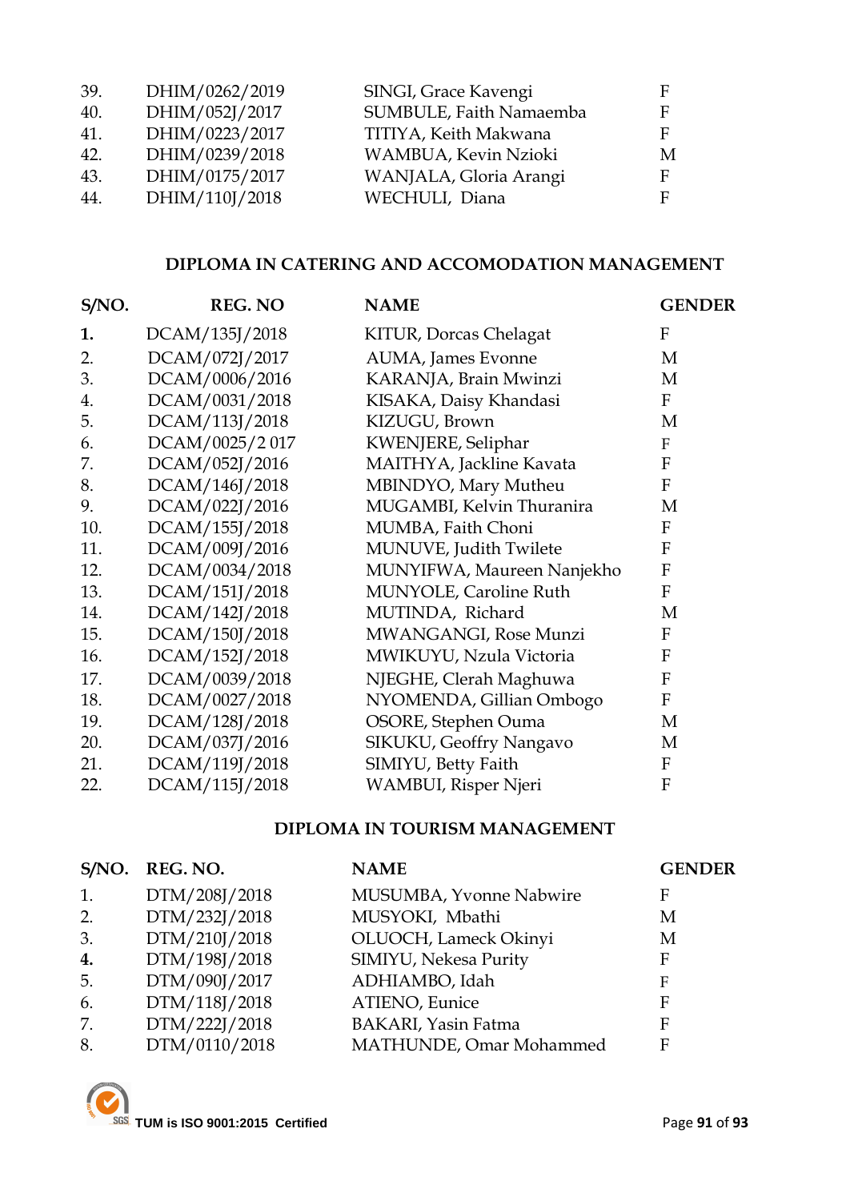| | | | |
|---|---|---|---|
| 39. | DHIM/0262/2019 | SINGI, Grace Kavengi | F |
| 40. | DHIM/052J/2017 | SUMBULE, Faith Namaemba | F |
| 41. | DHIM/0223/2017 | TITIYA, Keith Makwana | F |
| 42. | DHIM/0239/2018 | WAMBUA, Kevin Nzioki | M |
| 43. | DHIM/0175/2017 | WANJALA, Gloria Arangi | F |
| 44. | DHIM/110J/2018 | WECHULI, Diana | F |

### DIPLOMA IN CATERING AND ACCOMODATION MANAGEMENT

| S/NO. | REG. NO | NAME | GENDER |
|---|---|---|---|
| **1.** | DCAM/135J/2018 | KITUR, Dorcas Chelagat | F |
| 2. | DCAM/072J/2017 | AUMA, James Evonne | M |
| 3. | DCAM/0006/2016 | KARANJA, Brain Mwinzi | M |
| 4. | DCAM/0031/2018 | KISAKA, Daisy Khandasi | F |
| 5. | DCAM/113J/2018 | KIZUGU, Brown | M |
| 6. | DCAM/0025/2 017 | KWENJERE, Seliphar | F |
| 7. | DCAM/052J/2016 | MAITHYA, Jackline Kavata | F |
| 8. | DCAM/146J/2018 | MBINDYO, Mary Mutheu | F |
| 9. | DCAM/022J/2016 | MUGAMBI, Kelvin Thuranira | M |
| 10. | DCAM/155J/2018 | MUMBA, Faith Choni | F |
| 11. | DCAM/009J/2016 | MUNUVE, Judith Twilete | F |
| 12. | DCAM/0034/2018 | MUNYIFWA, Maureen Nanjekho | F |
| 13. | DCAM/151J/2018 | MUNYOLE, Caroline Ruth | F |
| 14. | DCAM/142J/2018 | MUTINDA, Richard | M |
| 15. | DCAM/150J/2018 | MWANGANGI, Rose Munzi | F |
| 16. | DCAM/152J/2018 | MWIKUYU, Nzula Victoria | F |
| 17. | DCAM/0039/2018 | NJEGHE, Clerah Maghuwa | F |
| 18. | DCAM/0027/2018 | NYOMENDA, Gillian Ombogo | F |
| 19. | DCAM/128J/2018 | OSORE, Stephen Ouma | M |
| 20. | DCAM/037J/2016 | SIKUKU, Geoffry Nangavo | M |
| 21. | DCAM/119J/2018 | SIMIYU, Betty Faith | F |
| 22. | DCAM/115J/2018 | WAMBUI, Risper Njeri | F |

### DIPLOMA IN TOURISM MANAGEMENT

| S/NO. | REG. NO. | NAME | GENDER |
|---|---|---|---|
| 1. | DTM/208J/2018 | MUSUMBA, Yvonne Nabwire | F |
| 2. | DTM/232J/2018 | MUSYOKI, Mbathi | M |
| 3. | DTM/210J/2018 | OLUOCH, Lameck Okinyi | M |
| **4.** | DTM/198J/2018 | SIMIYU, Nekesa Purity | F |
| 5. | DTM/090J/2017 | ADHIAMBO, Idah | F |
| 6. | DTM/118J/2018 | ATIENO, Eunice | F |
| 7. | DTM/222J/2018 | BAKARI, Yasin Fatma | F |
| 8. | DTM/0110/2018 | MATHUNDE, Omar Mohammed | F |

TUM is ISO 9001:2015 Certified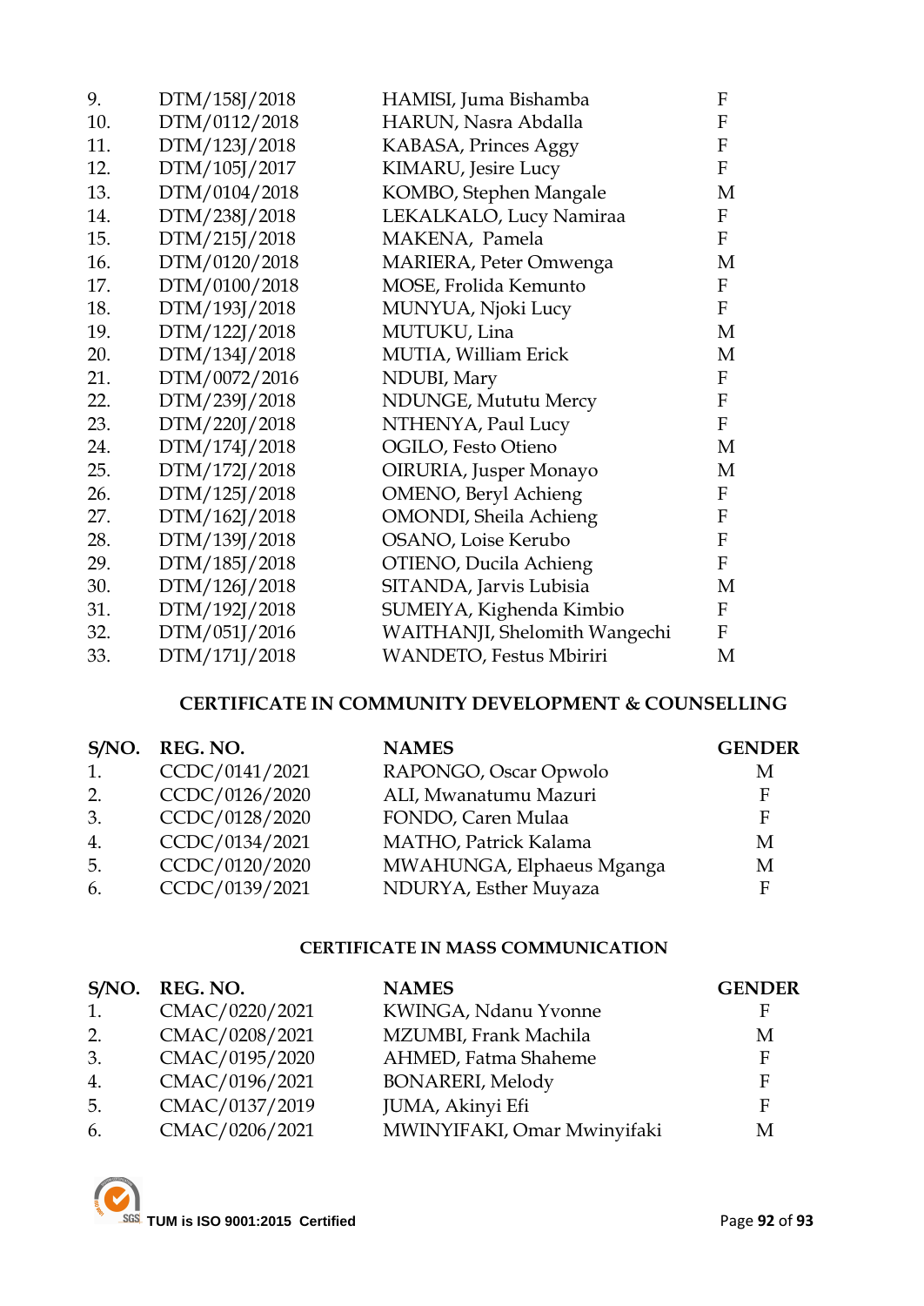| | | | |
|---|---|---|---|
| 9. | DTM/158J/2018 | HAMISI, Juma Bishamba | F |
| 10. | DTM/0112/2018 | HARUN, Nasra Abdalla | F |
| 11. | DTM/123J/2018 | KABASA, Princes Aggy | F |
| 12. | DTM/105J/2017 | KIMARU, Jesire Lucy | F |
| 13. | DTM/0104/2018 | KOMBO, Stephen Mangale | M |
| 14. | DTM/238J/2018 | LEKALKALO, Lucy Namiraa | F |
| 15. | DTM/215J/2018 | MAKENA, Pamela | F |
| 16. | DTM/0120/2018 | MARIERA, Peter Omwenga | M |
| 17. | DTM/0100/2018 | MOSE, Frolida Kemunto | F |
| 18. | DTM/193J/2018 | MUNYUA, Njoki Lucy | F |
| 19. | DTM/122J/2018 | MUTUKU, Lina | M |
| 20. | DTM/134J/2018 | MUTIA, William Erick | M |
| 21. | DTM/0072/2016 | NDUBI, Mary | F |
| 22. | DTM/239J/2018 | NDUNGE, Mututu Mercy | F |
| 23. | DTM/220J/2018 | NTHENYA, Paul Lucy | F |
| 24. | DTM/174J/2018 | OGILO, Festo Otieno | M |
| 25. | DTM/172J/2018 | OIRURIA, Jusper Monayo | M |
| 26. | DTM/125J/2018 | OMENO, Beryl Achieng | F |
| 27. | DTM/162J/2018 | OMONDI, Sheila Achieng | F |
| 28. | DTM/139J/2018 | OSANO, Loise Kerubo | F |
| 29. | DTM/185J/2018 | OTIENO, Ducila Achieng | F |
| 30. | DTM/126J/2018 | SITANDA, Jarvis Lubisia | M |
| 31. | DTM/192J/2018 | SUMEIYA, Kighenda Kimbio | F |
| 32. | DTM/051J/2016 | WAITHANJI, Shelomith Wangechi | F |
| 33. | DTM/171J/2018 | WANDETO, Festus Mbiriri | M |

### CERTIFICATE IN COMMUNITY DEVELOPMENT & COUNSELLING

| S/NO. | REG. NO. | NAMES | GENDER |
|---|---|---|---|
| 1. | CCDC/0141/2021 | RAPONGO, Oscar Opwolo | M |
| 2. | CCDC/0126/2020 | ALI, Mwanatumu Mazuri | F |
| 3. | CCDC/0128/2020 | FONDO, Caren Mulaa | F |
| 4. | CCDC/0134/2021 | MATHO, Patrick Kalama | M |
| 5. | CCDC/0120/2020 | MWAHUNGA, Elphaeus Mganga | M |
| 6. | CCDC/0139/2021 | NDURYA, Esther Muyaza | F |

### CERTIFICATE IN MASS COMMUNICATION

| S/NO. | REG. NO. | NAMES | GENDER |
|---|---|---|---|
| 1. | CMAC/0220/2021 | KWINGA, Ndanu Yvonne | F |
| 2. | CMAC/0208/2021 | MZUMBI, Frank Machila | M |
| 3. | CMAC/0195/2020 | AHMED, Fatma Shaheme | F |
| 4. | CMAC/0196/2021 | BONARERI, Melody | F |
| 5. | CMAC/0137/2019 | JUMA, Akinyi Efi | F |
| 6. | CMAC/0206/2021 | MWINYIFAKI, Omar Mwinyifaki | M |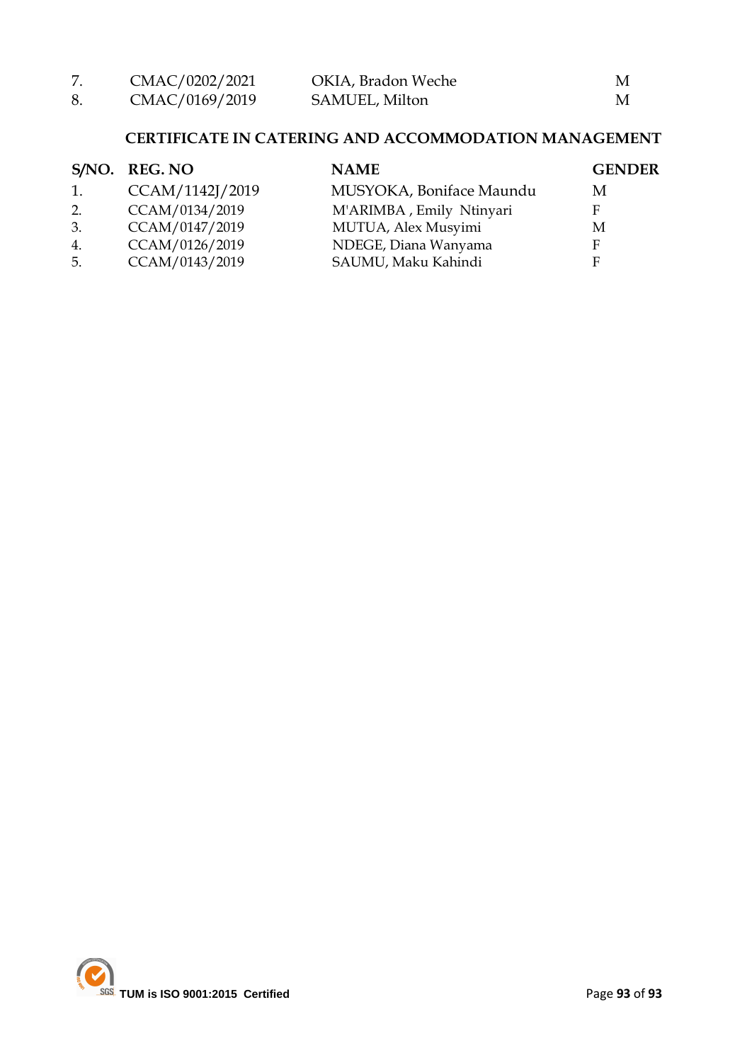| | | | |
|---|---|---|---|
| 7. | CMAC/0202/2021 | OKIA, Bradon Weche | M |
| 8. | CMAC/0169/2019 | SAMUEL, Milton | M |

### CERTIFICATE IN CATERING AND ACCOMMODATION MANAGEMENT

| S/NO. | REG. NO | NAME | GENDER |
|---|---|---|---|
| 1. | CCAM/1142J/2019 | MUSYOKA, Boniface Maundu | M |
| 2. | CCAM/0134/2019 | M'ARIMBA , Emily Ntinyari | F |
| 3. | CCAM/0147/2019 | MUTUA, Alex Musyimi | M |
| 4. | CCAM/0126/2019 | NDEGE, Diana Wanyama | F |
| 5. | CCAM/0143/2019 | SAUMU, Maku Kahindi | F |